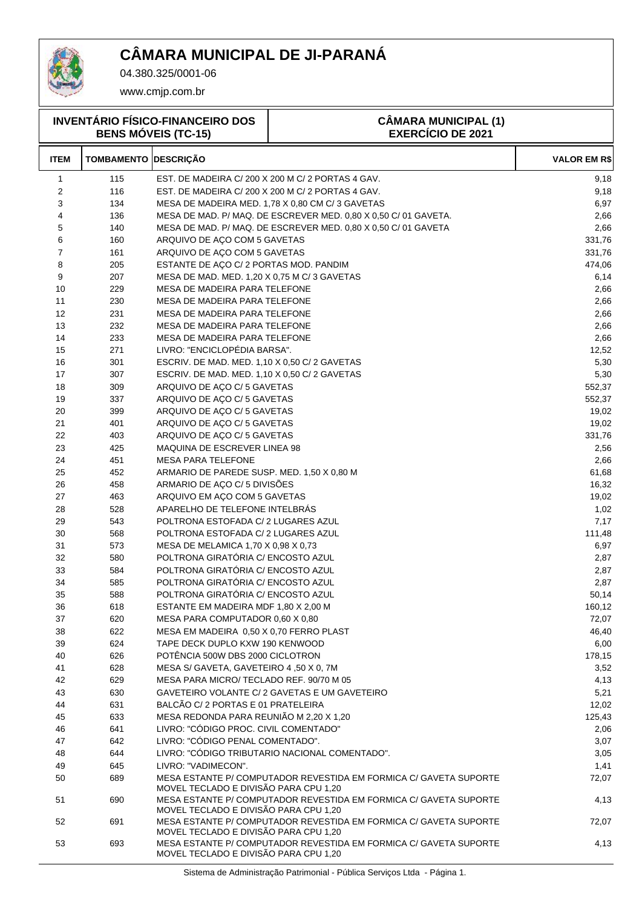# CÂMARA MUNICIPAL DE JI-PARANÁ

04.380.325/0001-06

www.cmjp.com.br

**INVENTÁRIO FÍSICO-FINANCEIRO DOS BENS MÓVEIS (TC-15)**

**CÂMARA MUNICIPAL (1)**
**EXERCÍCIO DE 2021**

| ITEM | TOMBAMENTO | DESCRIÇÃO | VALOR EM R$ |
|---|---|---|---|
| 1 | 115 | EST. DE MADEIRA C/ 200 X 200 M C/ 2 PORTAS 4 GAV. | 9,18 |
| 2 | 116 | EST. DE MADEIRA C/ 200 X 200 M C/ 2 PORTAS 4 GAV. | 9,18 |
| 3 | 134 | MESA DE MADEIRA MED. 1,78 X 0,80 CM C/ 3 GAVETAS | 6,97 |
| 4 | 136 | MESA DE MAD. P/ MAQ. DE ESCREVER MED. 0,80 X 0,50 C/ 01 GAVETA. | 2,66 |
| 5 | 140 | MESA DE MAD. P/ MAQ. DE ESCREVER MED. 0,80 X 0,50 C/ 01 GAVETA | 2,66 |
| 6 | 160 | ARQUIVO DE AÇO COM 5 GAVETAS | 331,76 |
| 7 | 161 | ARQUIVO DE AÇO COM 5 GAVETAS | 331,76 |
| 8 | 205 | ESTANTE DE AÇO C/ 2 PORTAS MOD. PANDIM | 474,06 |
| 9 | 207 | MESA DE MAD. MED. 1,20 X 0,75 M C/ 3 GAVETAS | 6,14 |
| 10 | 229 | MESA DE MADEIRA PARA TELEFONE | 2,66 |
| 11 | 230 | MESA DE MADEIRA PARA TELEFONE | 2,66 |
| 12 | 231 | MESA DE MADEIRA PARA TELEFONE | 2,66 |
| 13 | 232 | MESA DE MADEIRA PARA TELEFONE | 2,66 |
| 14 | 233 | MESA DE MADEIRA PARA TELEFONE | 2,66 |
| 15 | 271 | LIVRO: "ENCICLOPÉDIA BARSA". | 12,52 |
| 16 | 301 | ESCRIV. DE MAD. MED. 1,10 X 0,50 C/ 2 GAVETAS | 5,30 |
| 17 | 307 | ESCRIV. DE MAD. MED. 1,10 X 0,50 C/ 2 GAVETAS | 5,30 |
| 18 | 309 | ARQUIVO DE AÇO C/ 5 GAVETAS | 552,37 |
| 19 | 337 | ARQUIVO DE AÇO C/ 5 GAVETAS | 552,37 |
| 20 | 399 | ARQUIVO DE AÇO C/ 5 GAVETAS | 19,02 |
| 21 | 401 | ARQUIVO DE AÇO C/ 5 GAVETAS | 19,02 |
| 22 | 403 | ARQUIVO DE AÇO C/ 5 GAVETAS | 331,76 |
| 23 | 425 | MAQUINA DE ESCREVER LINEA 98 | 2,56 |
| 24 | 451 | MESA PARA TELEFONE | 2,66 |
| 25 | 452 | ARMARIO DE PAREDE SUSP. MED. 1,50 X 0,80 M | 61,68 |
| 26 | 458 | ARMARIO DE AÇO C/ 5 DIVISÕES | 16,32 |
| 27 | 463 | ARQUIVO EM AÇO COM 5 GAVETAS | 19,02 |
| 28 | 528 | APARELHO DE TELEFONE INTELBRÁS | 1,02 |
| 29 | 543 | POLTRONA ESTOFADA C/ 2 LUGARES AZUL | 7,17 |
| 30 | 568 | POLTRONA ESTOFADA C/ 2 LUGARES AZUL | 111,48 |
| 31 | 573 | MESA DE MELAMICA 1,70 X 0,98 X 0,73 | 6,97 |
| 32 | 580 | POLTRONA GIRATÓRIA C/ ENCOSTO AZUL | 2,87 |
| 33 | 584 | POLTRONA GIRATÓRIA C/ ENCOSTO AZUL | 2,87 |
| 34 | 585 | POLTRONA GIRATÓRIA C/ ENCOSTO AZUL | 2,87 |
| 35 | 588 | POLTRONA GIRATÓRIA C/ ENCOSTO AZUL | 50,14 |
| 36 | 618 | ESTANTE EM MADEIRA MDF 1,80 X 2,00 M | 160,12 |
| 37 | 620 | MESA PARA COMPUTADOR 0,60 X 0,80 | 72,07 |
| 38 | 622 | MESA EM MADEIRA 0,50 X 0,70 FERRO PLAST | 46,40 |
| 39 | 624 | TAPE DECK DUPLO KXW 190 KENWOOD | 6,00 |
| 40 | 626 | POTÊNCIA 500W DBS 2000 CICLOTRON | 178,15 |
| 41 | 628 | MESA S/ GAVETA, GAVETEIRO 4 ,50 X 0, 7M | 3,52 |
| 42 | 629 | MESA PARA MICRO/ TECLADO REF. 90/70 M 05 | 4,13 |
| 43 | 630 | GAVETEIRO VOLANTE C/ 2 GAVETAS E UM GAVETEIRO | 5,21 |
| 44 | 631 | BALCÃO C/ 2 PORTAS E 01 PRATELEIRA | 12,02 |
| 45 | 633 | MESA REDONDA PARA REUNIÃO M 2,20 X 1,20 | 125,43 |
| 46 | 641 | LIVRO: "CÓDIGO PROC. CIVIL COMENTADO" | 2,06 |
| 47 | 642 | LIVRO: "CÓDIGO PENAL COMENTADO". | 3,07 |
| 48 | 644 | LIVRO: "CÓDIGO TRIBUTARIO NACIONAL COMENTADO". | 3,05 |
| 49 | 645 | LIVRO: "VADIMECON". | 1,41 |
| 50 | 689 | MESA ESTANTE P/ COMPUTADOR REVESTIDA EM FORMICA C/ GAVETA SUPORTE MOVEL TECLADO E DIVISÃO PARA CPU 1,20 | 72,07 |
| 51 | 690 | MESA ESTANTE P/ COMPUTADOR REVESTIDA EM FORMICA C/ GAVETA SUPORTE MOVEL TECLADO E DIVISÃO PARA CPU 1,20 | 4,13 |
| 52 | 691 | MESA ESTANTE P/ COMPUTADOR REVESTIDA EM FORMICA C/ GAVETA SUPORTE MOVEL TECLADO E DIVISÃO PARA CPU 1,20 | 72,07 |
| 53 | 693 | MESA ESTANTE P/ COMPUTADOR REVESTIDA EM FORMICA C/ GAVETA SUPORTE MOVEL TECLADO E DIVISÃO PARA CPU 1,20 | 4,13 |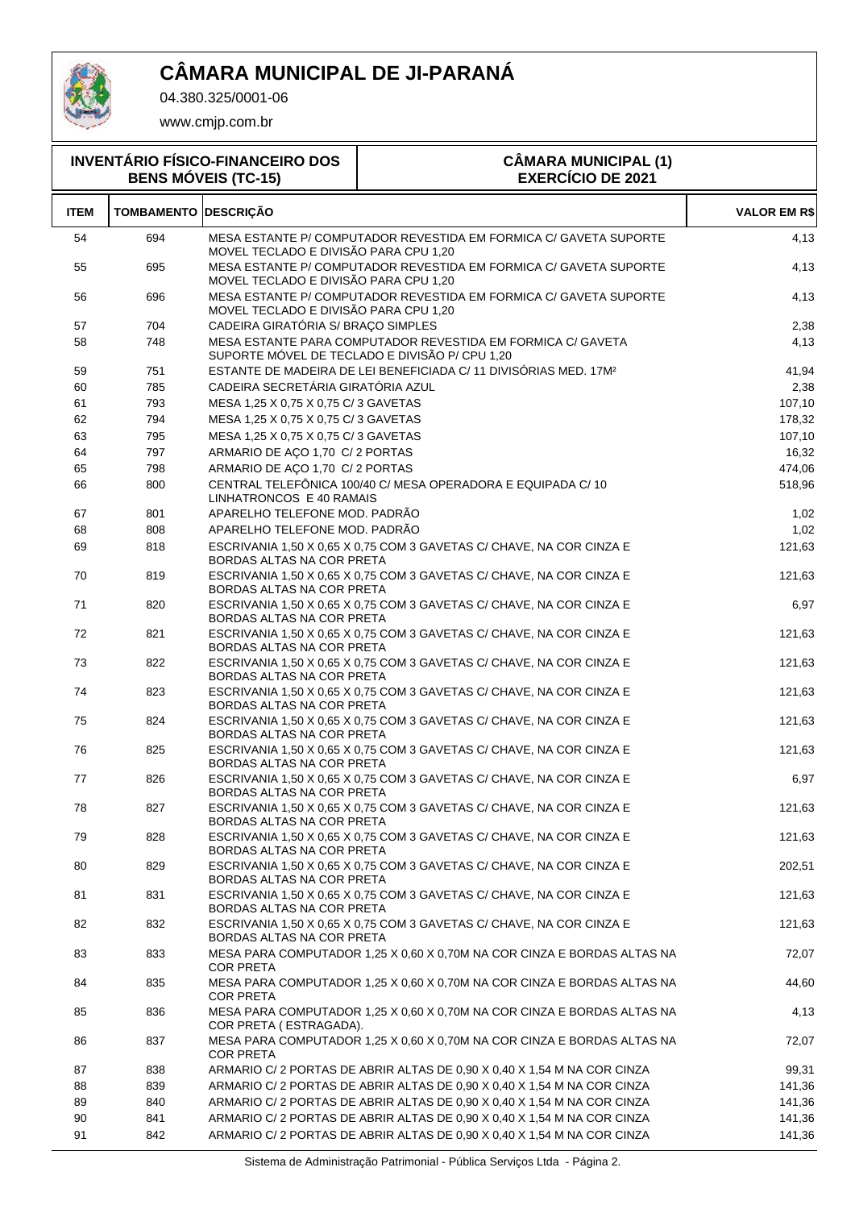# CÂMARA MUNICIPAL DE JI-PARANÁ

04.380.325/0001-06

www.cmjp.com.br

**INVENTÁRIO FÍSICO-FINANCEIRO DOS BENS MÓVEIS (TC-15)**

**CÂMARA MUNICIPAL (1)**
**EXERCÍCIO DE 2021**

| ITEM | TOMBAMENTO | DESCRIÇÃO | VALOR EM R$ |
|---|---|---|---|
| 54 | 694 | MESA ESTANTE P/ COMPUTADOR REVESTIDA EM FORMICA C/ GAVETA SUPORTE MOVEL TECLADO E DIVISÃO PARA CPU 1,20 | 4,13 |
| 55 | 695 | MESA ESTANTE P/ COMPUTADOR REVESTIDA EM FORMICA C/ GAVETA SUPORTE MOVEL TECLADO E DIVISÃO PARA CPU 1,20 | 4,13 |
| 56 | 696 | MESA ESTANTE P/ COMPUTADOR REVESTIDA EM FORMICA C/ GAVETA SUPORTE MOVEL TECLADO E DIVISÃO PARA CPU 1,20 | 4,13 |
| 57 | 704 | CADEIRA GIRATÓRIA S/ BRAÇO SIMPLES | 2,38 |
| 58 | 748 | MESA ESTANTE PARA COMPUTADOR REVESTIDA EM FORMICA C/ GAVETA SUPORTE MÓVEL DE TECLADO E DIVISÃO P/ CPU 1,20 | 4,13 |
| 59 | 751 | ESTANTE DE MADEIRA DE LEI BENEFICIADA C/ 11 DIVISÓRIAS MED. 17M² | 41,94 |
| 60 | 785 | CADEIRA SECRETÁRIA GIRATÓRIA AZUL | 2,38 |
| 61 | 793 | MESA 1,25 X 0,75 X 0,75 C/ 3 GAVETAS | 107,10 |
| 62 | 794 | MESA 1,25 X 0,75 X 0,75 C/ 3 GAVETAS | 178,32 |
| 63 | 795 | MESA 1,25 X 0,75 X 0,75 C/ 3 GAVETAS | 107,10 |
| 64 | 797 | ARMARIO DE AÇO 1,70 C/ 2 PORTAS | 16,32 |
| 65 | 798 | ARMARIO DE AÇO 1,70 C/ 2 PORTAS | 474,06 |
| 66 | 800 | CENTRAL TELEFÔNICA 100/40 C/ MESA OPERADORA E EQUIPADA C/ 10 LINHATRONCOS E 40 RAMAIS | 518,96 |
| 67 | 801 | APARELHO TELEFONE MOD. PADRÃO | 1,02 |
| 68 | 808 | APARELHO TELEFONE MOD. PADRÃO | 1,02 |
| 69 | 818 | ESCRIVANIA 1,50 X 0,65 X 0,75 COM 3 GAVETAS C/ CHAVE, NA COR CINZA E BORDAS ALTAS NA COR PRETA | 121,63 |
| 70 | 819 | ESCRIVANIA 1,50 X 0,65 X 0,75 COM 3 GAVETAS C/ CHAVE, NA COR CINZA E BORDAS ALTAS NA COR PRETA | 121,63 |
| 71 | 820 | ESCRIVANIA 1,50 X 0,65 X 0,75 COM 3 GAVETAS C/ CHAVE, NA COR CINZA E BORDAS ALTAS NA COR PRETA | 6,97 |
| 72 | 821 | ESCRIVANIA 1,50 X 0,65 X 0,75 COM 3 GAVETAS C/ CHAVE, NA COR CINZA E BORDAS ALTAS NA COR PRETA | 121,63 |
| 73 | 822 | ESCRIVANIA 1,50 X 0,65 X 0,75 COM 3 GAVETAS C/ CHAVE, NA COR CINZA E BORDAS ALTAS NA COR PRETA | 121,63 |
| 74 | 823 | ESCRIVANIA 1,50 X 0,65 X 0,75 COM 3 GAVETAS C/ CHAVE, NA COR CINZA E BORDAS ALTAS NA COR PRETA | 121,63 |
| 75 | 824 | ESCRIVANIA 1,50 X 0,65 X 0,75 COM 3 GAVETAS C/ CHAVE, NA COR CINZA E BORDAS ALTAS NA COR PRETA | 121,63 |
| 76 | 825 | ESCRIVANIA 1,50 X 0,65 X 0,75 COM 3 GAVETAS C/ CHAVE, NA COR CINZA E BORDAS ALTAS NA COR PRETA | 121,63 |
| 77 | 826 | ESCRIVANIA 1,50 X 0,65 X 0,75 COM 3 GAVETAS C/ CHAVE, NA COR CINZA E BORDAS ALTAS NA COR PRETA | 6,97 |
| 78 | 827 | ESCRIVANIA 1,50 X 0,65 X 0,75 COM 3 GAVETAS C/ CHAVE, NA COR CINZA E BORDAS ALTAS NA COR PRETA | 121,63 |
| 79 | 828 | ESCRIVANIA 1,50 X 0,65 X 0,75 COM 3 GAVETAS C/ CHAVE, NA COR CINZA E BORDAS ALTAS NA COR PRETA | 121,63 |
| 80 | 829 | ESCRIVANIA 1,50 X 0,65 X 0,75 COM 3 GAVETAS C/ CHAVE, NA COR CINZA E BORDAS ALTAS NA COR PRETA | 202,51 |
| 81 | 831 | ESCRIVANIA 1,50 X 0,65 X 0,75 COM 3 GAVETAS C/ CHAVE, NA COR CINZA E BORDAS ALTAS NA COR PRETA | 121,63 |
| 82 | 832 | ESCRIVANIA 1,50 X 0,65 X 0,75 COM 3 GAVETAS C/ CHAVE, NA COR CINZA E BORDAS ALTAS NA COR PRETA | 121,63 |
| 83 | 833 | MESA PARA COMPUTADOR 1,25 X 0,60 X 0,70M NA COR CINZA E BORDAS ALTAS NA COR PRETA | 72,07 |
| 84 | 835 | MESA PARA COMPUTADOR 1,25 X 0,60 X 0,70M NA COR CINZA E BORDAS ALTAS NA COR PRETA | 44,60 |
| 85 | 836 | MESA PARA COMPUTADOR 1,25 X 0,60 X 0,70M NA COR CINZA E BORDAS ALTAS NA COR PRETA ( ESTRAGADA). | 4,13 |
| 86 | 837 | MESA PARA COMPUTADOR 1,25 X 0,60 X 0,70M NA COR CINZA E BORDAS ALTAS NA COR PRETA | 72,07 |
| 87 | 838 | ARMARIO C/ 2 PORTAS DE ABRIR ALTAS DE 0,90 X 0,40 X 1,54 M NA COR CINZA | 99,31 |
| 88 | 839 | ARMARIO C/ 2 PORTAS DE ABRIR ALTAS DE 0,90 X 0,40 X 1,54 M NA COR CINZA | 141,36 |
| 89 | 840 | ARMARIO C/ 2 PORTAS DE ABRIR ALTAS DE 0,90 X 0,40 X 1,54 M NA COR CINZA | 141,36 |
| 90 | 841 | ARMARIO C/ 2 PORTAS DE ABRIR ALTAS DE 0,90 X 0,40 X 1,54 M NA COR CINZA | 141,36 |
| 91 | 842 | ARMARIO C/ 2 PORTAS DE ABRIR ALTAS DE 0,90 X 0,40 X 1,54 M NA COR CINZA | 141,36 |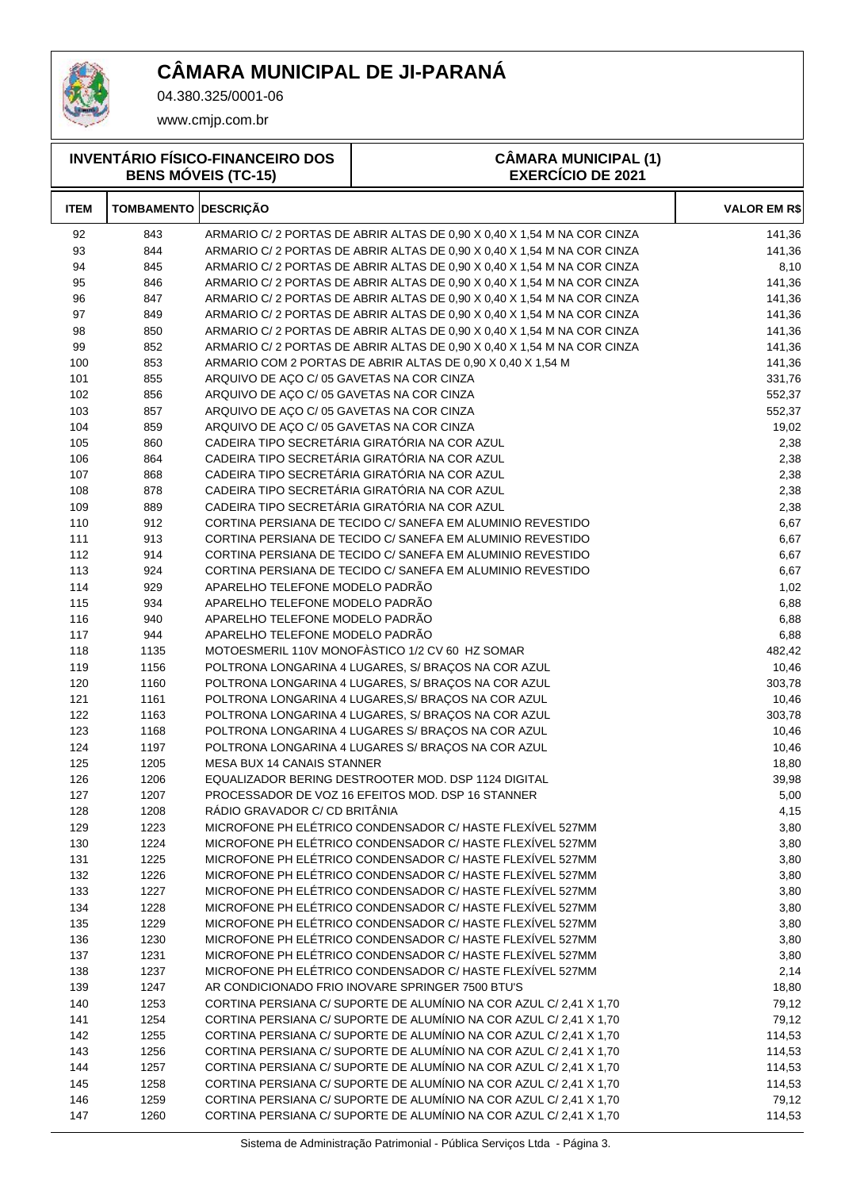# CÂMARA MUNICIPAL DE JI-PARANÁ

04.380.325/0001-06

www.cmjp.com.br

**INVENTÁRIO FÍSICO-FINANCEIRO DOS BENS MÓVEIS (TC-15)**

**CÂMARA MUNICIPAL (1)**
**EXERCÍCIO DE 2021**

| ITEM | TOMBAMENTO | DESCRIÇÃO | VALOR EM R$ |
|---|---|---|---|
| 92 | 843 | ARMARIO C/ 2 PORTAS DE ABRIR ALTAS DE 0,90 X 0,40 X 1,54 M NA COR CINZA | 141,36 |
| 93 | 844 | ARMARIO C/ 2 PORTAS DE ABRIR ALTAS DE 0,90 X 0,40 X 1,54 M NA COR CINZA | 141,36 |
| 94 | 845 | ARMARIO C/ 2 PORTAS DE ABRIR ALTAS DE 0,90 X 0,40 X 1,54 M NA COR CINZA | 8,10 |
| 95 | 846 | ARMARIO C/ 2 PORTAS DE ABRIR ALTAS DE 0,90 X 0,40 X 1,54 M NA COR CINZA | 141,36 |
| 96 | 847 | ARMARIO C/ 2 PORTAS DE ABRIR ALTAS DE 0,90 X 0,40 X 1,54 M NA COR CINZA | 141,36 |
| 97 | 849 | ARMARIO C/ 2 PORTAS DE ABRIR ALTAS DE 0,90 X 0,40 X 1,54 M NA COR CINZA | 141,36 |
| 98 | 850 | ARMARIO C/ 2 PORTAS DE ABRIR ALTAS DE 0,90 X 0,40 X 1,54 M NA COR CINZA | 141,36 |
| 99 | 852 | ARMARIO C/ 2 PORTAS DE ABRIR ALTAS DE 0,90 X 0,40 X 1,54 M NA COR CINZA | 141,36 |
| 100 | 853 | ARMARIO COM 2 PORTAS DE ABRIR ALTAS DE 0,90 X 0,40 X 1,54 M | 141,36 |
| 101 | 855 | ARQUIVO DE AÇO C/ 05 GAVETAS NA COR CINZA | 331,76 |
| 102 | 856 | ARQUIVO DE AÇO C/ 05 GAVETAS NA COR CINZA | 552,37 |
| 103 | 857 | ARQUIVO DE AÇO C/ 05 GAVETAS NA COR CINZA | 552,37 |
| 104 | 859 | ARQUIVO DE AÇO C/ 05 GAVETAS NA COR CINZA | 19,02 |
| 105 | 860 | CADEIRA TIPO SECRETÁRIA GIRATÓRIA NA COR AZUL | 2,38 |
| 106 | 864 | CADEIRA TIPO SECRETÁRIA GIRATÓRIA NA COR AZUL | 2,38 |
| 107 | 868 | CADEIRA TIPO SECRETÁRIA GIRATÓRIA NA COR AZUL | 2,38 |
| 108 | 878 | CADEIRA TIPO SECRETÁRIA GIRATÓRIA NA COR AZUL | 2,38 |
| 109 | 889 | CADEIRA TIPO SECRETÁRIA GIRATÓRIA NA COR AZUL | 2,38 |
| 110 | 912 | CORTINA PERSIANA DE TECIDO C/ SANEFA EM ALUMINIO REVESTIDO | 6,67 |
| 111 | 913 | CORTINA PERSIANA DE TECIDO C/ SANEFA EM ALUMINIO REVESTIDO | 6,67 |
| 112 | 914 | CORTINA PERSIANA DE TECIDO C/ SANEFA EM ALUMINIO REVESTIDO | 6,67 |
| 113 | 924 | CORTINA PERSIANA DE TECIDO C/ SANEFA EM ALUMINIO REVESTIDO | 6,67 |
| 114 | 929 | APARELHO TELEFONE MODELO PADRÃO | 1,02 |
| 115 | 934 | APARELHO TELEFONE MODELO PADRÃO | 6,88 |
| 116 | 940 | APARELHO TELEFONE MODELO PADRÃO | 6,88 |
| 117 | 944 | APARELHO TELEFONE MODELO PADRÃO | 6,88 |
| 118 | 1135 | MOTOESMERIL 110V MONOFÀSTICO 1/2 CV 60 HZ SOMAR | 482,42 |
| 119 | 1156 | POLTRONA LONGARINA 4 LUGARES, S/ BRAÇOS NA COR AZUL | 10,46 |
| 120 | 1160 | POLTRONA LONGARINA 4 LUGARES, S/ BRAÇOS NA COR AZUL | 303,78 |
| 121 | 1161 | POLTRONA LONGARINA 4 LUGARES,S/ BRAÇOS NA COR AZUL | 10,46 |
| 122 | 1163 | POLTRONA LONGARINA 4 LUGARES, S/ BRAÇOS NA COR AZUL | 303,78 |
| 123 | 1168 | POLTRONA LONGARINA 4 LUGARES S/ BRAÇOS NA COR AZUL | 10,46 |
| 124 | 1197 | POLTRONA LONGARINA 4 LUGARES S/ BRAÇOS NA COR AZUL | 10,46 |
| 125 | 1205 | MESA BUX 14 CANAIS STANNER | 18,80 |
| 126 | 1206 | EQUALIZADOR BERING DESTROOTER MOD. DSP 1124 DIGITAL | 39,98 |
| 127 | 1207 | PROCESSADOR DE VOZ 16 EFEITOS MOD. DSP 16 STANNER | 5,00 |
| 128 | 1208 | RÁDIO GRAVADOR C/ CD BRITÂNIA | 4,15 |
| 129 | 1223 | MICROFONE PH ELÉTRICO CONDENSADOR C/ HASTE FLEXÍVEL 527MM | 3,80 |
| 130 | 1224 | MICROFONE PH ELÉTRICO CONDENSADOR C/ HASTE FLEXÍVEL 527MM | 3,80 |
| 131 | 1225 | MICROFONE PH ELÉTRICO CONDENSADOR C/ HASTE FLEXÍVEL 527MM | 3,80 |
| 132 | 1226 | MICROFONE PH ELÉTRICO CONDENSADOR C/ HASTE FLEXÍVEL 527MM | 3,80 |
| 133 | 1227 | MICROFONE PH ELÉTRICO CONDENSADOR C/ HASTE FLEXÍVEL 527MM | 3,80 |
| 134 | 1228 | MICROFONE PH ELÉTRICO CONDENSADOR C/ HASTE FLEXÍVEL 527MM | 3,80 |
| 135 | 1229 | MICROFONE PH ELÉTRICO CONDENSADOR C/ HASTE FLEXÍVEL 527MM | 3,80 |
| 136 | 1230 | MICROFONE PH ELÉTRICO CONDENSADOR C/ HASTE FLEXÍVEL 527MM | 3,80 |
| 137 | 1231 | MICROFONE PH ELÉTRICO CONDENSADOR C/ HASTE FLEXÍVEL 527MM | 3,80 |
| 138 | 1237 | MICROFONE PH ELÉTRICO CONDENSADOR C/ HASTE FLEXÍVEL 527MM | 2,14 |
| 139 | 1247 | AR CONDICIONADO FRIO INOVARE SPRINGER 7500 BTU'S | 18,80 |
| 140 | 1253 | CORTINA PERSIANA C/ SUPORTE DE ALUMÍNIO NA COR AZUL C/ 2,41 X 1,70 | 79,12 |
| 141 | 1254 | CORTINA PERSIANA C/ SUPORTE DE ALUMÍNIO NA COR AZUL C/ 2,41 X 1,70 | 79,12 |
| 142 | 1255 | CORTINA PERSIANA C/ SUPORTE DE ALUMÍNIO NA COR AZUL C/ 2,41 X 1,70 | 114,53 |
| 143 | 1256 | CORTINA PERSIANA C/ SUPORTE DE ALUMÍNIO NA COR AZUL C/ 2,41 X 1,70 | 114,53 |
| 144 | 1257 | CORTINA PERSIANA C/ SUPORTE DE ALUMÍNIO NA COR AZUL C/ 2,41 X 1,70 | 114,53 |
| 145 | 1258 | CORTINA PERSIANA C/ SUPORTE DE ALUMÍNIO NA COR AZUL C/ 2,41 X 1,70 | 114,53 |
| 146 | 1259 | CORTINA PERSIANA C/ SUPORTE DE ALUMÍNIO NA COR AZUL C/ 2,41 X 1,70 | 79,12 |
| 147 | 1260 | CORTINA PERSIANA C/ SUPORTE DE ALUMÍNIO NA COR AZUL C/ 2,41 X 1,70 | 114,53 |

Sistema de Administração Patrimonial - Pública Serviços Ltda - Página 3.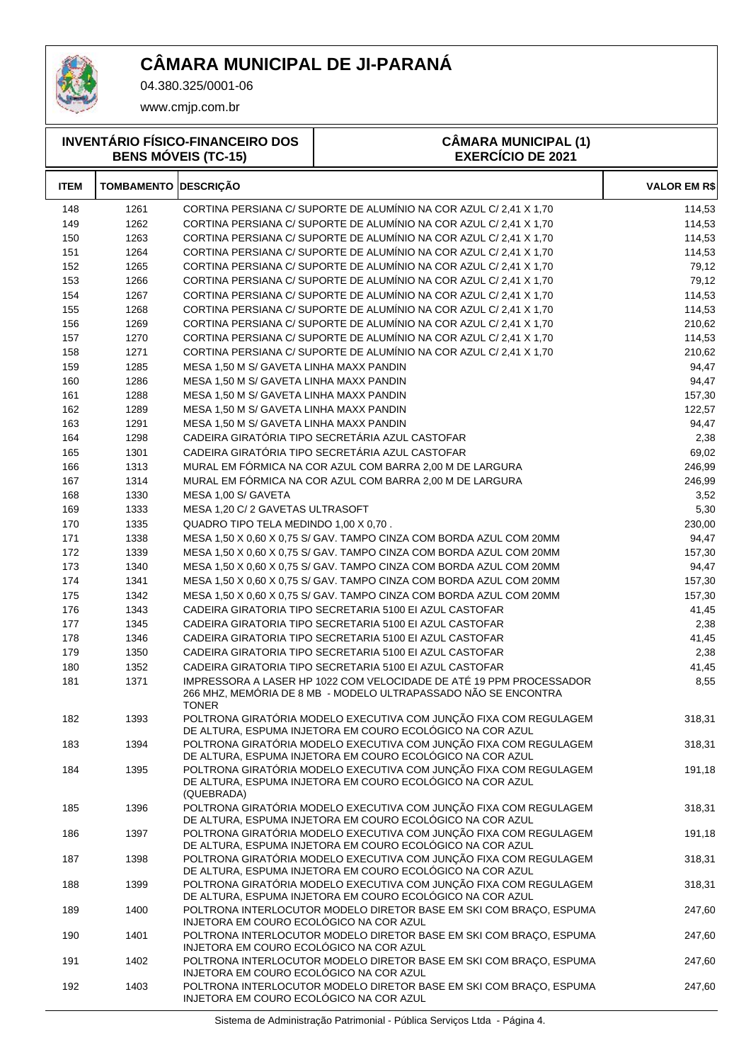# CÂMARA MUNICIPAL DE JI-PARANÁ

04.380.325/0001-06

www.cmjp.com.br

**INVENTÁRIO FÍSICO-FINANCEIRO DOS BENS MÓVEIS (TC-15)**

**CÂMARA MUNICIPAL (1) EXERCÍCIO DE 2021**

| ITEM | TOMBAMENTO | DESCRIÇÃO | VALOR EM R$ |
|---|---|---|---|
| 148 | 1261 | CORTINA PERSIANA C/ SUPORTE DE ALUMÍNIO NA COR AZUL C/ 2,41 X 1,70 | 114,53 |
| 149 | 1262 | CORTINA PERSIANA C/ SUPORTE DE ALUMÍNIO NA COR AZUL C/ 2,41 X 1,70 | 114,53 |
| 150 | 1263 | CORTINA PERSIANA C/ SUPORTE DE ALUMÍNIO NA COR AZUL C/ 2,41 X 1,70 | 114,53 |
| 151 | 1264 | CORTINA PERSIANA C/ SUPORTE DE ALUMÍNIO NA COR AZUL C/ 2,41 X 1,70 | 114,53 |
| 152 | 1265 | CORTINA PERSIANA C/ SUPORTE DE ALUMÍNIO NA COR AZUL C/ 2,41 X 1,70 | 79,12 |
| 153 | 1266 | CORTINA PERSIANA C/ SUPORTE DE ALUMÍNIO NA COR AZUL C/ 2,41 X 1,70 | 79,12 |
| 154 | 1267 | CORTINA PERSIANA C/ SUPORTE DE ALUMÍNIO NA COR AZUL C/ 2,41 X 1,70 | 114,53 |
| 155 | 1268 | CORTINA PERSIANA C/ SUPORTE DE ALUMÍNIO NA COR AZUL C/ 2,41 X 1,70 | 114,53 |
| 156 | 1269 | CORTINA PERSIANA C/ SUPORTE DE ALUMÍNIO NA COR AZUL C/ 2,41 X 1,70 | 210,62 |
| 157 | 1270 | CORTINA PERSIANA C/ SUPORTE DE ALUMÍNIO NA COR AZUL C/ 2,41 X 1,70 | 114,53 |
| 158 | 1271 | CORTINA PERSIANA C/ SUPORTE DE ALUMÍNIO NA COR AZUL C/ 2,41 X 1,70 | 210,62 |
| 159 | 1285 | MESA 1,50 M S/ GAVETA LINHA MAXX PANDIN | 94,47 |
| 160 | 1286 | MESA 1,50 M S/ GAVETA LINHA MAXX PANDIN | 94,47 |
| 161 | 1288 | MESA 1,50 M S/ GAVETA LINHA MAXX PANDIN | 157,30 |
| 162 | 1289 | MESA 1,50 M S/ GAVETA LINHA MAXX PANDIN | 122,57 |
| 163 | 1291 | MESA 1,50 M S/ GAVETA LINHA MAXX PANDIN | 94,47 |
| 164 | 1298 | CADEIRA GIRATÓRIA TIPO SECRETÁRIA AZUL CASTOFAR | 2,38 |
| 165 | 1301 | CADEIRA GIRATÓRIA TIPO SECRETÁRIA AZUL CASTOFAR | 69,02 |
| 166 | 1313 | MURAL EM FÓRMICA NA COR AZUL COM BARRA 2,00 M DE LARGURA | 246,99 |
| 167 | 1314 | MURAL EM FÓRMICA NA COR AZUL COM BARRA 2,00 M DE LARGURA | 246,99 |
| 168 | 1330 | MESA 1,00 S/ GAVETA | 3,52 |
| 169 | 1333 | MESA 1,20 C/ 2 GAVETAS ULTRASOFT | 5,30 |
| 170 | 1335 | QUADRO TIPO TELA MEDINDO 1,00 X 0,70 . | 230,00 |
| 171 | 1338 | MESA 1,50 X 0,60 X 0,75 S/ GAV. TAMPO CINZA COM BORDA AZUL COM 20MM | 94,47 |
| 172 | 1339 | MESA 1,50 X 0,60 X 0,75 S/ GAV. TAMPO CINZA COM BORDA AZUL COM 20MM | 157,30 |
| 173 | 1340 | MESA 1,50 X 0,60 X 0,75 S/ GAV. TAMPO CINZA COM BORDA AZUL COM 20MM | 94,47 |
| 174 | 1341 | MESA 1,50 X 0,60 X 0,75 S/ GAV. TAMPO CINZA COM BORDA AZUL COM 20MM | 157,30 |
| 175 | 1342 | MESA 1,50 X 0,60 X 0,75 S/ GAV. TAMPO CINZA COM BORDA AZUL COM 20MM | 157,30 |
| 176 | 1343 | CADEIRA GIRATORIA TIPO SECRETARIA 5100 EI AZUL CASTOFAR | 41,45 |
| 177 | 1345 | CADEIRA GIRATORIA TIPO SECRETARIA 5100 EI AZUL CASTOFAR | 2,38 |
| 178 | 1346 | CADEIRA GIRATORIA TIPO SECRETARIA 5100 EI AZUL CASTOFAR | 41,45 |
| 179 | 1350 | CADEIRA GIRATORIA TIPO SECRETARIA 5100 EI AZUL CASTOFAR | 2,38 |
| 180 | 1352 | CADEIRA GIRATORIA TIPO SECRETARIA 5100 EI AZUL CASTOFAR | 41,45 |
| 181 | 1371 | IMPRESSORA A LASER HP 1022 COM VELOCIDADE DE ATÉ 19 PPM PROCESSADOR 266 MHZ, MEMÓRIA DE 8 MB - MODELO ULTRAPASSADO NÃO SE ENCONTRA TONER | 8,55 |
| 182 | 1393 | POLTRONA GIRATÓRIA MODELO EXECUTIVA COM JUNÇÃO FIXA COM REGULAGEM DE ALTURA, ESPUMA INJETORA EM COURO ECOLÓGICO NA COR AZUL | 318,31 |
| 183 | 1394 | POLTRONA GIRATÓRIA MODELO EXECUTIVA COM JUNÇÃO FIXA COM REGULAGEM DE ALTURA, ESPUMA INJETORA EM COURO ECOLÓGICO NA COR AZUL | 318,31 |
| 184 | 1395 | POLTRONA GIRATÓRIA MODELO EXECUTIVA COM JUNÇÃO FIXA COM REGULAGEM DE ALTURA, ESPUMA INJETORA EM COURO ECOLÓGICO NA COR AZUL (QUEBRADA) | 191,18 |
| 185 | 1396 | POLTRONA GIRATÓRIA MODELO EXECUTIVA COM JUNÇÃO FIXA COM REGULAGEM DE ALTURA, ESPUMA INJETORA EM COURO ECOLÓGICO NA COR AZUL | 318,31 |
| 186 | 1397 | POLTRONA GIRATÓRIA MODELO EXECUTIVA COM JUNÇÃO FIXA COM REGULAGEM DE ALTURA, ESPUMA INJETORA EM COURO ECOLÓGICO NA COR AZUL | 191,18 |
| 187 | 1398 | POLTRONA GIRATÓRIA MODELO EXECUTIVA COM JUNÇÃO FIXA COM REGULAGEM DE ALTURA, ESPUMA INJETORA EM COURO ECOLÓGICO NA COR AZUL | 318,31 |
| 188 | 1399 | POLTRONA GIRATÓRIA MODELO EXECUTIVA COM JUNÇÃO FIXA COM REGULAGEM DE ALTURA, ESPUMA INJETORA EM COURO ECOLÓGICO NA COR AZUL | 318,31 |
| 189 | 1400 | POLTRONA INTERLOCUTOR MODELO DIRETOR BASE EM SKI COM BRAÇO, ESPUMA INJETORA EM COURO ECOLÓGICO NA COR AZUL | 247,60 |
| 190 | 1401 | POLTRONA INTERLOCUTOR MODELO DIRETOR BASE EM SKI COM BRAÇO, ESPUMA INJETORA EM COURO ECOLÓGICO NA COR AZUL | 247,60 |
| 191 | 1402 | POLTRONA INTERLOCUTOR MODELO DIRETOR BASE EM SKI COM BRAÇO, ESPUMA INJETORA EM COURO ECOLÓGICO NA COR AZUL | 247,60 |
| 192 | 1403 | POLTRONA INTERLOCUTOR MODELO DIRETOR BASE EM SKI COM BRAÇO, ESPUMA INJETORA EM COURO ECOLÓGICO NA COR AZUL | 247,60 |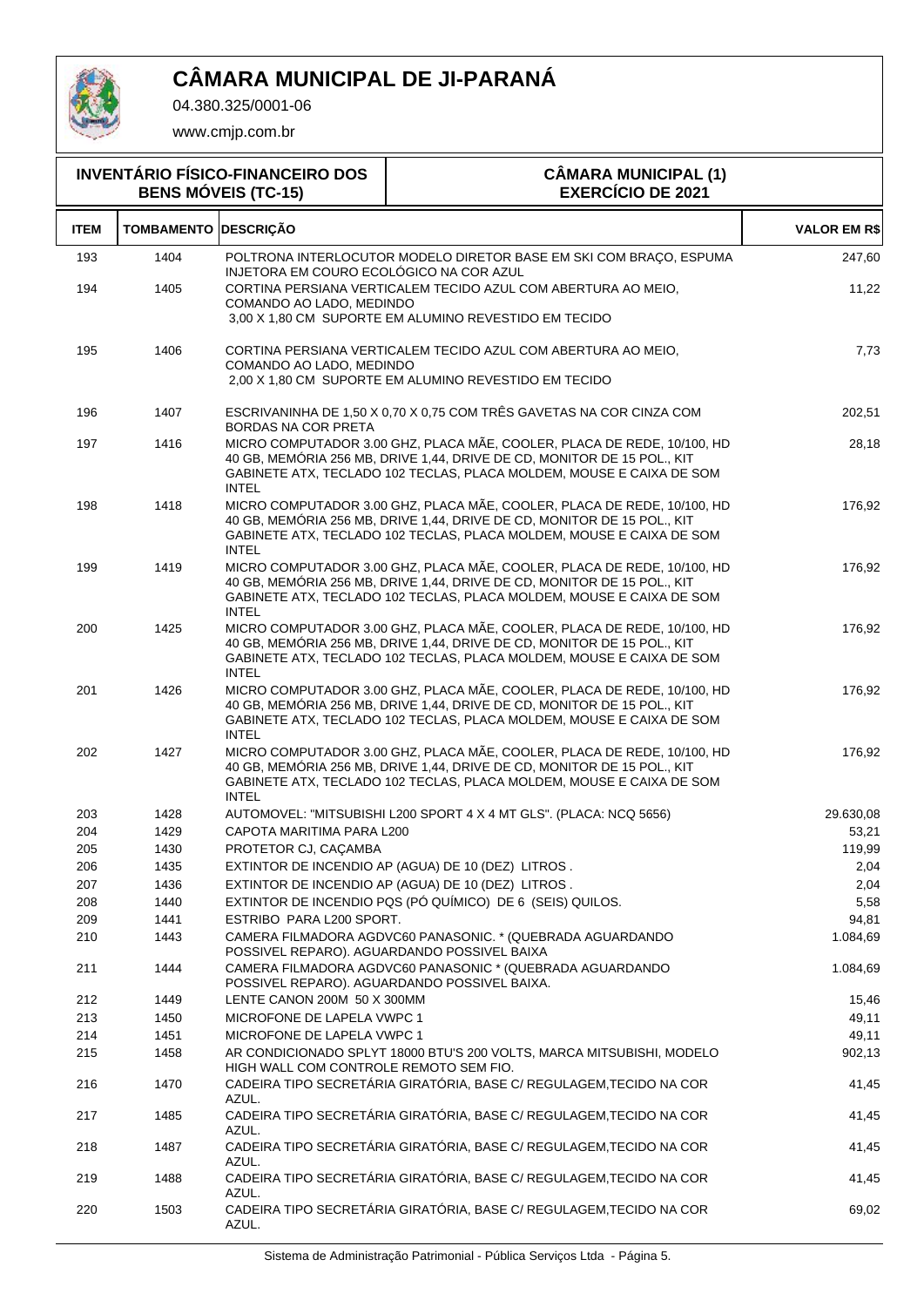# CÂMARA MUNICIPAL DE JI-PARANÁ

04.380.325/0001-06

www.cmjp.com.br

| INVENTÁRIO FÍSICO-FINANCEIRO DOS BENS MÓVEIS (TC-15) | CÂMARA MUNICIPAL (1) EXERCÍCIO DE 2021 |
|---|---|

| ITEM | TOMBAMENTO | DESCRIÇÃO | VALOR EM R$ |
|---|---|---|---|
| 193 | 1404 | POLTRONA INTERLOCUTOR MODELO DIRETOR BASE EM SKI COM BRAÇO, ESPUMA INJETORA EM COURO ECOLÓGICO NA COR AZUL | 247,60 |
| 194 | 1405 | CORTINA PERSIANA VERTICALEM TECIDO AZUL COM ABERTURA AO MEIO, COMANDO AO LADO, MEDINDO 3,00 X 1,80 CM SUPORTE EM ALUMINO REVESTIDO EM TECIDO | 11,22 |
| 195 | 1406 | CORTINA PERSIANA VERTICALEM TECIDO AZUL COM ABERTURA AO MEIO, COMANDO AO LADO, MEDINDO 2,00 X 1,80 CM SUPORTE EM ALUMINO REVESTIDO EM TECIDO | 7,73 |
| 196 | 1407 | ESCRIVANINHA DE 1,50 X 0,70 X 0,75 COM TRÊS GAVETAS NA COR CINZA COM BORDAS NA COR PRETA | 202,51 |
| 197 | 1416 | MICRO COMPUTADOR 3.00 GHZ, PLACA MÃE, COOLER, PLACA DE REDE, 10/100, HD 40 GB, MEMÓRIA 256 MB, DRIVE 1,44, DRIVE DE CD, MONITOR DE 15 POL., KIT GABINETE ATX, TECLADO 102 TECLAS, PLACA MOLDEM, MOUSE E CAIXA DE SOM INTEL | 28,18 |
| 198 | 1418 | MICRO COMPUTADOR 3.00 GHZ, PLACA MÃE, COOLER, PLACA DE REDE, 10/100, HD 40 GB, MEMÓRIA 256 MB, DRIVE 1,44, DRIVE DE CD, MONITOR DE 15 POL., KIT GABINETE ATX, TECLADO 102 TECLAS, PLACA MOLDEM, MOUSE E CAIXA DE SOM INTEL | 176,92 |
| 199 | 1419 | MICRO COMPUTADOR 3.00 GHZ, PLACA MÃE, COOLER, PLACA DE REDE, 10/100, HD 40 GB, MEMÓRIA 256 MB, DRIVE 1,44, DRIVE DE CD, MONITOR DE 15 POL., KIT GABINETE ATX, TECLADO 102 TECLAS, PLACA MOLDEM, MOUSE E CAIXA DE SOM INTEL | 176,92 |
| 200 | 1425 | MICRO COMPUTADOR 3.00 GHZ, PLACA MÃE, COOLER, PLACA DE REDE, 10/100, HD 40 GB, MEMÓRIA 256 MB, DRIVE 1,44, DRIVE DE CD, MONITOR DE 15 POL., KIT GABINETE ATX, TECLADO 102 TECLAS, PLACA MOLDEM, MOUSE E CAIXA DE SOM INTEL | 176,92 |
| 201 | 1426 | MICRO COMPUTADOR 3.00 GHZ, PLACA MÃE, COOLER, PLACA DE REDE, 10/100, HD 40 GB, MEMÓRIA 256 MB, DRIVE 1,44, DRIVE DE CD, MONITOR DE 15 POL., KIT GABINETE ATX, TECLADO 102 TECLAS, PLACA MOLDEM, MOUSE E CAIXA DE SOM INTEL | 176,92 |
| 202 | 1427 | MICRO COMPUTADOR 3.00 GHZ, PLACA MÃE, COOLER, PLACA DE REDE, 10/100, HD 40 GB, MEMÓRIA 256 MB, DRIVE 1,44, DRIVE DE CD, MONITOR DE 15 POL., KIT GABINETE ATX, TECLADO 102 TECLAS, PLACA MOLDEM, MOUSE E CAIXA DE SOM INTEL | 176,92 |
| 203 | 1428 | AUTOMOVEL: "MITSUBISHI L200 SPORT 4 X 4 MT GLS". (PLACA: NCQ 5656) | 29.630,08 |
| 204 | 1429 | CAPOTA MARITIMA PARA L200 | 53,21 |
| 205 | 1430 | PROTETOR CJ, CAÇAMBA | 119,99 |
| 206 | 1435 | EXTINTOR DE INCENDIO AP (AGUA) DE 10 (DEZ) LITROS . | 2,04 |
| 207 | 1436 | EXTINTOR DE INCENDIO AP (AGUA) DE 10 (DEZ) LITROS . | 2,04 |
| 208 | 1440 | EXTINTOR DE INCENDIO PQS (PÓ QUÍMICO) DE 6 (SEIS) QUILOS. | 5,58 |
| 209 | 1441 | ESTRIBO PARA L200 SPORT. | 94,81 |
| 210 | 1443 | CAMERA FILMADORA AGDVC60 PANASONIC. * (QUEBRADA AGUARDANDO POSSIVEL REPARO). AGUARDANDO POSSIVEL BAIXA | 1.084,69 |
| 211 | 1444 | CAMERA FILMADORA AGDVC60 PANASONIC * (QUEBRADA AGUARDANDO POSSIVEL REPARO). AGUARDANDO POSSIVEL BAIXA. | 1.084,69 |
| 212 | 1449 | LENTE CANON 200M 50 X 300MM | 15,46 |
| 213 | 1450 | MICROFONE DE LAPELA VWPC 1 | 49,11 |
| 214 | 1451 | MICROFONE DE LAPELA VWPC 1 | 49,11 |
| 215 | 1458 | AR CONDICIONADO SPLYT 18000 BTU'S 200 VOLTS, MARCA MITSUBISHI, MODELO HIGH WALL COM CONTROLE REMOTO SEM FIO. | 902,13 |
| 216 | 1470 | CADEIRA TIPO SECRETÁRIA GIRATÓRIA, BASE C/ REGULAGEM,TECIDO NA COR AZUL. | 41,45 |
| 217 | 1485 | CADEIRA TIPO SECRETÁRIA GIRATÓRIA, BASE C/ REGULAGEM,TECIDO NA COR AZUL. | 41,45 |
| 218 | 1487 | CADEIRA TIPO SECRETÁRIA GIRATÓRIA, BASE C/ REGULAGEM,TECIDO NA COR AZUL. | 41,45 |
| 219 | 1488 | CADEIRA TIPO SECRETÁRIA GIRATÓRIA, BASE C/ REGULAGEM,TECIDO NA COR AZUL. | 41,45 |
| 220 | 1503 | CADEIRA TIPO SECRETÁRIA GIRATÓRIA, BASE C/ REGULAGEM,TECIDO NA COR AZUL. | 69,02 |

Sistema de Administração Patrimonial - Pública Serviços Ltda - Página 5.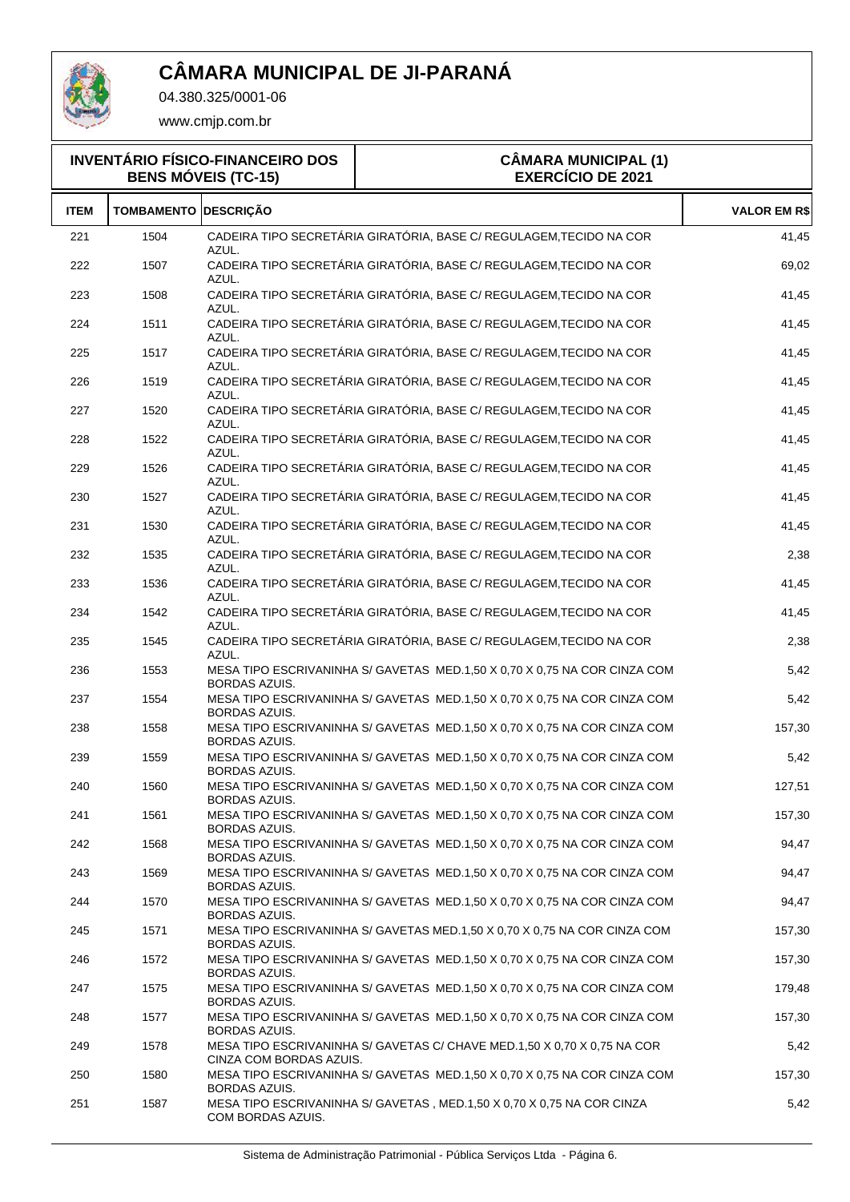# CÂMARA MUNICIPAL DE JI-PARANÁ

04.380.325/0001-06

www.cmjp.com.br

**INVENTÁRIO FÍSICO-FINANCEIRO DOS BENS MÓVEIS (TC-15)**

**CÂMARA MUNICIPAL (1)**
**EXERCÍCIO DE 2021**

| ITEM | TOMBAMENTO | DESCRIÇÃO | VALOR EM R$ |
|---|---|---|---|
| 221 | 1504 | CADEIRA TIPO SECRETÁRIA GIRATÓRIA, BASE C/ REGULAGEM,TECIDO NA COR AZUL. | 41,45 |
| 222 | 1507 | CADEIRA TIPO SECRETÁRIA GIRATÓRIA, BASE C/ REGULAGEM,TECIDO NA COR AZUL. | 69,02 |
| 223 | 1508 | CADEIRA TIPO SECRETÁRIA GIRATÓRIA, BASE C/ REGULAGEM,TECIDO NA COR AZUL. | 41,45 |
| 224 | 1511 | CADEIRA TIPO SECRETÁRIA GIRATÓRIA, BASE C/ REGULAGEM,TECIDO NA COR AZUL. | 41,45 |
| 225 | 1517 | CADEIRA TIPO SECRETÁRIA GIRATÓRIA, BASE C/ REGULAGEM,TECIDO NA COR AZUL. | 41,45 |
| 226 | 1519 | CADEIRA TIPO SECRETÁRIA GIRATÓRIA, BASE C/ REGULAGEM,TECIDO NA COR AZUL. | 41,45 |
| 227 | 1520 | CADEIRA TIPO SECRETÁRIA GIRATÓRIA, BASE C/ REGULAGEM,TECIDO NA COR AZUL. | 41,45 |
| 228 | 1522 | CADEIRA TIPO SECRETÁRIA GIRATÓRIA, BASE C/ REGULAGEM,TECIDO NA COR AZUL. | 41,45 |
| 229 | 1526 | CADEIRA TIPO SECRETÁRIA GIRATÓRIA, BASE C/ REGULAGEM,TECIDO NA COR AZUL. | 41,45 |
| 230 | 1527 | CADEIRA TIPO SECRETÁRIA GIRATÓRIA, BASE C/ REGULAGEM,TECIDO NA COR AZUL. | 41,45 |
| 231 | 1530 | CADEIRA TIPO SECRETÁRIA GIRATÓRIA, BASE C/ REGULAGEM,TECIDO NA COR AZUL. | 41,45 |
| 232 | 1535 | CADEIRA TIPO SECRETÁRIA GIRATÓRIA, BASE C/ REGULAGEM,TECIDO NA COR AZUL. | 2,38 |
| 233 | 1536 | CADEIRA TIPO SECRETÁRIA GIRATÓRIA, BASE C/ REGULAGEM,TECIDO NA COR AZUL. | 41,45 |
| 234 | 1542 | CADEIRA TIPO SECRETÁRIA GIRATÓRIA, BASE C/ REGULAGEM,TECIDO NA COR AZUL. | 41,45 |
| 235 | 1545 | CADEIRA TIPO SECRETÁRIA GIRATÓRIA, BASE C/ REGULAGEM,TECIDO NA COR AZUL. | 2,38 |
| 236 | 1553 | MESA TIPO ESCRIVANINHA S/ GAVETAS MED.1,50 X 0,70 X 0,75 NA COR CINZA COM BORDAS AZUIS. | 5,42 |
| 237 | 1554 | MESA TIPO ESCRIVANINHA S/ GAVETAS MED.1,50 X 0,70 X 0,75 NA COR CINZA COM BORDAS AZUIS. | 5,42 |
| 238 | 1558 | MESA TIPO ESCRIVANINHA S/ GAVETAS MED.1,50 X 0,70 X 0,75 NA COR CINZA COM BORDAS AZUIS. | 157,30 |
| 239 | 1559 | MESA TIPO ESCRIVANINHA S/ GAVETAS MED.1,50 X 0,70 X 0,75 NA COR CINZA COM BORDAS AZUIS. | 5,42 |
| 240 | 1560 | MESA TIPO ESCRIVANINHA S/ GAVETAS MED.1,50 X 0,70 X 0,75 NA COR CINZA COM BORDAS AZUIS. | 127,51 |
| 241 | 1561 | MESA TIPO ESCRIVANINHA S/ GAVETAS MED.1,50 X 0,70 X 0,75 NA COR CINZA COM BORDAS AZUIS. | 157,30 |
| 242 | 1568 | MESA TIPO ESCRIVANINHA S/ GAVETAS MED.1,50 X 0,70 X 0,75 NA COR CINZA COM BORDAS AZUIS. | 94,47 |
| 243 | 1569 | MESA TIPO ESCRIVANINHA S/ GAVETAS MED.1,50 X 0,70 X 0,75 NA COR CINZA COM BORDAS AZUIS. | 94,47 |
| 244 | 1570 | MESA TIPO ESCRIVANINHA S/ GAVETAS MED.1,50 X 0,70 X 0,75 NA COR CINZA COM BORDAS AZUIS. | 94,47 |
| 245 | 1571 | MESA TIPO ESCRIVANINHA S/ GAVETAS MED.1,50 X 0,70 X 0,75 NA COR CINZA COM BORDAS AZUIS. | 157,30 |
| 246 | 1572 | MESA TIPO ESCRIVANINHA S/ GAVETAS MED.1,50 X 0,70 X 0,75 NA COR CINZA COM BORDAS AZUIS. | 157,30 |
| 247 | 1575 | MESA TIPO ESCRIVANINHA S/ GAVETAS MED.1,50 X 0,70 X 0,75 NA COR CINZA COM BORDAS AZUIS. | 179,48 |
| 248 | 1577 | MESA TIPO ESCRIVANINHA S/ GAVETAS MED.1,50 X 0,70 X 0,75 NA COR CINZA COM BORDAS AZUIS. | 157,30 |
| 249 | 1578 | MESA TIPO ESCRIVANINHA S/ GAVETAS C/ CHAVE MED.1,50 X 0,70 X 0,75 NA COR CINZA COM BORDAS AZUIS. | 5,42 |
| 250 | 1580 | MESA TIPO ESCRIVANINHA S/ GAVETAS MED.1,50 X 0,70 X 0,75 NA COR CINZA COM BORDAS AZUIS. | 157,30 |
| 251 | 1587 | MESA TIPO ESCRIVANINHA S/ GAVETAS , MED.1,50 X 0,70 X 0,75 NA COR CINZA COM BORDAS AZUIS. | 5,42 |

Sistema de Administração Patrimonial - Pública Serviços Ltda - Página 6.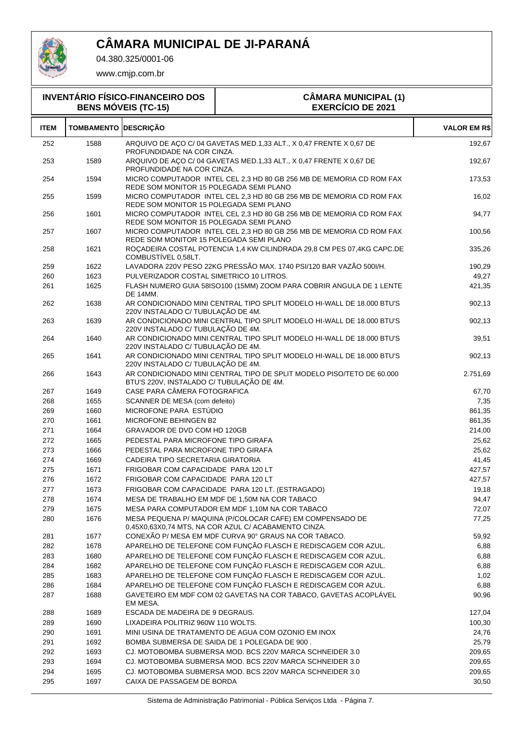# CÂMARA MUNICIPAL DE JI-PARANÁ

04.380.325/0001-06

www.cmjp.com.br

**INVENTÁRIO FÍSICO-FINANCEIRO DOS BENS MÓVEIS (TC-15)**

**CÂMARA MUNICIPAL (1)**
**EXERCÍCIO DE 2021**

| ITEM | TOMBAMENTO | DESCRIÇÃO | VALOR EM R$ |
|---|---|---|---|
| 252 | 1588 | ARQUIVO DE AÇO C/ 04 GAVETAS MED.1,33 ALT., X 0,47 FRENTE X 0,67 DE PROFUNDIDADE NA COR CINZA. | 192,67 |
| 253 | 1589 | ARQUIVO DE AÇO C/ 04 GAVETAS MED.1,33 ALT., X 0,47 FRENTE X 0,67 DE PROFUNDIDADE NA COR CINZA. | 192,67 |
| 254 | 1594 | MICRO COMPUTADOR INTEL CEL 2,3 HD 80 GB 256 MB DE MEMORIA CD ROM FAX REDE SOM MONITOR 15 POLEGADA SEMI PLANO | 173,53 |
| 255 | 1599 | MICRO COMPUTADOR INTEL CEL 2,3 HD 80 GB 256 MB DE MEMORIA CD ROM FAX REDE SOM MONITOR 15 POLEGADA SEMI PLANO | 16,02 |
| 256 | 1601 | MICRO COMPUTADOR INTEL CEL 2,3 HD 80 GB 256 MB DE MEMORIA CD ROM FAX REDE SOM MONITOR 15 POLEGADA SEMI PLANO | 94,77 |
| 257 | 1607 | MICRO COMPUTADOR INTEL CEL 2,3 HD 80 GB 256 MB DE MEMORIA CD ROM FAX REDE SOM MONITOR 15 POLEGADA SEMI PLANO | 100,56 |
| 258 | 1621 | ROÇADEIRA COSTAL POTENCIA 1,4 KW CILINDRADA 29,8 CM PES 07,4KG CAPC.DE COMBUSTÍVEL 0,58LT. | 335,26 |
| 259 | 1622 | LAVADORA 220V PESO 22KG PRESSÃO MAX. 1740 PSI/120 BAR VAZÃO 500l/H. | 190,29 |
| 260 | 1623 | PULVERIZADOR COSTAL SIMETRICO 10 LITROS. | 49,27 |
| 261 | 1625 | FLASH NUMERO GUIA 58ISO100 (15MM) ZOOM PARA COBRIR ANGULA DE 1 LENTE DE 14MM. | 421,35 |
| 262 | 1638 | AR CONDICIONADO MINI CENTRAL TIPO SPLIT MODELO HI-WALL DE 18.000 BTU'S 220V INSTALADO C/ TUBULAÇÃO DE 4M. | 902,13 |
| 263 | 1639 | AR CONDICIONADO MINI CENTRAL TIPO SPLIT MODELO HI-WALL DE 18.000 BTU'S 220V INSTALADO C/ TUBULAÇÃO DE 4M. | 902,13 |
| 264 | 1640 | AR CONDICIONADO MINI CENTRAL TIPO SPLIT MODELO HI-WALL DE 18.000 BTU'S 220V INSTALADO C/ TUBULAÇÃO DE 4M. | 39,51 |
| 265 | 1641 | AR CONDICIONADO MINI CENTRAL TIPO SPLIT MODELO HI-WALL DE 18.000 BTU'S 220V INSTALADO C/ TUBULAÇÃO DE 4M. | 902,13 |
| 266 | 1643 | AR CONDICIONADO MINI CENTRAL TIPO DE SPLIT MODELO PISO/TETO DE 60.000 BTU'S 220V, INSTALADO C/ TUBULAÇÃO DE 4M. | 2.751,69 |
| 267 | 1649 | CASE PARA CÂMERA FOTOGRAFICA | 67,70 |
| 268 | 1655 | SCANNER DE MESA (com defeito) | 7,35 |
| 269 | 1660 | MICROFONE PARA ESTÚDIO | 861,35 |
| 270 | 1661 | MICROFONE BEHINGEN B2 | 861,35 |
| 271 | 1664 | GRAVADOR DE DVD COM HD 120GB | 214,00 |
| 272 | 1665 | PEDESTAL PARA MICROFONE TIPO GIRAFA | 25,62 |
| 273 | 1666 | PEDESTAL PARA MICROFONE TIPO GIRAFA | 25,62 |
| 274 | 1669 | CADEIRA TIPO SECRETARIA GIRATORIA | 41,45 |
| 275 | 1671 | FRIGOBAR COM CAPACIDADE PARA 120 LT | 427,57 |
| 276 | 1672 | FRIGOBAR COM CAPACIDADE PARA 120 LT | 427,57 |
| 277 | 1673 | FRIGOBAR COM CAPACIDADE PARA 120 LT. (ESTRAGADO) | 19,18 |
| 278 | 1674 | MESA DE TRABALHO EM MDF DE 1,50M NA COR TABACO | 94,47 |
| 279 | 1675 | MESA PARA COMPUTADOR EM MDF 1,10M NA COR TABACO | 72,07 |
| 280 | 1676 | MESA PEQUENA P/ MAQUINA (P/COLOCAR CAFE) EM COMPENSADO DE 0,45X0,63X0,74 MTS, NA COR AZUL C/ ACABAMENTO CINZA. | 77,25 |
| 281 | 1677 | CONEXÃO P/ MESA EM MDF CURVA 90° GRAUS NA COR TABACO. | 59,92 |
| 282 | 1678 | APARELHO DE TELEFONE COM FUNÇÃO FLASCH E REDISCAGEM COR AZUL. | 6,88 |
| 283 | 1680 | APARELHO DE TELEFONE COM FUNÇÃO FLASCH E REDISCAGEM COR AZUL. | 6,88 |
| 284 | 1682 | APARELHO DE TELEFONE COM FUNÇÃO FLASCH E REDISCAGEM COR AZUL. | 6,88 |
| 285 | 1683 | APARELHO DE TELEFONE COM FUNÇÃO FLASCH E REDISCAGEM COR AZUL. | 1,02 |
| 286 | 1684 | APARELHO DE TELEFONE COM FUNÇÃO FLASCH E REDISCAGEM COR AZUL. | 6,88 |
| 287 | 1688 | GAVETEIRO EM MDF COM 02 GAVETAS NA COR TABACO, GAVETAS ACOPLÁVEL EM MESA. | 90,96 |
| 288 | 1689 | ESCADA DE MADEIRA DE 9 DEGRAUS. | 127,04 |
| 289 | 1690 | LIXADEIRA POLITRIZ 960W 110 WOLTS. | 100,30 |
| 290 | 1691 | MINI USINA DE TRATAMENTO DE AGUA COM OZONIO EM INOX | 24,76 |
| 291 | 1692 | BOMBA SUBMERSA DE SAIDA DE 1 POLEGADA DE 900 . | 25,79 |
| 292 | 1693 | CJ. MOTOBOMBA SUBMERSA MOD. BCS 220V MARCA SCHNEIDER 3.0 | 209,65 |
| 293 | 1694 | CJ. MOTOBOMBA SUBMERSA MOD. BCS 220V MARCA SCHNEIDER 3.0 | 209,65 |
| 294 | 1695 | CJ. MOTOBOMBA SUBMERSA MOD. BCS 220V MARCA SCHNEIDER 3.0 | 209,65 |
| 295 | 1697 | CAIXA DE PASSAGEM DE BORDA | 30,50 |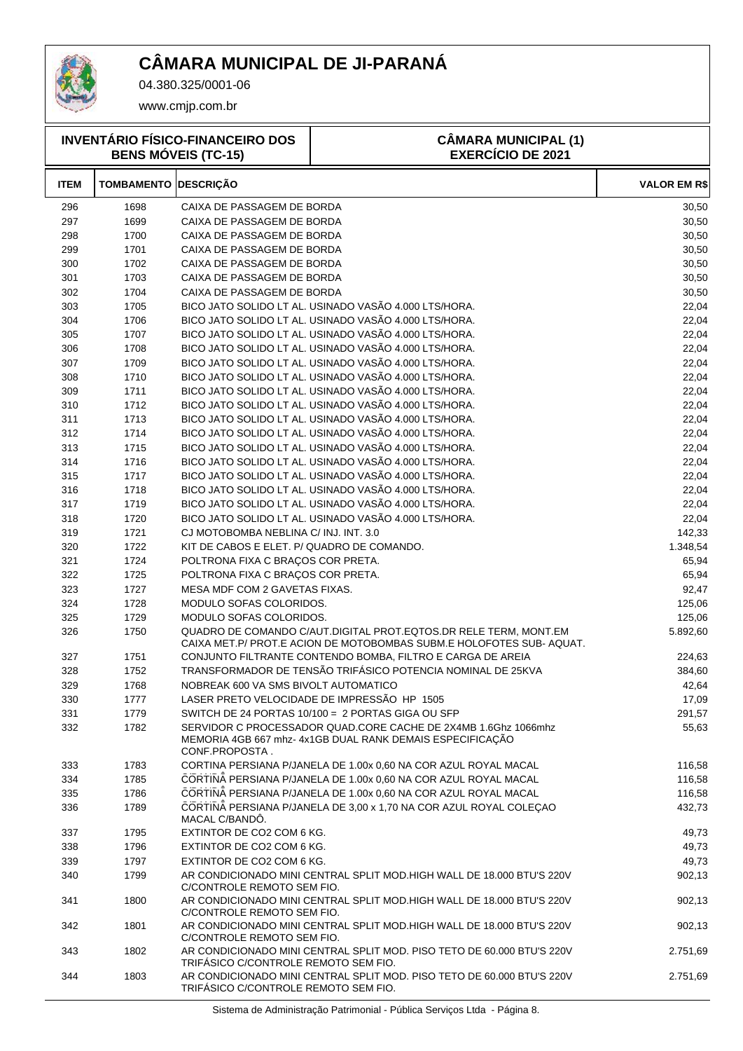# CÂMARA MUNICIPAL DE JI-PARANÁ

04.380.325/0001-06

www.cmjp.com.br

**INVENTÁRIO FÍSICO-FINANCEIRO DOS BENS MÓVEIS (TC-15)**

**CÂMARA MUNICIPAL (1)**
**EXERCÍCIO DE 2021**

| ITEM | TOMBAMENTO | DESCRIÇÃO | VALOR EM R$ |
|---|---|---|---|
| 296 | 1698 | CAIXA DE PASSAGEM DE BORDA | 30,50 |
| 297 | 1699 | CAIXA DE PASSAGEM DE BORDA | 30,50 |
| 298 | 1700 | CAIXA DE PASSAGEM DE BORDA | 30,50 |
| 299 | 1701 | CAIXA DE PASSAGEM DE BORDA | 30,50 |
| 300 | 1702 | CAIXA DE PASSAGEM DE BORDA | 30,50 |
| 301 | 1703 | CAIXA DE PASSAGEM DE BORDA | 30,50 |
| 302 | 1704 | CAIXA DE PASSAGEM DE BORDA | 30,50 |
| 303 | 1705 | BICO JATO SOLIDO LT AL. USINADO VASÃO 4.000 LTS/HORA. | 22,04 |
| 304 | 1706 | BICO JATO SOLIDO LT AL. USINADO VASÃO 4.000 LTS/HORA. | 22,04 |
| 305 | 1707 | BICO JATO SOLIDO LT AL. USINADO VASÃO 4.000 LTS/HORA. | 22,04 |
| 306 | 1708 | BICO JATO SOLIDO LT AL. USINADO VASÃO 4.000 LTS/HORA. | 22,04 |
| 307 | 1709 | BICO JATO SOLIDO LT AL. USINADO VASÃO 4.000 LTS/HORA. | 22,04 |
| 308 | 1710 | BICO JATO SOLIDO LT AL. USINADO VASÃO 4.000 LTS/HORA. | 22,04 |
| 309 | 1711 | BICO JATO SOLIDO LT AL. USINADO VASÃO 4.000 LTS/HORA. | 22,04 |
| 310 | 1712 | BICO JATO SOLIDO LT AL. USINADO VASÃO 4.000 LTS/HORA. | 22,04 |
| 311 | 1713 | BICO JATO SOLIDO LT AL. USINADO VASÃO 4.000 LTS/HORA. | 22,04 |
| 312 | 1714 | BICO JATO SOLIDO LT AL. USINADO VASÃO 4.000 LTS/HORA. | 22,04 |
| 313 | 1715 | BICO JATO SOLIDO LT AL. USINADO VASÃO 4.000 LTS/HORA. | 22,04 |
| 314 | 1716 | BICO JATO SOLIDO LT AL. USINADO VASÃO 4.000 LTS/HORA. | 22,04 |
| 315 | 1717 | BICO JATO SOLIDO LT AL. USINADO VASÃO 4.000 LTS/HORA. | 22,04 |
| 316 | 1718 | BICO JATO SOLIDO LT AL. USINADO VASÃO 4.000 LTS/HORA. | 22,04 |
| 317 | 1719 | BICO JATO SOLIDO LT AL. USINADO VASÃO 4.000 LTS/HORA. | 22,04 |
| 318 | 1720 | BICO JATO SOLIDO LT AL. USINADO VASÃO 4.000 LTS/HORA. | 22,04 |
| 319 | 1721 | CJ MOTOBOMBA NEBLINA C/ INJ. INT. 3.0 | 142,33 |
| 320 | 1722 | KIT DE CABOS E ELET. P/ QUADRO DE COMANDO. | 1.348,54 |
| 321 | 1724 | POLTRONA FIXA C BRAÇOS COR PRETA. | 65,94 |
| 322 | 1725 | POLTRONA FIXA C BRAÇOS COR PRETA. | 65,94 |
| 323 | 1727 | MESA MDF COM 2 GAVETAS FIXAS. | 92,47 |
| 324 | 1728 | MODULO SOFAS COLORIDOS. | 125,06 |
| 325 | 1729 | MODULO SOFAS COLORIDOS. | 125,06 |
| 326 | 1750 | QUADRO DE COMANDO C/AUT.DIGITAL PROT.EQTOS.DR RELE TERM, MONT.EM CAIXA MET.P/ PROT.E ACION DE MOTOBOMBAS SUBM.E HOLOFOTES SUB- AQUAT. | 5.892,60 |
| 327 | 1751 | CONJUNTO FILTRANTE CONTENDO BOMBA, FILTRO E CARGA DE AREIA | 224,63 |
| 328 | 1752 | TRANSFORMADOR DE TENSÃO TRIFÁSICO POTENCIA NOMINAL DE 25KVA | 384,60 |
| 329 | 1768 | NOBREAK 600 VA SMS BIVOLT AUTOMATICO | 42,64 |
| 330 | 1777 | LASER PRETO VELOCIDADE DE IMPRESSÃO HP 1505 | 17,09 |
| 331 | 1779 | SWITCH DE 24 PORTAS 10/100 = 2 PORTAS GIGA OU SFP | 291,57 |
| 332 | 1782 | SERVIDOR C PROCESSADOR QUAD.CORE CACHE DE 2X4MB 1.6Ghz 1066mhz MEMORIA 4GB 667 mhz- 4x1GB DUAL RANK DEMAIS ESPECIFICAÇÃO CONF.PROPOSTA . | 55,63 |
| 333 | 1783 | CORTINA PERSIANA P/JANELA DE 1.00x 0,60 NA COR AZUL ROYAL MACAL | 116,58 |
| 334 | 1785 | CORTINA PERSIANA P/JANELA DE 1.00x 0,60 NA COR AZUL ROYAL MACAL | 116,58 |
| 335 | 1786 | CORTINA PERSIANA P/JANELA DE 1.00x 0,60 NA COR AZUL ROYAL MACAL | 116,58 |
| 336 | 1789 | CORTINA PERSIANA P/JANELA DE 3,00 x 1,70 NA COR AZUL ROYAL COLEÇAO MACAL C/BANDÔ. | 432,73 |
| 337 | 1795 | EXTINTOR DE CO2 COM 6 KG. | 49,73 |
| 338 | 1796 | EXTINTOR DE CO2 COM 6 KG. | 49,73 |
| 339 | 1797 | EXTINTOR DE CO2 COM 6 KG. | 49,73 |
| 340 | 1799 | AR CONDICIONADO MINI CENTRAL SPLIT MOD.HIGH WALL DE 18.000 BTU'S 220V C/CONTROLE REMOTO SEM FIO. | 902,13 |
| 341 | 1800 | AR CONDICIONADO MINI CENTRAL SPLIT MOD.HIGH WALL DE 18.000 BTU'S 220V C/CONTROLE REMOTO SEM FIO. | 902,13 |
| 342 | 1801 | AR CONDICIONADO MINI CENTRAL SPLIT MOD.HIGH WALL DE 18.000 BTU'S 220V C/CONTROLE REMOTO SEM FIO. | 902,13 |
| 343 | 1802 | AR CONDICIONADO MINI CENTRAL SPLIT MOD. PISO TETO DE 60.000 BTU'S 220V TRIFÁSICO C/CONTROLE REMOTO SEM FIO. | 2.751,69 |
| 344 | 1803 | AR CONDICIONADO MINI CENTRAL SPLIT MOD. PISO TETO DE 60.000 BTU'S 220V TRIFÁSICO C/CONTROLE REMOTO SEM FIO. | 2.751,69 |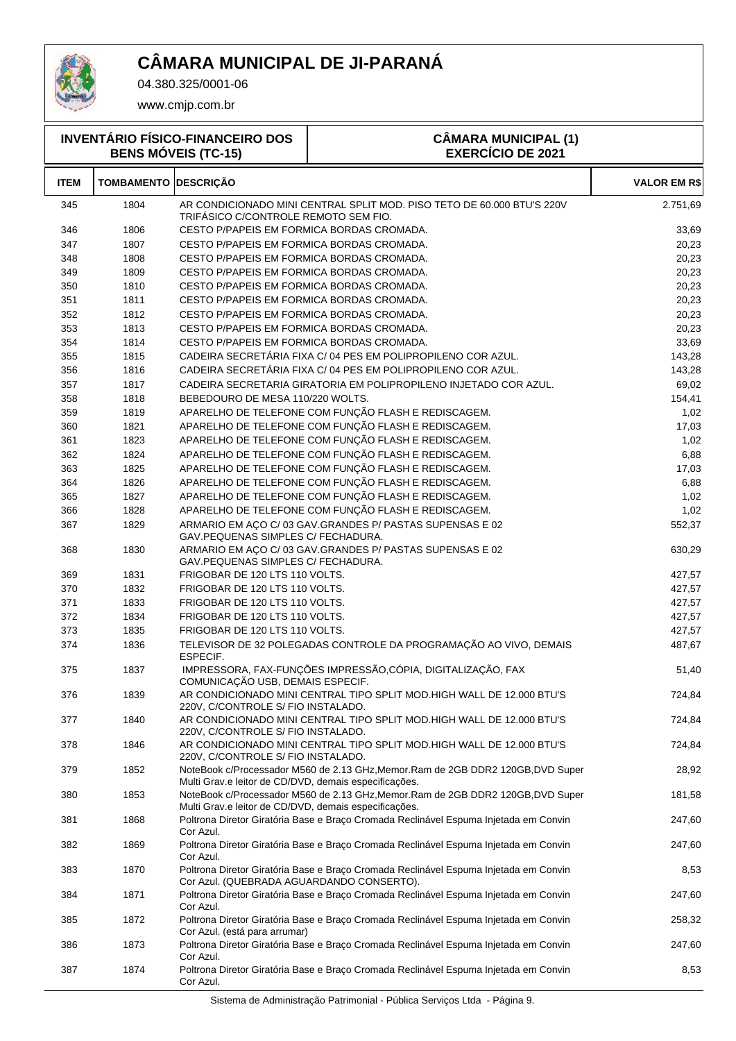# CÂMARA MUNICIPAL DE JI-PARANÁ

04.380.325/0001-06

www.cmjp.com.br

**INVENTÁRIO FÍSICO-FINANCEIRO DOS BENS MÓVEIS (TC-15)**

**CÂMARA MUNICIPAL (1)**
**EXERCÍCIO DE 2021**

| ITEM | TOMBAMENTO | DESCRIÇÃO | VALOR EM R$ |
|---|---|---|---|
| 345 | 1804 | AR CONDICIONADO MINI CENTRAL SPLIT MOD. PISO TETO DE 60.000 BTU'S 220V TRIFÁSICO C/CONTROLE REMOTO SEM FIO. | 2.751,69 |
| 346 | 1806 | CESTO P/PAPEIS EM FORMICA BORDAS CROMADA. | 33,69 |
| 347 | 1807 | CESTO P/PAPEIS EM FORMICA BORDAS CROMADA. | 20,23 |
| 348 | 1808 | CESTO P/PAPEIS EM FORMICA BORDAS CROMADA. | 20,23 |
| 349 | 1809 | CESTO P/PAPEIS EM FORMICA BORDAS CROMADA. | 20,23 |
| 350 | 1810 | CESTO P/PAPEIS EM FORMICA BORDAS CROMADA. | 20,23 |
| 351 | 1811 | CESTO P/PAPEIS EM FORMICA BORDAS CROMADA. | 20,23 |
| 352 | 1812 | CESTO P/PAPEIS EM FORMICA BORDAS CROMADA. | 20,23 |
| 353 | 1813 | CESTO P/PAPEIS EM FORMICA BORDAS CROMADA. | 20,23 |
| 354 | 1814 | CESTO P/PAPEIS EM FORMICA BORDAS CROMADA. | 33,69 |
| 355 | 1815 | CADEIRA SECRETÁRIA FIXA C/ 04 PES EM POLIPROPILENO COR AZUL. | 143,28 |
| 356 | 1816 | CADEIRA SECRETÁRIA FIXA C/ 04 PES EM POLIPROPILENO COR AZUL. | 143,28 |
| 357 | 1817 | CADEIRA SECRETARIA GIRATORIA EM POLIPROPILENO INJETADO COR AZUL. | 69,02 |
| 358 | 1818 | BEBEDOURO DE MESA 110/220 WOLTS. | 154,41 |
| 359 | 1819 | APARELHO DE TELEFONE COM FUNÇÃO FLASH E REDISCAGEM. | 1,02 |
| 360 | 1821 | APARELHO DE TELEFONE COM FUNÇÃO FLASH E REDISCAGEM. | 17,03 |
| 361 | 1823 | APARELHO DE TELEFONE COM FUNÇÃO FLASH E REDISCAGEM. | 1,02 |
| 362 | 1824 | APARELHO DE TELEFONE COM FUNÇÃO FLASH E REDISCAGEM. | 6,88 |
| 363 | 1825 | APARELHO DE TELEFONE COM FUNÇÃO FLASH E REDISCAGEM. | 17,03 |
| 364 | 1826 | APARELHO DE TELEFONE COM FUNÇÃO FLASH E REDISCAGEM. | 6,88 |
| 365 | 1827 | APARELHO DE TELEFONE COM FUNÇÃO FLASH E REDISCAGEM. | 1,02 |
| 366 | 1828 | APARELHO DE TELEFONE COM FUNÇÃO FLASH E REDISCAGEM. | 1,02 |
| 367 | 1829 | ARMARIO EM AÇO C/ 03 GAV.GRANDES P/ PASTAS SUPENSAS E 02 GAV.PEQUENAS SIMPLES C/ FECHADURA. | 552,37 |
| 368 | 1830 | ARMARIO EM AÇO C/ 03 GAV.GRANDES P/ PASTAS SUPENSAS E 02 GAV.PEQUENAS SIMPLES C/ FECHADURA. | 630,29 |
| 369 | 1831 | FRIGOBAR DE 120 LTS 110 VOLTS. | 427,57 |
| 370 | 1832 | FRIGOBAR DE 120 LTS 110 VOLTS. | 427,57 |
| 371 | 1833 | FRIGOBAR DE 120 LTS 110 VOLTS. | 427,57 |
| 372 | 1834 | FRIGOBAR DE 120 LTS 110 VOLTS. | 427,57 |
| 373 | 1835 | FRIGOBAR DE 120 LTS 110 VOLTS. | 427,57 |
| 374 | 1836 | TELEVISOR DE 32 POLEGADAS CONTROLE DA PROGRAMAÇÃO AO VIVO, DEMAIS ESPECIF. | 487,67 |
| 375 | 1837 | IMPRESSORA, FAX-FUNÇÕES IMPRESSÃO,CÓPIA, DIGITALIZAÇÃO, FAX COMUNICAÇÃO USB, DEMAIS ESPECIF. | 51,40 |
| 376 | 1839 | AR CONDICIONADO MINI CENTRAL TIPO SPLIT MOD.HIGH WALL DE 12.000 BTU'S 220V, C/CONTROLE S/ FIO INSTALADO. | 724,84 |
| 377 | 1840 | AR CONDICIONADO MINI CENTRAL TIPO SPLIT MOD.HIGH WALL DE 12.000 BTU'S 220V, C/CONTROLE S/ FIO INSTALADO. | 724,84 |
| 378 | 1846 | AR CONDICIONADO MINI CENTRAL TIPO SPLIT MOD.HIGH WALL DE 12.000 BTU'S 220V, C/CONTROLE S/ FIO INSTALADO. | 724,84 |
| 379 | 1852 | NoteBook c/Processador M560 de 2.13 GHz,Memor.Ram de 2GB DDR2 120GB,DVD Super Multi Grav.e leitor de CD/DVD, demais especificações. | 28,92 |
| 380 | 1853 | NoteBook c/Processador M560 de 2.13 GHz,Memor.Ram de 2GB DDR2 120GB,DVD Super Multi Grav.e leitor de CD/DVD, demais especificações. | 181,58 |
| 381 | 1868 | Poltrona Diretor Giratória Base e Braço Cromada Reclinável Espuma Injetada em Convin Cor Azul. | 247,60 |
| 382 | 1869 | Poltrona Diretor Giratória Base e Braço Cromada Reclinável Espuma Injetada em Convin Cor Azul. | 247,60 |
| 383 | 1870 | Poltrona Diretor Giratória Base e Braço Cromada Reclinável Espuma Injetada em Convin Cor Azul. (QUEBRADA AGUARDANDO CONSERTO). | 8,53 |
| 384 | 1871 | Poltrona Diretor Giratória Base e Braço Cromada Reclinável Espuma Injetada em Convin Cor Azul. | 247,60 |
| 385 | 1872 | Poltrona Diretor Giratória Base e Braço Cromada Reclinável Espuma Injetada em Convin Cor Azul. (está para arrumar) | 258,32 |
| 386 | 1873 | Poltrona Diretor Giratória Base e Braço Cromada Reclinável Espuma Injetada em Convin Cor Azul. | 247,60 |
| 387 | 1874 | Poltrona Diretor Giratória Base e Braço Cromada Reclinável Espuma Injetada em Convin Cor Azul. | 8,53 |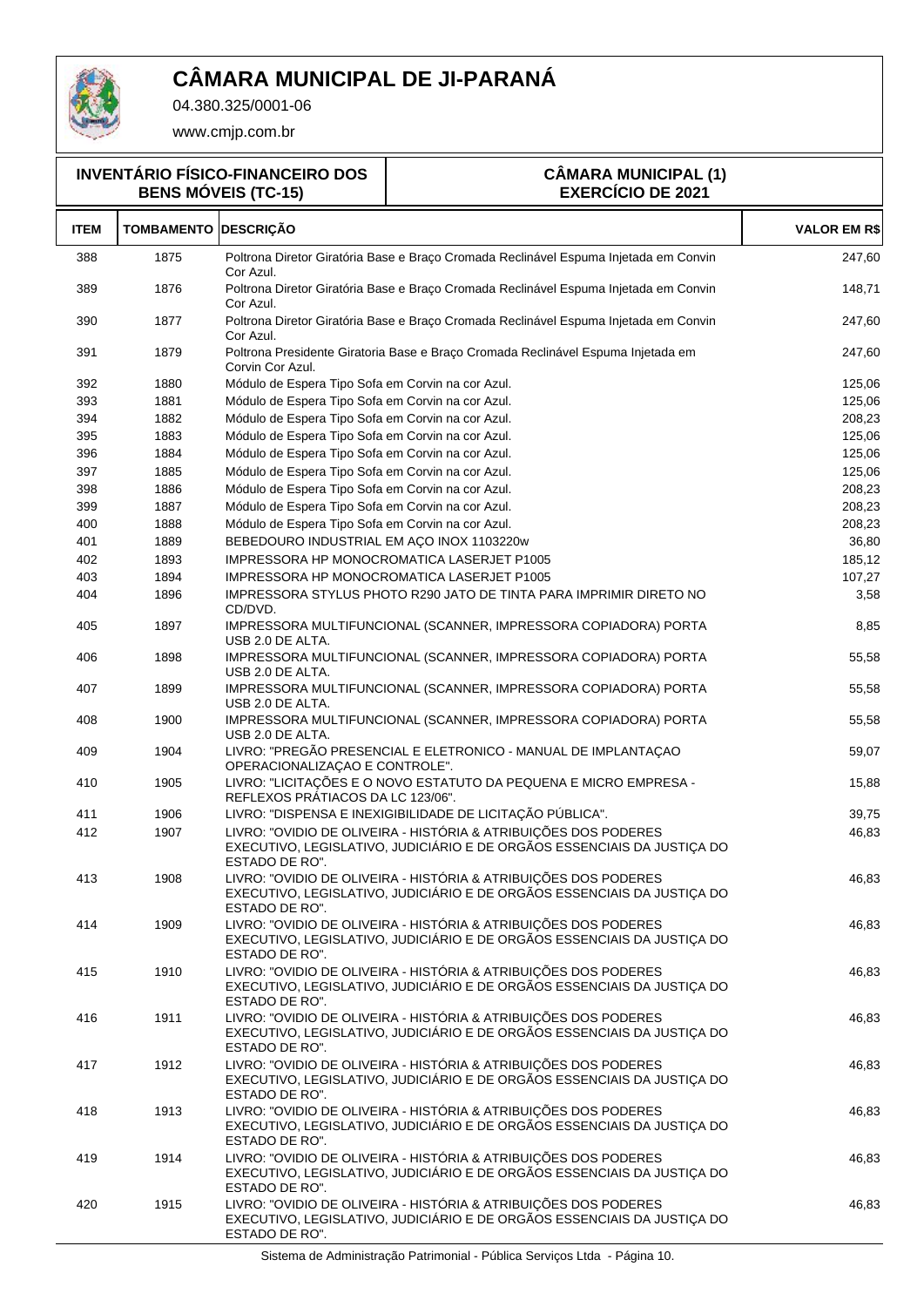# CÂMARA MUNICIPAL DE JI-PARANÁ

04.380.325/0001-06

www.cmjp.com.br

| INVENTÁRIO FÍSICO-FINANCEIRO DOS BENS MÓVEIS (TC-15) | CÂMARA MUNICIPAL (1) EXERCÍCIO DE 2021 |
|---|---|

| ITEM | TOMBAMENTO | DESCRIÇÃO | VALOR EM R$ |
|---|---|---|---|
| 388 | 1875 | Poltrona Diretor Giratória Base e Braço Cromada Reclinável Espuma Injetada em Convin Cor Azul. | 247,60 |
| 389 | 1876 | Poltrona Diretor Giratória Base e Braço Cromada Reclinável Espuma Injetada em Convin Cor Azul. | 148,71 |
| 390 | 1877 | Poltrona Diretor Giratória Base e Braço Cromada Reclinável Espuma Injetada em Convin Cor Azul. | 247,60 |
| 391 | 1879 | Poltrona Presidente Giratoria Base e Braço Cromada Reclinável Espuma Injetada em Corvin Cor Azul. | 247,60 |
| 392 | 1880 | Módulo de Espera Tipo Sofa em Corvin na cor Azul. | 125,06 |
| 393 | 1881 | Módulo de Espera Tipo Sofa em Corvin na cor Azul. | 125,06 |
| 394 | 1882 | Módulo de Espera Tipo Sofa em Corvin na cor Azul. | 208,23 |
| 395 | 1883 | Módulo de Espera Tipo Sofa em Corvin na cor Azul. | 125,06 |
| 396 | 1884 | Módulo de Espera Tipo Sofa em Corvin na cor Azul. | 125,06 |
| 397 | 1885 | Módulo de Espera Tipo Sofa em Corvin na cor Azul. | 125,06 |
| 398 | 1886 | Módulo de Espera Tipo Sofa em Corvin na cor Azul. | 208,23 |
| 399 | 1887 | Módulo de Espera Tipo Sofa em Corvin na cor Azul. | 208,23 |
| 400 | 1888 | Módulo de Espera Tipo Sofa em Corvin na cor Azul. | 208,23 |
| 401 | 1889 | BEBEDOURO INDUSTRIAL EM AÇO INOX 1103220w | 36,80 |
| 402 | 1893 | IMPRESSORA HP MONOCROMATICA LASERJET P1005 | 185,12 |
| 403 | 1894 | IMPRESSORA HP MONOCROMATICA LASERJET P1005 | 107,27 |
| 404 | 1896 | IMPRESSORA STYLUS PHOTO R290 JATO DE TINTA PARA IMPRIMIR DIRETO NO CD/DVD. | 3,58 |
| 405 | 1897 | IMPRESSORA MULTIFUNCIONAL (SCANNER, IMPRESSORA COPIADORA) PORTA USB 2.0 DE ALTA. | 8,85 |
| 406 | 1898 | IMPRESSORA MULTIFUNCIONAL (SCANNER, IMPRESSORA COPIADORA) PORTA USB 2.0 DE ALTA. | 55,58 |
| 407 | 1899 | IMPRESSORA MULTIFUNCIONAL (SCANNER, IMPRESSORA COPIADORA) PORTA USB 2.0 DE ALTA. | 55,58 |
| 408 | 1900 | IMPRESSORA MULTIFUNCIONAL (SCANNER, IMPRESSORA COPIADORA) PORTA USB 2.0 DE ALTA. | 55,58 |
| 409 | 1904 | LIVRO: "PREGÃO PRESENCIAL E ELETRONICO - MANUAL DE IMPLANTAÇAO OPERACIONALIZAÇAO E CONTROLE". | 59,07 |
| 410 | 1905 | LIVRO: "LICITAÇÕES E O NOVO ESTATUTO DA PEQUENA E MICRO EMPRESA - REFLEXOS PRÁTIACOS DA LC 123/06". | 15,88 |
| 411 | 1906 | LIVRO: "DISPENSA E INEXIGIBILIDADE DE LICITAÇÃO PÚBLICA". | 39,75 |
| 412 | 1907 | LIVRO: "OVIDIO DE OLIVEIRA - HISTÓRIA & ATRIBUIÇÕES DOS PODERES EXECUTIVO, LEGISLATIVO, JUDICIÁRIO E DE ORGÃOS ESSENCIAIS DA JUSTIÇA DO ESTADO DE RO". | 46,83 |
| 413 | 1908 | LIVRO: "OVIDIO DE OLIVEIRA - HISTÓRIA & ATRIBUIÇÕES DOS PODERES EXECUTIVO, LEGISLATIVO, JUDICIÁRIO E DE ORGÃOS ESSENCIAIS DA JUSTIÇA DO ESTADO DE RO". | 46,83 |
| 414 | 1909 | LIVRO: "OVIDIO DE OLIVEIRA - HISTÓRIA & ATRIBUIÇÕES DOS PODERES EXECUTIVO, LEGISLATIVO, JUDICIÁRIO E DE ORGÃOS ESSENCIAIS DA JUSTIÇA DO ESTADO DE RO". | 46,83 |
| 415 | 1910 | LIVRO: "OVIDIO DE OLIVEIRA - HISTÓRIA & ATRIBUIÇÕES DOS PODERES EXECUTIVO, LEGISLATIVO, JUDICIÁRIO E DE ORGÃOS ESSENCIAIS DA JUSTIÇA DO ESTADO DE RO". | 46,83 |
| 416 | 1911 | LIVRO: "OVIDIO DE OLIVEIRA - HISTÓRIA & ATRIBUIÇÕES DOS PODERES EXECUTIVO, LEGISLATIVO, JUDICIÁRIO E DE ORGÃOS ESSENCIAIS DA JUSTIÇA DO ESTADO DE RO". | 46,83 |
| 417 | 1912 | LIVRO: "OVIDIO DE OLIVEIRA - HISTÓRIA & ATRIBUIÇÕES DOS PODERES EXECUTIVO, LEGISLATIVO, JUDICIÁRIO E DE ORGÃOS ESSENCIAIS DA JUSTIÇA DO ESTADO DE RO". | 46,83 |
| 418 | 1913 | LIVRO: "OVIDIO DE OLIVEIRA - HISTÓRIA & ATRIBUIÇÕES DOS PODERES EXECUTIVO, LEGISLATIVO, JUDICIÁRIO E DE ORGÃOS ESSENCIAIS DA JUSTIÇA DO ESTADO DE RO". | 46,83 |
| 419 | 1914 | LIVRO: "OVIDIO DE OLIVEIRA - HISTÓRIA & ATRIBUIÇÕES DOS PODERES EXECUTIVO, LEGISLATIVO, JUDICIÁRIO E DE ORGÃOS ESSENCIAIS DA JUSTIÇA DO ESTADO DE RO". | 46,83 |
| 420 | 1915 | LIVRO: "OVIDIO DE OLIVEIRA - HISTÓRIA & ATRIBUIÇÕES DOS PODERES EXECUTIVO, LEGISLATIVO, JUDICIÁRIO E DE ORGÃOS ESSENCIAIS DA JUSTIÇA DO ESTADO DE RO". | 46,83 |

Sistema de Administração Patrimonial - Pública Serviços Ltda - Página 10.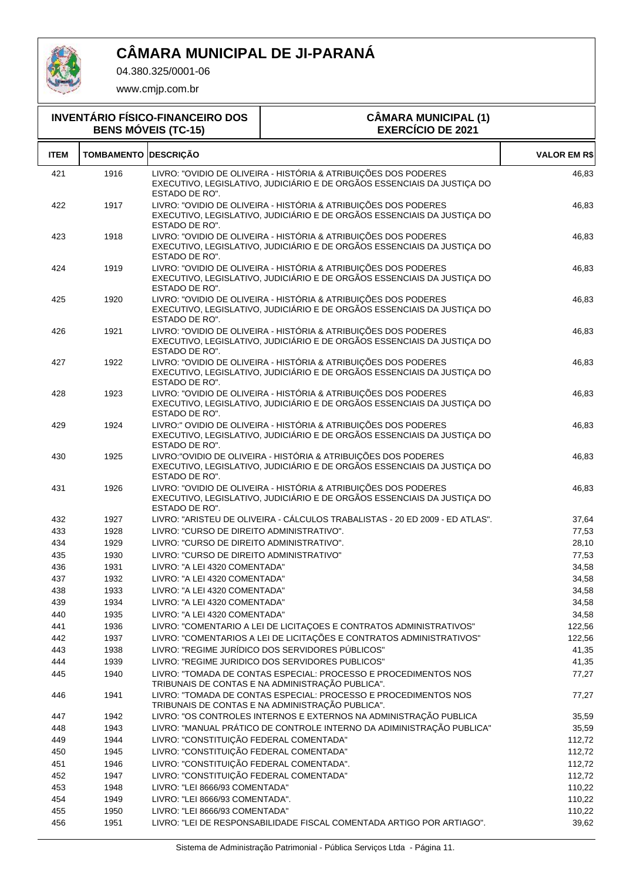# CÂMARA MUNICIPAL DE JI-PARANÁ

04.380.325/0001-06

www.cmjp.com.br

**INVENTÁRIO FÍSICO-FINANCEIRO DOS BENS MÓVEIS (TC-15)**

**CÂMARA MUNICIPAL (1)**
**EXERCÍCIO DE 2021**

| ITEM | TOMBAMENTO | DESCRIÇÃO | VALOR EM R$ |
|---|---|---|---|
| 421 | 1916 | LIVRO: "OVIDIO DE OLIVEIRA - HISTÓRIA & ATRIBUIÇÕES DOS PODERES EXECUTIVO, LEGISLATIVO, JUDICIÁRIO E DE ORGÃOS ESSENCIAIS DA JUSTIÇA DO ESTADO DE RO". | 46,83 |
| 422 | 1917 | LIVRO: "OVIDIO DE OLIVEIRA - HISTÓRIA & ATRIBUIÇÕES DOS PODERES EXECUTIVO, LEGISLATIVO, JUDICIÁRIO E DE ORGÃOS ESSENCIAIS DA JUSTIÇA DO ESTADO DE RO". | 46,83 |
| 423 | 1918 | LIVRO: "OVIDIO DE OLIVEIRA - HISTÓRIA & ATRIBUIÇÕES DOS PODERES EXECUTIVO, LEGISLATIVO, JUDICIÁRIO E DE ORGÃOS ESSENCIAIS DA JUSTIÇA DO ESTADO DE RO". | 46,83 |
| 424 | 1919 | LIVRO: "OVIDIO DE OLIVEIRA - HISTÓRIA & ATRIBUIÇÕES DOS PODERES EXECUTIVO, LEGISLATIVO, JUDICIÁRIO E DE ORGÃOS ESSENCIAIS DA JUSTIÇA DO ESTADO DE RO". | 46,83 |
| 425 | 1920 | LIVRO: "OVIDIO DE OLIVEIRA - HISTÓRIA & ATRIBUIÇÕES DOS PODERES EXECUTIVO, LEGISLATIVO, JUDICIÁRIO E DE ORGÃOS ESSENCIAIS DA JUSTIÇA DO ESTADO DE RO". | 46,83 |
| 426 | 1921 | LIVRO: "OVIDIO DE OLIVEIRA - HISTÓRIA & ATRIBUIÇÕES DOS PODERES EXECUTIVO, LEGISLATIVO, JUDICIÁRIO E DE ORGÃOS ESSENCIAIS DA JUSTIÇA DO ESTADO DE RO". | 46,83 |
| 427 | 1922 | LIVRO: "OVIDIO DE OLIVEIRA - HISTÓRIA & ATRIBUIÇÕES DOS PODERES EXECUTIVO, LEGISLATIVO, JUDICIÁRIO E DE ORGÃOS ESSENCIAIS DA JUSTIÇA DO ESTADO DE RO". | 46,83 |
| 428 | 1923 | LIVRO: "OVIDIO DE OLIVEIRA - HISTÓRIA & ATRIBUIÇÕES DOS PODERES EXECUTIVO, LEGISLATIVO, JUDICIÁRIO E DE ORGÃOS ESSENCIAIS DA JUSTIÇA DO ESTADO DE RO". | 46,83 |
| 429 | 1924 | LIVRO:" OVIDIO DE OLIVEIRA - HISTÓRIA & ATRIBUIÇÕES DOS PODERES EXECUTIVO, LEGISLATIVO, JUDICIÁRIO E DE ORGÃOS ESSENCIAIS DA JUSTIÇA DO ESTADO DE RO". | 46,83 |
| 430 | 1925 | LIVRO:"OVIDIO DE OLIVEIRA - HISTÓRIA & ATRIBUIÇÕES DOS PODERES EXECUTIVO, LEGISLATIVO, JUDICIÁRIO E DE ORGÃOS ESSENCIAIS DA JUSTIÇA DO ESTADO DE RO". | 46,83 |
| 431 | 1926 | LIVRO: "OVIDIO DE OLIVEIRA - HISTÓRIA & ATRIBUIÇÕES DOS PODERES EXECUTIVO, LEGISLATIVO, JUDICIÁRIO E DE ORGÃOS ESSENCIAIS DA JUSTIÇA DO ESTADO DE RO". | 46,83 |
| 432 | 1927 | LIVRO: "ARISTEU DE OLIVEIRA - CÁLCULOS TRABALISTAS - 20 ED 2009 - ED ATLAS". | 37,64 |
| 433 | 1928 | LIVRO: "CURSO DE DIREITO ADMINISTRATIVO". | 77,53 |
| 434 | 1929 | LIVRO: "CURSO DE DIREITO ADMINISTRATIVO". | 28,10 |
| 435 | 1930 | LIVRO: "CURSO DE DIREITO ADMINISTRATIVO" | 77,53 |
| 436 | 1931 | LIVRO: "A LEI 4320 COMENTADA" | 34,58 |
| 437 | 1932 | LIVRO: "A LEI 4320 COMENTADA" | 34,58 |
| 438 | 1933 | LIVRO: "A LEI 4320 COMENTADA" | 34,58 |
| 439 | 1934 | LIVRO: "A LEI 4320 COMENTADA" | 34,58 |
| 440 | 1935 | LIVRO: "A LEI 4320 COMENTADA" | 34,58 |
| 441 | 1936 | LIVRO: "COMENTARIO A LEI DE LICITAÇOES E CONTRATOS ADMINISTRATIVOS" | 122,56 |
| 442 | 1937 | LIVRO: "COMENTARIOS A LEI DE LICITAÇÕES E CONTRATOS ADMINISTRATIVOS" | 122,56 |
| 443 | 1938 | LIVRO: "REGIME JURÍDICO DOS SERVIDORES PÚBLICOS" | 41,35 |
| 444 | 1939 | LIVRO: "REGIME JURIDICO DOS SERVIDORES PUBLICOS" | 41,35 |
| 445 | 1940 | LIVRO: "TOMADA DE CONTAS ESPECIAL: PROCESSO E PROCEDIMENTOS NOS TRIBUNAIS DE CONTAS E NA ADMINISTRAÇÃO PUBLICA". | 77,27 |
| 446 | 1941 | LIVRO: "TOMADA DE CONTAS ESPECIAL: PROCESSO E PROCEDIMENTOS NOS TRIBUNAIS DE CONTAS E NA ADMINISTRAÇÃO PUBLICA". | 77,27 |
| 447 | 1942 | LIVRO: "OS CONTROLES INTERNOS E EXTERNOS NA ADMINISTRAÇÃO PUBLICA | 35,59 |
| 448 | 1943 | LIVRO: "MANUAL PRÁTICO DE CONTROLE INTERNO DA ADIMINISTRAÇÃO PUBLICA" | 35,59 |
| 449 | 1944 | LIVRO: "CONSTITUIÇÃO FEDERAL COMENTADA" | 112,72 |
| 450 | 1945 | LIVRO: "CONSTITUIÇÃO FEDERAL COMENTADA" | 112,72 |
| 451 | 1946 | LIVRO: "CONSTITUIÇÃO FEDERAL COMENTADA". | 112,72 |
| 452 | 1947 | LIVRO: "CONSTITUIÇÃO FEDERAL COMENTADA" | 112,72 |
| 453 | 1948 | LIVRO: "LEI 8666/93 COMENTADA" | 110,22 |
| 454 | 1949 | LIVRO: "LEI 8666/93 COMENTADA". | 110,22 |
| 455 | 1950 | LIVRO: "LEI 8666/93 COMENTADA" | 110,22 |
| 456 | 1951 | LIVRO: "LEI DE RESPONSABILIDADE FISCAL COMENTADA ARTIGO POR ARTIAGO". | 39,62 |

Sistema de Administração Patrimonial - Pública Serviços Ltda - Página 11.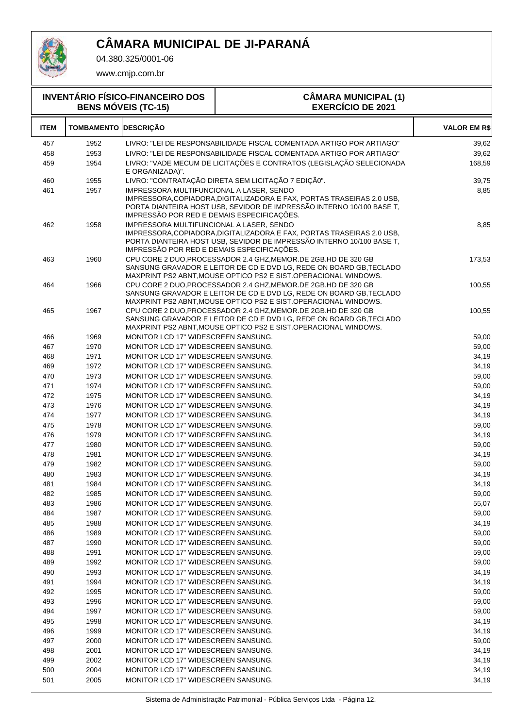# CÂMARA MUNICIPAL DE JI-PARANÁ

04.380.325/0001-06

www.cmjp.com.br

**INVENTÁRIO FÍSICO-FINANCEIRO DOS BENS MÓVEIS (TC-15)**

**CÂMARA MUNICIPAL (1)**
**EXERCÍCIO DE 2021**

| ITEM | TOMBAMENTO | DESCRIÇÃO | VALOR EM R$ |
|---|---|---|---|
| 457 | 1952 | LIVRO: "LEI DE RESPONSABILIDADE FISCAL COMENTADA ARTIGO POR ARTIAGO" | 39,62 |
| 458 | 1953 | LIVRO: "LEI DE RESPONSABILIDADE FISCAL COMENTADA ARTIGO POR ARTIAGO" | 39,62 |
| 459 | 1954 | LIVRO: "VADE MECUM DE LICITAÇÕES E CONTRATOS (LEGISLAÇÃO SELECIONADA E ORGANIZADA)". | 168,59 |
| 460 | 1955 | LIVRO: "CONTRATAÇÃO DIRETA SEM LICITAÇÃO 7 EDIÇÃ0". | 39,75 |
| 461 | 1957 | IMPRESSORA MULTIFUNCIONAL A LASER, SENDO IMPRESSORA,COPIADORA,DIGITALIZADORA E FAX, PORTAS TRASEIRAS 2.0 USB, PORTA DIANTEIRA HOST USB, SEVIDOR DE IMPRESSÃO INTERNO 10/100 BASE T, IMPRESSÃO POR RED E DEMAIS ESPECIFICAÇÕES. | 8,85 |
| 462 | 1958 | IMPRESSORA MULTIFUNCIONAL A LASER, SENDO IMPRESSORA,COPIADORA,DIGITALIZADORA E FAX, PORTAS TRASEIRAS 2.0 USB, PORTA DIANTEIRA HOST USB, SEVIDOR DE IMPRESSÃO INTERNO 10/100 BASE T, IMPRESSÃO POR RED E DEMAIS ESPECIFICAÇÕES. | 8,85 |
| 463 | 1960 | CPU CORE 2 DUO,PROCESSADOR 2.4 GHZ,MEMOR.DE 2GB.HD DE 320 GB SANSUNG GRAVADOR E LEITOR DE CD E DVD LG, REDE ON BOARD GB,TECLADO MAXPRINT PS2 ABNT,MOUSE OPTICO PS2 E SIST.OPERACIONAL WINDOWS. | 173,53 |
| 464 | 1966 | CPU CORE 2 DUO,PROCESSADOR 2.4 GHZ,MEMOR.DE 2GB.HD DE 320 GB SANSUNG GRAVADOR E LEITOR DE CD E DVD LG, REDE ON BOARD GB,TECLADO MAXPRINT PS2 ABNT,MOUSE OPTICO PS2 E SIST.OPERACIONAL WINDOWS. | 100,55 |
| 465 | 1967 | CPU CORE 2 DUO,PROCESSADOR 2.4 GHZ,MEMOR.DE 2GB.HD DE 320 GB SANSUNG GRAVADOR E LEITOR DE CD E DVD LG, REDE ON BOARD GB,TECLADO MAXPRINT PS2 ABNT,MOUSE OPTICO PS2 E SIST.OPERACIONAL WINDOWS. | 100,55 |
| 466 | 1969 | MONITOR LCD 17" WIDESCREEN SANSUNG. | 59,00 |
| 467 | 1970 | MONITOR LCD 17" WIDESCREEN SANSUNG. | 59,00 |
| 468 | 1971 | MONITOR LCD 17" WIDESCREEN SANSUNG. | 34,19 |
| 469 | 1972 | MONITOR LCD 17" WIDESCREEN SANSUNG. | 34,19 |
| 470 | 1973 | MONITOR LCD 17" WIDESCREEN SANSUNG. | 59,00 |
| 471 | 1974 | MONITOR LCD 17" WIDESCREEN SANSUNG. | 59,00 |
| 472 | 1975 | MONITOR LCD 17" WIDESCREEN SANSUNG. | 34,19 |
| 473 | 1976 | MONITOR LCD 17" WIDESCREEN SANSUNG. | 34,19 |
| 474 | 1977 | MONITOR LCD 17" WIDESCREEN SANSUNG. | 34,19 |
| 475 | 1978 | MONITOR LCD 17" WIDESCREEN SANSUNG. | 59,00 |
| 476 | 1979 | MONITOR LCD 17" WIDESCREEN SANSUNG. | 34,19 |
| 477 | 1980 | MONITOR LCD 17" WIDESCREEN SANSUNG. | 59,00 |
| 478 | 1981 | MONITOR LCD 17" WIDESCREEN SANSUNG. | 34,19 |
| 479 | 1982 | MONITOR LCD 17" WIDESCREEN SANSUNG. | 59,00 |
| 480 | 1983 | MONITOR LCD 17" WIDESCREEN SANSUNG. | 34,19 |
| 481 | 1984 | MONITOR LCD 17" WIDESCREEN SANSUNG. | 34,19 |
| 482 | 1985 | MONITOR LCD 17" WIDESCREEN SANSUNG. | 59,00 |
| 483 | 1986 | MONITOR LCD 17" WIDESCREEN SANSUNG. | 55,07 |
| 484 | 1987 | MONITOR LCD 17" WIDESCREEN SANSUNG. | 59,00 |
| 485 | 1988 | MONITOR LCD 17" WIDESCREEN SANSUNG. | 34,19 |
| 486 | 1989 | MONITOR LCD 17" WIDESCREEN SANSUNG. | 59,00 |
| 487 | 1990 | MONITOR LCD 17" WIDESCREEN SANSUNG. | 59,00 |
| 488 | 1991 | MONITOR LCD 17" WIDESCREEN SANSUNG. | 59,00 |
| 489 | 1992 | MONITOR LCD 17" WIDESCREEN SANSUNG. | 59,00 |
| 490 | 1993 | MONITOR LCD 17" WIDESCREEN SANSUNG. | 34,19 |
| 491 | 1994 | MONITOR LCD 17" WIDESCREEN SANSUNG. | 34,19 |
| 492 | 1995 | MONITOR LCD 17" WIDESCREEN SANSUNG. | 59,00 |
| 493 | 1996 | MONITOR LCD 17" WIDESCREEN SANSUNG. | 59,00 |
| 494 | 1997 | MONITOR LCD 17" WIDESCREEN SANSUNG. | 59,00 |
| 495 | 1998 | MONITOR LCD 17" WIDESCREEN SANSUNG. | 34,19 |
| 496 | 1999 | MONITOR LCD 17" WIDESCREEN SANSUNG. | 34,19 |
| 497 | 2000 | MONITOR LCD 17" WIDESCREEN SANSUNG. | 59,00 |
| 498 | 2001 | MONITOR LCD 17" WIDESCREEN SANSUNG. | 34,19 |
| 499 | 2002 | MONITOR LCD 17" WIDESCREEN SANSUNG. | 34,19 |
| 500 | 2004 | MONITOR LCD 17" WIDESCREEN SANSUNG. | 34,19 |
| 501 | 2005 | MONITOR LCD 17" WIDESCREEN SANSUNG. | 34,19 |

Sistema de Administração Patrimonial - Pública Serviços Ltda - Página 12.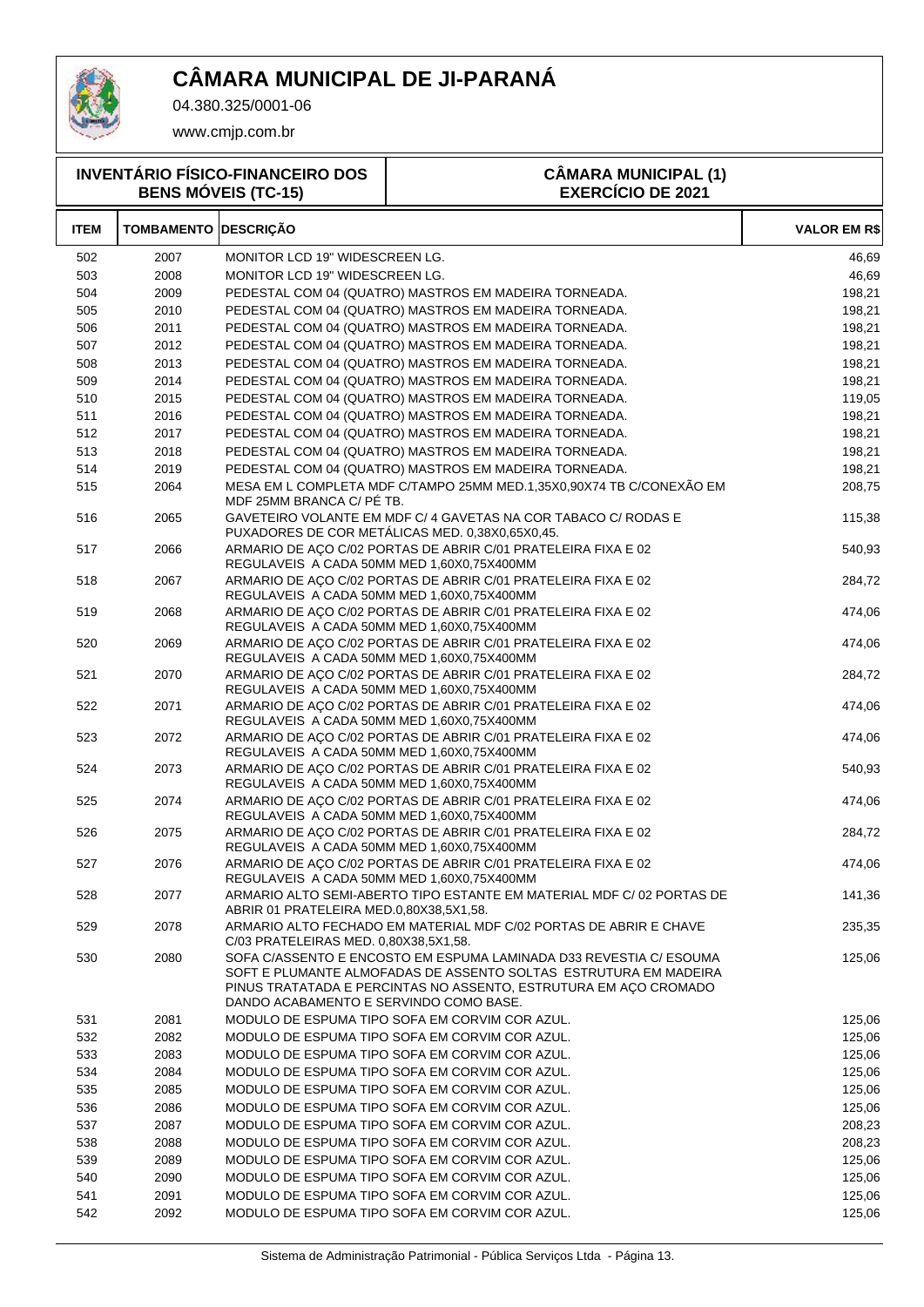# CÂMARA MUNICIPAL DE JI-PARANÁ

04.380.325/0001-06

www.cmjp.com.br

**INVENTÁRIO FÍSICO-FINANCEIRO DOS BENS MÓVEIS (TC-15)**

**CÂMARA MUNICIPAL (1)**
**EXERCÍCIO DE 2021**

| ITEM | TOMBAMENTO | DESCRIÇÃO | VALOR EM R$ |
|---|---|---|---|
| 502 | 2007 | MONITOR LCD 19" WIDESCREEN LG. | 46,69 |
| 503 | 2008 | MONITOR LCD 19" WIDESCREEN LG. | 46,69 |
| 504 | 2009 | PEDESTAL COM 04 (QUATRO) MASTROS EM MADEIRA TORNEADA. | 198,21 |
| 505 | 2010 | PEDESTAL COM 04 (QUATRO) MASTROS EM MADEIRA TORNEADA. | 198,21 |
| 506 | 2011 | PEDESTAL COM 04 (QUATRO) MASTROS EM MADEIRA TORNEADA. | 198,21 |
| 507 | 2012 | PEDESTAL COM 04 (QUATRO) MASTROS EM MADEIRA TORNEADA. | 198,21 |
| 508 | 2013 | PEDESTAL COM 04 (QUATRO) MASTROS EM MADEIRA TORNEADA. | 198,21 |
| 509 | 2014 | PEDESTAL COM 04 (QUATRO) MASTROS EM MADEIRA TORNEADA. | 198,21 |
| 510 | 2015 | PEDESTAL COM 04 (QUATRO) MASTROS EM MADEIRA TORNEADA. | 119,05 |
| 511 | 2016 | PEDESTAL COM 04 (QUATRO) MASTROS EM MADEIRA TORNEADA. | 198,21 |
| 512 | 2017 | PEDESTAL COM 04 (QUATRO) MASTROS EM MADEIRA TORNEADA. | 198,21 |
| 513 | 2018 | PEDESTAL COM 04 (QUATRO) MASTROS EM MADEIRA TORNEADA. | 198,21 |
| 514 | 2019 | PEDESTAL COM 04 (QUATRO) MASTROS EM MADEIRA TORNEADA. | 198,21 |
| 515 | 2064 | MESA EM L COMPLETA MDF C/TAMPO 25MM MED.1,35X0,90X74 TB C/CONEXÃO EM MDF 25MM BRANCA C/ PÉ TB. | 208,75 |
| 516 | 2065 | GAVETEIRO VOLANTE EM MDF C/ 4 GAVETAS NA COR TABACO C/ RODAS E PUXADORES DE COR METÁLICAS MED. 0,38X0,65X0,45. | 115,38 |
| 517 | 2066 | ARMARIO DE AÇO C/02 PORTAS DE ABRIR C/01 PRATELEIRA FIXA E 02 REGULAVEIS A CADA 50MM MED 1,60X0,75X400MM | 540,93 |
| 518 | 2067 | ARMARIO DE AÇO C/02 PORTAS DE ABRIR C/01 PRATELEIRA FIXA E 02 REGULAVEIS A CADA 50MM MED 1,60X0,75X400MM | 284,72 |
| 519 | 2068 | ARMARIO DE AÇO C/02 PORTAS DE ABRIR C/01 PRATELEIRA FIXA E 02 REGULAVEIS A CADA 50MM MED 1,60X0,75X400MM | 474,06 |
| 520 | 2069 | ARMARIO DE AÇO C/02 PORTAS DE ABRIR C/01 PRATELEIRA FIXA E 02 REGULAVEIS A CADA 50MM MED 1,60X0,75X400MM | 474,06 |
| 521 | 2070 | ARMARIO DE AÇO C/02 PORTAS DE ABRIR C/01 PRATELEIRA FIXA E 02 REGULAVEIS A CADA 50MM MED 1,60X0,75X400MM | 284,72 |
| 522 | 2071 | ARMARIO DE AÇO C/02 PORTAS DE ABRIR C/01 PRATELEIRA FIXA E 02 REGULAVEIS A CADA 50MM MED 1,60X0,75X400MM | 474,06 |
| 523 | 2072 | ARMARIO DE AÇO C/02 PORTAS DE ABRIR C/01 PRATELEIRA FIXA E 02 REGULAVEIS A CADA 50MM MED 1,60X0,75X400MM | 474,06 |
| 524 | 2073 | ARMARIO DE AÇO C/02 PORTAS DE ABRIR C/01 PRATELEIRA FIXA E 02 REGULAVEIS A CADA 50MM MED 1,60X0,75X400MM | 540,93 |
| 525 | 2074 | ARMARIO DE AÇO C/02 PORTAS DE ABRIR C/01 PRATELEIRA FIXA E 02 REGULAVEIS A CADA 50MM MED 1,60X0,75X400MM | 474,06 |
| 526 | 2075 | ARMARIO DE AÇO C/02 PORTAS DE ABRIR C/01 PRATELEIRA FIXA E 02 REGULAVEIS A CADA 50MM MED 1,60X0,75X400MM | 284,72 |
| 527 | 2076 | ARMARIO DE AÇO C/02 PORTAS DE ABRIR C/01 PRATELEIRA FIXA E 02 REGULAVEIS A CADA 50MM MED 1,60X0,75X400MM | 474,06 |
| 528 | 2077 | ARMARIO ALTO SEMI-ABERTO TIPO ESTANTE EM MATERIAL MDF C/ 02 PORTAS DE ABRIR 01 PRATELEIRA MED.0,80X38,5X1,58. | 141,36 |
| 529 | 2078 | ARMARIO ALTO FECHADO EM MATERIAL MDF C/02 PORTAS DE ABRIR E CHAVE C/03 PRATELEIRAS MED. 0,80X38,5X1,58. | 235,35 |
| 530 | 2080 | SOFA C/ASSENTO E ENCOSTO EM ESPUMA LAMINADA D33 REVESTIA C/ ESOUMA SOFT E PLUMANTE ALMOFADAS DE ASSENTO SOLTAS ESTRUTURA EM MADEIRA PINUS TRATATADA E PERCINTAS NO ASSENTO, ESTRUTURA EM AÇO CROMADO DANDO ACABAMENTO E SERVINDO COMO BASE. | 125,06 |
| 531 | 2081 | MODULO DE ESPUMA TIPO SOFA EM CORVIM COR AZUL. | 125,06 |
| 532 | 2082 | MODULO DE ESPUMA TIPO SOFA EM CORVIM COR AZUL. | 125,06 |
| 533 | 2083 | MODULO DE ESPUMA TIPO SOFA EM CORVIM COR AZUL. | 125,06 |
| 534 | 2084 | MODULO DE ESPUMA TIPO SOFA EM CORVIM COR AZUL. | 125,06 |
| 535 | 2085 | MODULO DE ESPUMA TIPO SOFA EM CORVIM COR AZUL. | 125,06 |
| 536 | 2086 | MODULO DE ESPUMA TIPO SOFA EM CORVIM COR AZUL. | 125,06 |
| 537 | 2087 | MODULO DE ESPUMA TIPO SOFA EM CORVIM COR AZUL. | 208,23 |
| 538 | 2088 | MODULO DE ESPUMA TIPO SOFA EM CORVIM COR AZUL. | 208,23 |
| 539 | 2089 | MODULO DE ESPUMA TIPO SOFA EM CORVIM COR AZUL. | 125,06 |
| 540 | 2090 | MODULO DE ESPUMA TIPO SOFA EM CORVIM COR AZUL. | 125,06 |
| 541 | 2091 | MODULO DE ESPUMA TIPO SOFA EM CORVIM COR AZUL. | 125,06 |
| 542 | 2092 | MODULO DE ESPUMA TIPO SOFA EM CORVIM COR AZUL. | 125,06 |

Sistema de Administração Patrimonial - Pública Serviços Ltda - Página 13.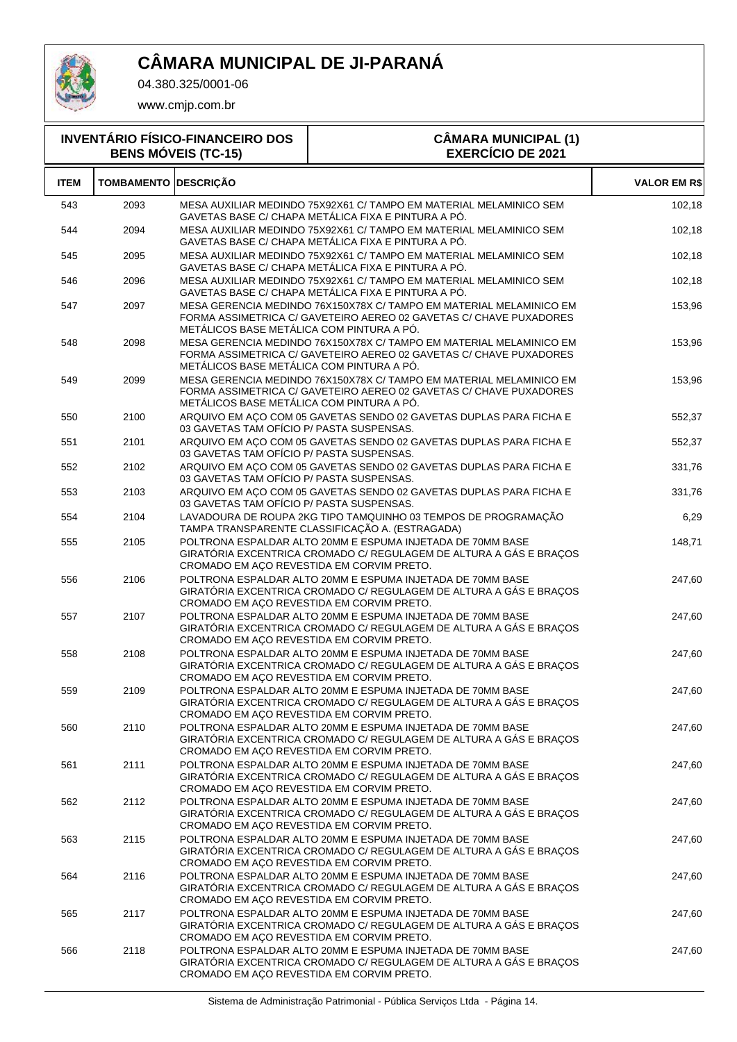# CÂMARA MUNICIPAL DE JI-PARANÁ

04.380.325/0001-06

www.cmjp.com.br

**INVENTÁRIO FÍSICO-FINANCEIRO DOS BENS MÓVEIS (TC-15)**

**CÂMARA MUNICIPAL (1)**
**EXERCÍCIO DE 2021**

| ITEM | TOMBAMENTO | DESCRIÇÃO | VALOR EM R$ |
|---|---|---|---|
| 543 | 2093 | MESA AUXILIAR MEDINDO 75X92X61 C/ TAMPO EM MATERIAL MELAMINICO SEM GAVETAS BASE C/ CHAPA METÁLICA FIXA E PINTURA A PÓ. | 102,18 |
| 544 | 2094 | MESA AUXILIAR MEDINDO 75X92X61 C/ TAMPO EM MATERIAL MELAMINICO SEM GAVETAS BASE C/ CHAPA METÁLICA FIXA E PINTURA A PÓ. | 102,18 |
| 545 | 2095 | MESA AUXILIAR MEDINDO 75X92X61 C/ TAMPO EM MATERIAL MELAMINICO SEM GAVETAS BASE C/ CHAPA METÁLICA FIXA E PINTURA A PÓ. | 102,18 |
| 546 | 2096 | MESA AUXILIAR MEDINDO 75X92X61 C/ TAMPO EM MATERIAL MELAMINICO SEM GAVETAS BASE C/ CHAPA METÁLICA FIXA E PINTURA A PÓ. | 102,18 |
| 547 | 2097 | MESA GERENCIA MEDINDO 76X150X78X C/ TAMPO EM MATERIAL MELAMINICO EM FORMA ASSIMETRICA C/ GAVETEIRO AEREO 02 GAVETAS C/ CHAVE PUXADORES METÁLICOS BASE METÁLICA COM PINTURA A PÓ. | 153,96 |
| 548 | 2098 | MESA GERENCIA MEDINDO 76X150X78X C/ TAMPO EM MATERIAL MELAMINICO EM FORMA ASSIMETRICA C/ GAVETEIRO AEREO 02 GAVETAS C/ CHAVE PUXADORES METÁLICOS BASE METÁLICA COM PINTURA A PÓ. | 153,96 |
| 549 | 2099 | MESA GERENCIA MEDINDO 76X150X78X C/ TAMPO EM MATERIAL MELAMINICO EM FORMA ASSIMETRICA C/ GAVETEIRO AEREO 02 GAVETAS C/ CHAVE PUXADORES METÁLICOS BASE METÁLICA COM PINTURA A PÓ. | 153,96 |
| 550 | 2100 | ARQUIVO EM AÇO COM 05 GAVETAS SENDO 02 GAVETAS DUPLAS PARA FICHA E 03 GAVETAS TAM OFÍCIO P/ PASTA SUSPENSAS. | 552,37 |
| 551 | 2101 | ARQUIVO EM AÇO COM 05 GAVETAS SENDO 02 GAVETAS DUPLAS PARA FICHA E 03 GAVETAS TAM OFÍCIO P/ PASTA SUSPENSAS. | 552,37 |
| 552 | 2102 | ARQUIVO EM AÇO COM 05 GAVETAS SENDO 02 GAVETAS DUPLAS PARA FICHA E 03 GAVETAS TAM OFÍCIO P/ PASTA SUSPENSAS. | 331,76 |
| 553 | 2103 | ARQUIVO EM AÇO COM 05 GAVETAS SENDO 02 GAVETAS DUPLAS PARA FICHA E 03 GAVETAS TAM OFÍCIO P/ PASTA SUSPENSAS. | 331,76 |
| 554 | 2104 | LAVADOURA DE ROUPA 2KG TIPO TAMQUINHO 03 TEMPOS DE PROGRAMAÇÃO TAMPA TRANSPARENTE CLASSIFICAÇÃO A. (ESTRAGADA) | 6,29 |
| 555 | 2105 | POLTRONA ESPALDAR ALTO 20MM E ESPUMA INJETADA DE 70MM BASE GIRATÓRIA EXCENTRICA CROMADO C/ REGULAGEM DE ALTURA A GÁS E BRAÇOS CROMADO EM AÇO REVESTIDA EM CORVIM PRETO. | 148,71 |
| 556 | 2106 | POLTRONA ESPALDAR ALTO 20MM E ESPUMA INJETADA DE 70MM BASE GIRATÓRIA EXCENTRICA CROMADO C/ REGULAGEM DE ALTURA A GÁS E BRAÇOS CROMADO EM AÇO REVESTIDA EM CORVIM PRETO. | 247,60 |
| 557 | 2107 | POLTRONA ESPALDAR ALTO 20MM E ESPUMA INJETADA DE 70MM BASE GIRATÓRIA EXCENTRICA CROMADO C/ REGULAGEM DE ALTURA A GÁS E BRAÇOS CROMADO EM AÇO REVESTIDA EM CORVIM PRETO. | 247,60 |
| 558 | 2108 | POLTRONA ESPALDAR ALTO 20MM E ESPUMA INJETADA DE 70MM BASE GIRATÓRIA EXCENTRICA CROMADO C/ REGULAGEM DE ALTURA A GÁS E BRAÇOS CROMADO EM AÇO REVESTIDA EM CORVIM PRETO. | 247,60 |
| 559 | 2109 | POLTRONA ESPALDAR ALTO 20MM E ESPUMA INJETADA DE 70MM BASE GIRATÓRIA EXCENTRICA CROMADO C/ REGULAGEM DE ALTURA A GÁS E BRAÇOS CROMADO EM AÇO REVESTIDA EM CORVIM PRETO. | 247,60 |
| 560 | 2110 | POLTRONA ESPALDAR ALTO 20MM E ESPUMA INJETADA DE 70MM BASE GIRATÓRIA EXCENTRICA CROMADO C/ REGULAGEM DE ALTURA A GÁS E BRAÇOS CROMADO EM AÇO REVESTIDA EM CORVIM PRETO. | 247,60 |
| 561 | 2111 | POLTRONA ESPALDAR ALTO 20MM E ESPUMA INJETADA DE 70MM BASE GIRATÓRIA EXCENTRICA CROMADO C/ REGULAGEM DE ALTURA A GÁS E BRAÇOS CROMADO EM AÇO REVESTIDA EM CORVIM PRETO. | 247,60 |
| 562 | 2112 | POLTRONA ESPALDAR ALTO 20MM E ESPUMA INJETADA DE 70MM BASE GIRATÓRIA EXCENTRICA CROMADO C/ REGULAGEM DE ALTURA A GÁS E BRAÇOS CROMADO EM AÇO REVESTIDA EM CORVIM PRETO. | 247,60 |
| 563 | 2115 | POLTRONA ESPALDAR ALTO 20MM E ESPUMA INJETADA DE 70MM BASE GIRATÓRIA EXCENTRICA CROMADO C/ REGULAGEM DE ALTURA A GÁS E BRAÇOS CROMADO EM AÇO REVESTIDA EM CORVIM PRETO. | 247,60 |
| 564 | 2116 | POLTRONA ESPALDAR ALTO 20MM E ESPUMA INJETADA DE 70MM BASE GIRATÓRIA EXCENTRICA CROMADO C/ REGULAGEM DE ALTURA A GÁS E BRAÇOS CROMADO EM AÇO REVESTIDA EM CORVIM PRETO. | 247,60 |
| 565 | 2117 | POLTRONA ESPALDAR ALTO 20MM E ESPUMA INJETADA DE 70MM BASE GIRATÓRIA EXCENTRICA CROMADO C/ REGULAGEM DE ALTURA A GÁS E BRAÇOS CROMADO EM AÇO REVESTIDA EM CORVIM PRETO. | 247,60 |
| 566 | 2118 | POLTRONA ESPALDAR ALTO 20MM E ESPUMA INJETADA DE 70MM BASE GIRATÓRIA EXCENTRICA CROMADO C/ REGULAGEM DE ALTURA A GÁS E BRAÇOS CROMADO EM AÇO REVESTIDA EM CORVIM PRETO. | 247,60 |

Sistema de Administração Patrimonial - Pública Serviços Ltda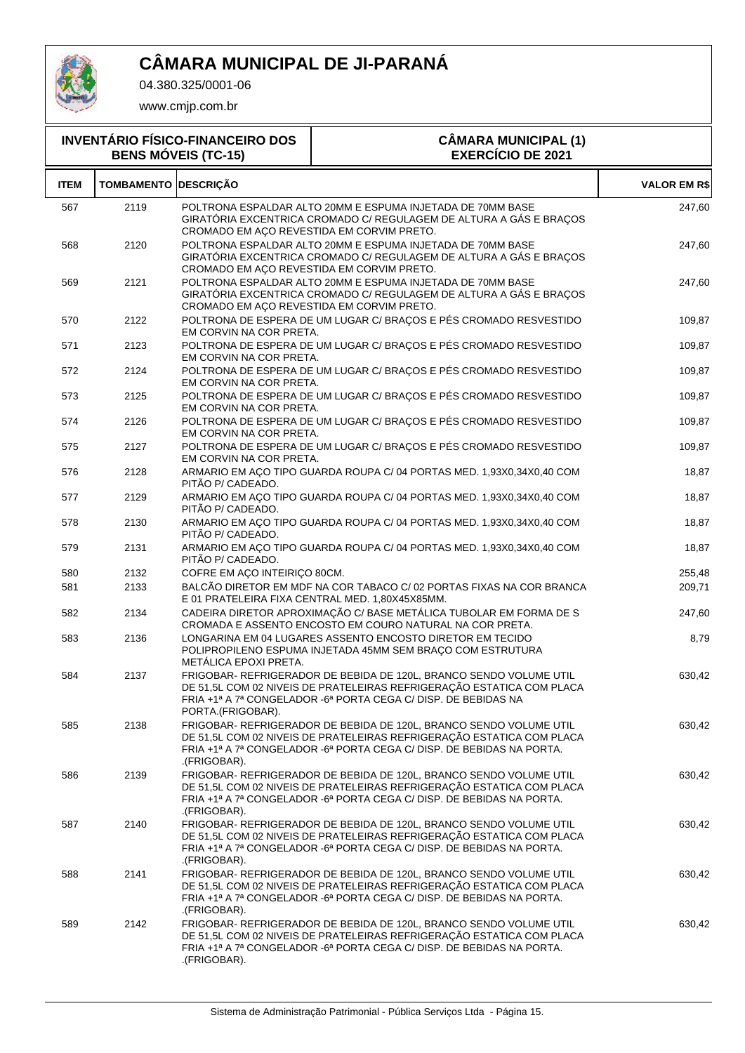# CÂMARA MUNICIPAL DE JI-PARANÁ

04.380.325/0001-06

www.cmjp.com.br

| INVENTÁRIO FÍSICO-FINANCEIRO DOS BENS MÓVEIS (TC-15) | CÂMARA MUNICIPAL (1) EXERCÍCIO DE 2021 |
|---|---|

| ITEM | TOMBAMENTO | DESCRIÇÃO | VALOR EM R$ |
|---|---|---|---|
| 567 | 2119 | POLTRONA ESPALDAR ALTO 20MM E ESPUMA INJETADA DE 70MM BASE GIRATÓRIA EXCENTRICA CROMADO C/ REGULAGEM DE ALTURA A GÁS E BRAÇOS CROMADO EM AÇO REVESTIDA EM CORVIM PRETO. | 247,60 |
| 568 | 2120 | POLTRONA ESPALDAR ALTO 20MM E ESPUMA INJETADA DE 70MM BASE GIRATÓRIA EXCENTRICA CROMADO C/ REGULAGEM DE ALTURA A GÁS E BRAÇOS CROMADO EM AÇO REVESTIDA EM CORVIM PRETO. | 247,60 |
| 569 | 2121 | POLTRONA ESPALDAR ALTO 20MM E ESPUMA INJETADA DE 70MM BASE GIRATÓRIA EXCENTRICA CROMADO C/ REGULAGEM DE ALTURA A GÁS E BRAÇOS CROMADO EM AÇO REVESTIDA EM CORVIM PRETO. | 247,60 |
| 570 | 2122 | POLTRONA DE ESPERA DE UM LUGAR C/ BRAÇOS E PÉS CROMADO RESVESTIDO EM CORVIN NA COR PRETA. | 109,87 |
| 571 | 2123 | POLTRONA DE ESPERA DE UM LUGAR C/ BRAÇOS E PÉS CROMADO RESVESTIDO EM CORVIN NA COR PRETA. | 109,87 |
| 572 | 2124 | POLTRONA DE ESPERA DE UM LUGAR C/ BRAÇOS E PÉS CROMADO RESVESTIDO EM CORVIN NA COR PRETA. | 109,87 |
| 573 | 2125 | POLTRONA DE ESPERA DE UM LUGAR C/ BRAÇOS E PÉS CROMADO RESVESTIDO EM CORVIN NA COR PRETA. | 109,87 |
| 574 | 2126 | POLTRONA DE ESPERA DE UM LUGAR C/ BRAÇOS E PÉS CROMADO RESVESTIDO EM CORVIN NA COR PRETA. | 109,87 |
| 575 | 2127 | POLTRONA DE ESPERA DE UM LUGAR C/ BRAÇOS E PÉS CROMADO RESVESTIDO EM CORVIN NA COR PRETA. | 109,87 |
| 576 | 2128 | ARMARIO EM AÇO TIPO GUARDA ROUPA C/ 04 PORTAS MED. 1,93X0,34X0,40 COM PITÃO P/ CADEADO. | 18,87 |
| 577 | 2129 | ARMARIO EM AÇO TIPO GUARDA ROUPA C/ 04 PORTAS MED. 1,93X0,34X0,40 COM PITÃO P/ CADEADO. | 18,87 |
| 578 | 2130 | ARMARIO EM AÇO TIPO GUARDA ROUPA C/ 04 PORTAS MED. 1,93X0,34X0,40 COM PITÃO P/ CADEADO. | 18,87 |
| 579 | 2131 | ARMARIO EM AÇO TIPO GUARDA ROUPA C/ 04 PORTAS MED. 1,93X0,34X0,40 COM PITÃO P/ CADEADO. | 18,87 |
| 580 | 2132 | COFRE EM AÇO INTEIRIÇO 80CM. | 255,48 |
| 581 | 2133 | BALCÃO DIRETOR EM MDF NA COR TABACO C/ 02 PORTAS FIXAS NA COR BRANCA E 01 PRATELEIRA FIXA CENTRAL MED. 1,80X45X85MM. | 209,71 |
| 582 | 2134 | CADEIRA DIRETOR APROXIMAÇÃO C/ BASE METÁLICA TUBOLAR EM FORMA DE S CROMADA E ASSENTO ENCOSTO EM COURO NATURAL NA COR PRETA. | 247,60 |
| 583 | 2136 | LONGARINA EM 04 LUGARES ASSENTO ENCOSTO DIRETOR EM TECIDO POLIPROPILENO ESPUMA INJETADA 45MM SEM BRAÇO COM ESTRUTURA METÁLICA EPOXI PRETA. | 8,79 |
| 584 | 2137 | FRIGOBAR- REFRIGERADOR DE BEBIDA DE 120L, BRANCO SENDO VOLUME UTIL DE 51,5L COM 02 NIVEIS DE PRATELEIRAS REFRIGERAÇÃO ESTATICA COM PLACA FRIA +1ª A 7ª CONGELADOR -6ª PORTA CEGA C/ DISP. DE BEBIDAS NA PORTA.(FRIGOBAR). | 630,42 |
| 585 | 2138 | FRIGOBAR- REFRIGERADOR DE BEBIDA DE 120L, BRANCO SENDO VOLUME UTIL DE 51,5L COM 02 NIVEIS DE PRATELEIRAS REFRIGERAÇÃO ESTATICA COM PLACA FRIA +1ª A 7ª CONGELADOR -6ª PORTA CEGA C/ DISP. DE BEBIDAS NA PORTA. .(FRIGOBAR). | 630,42 |
| 586 | 2139 | FRIGOBAR- REFRIGERADOR DE BEBIDA DE 120L, BRANCO SENDO VOLUME UTIL DE 51,5L COM 02 NIVEIS DE PRATELEIRAS REFRIGERAÇÃO ESTATICA COM PLACA FRIA +1ª A 7ª CONGELADOR -6ª PORTA CEGA C/ DISP. DE BEBIDAS NA PORTA. .(FRIGOBAR). | 630,42 |
| 587 | 2140 | FRIGOBAR- REFRIGERADOR DE BEBIDA DE 120L, BRANCO SENDO VOLUME UTIL DE 51,5L COM 02 NIVEIS DE PRATELEIRAS REFRIGERAÇÃO ESTATICA COM PLACA FRIA +1ª A 7ª CONGELADOR -6ª PORTA CEGA C/ DISP. DE BEBIDAS NA PORTA. .(FRIGOBAR). | 630,42 |
| 588 | 2141 | FRIGOBAR- REFRIGERADOR DE BEBIDA DE 120L, BRANCO SENDO VOLUME UTIL DE 51,5L COM 02 NIVEIS DE PRATELEIRAS REFRIGERAÇÃO ESTATICA COM PLACA FRIA +1ª A 7ª CONGELADOR -6ª PORTA CEGA C/ DISP. DE BEBIDAS NA PORTA. .(FRIGOBAR). | 630,42 |
| 589 | 2142 | FRIGOBAR- REFRIGERADOR DE BEBIDA DE 120L, BRANCO SENDO VOLUME UTIL DE 51,5L COM 02 NIVEIS DE PRATELEIRAS REFRIGERAÇÃO ESTATICA COM PLACA FRIA +1ª A 7ª CONGELADOR -6ª PORTA CEGA C/ DISP. DE BEBIDAS NA PORTA. .(FRIGOBAR). | 630,42 |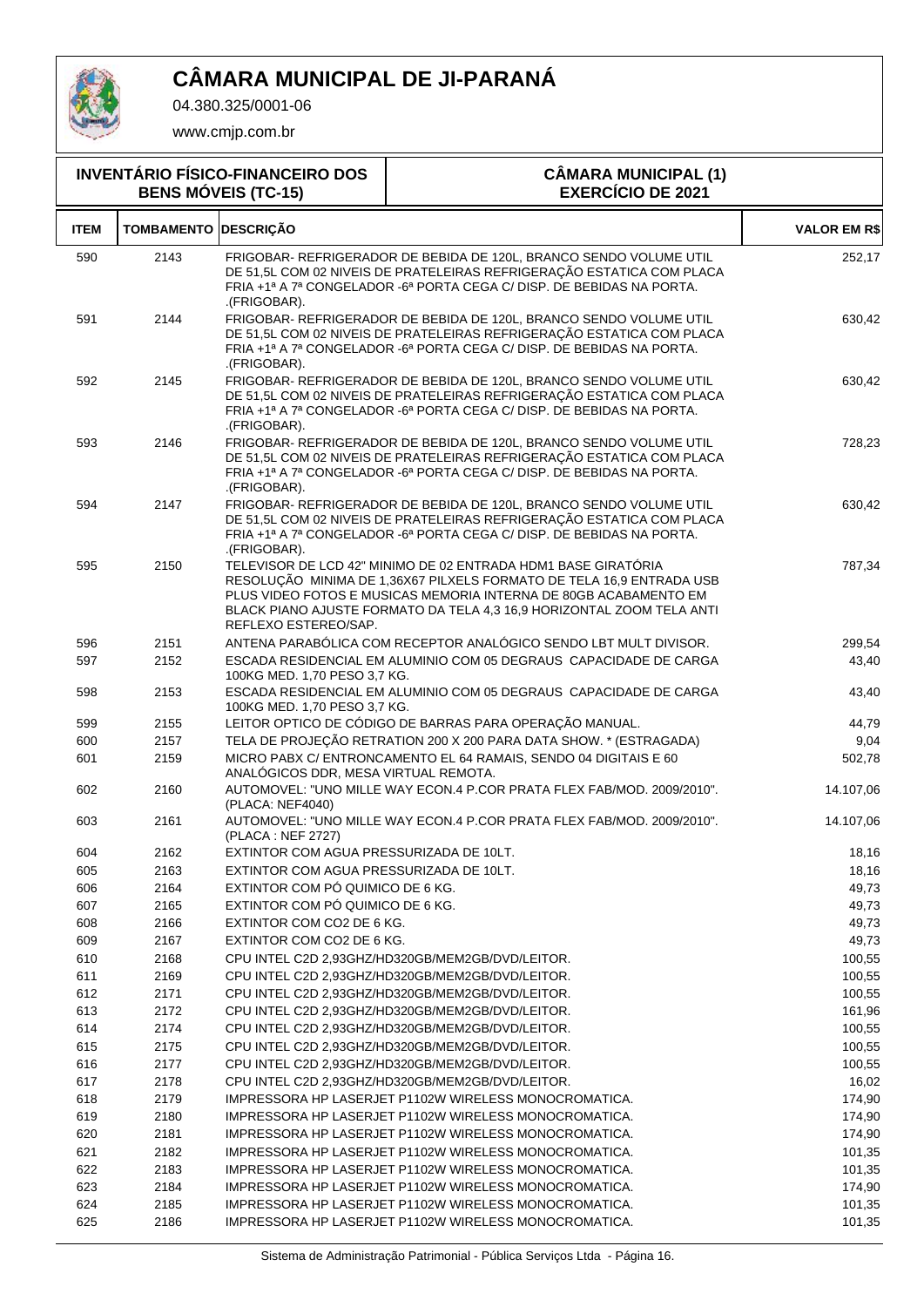# CÂMARA MUNICIPAL DE JI-PARANÁ

04.380.325/0001-06

www.cmjp.com.br

**INVENTÁRIO FÍSICO-FINANCEIRO DOS BENS MÓVEIS (TC-15)** | **CÂMARA MUNICIPAL (1) EXERCÍCIO DE 2021**

| ITEM | TOMBAMENTO | DESCRIÇÃO | VALOR EM R$ |
|---|---|---|---|
| 590 | 2143 | FRIGOBAR- REFRIGERADOR DE BEBIDA DE 120L, BRANCO SENDO VOLUME UTIL DE 51,5L COM 02 NIVEIS DE PRATELEIRAS REFRIGERAÇÃO ESTATICA COM PLACA FRIA +1ª A 7ª CONGELADOR -6ª PORTA CEGA C/ DISP. DE BEBIDAS NA PORTA. .(FRIGOBAR). | 252,17 |
| 591 | 2144 | FRIGOBAR- REFRIGERADOR DE BEBIDA DE 120L, BRANCO SENDO VOLUME UTIL DE 51,5L COM 02 NIVEIS DE PRATELEIRAS REFRIGERAÇÃO ESTATICA COM PLACA FRIA +1ª A 7ª CONGELADOR -6ª PORTA CEGA C/ DISP. DE BEBIDAS NA PORTA. .(FRIGOBAR). | 630,42 |
| 592 | 2145 | FRIGOBAR- REFRIGERADOR DE BEBIDA DE 120L, BRANCO SENDO VOLUME UTIL DE 51,5L COM 02 NIVEIS DE PRATELEIRAS REFRIGERAÇÃO ESTATICA COM PLACA FRIA +1ª A 7ª CONGELADOR -6ª PORTA CEGA C/ DISP. DE BEBIDAS NA PORTA. .(FRIGOBAR). | 630,42 |
| 593 | 2146 | FRIGOBAR- REFRIGERADOR DE BEBIDA DE 120L, BRANCO SENDO VOLUME UTIL DE 51,5L COM 02 NIVEIS DE PRATELEIRAS REFRIGERAÇÃO ESTATICA COM PLACA FRIA +1ª A 7ª CONGELADOR -6ª PORTA CEGA C/ DISP. DE BEBIDAS NA PORTA. .(FRIGOBAR). | 728,23 |
| 594 | 2147 | FRIGOBAR- REFRIGERADOR DE BEBIDA DE 120L, BRANCO SENDO VOLUME UTIL DE 51,5L COM 02 NIVEIS DE PRATELEIRAS REFRIGERAÇÃO ESTATICA COM PLACA FRIA +1ª A 7ª CONGELADOR -6ª PORTA CEGA C/ DISP. DE BEBIDAS NA PORTA. .(FRIGOBAR). | 630,42 |
| 595 | 2150 | TELEVISOR DE LCD 42" MINIMO DE 02 ENTRADA HDM1 BASE GIRATÓRIA RESOLUÇÃO MINIMA DE 1,36X67 PILXELS FORMATO DE TELA 16,9 ENTRADA USB PLUS VIDEO FOTOS E MUSICAS MEMORIA INTERNA DE 80GB ACABAMENTO EM BLACK PIANO AJUSTE FORMATO DA TELA 4,3 16,9 HORIZONTAL ZOOM TELA ANTI REFLEXO ESTEREO/SAP. | 787,34 |
| 596 | 2151 | ANTENA PARABÓLICA COM RECEPTOR ANALÓGICO SENDO LBT MULT DIVISOR. | 299,54 |
| 597 | 2152 | ESCADA RESIDENCIAL EM ALUMINIO COM 05 DEGRAUS CAPACIDADE DE CARGA 100KG MED. 1,70 PESO 3,7 KG. | 43,40 |
| 598 | 2153 | ESCADA RESIDENCIAL EM ALUMINIO COM 05 DEGRAUS CAPACIDADE DE CARGA 100KG MED. 1,70 PESO 3,7 KG. | 43,40 |
| 599 | 2155 | LEITOR OPTICO DE CÓDIGO DE BARRAS PARA OPERAÇÃO MANUAL. | 44,79 |
| 600 | 2157 | TELA DE PROJEÇÃO RETRATION 200 X 200 PARA DATA SHOW. * (ESTRAGADA) | 9,04 |
| 601 | 2159 | MICRO PABX C/ ENTRONCAMENTO EL 64 RAMAIS, SENDO 04 DIGITAIS E 60 ANALÓGICOS DDR, MESA VIRTUAL REMOTA. | 502,78 |
| 602 | 2160 | AUTOMOVEL: "UNO MILLE WAY ECON.4 P.COR PRATA FLEX FAB/MOD. 2009/2010". (PLACA: NEF4040) | 14.107,06 |
| 603 | 2161 | AUTOMOVEL: "UNO MILLE WAY ECON.4 P.COR PRATA FLEX FAB/MOD. 2009/2010". (PLACA : NEF 2727) | 14.107,06 |
| 604 | 2162 | EXTINTOR COM AGUA PRESSURIZADA DE 10LT. | 18,16 |
| 605 | 2163 | EXTINTOR COM AGUA PRESSURIZADA DE 10LT. | 18,16 |
| 606 | 2164 | EXTINTOR COM PÓ QUIMICO DE 6 KG. | 49,73 |
| 607 | 2165 | EXTINTOR COM PÓ QUIMICO DE 6 KG. | 49,73 |
| 608 | 2166 | EXTINTOR COM CO2 DE 6 KG. | 49,73 |
| 609 | 2167 | EXTINTOR COM CO2 DE 6 KG. | 49,73 |
| 610 | 2168 | CPU INTEL C2D 2,93GHZ/HD320GB/MEM2GB/DVD/LEITOR. | 100,55 |
| 611 | 2169 | CPU INTEL C2D 2,93GHZ/HD320GB/MEM2GB/DVD/LEITOR. | 100,55 |
| 612 | 2171 | CPU INTEL C2D 2,93GHZ/HD320GB/MEM2GB/DVD/LEITOR. | 100,55 |
| 613 | 2172 | CPU INTEL C2D 2,93GHZ/HD320GB/MEM2GB/DVD/LEITOR. | 161,96 |
| 614 | 2174 | CPU INTEL C2D 2,93GHZ/HD320GB/MEM2GB/DVD/LEITOR. | 100,55 |
| 615 | 2175 | CPU INTEL C2D 2,93GHZ/HD320GB/MEM2GB/DVD/LEITOR. | 100,55 |
| 616 | 2177 | CPU INTEL C2D 2,93GHZ/HD320GB/MEM2GB/DVD/LEITOR. | 100,55 |
| 617 | 2178 | CPU INTEL C2D 2,93GHZ/HD320GB/MEM2GB/DVD/LEITOR. | 16,02 |
| 618 | 2179 | IMPRESSORA HP LASERJET P1102W WIRELESS MONOCROMATICA. | 174,90 |
| 619 | 2180 | IMPRESSORA HP LASERJET P1102W WIRELESS MONOCROMATICA. | 174,90 |
| 620 | 2181 | IMPRESSORA HP LASERJET P1102W WIRELESS MONOCROMATICA. | 174,90 |
| 621 | 2182 | IMPRESSORA HP LASERJET P1102W WIRELESS MONOCROMATICA. | 101,35 |
| 622 | 2183 | IMPRESSORA HP LASERJET P1102W WIRELESS MONOCROMATICA. | 101,35 |
| 623 | 2184 | IMPRESSORA HP LASERJET P1102W WIRELESS MONOCROMATICA. | 174,90 |
| 624 | 2185 | IMPRESSORA HP LASERJET P1102W WIRELESS MONOCROMATICA. | 101,35 |
| 625 | 2186 | IMPRESSORA HP LASERJET P1102W WIRELESS MONOCROMATICA. | 101,35 |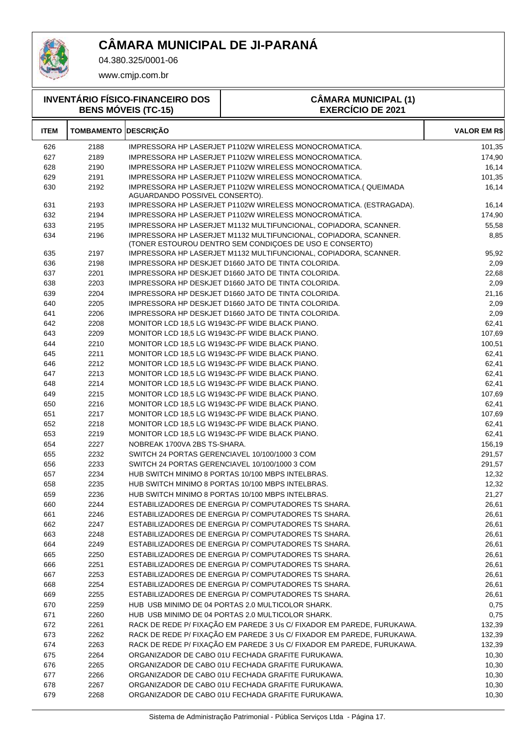# CÂMARA MUNICIPAL DE JI-PARANÁ

04.380.325/0001-06

www.cmjp.com.br

## INVENTÁRIO FÍSICO-FINANCEIRO DOS BENS MÓVEIS (TC-15)

## CÂMARA MUNICIPAL (1) EXERCÍCIO DE 2021

| ITEM | TOMBAMENTO | DESCRIÇÃO | VALOR EM R$ |
|---|---|---|---|
| 626 | 2188 | IMPRESSORA HP LASERJET P1102W WIRELESS MONOCROMATICA. | 101,35 |
| 627 | 2189 | IMPRESSORA HP LASERJET P1102W WIRELESS MONOCROMATICA. | 174,90 |
| 628 | 2190 | IMPRESSORA HP LASERJET P1102W WIRELESS MONOCROMATICA. | 16,14 |
| 629 | 2191 | IMPRESSORA HP LASERJET P1102W WIRELESS MONOCROMATICA. | 101,35 |
| 630 | 2192 | IMPRESSORA HP LASERJET P1102W WIRELESS MONOCROMATICA.( QUEIMADA AGUARDANDO POSSIVEL CONSERTO). | 16,14 |
| 631 | 2193 | IMPRESSORA HP LASERJET P1102W WIRELESS MONOCROMATICA. (ESTRAGADA). | 16,14 |
| 632 | 2194 | IMPRESSORA HP LASERJET P1102W WIRELESS MONOCROMÁTICA. | 174,90 |
| 633 | 2195 | IMPRESSORA HP LASERJET M1132 MULTIFUNCIONAL, COPIADORA, SCANNER. | 55,58 |
| 634 | 2196 | IMPRESSORA HP LASERJET M1132 MULTIFUNCIONAL, COPIADORA, SCANNER. (TONER ESTOUROU DENTRO SEM CONDIÇOES DE USO E CONSERTO) | 8,85 |
| 635 | 2197 | IMPRESSORA HP LASERJET M1132 MULTIFUNCIONAL, COPIADORA, SCANNER. | 95,92 |
| 636 | 2198 | IMPRESSORA HP DESKJET D1660 JATO DE TINTA COLORIDA. | 2,09 |
| 637 | 2201 | IMPRESSORA HP DESKJET D1660 JATO DE TINTA COLORIDA. | 22,68 |
| 638 | 2203 | IMPRESSORA HP DESKJET D1660 JATO DE TINTA COLORIDA. | 2,09 |
| 639 | 2204 | IMPRESSORA HP DESKJET D1660 JATO DE TINTA COLORIDA. | 21,16 |
| 640 | 2205 | IMPRESSORA HP DESKJET D1660 JATO DE TINTA COLORIDA. | 2,09 |
| 641 | 2206 | IMPRESSORA HP DESKJET D1660 JATO DE TINTA COLORIDA. | 2,09 |
| 642 | 2208 | MONITOR LCD 18,5 LG W1943C-PF WIDE BLACK PIANO. | 62,41 |
| 643 | 2209 | MONITOR LCD 18,5 LG W1943C-PF WIDE BLACK PIANO. | 107,69 |
| 644 | 2210 | MONITOR LCD 18,5 LG W1943C-PF WIDE BLACK PIANO. | 100,51 |
| 645 | 2211 | MONITOR LCD 18,5 LG W1943C-PF WIDE BLACK PIANO. | 62,41 |
| 646 | 2212 | MONITOR LCD 18,5 LG W1943C-PF WIDE BLACK PIANO. | 62,41 |
| 647 | 2213 | MONITOR LCD 18,5 LG W1943C-PF WIDE BLACK PIANO. | 62,41 |
| 648 | 2214 | MONITOR LCD 18,5 LG W1943C-PF WIDE BLACK PIANO. | 62,41 |
| 649 | 2215 | MONITOR LCD 18,5 LG W1943C-PF WIDE BLACK PIANO. | 107,69 |
| 650 | 2216 | MONITOR LCD 18,5 LG W1943C-PF WIDE BLACK PIANO. | 62,41 |
| 651 | 2217 | MONITOR LCD 18,5 LG W1943C-PF WIDE BLACK PIANO. | 107,69 |
| 652 | 2218 | MONITOR LCD 18,5 LG W1943C-PF WIDE BLACK PIANO. | 62,41 |
| 653 | 2219 | MONITOR LCD 18,5 LG W1943C-PF WIDE BLACK PIANO. | 62,41 |
| 654 | 2227 | NOBREAK 1700VA 2BS TS-SHARA. | 156,19 |
| 655 | 2232 | SWITCH 24 PORTAS GERENCIAVEL 10/100/1000 3 COM | 291,57 |
| 656 | 2233 | SWITCH 24 PORTAS GERENCIAVEL 10/100/1000 3 COM | 291,57 |
| 657 | 2234 | HUB SWITCH MINIMO 8 PORTAS 10/100 MBPS INTELBRAS. | 12,32 |
| 658 | 2235 | HUB SWITCH MINIMO 8 PORTAS 10/100 MBPS INTELBRAS. | 12,32 |
| 659 | 2236 | HUB SWITCH MINIMO 8 PORTAS 10/100 MBPS INTELBRAS. | 21,27 |
| 660 | 2244 | ESTABILIZADORES DE ENERGIA P/ COMPUTADORES TS SHARA. | 26,61 |
| 661 | 2246 | ESTABILIZADORES DE ENERGIA P/ COMPUTADORES TS SHARA. | 26,61 |
| 662 | 2247 | ESTABILIZADORES DE ENERGIA P/ COMPUTADORES TS SHARA. | 26,61 |
| 663 | 2248 | ESTABILIZADORES DE ENERGIA P/ COMPUTADORES TS SHARA. | 26,61 |
| 664 | 2249 | ESTABILIZADORES DE ENERGIA P/ COMPUTADORES TS SHARA. | 26,61 |
| 665 | 2250 | ESTABILIZADORES DE ENERGIA P/ COMPUTADORES TS SHARA. | 26,61 |
| 666 | 2251 | ESTABILIZADORES DE ENERGIA P/ COMPUTADORES TS SHARA. | 26,61 |
| 667 | 2253 | ESTABILIZADORES DE ENERGIA P/ COMPUTADORES TS SHARA. | 26,61 |
| 668 | 2254 | ESTABILIZADORES DE ENERGIA P/ COMPUTADORES TS SHARA. | 26,61 |
| 669 | 2255 | ESTABILIZADORES DE ENERGIA P/ COMPUTADORES TS SHARA. | 26,61 |
| 670 | 2259 | HUB USB MINIMO DE 04 PORTAS 2.0 MULTICOLOR SHARK. | 0,75 |
| 671 | 2260 | HUB USB MINIMO DE 04 PORTAS 2.0 MULTICOLOR SHARK. | 0,75 |
| 672 | 2261 | RACK DE REDE P/ FIXAÇÃO EM PAREDE 3 Us C/ FIXADOR EM PAREDE, FURUKAWA. | 132,39 |
| 673 | 2262 | RACK DE REDE P/ FIXAÇÃO EM PAREDE 3 Us C/ FIXADOR EM PAREDE, FURUKAWA. | 132,39 |
| 674 | 2263 | RACK DE REDE P/ FIXAÇÃO EM PAREDE 3 Us C/ FIXADOR EM PAREDE, FURUKAWA. | 132,39 |
| 675 | 2264 | ORGANIZADOR DE CABO 01U FECHADA GRAFITE FURUKAWA. | 10,30 |
| 676 | 2265 | ORGANIZADOR DE CABO 01U FECHADA GRAFITE FURUKAWA. | 10,30 |
| 677 | 2266 | ORGANIZADOR DE CABO 01U FECHADA GRAFITE FURUKAWA. | 10,30 |
| 678 | 2267 | ORGANIZADOR DE CABO 01U FECHADA GRAFITE FURUKAWA. | 10,30 |
| 679 | 2268 | ORGANIZADOR DE CABO 01U FECHADA GRAFITE FURUKAWA. | 10,30 |

Sistema de Administração Patrimonial - Pública Serviços Ltda - Página 17.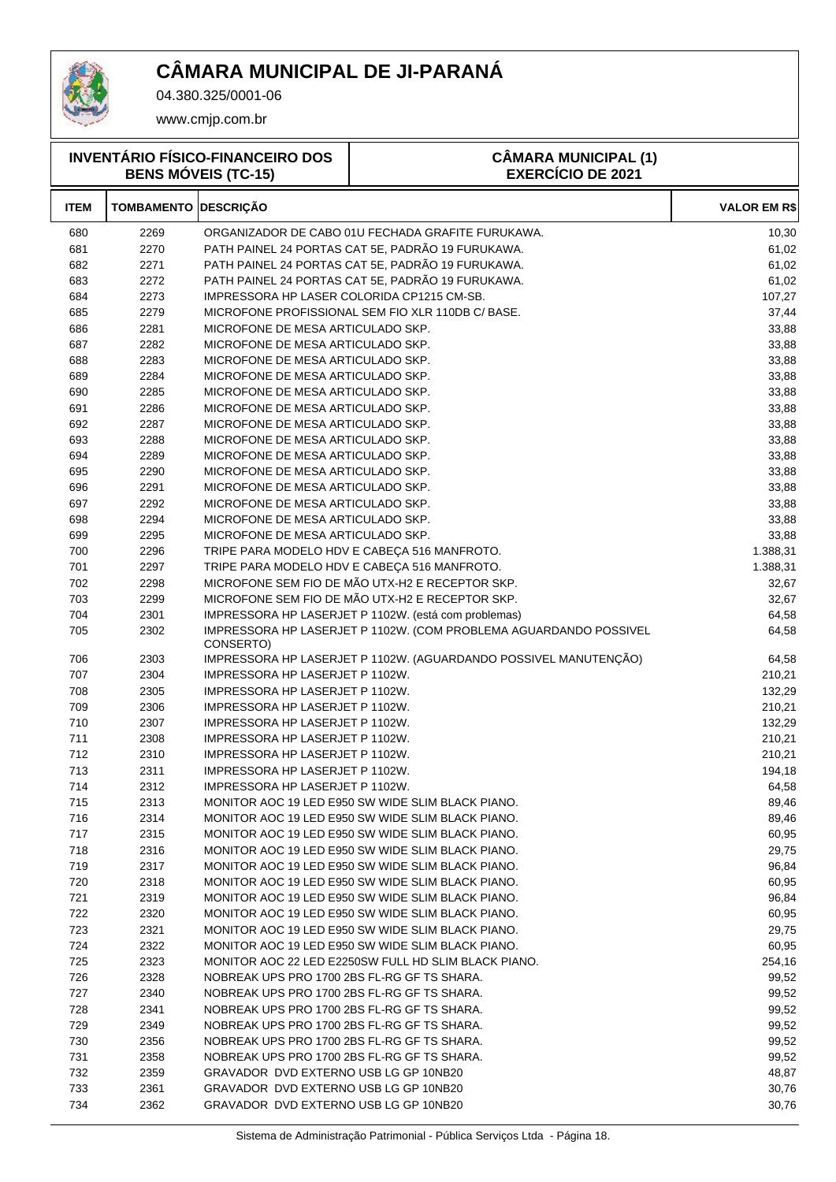# CÂMARA MUNICIPAL DE JI-PARANÁ

04.380.325/0001-06

www.cmjp.com.br

**INVENTÁRIO FÍSICO-FINANCEIRO DOS BENS MÓVEIS (TC-15)**

**CÂMARA MUNICIPAL (1) EXERCÍCIO DE 2021**

| ITEM | TOMBAMENTO | DESCRIÇÃO | VALOR EM R$ |
|---|---|---|---|
| 680 | 2269 | ORGANIZADOR DE CABO 01U FECHADA GRAFITE FURUKAWA. | 10,30 |
| 681 | 2270 | PATH PAINEL 24 PORTAS CAT 5E, PADRÃO 19 FURUKAWA. | 61,02 |
| 682 | 2271 | PATH PAINEL 24 PORTAS CAT 5E, PADRÃO 19 FURUKAWA. | 61,02 |
| 683 | 2272 | PATH PAINEL 24 PORTAS CAT 5E, PADRÃO 19 FURUKAWA. | 61,02 |
| 684 | 2273 | IMPRESSORA HP LASER COLORIDA CP1215 CM-SB. | 107,27 |
| 685 | 2279 | MICROFONE PROFISSIONAL SEM FIO XLR 110DB C/ BASE. | 37,44 |
| 686 | 2281 | MICROFONE DE MESA ARTICULADO SKP. | 33,88 |
| 687 | 2282 | MICROFONE DE MESA ARTICULADO SKP. | 33,88 |
| 688 | 2283 | MICROFONE DE MESA ARTICULADO SKP. | 33,88 |
| 689 | 2284 | MICROFONE DE MESA ARTICULADO SKP. | 33,88 |
| 690 | 2285 | MICROFONE DE MESA ARTICULADO SKP. | 33,88 |
| 691 | 2286 | MICROFONE DE MESA ARTICULADO SKP. | 33,88 |
| 692 | 2287 | MICROFONE DE MESA ARTICULADO SKP. | 33,88 |
| 693 | 2288 | MICROFONE DE MESA ARTICULADO SKP. | 33,88 |
| 694 | 2289 | MICROFONE DE MESA ARTICULADO SKP. | 33,88 |
| 695 | 2290 | MICROFONE DE MESA ARTICULADO SKP. | 33,88 |
| 696 | 2291 | MICROFONE DE MESA ARTICULADO SKP. | 33,88 |
| 697 | 2292 | MICROFONE DE MESA ARTICULADO SKP. | 33,88 |
| 698 | 2294 | MICROFONE DE MESA ARTICULADO SKP. | 33,88 |
| 699 | 2295 | MICROFONE DE MESA ARTICULADO SKP. | 33,88 |
| 700 | 2296 | TRIPE PARA MODELO HDV E CABEÇA 516 MANFROTO. | 1.388,31 |
| 701 | 2297 | TRIPE PARA MODELO HDV E CABEÇA 516 MANFROTO. | 1.388,31 |
| 702 | 2298 | MICROFONE SEM FIO DE MÃO UTX-H2 E RECEPTOR SKP. | 32,67 |
| 703 | 2299 | MICROFONE SEM FIO DE MÃO UTX-H2 E RECEPTOR SKP. | 32,67 |
| 704 | 2301 | IMPRESSORA HP LASERJET P 1102W. (está com problemas) | 64,58 |
| 705 | 2302 | IMPRESSORA HP LASERJET P 1102W. (COM PROBLEMA AGUARDANDO POSSIVEL CONSERTO) | 64,58 |
| 706 | 2303 | IMPRESSORA HP LASERJET P 1102W. (AGUARDANDO POSSIVEL MANUTENÇÃO) | 64,58 |
| 707 | 2304 | IMPRESSORA HP LASERJET P 1102W. | 210,21 |
| 708 | 2305 | IMPRESSORA HP LASERJET P 1102W. | 132,29 |
| 709 | 2306 | IMPRESSORA HP LASERJET P 1102W. | 210,21 |
| 710 | 2307 | IMPRESSORA HP LASERJET P 1102W. | 132,29 |
| 711 | 2308 | IMPRESSORA HP LASERJET P 1102W. | 210,21 |
| 712 | 2310 | IMPRESSORA HP LASERJET P 1102W. | 210,21 |
| 713 | 2311 | IMPRESSORA HP LASERJET P 1102W. | 194,18 |
| 714 | 2312 | IMPRESSORA HP LASERJET P 1102W. | 64,58 |
| 715 | 2313 | MONITOR AOC 19 LED E950 SW WIDE SLIM BLACK PIANO. | 89,46 |
| 716 | 2314 | MONITOR AOC 19 LED E950 SW WIDE SLIM BLACK PIANO. | 89,46 |
| 717 | 2315 | MONITOR AOC 19 LED E950 SW WIDE SLIM BLACK PIANO. | 60,95 |
| 718 | 2316 | MONITOR AOC 19 LED E950 SW WIDE SLIM BLACK PIANO. | 29,75 |
| 719 | 2317 | MONITOR AOC 19 LED E950 SW WIDE SLIM BLACK PIANO. | 96,84 |
| 720 | 2318 | MONITOR AOC 19 LED E950 SW WIDE SLIM BLACK PIANO. | 60,95 |
| 721 | 2319 | MONITOR AOC 19 LED E950 SW WIDE SLIM BLACK PIANO. | 96,84 |
| 722 | 2320 | MONITOR AOC 19 LED E950 SW WIDE SLIM BLACK PIANO. | 60,95 |
| 723 | 2321 | MONITOR AOC 19 LED E950 SW WIDE SLIM BLACK PIANO. | 29,75 |
| 724 | 2322 | MONITOR AOC 19 LED E950 SW WIDE SLIM BLACK PIANO. | 60,95 |
| 725 | 2323 | MONITOR AOC 22 LED E2250SW FULL HD SLIM BLACK PIANO. | 254,16 |
| 726 | 2328 | NOBREAK UPS PRO 1700 2BS FL-RG GF TS SHARA. | 99,52 |
| 727 | 2340 | NOBREAK UPS PRO 1700 2BS FL-RG GF TS SHARA. | 99,52 |
| 728 | 2341 | NOBREAK UPS PRO 1700 2BS FL-RG GF TS SHARA. | 99,52 |
| 729 | 2349 | NOBREAK UPS PRO 1700 2BS FL-RG GF TS SHARA. | 99,52 |
| 730 | 2356 | NOBREAK UPS PRO 1700 2BS FL-RG GF TS SHARA. | 99,52 |
| 731 | 2358 | NOBREAK UPS PRO 1700 2BS FL-RG GF TS SHARA. | 99,52 |
| 732 | 2359 | GRAVADOR DVD EXTERNO USB LG GP 10NB20 | 48,87 |
| 733 | 2361 | GRAVADOR DVD EXTERNO USB LG GP 10NB20 | 30,76 |
| 734 | 2362 | GRAVADOR DVD EXTERNO USB LG GP 10NB20 | 30,76 |

Sistema de Administração Patrimonial - Pública Serviços Ltda - Página 18.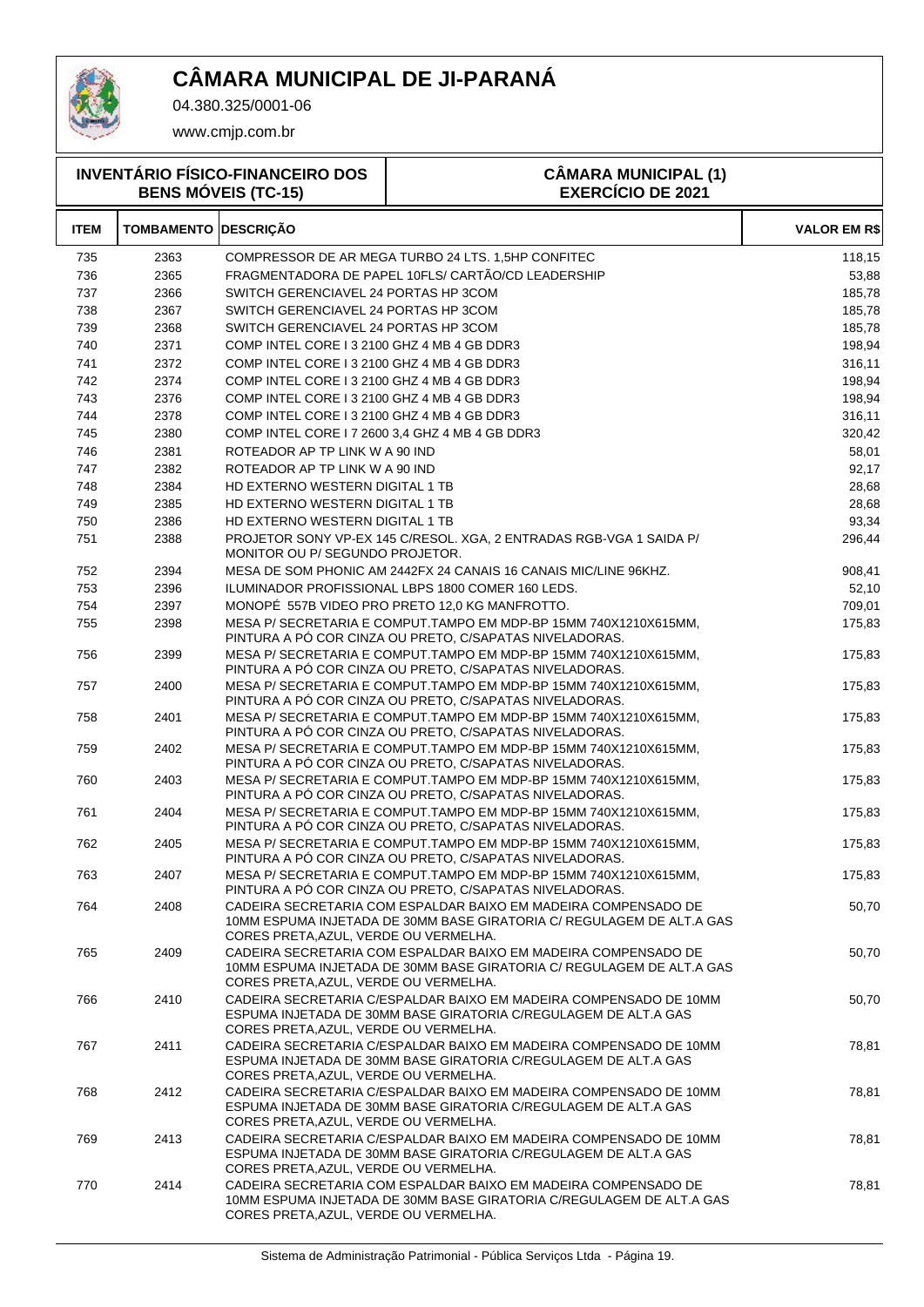# CÂMARA MUNICIPAL DE JI-PARANÁ

04.380.325/0001-06

www.cmjp.com.br

**INVENTÁRIO FÍSICO-FINANCEIRO DOS BENS MÓVEIS (TC-15)**

**CÂMARA MUNICIPAL (1)**
**EXERCÍCIO DE 2021**

| ITEM | TOMBAMENTO | DESCRIÇÃO | VALOR EM R$ |
|---|---|---|---|
| 735 | 2363 | COMPRESSOR DE AR MEGA TURBO 24 LTS. 1,5HP CONFITEC | 118,15 |
| 736 | 2365 | FRAGMENTADORA DE PAPEL 10FLS/ CARTÃO/CD LEADERSHIP | 53,88 |
| 737 | 2366 | SWITCH GERENCIAVEL 24 PORTAS HP 3COM | 185,78 |
| 738 | 2367 | SWITCH GERENCIAVEL 24 PORTAS HP 3COM | 185,78 |
| 739 | 2368 | SWITCH GERENCIAVEL 24 PORTAS HP 3COM | 185,78 |
| 740 | 2371 | COMP INTEL CORE I 3 2100 GHZ 4 MB 4 GB DDR3 | 198,94 |
| 741 | 2372 | COMP INTEL CORE I 3 2100 GHZ 4 MB 4 GB DDR3 | 316,11 |
| 742 | 2374 | COMP INTEL CORE I 3 2100 GHZ 4 MB 4 GB DDR3 | 198,94 |
| 743 | 2376 | COMP INTEL CORE I 3 2100 GHZ 4 MB 4 GB DDR3 | 198,94 |
| 744 | 2378 | COMP INTEL CORE I 3 2100 GHZ 4 MB 4 GB DDR3 | 316,11 |
| 745 | 2380 | COMP INTEL CORE I 7 2600 3,4 GHZ 4 MB 4 GB DDR3 | 320,42 |
| 746 | 2381 | ROTEADOR AP TP LINK W A 90 IND | 58,01 |
| 747 | 2382 | ROTEADOR AP TP LINK W A 90 IND | 92,17 |
| 748 | 2384 | HD EXTERNO WESTERN DIGITAL 1 TB | 28,68 |
| 749 | 2385 | HD EXTERNO WESTERN DIGITAL 1 TB | 28,68 |
| 750 | 2386 | HD EXTERNO WESTERN DIGITAL 1 TB | 93,34 |
| 751 | 2388 | PROJETOR SONY VP-EX 145 C/RESOL. XGA, 2 ENTRADAS RGB-VGA 1 SAIDA P/ MONITOR OU P/ SEGUNDO PROJETOR. | 296,44 |
| 752 | 2394 | MESA DE SOM PHONIC AM 2442FX 24 CANAIS 16 CANAIS MIC/LINE 96KHZ. | 908,41 |
| 753 | 2396 | ILUMINADOR PROFISSIONAL LBPS 1800 COMER 160 LEDS. | 52,10 |
| 754 | 2397 | MONOPÉ 557B VIDEO PRO PRETO 12,0 KG MANFROTTO. | 709,01 |
| 755 | 2398 | MESA P/ SECRETARIA E COMPUT.TAMPO EM MDP-BP 15MM 740X1210X615MM, PINTURA A PÓ COR CINZA OU PRETO, C/SAPATAS NIVELADORAS. | 175,83 |
| 756 | 2399 | MESA P/ SECRETARIA E COMPUT.TAMPO EM MDP-BP 15MM 740X1210X615MM, PINTURA A PÓ COR CINZA OU PRETO, C/SAPATAS NIVELADORAS. | 175,83 |
| 757 | 2400 | MESA P/ SECRETARIA E COMPUT.TAMPO EM MDP-BP 15MM 740X1210X615MM, PINTURA A PÓ COR CINZA OU PRETO, C/SAPATAS NIVELADORAS. | 175,83 |
| 758 | 2401 | MESA P/ SECRETARIA E COMPUT.TAMPO EM MDP-BP 15MM 740X1210X615MM, PINTURA A PÓ COR CINZA OU PRETO, C/SAPATAS NIVELADORAS. | 175,83 |
| 759 | 2402 | MESA P/ SECRETARIA E COMPUT.TAMPO EM MDP-BP 15MM 740X1210X615MM, PINTURA A PÓ COR CINZA OU PRETO, C/SAPATAS NIVELADORAS. | 175,83 |
| 760 | 2403 | MESA P/ SECRETARIA E COMPUT.TAMPO EM MDP-BP 15MM 740X1210X615MM, PINTURA A PÓ COR CINZA OU PRETO, C/SAPATAS NIVELADORAS. | 175,83 |
| 761 | 2404 | MESA P/ SECRETARIA E COMPUT.TAMPO EM MDP-BP 15MM 740X1210X615MM, PINTURA A PÓ COR CINZA OU PRETO, C/SAPATAS NIVELADORAS. | 175,83 |
| 762 | 2405 | MESA P/ SECRETARIA E COMPUT.TAMPO EM MDP-BP 15MM 740X1210X615MM, PINTURA A PÓ COR CINZA OU PRETO, C/SAPATAS NIVELADORAS. | 175,83 |
| 763 | 2407 | MESA P/ SECRETARIA E COMPUT.TAMPO EM MDP-BP 15MM 740X1210X615MM, PINTURA A PÓ COR CINZA OU PRETO, C/SAPATAS NIVELADORAS. | 175,83 |
| 764 | 2408 | CADEIRA SECRETARIA COM ESPALDAR BAIXO EM MADEIRA COMPENSADO DE 10MM ESPUMA INJETADA DE 30MM BASE GIRATORIA C/ REGULAGEM DE ALT.A GAS CORES PRETA,AZUL, VERDE OU VERMELHA. | 50,70 |
| 765 | 2409 | CADEIRA SECRETARIA COM ESPALDAR BAIXO EM MADEIRA COMPENSADO DE 10MM ESPUMA INJETADA DE 30MM BASE GIRATORIA C/ REGULAGEM DE ALT.A GAS CORES PRETA,AZUL, VERDE OU VERMELHA. | 50,70 |
| 766 | 2410 | CADEIRA SECRETARIA C/ESPALDAR BAIXO EM MADEIRA COMPENSADO DE 10MM ESPUMA INJETADA DE 30MM BASE GIRATORIA C/REGULAGEM DE ALT.A GAS CORES PRETA,AZUL, VERDE OU VERMELHA. | 50,70 |
| 767 | 2411 | CADEIRA SECRETARIA C/ESPALDAR BAIXO EM MADEIRA COMPENSADO DE 10MM ESPUMA INJETADA DE 30MM BASE GIRATORIA C/REGULAGEM DE ALT.A GAS CORES PRETA,AZUL, VERDE OU VERMELHA. | 78,81 |
| 768 | 2412 | CADEIRA SECRETARIA C/ESPALDAR BAIXO EM MADEIRA COMPENSADO DE 10MM ESPUMA INJETADA DE 30MM BASE GIRATORIA C/REGULAGEM DE ALT.A GAS CORES PRETA,AZUL, VERDE OU VERMELHA. | 78,81 |
| 769 | 2413 | CADEIRA SECRETARIA C/ESPALDAR BAIXO EM MADEIRA COMPENSADO DE 10MM ESPUMA INJETADA DE 30MM BASE GIRATORIA C/REGULAGEM DE ALT.A GAS CORES PRETA,AZUL, VERDE OU VERMELHA. | 78,81 |
| 770 | 2414 | CADEIRA SECRETARIA COM ESPALDAR BAIXO EM MADEIRA COMPENSADO DE 10MM ESPUMA INJETADA DE 30MM BASE GIRATORIA C/REGULAGEM DE ALT.A GAS CORES PRETA,AZUL, VERDE OU VERMELHA. | 78,81 |

Sistema de Administração Patrimonial - Pública Serviços Ltda - Página 19.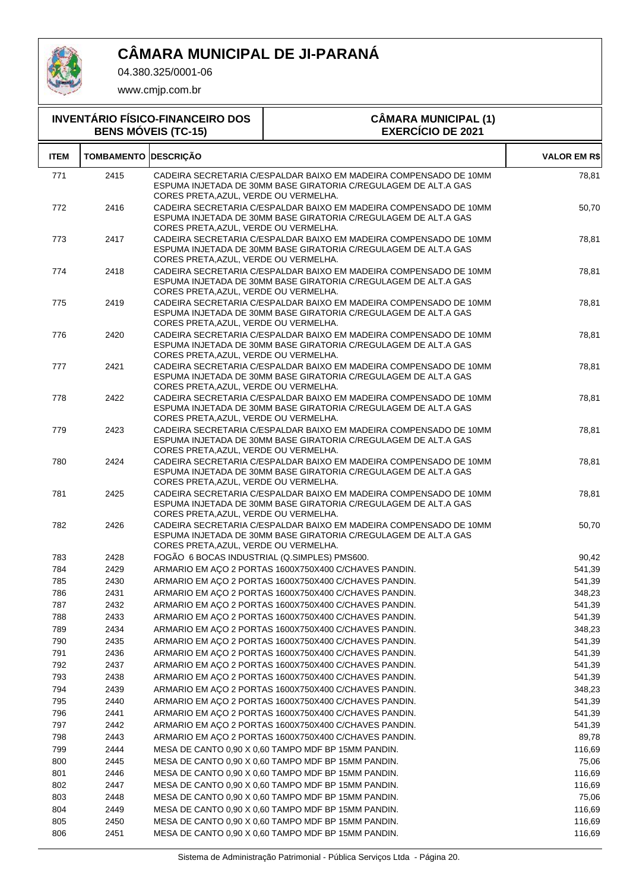# CÂMARA MUNICIPAL DE JI-PARANÁ

04.380.325/0001-06

www.cmjp.com.br

| INVENTÁRIO FÍSICO-FINANCEIRO DOS BENS MÓVEIS (TC-15) | CÂMARA MUNICIPAL (1) EXERCÍCIO DE 2021 |
|---|---|

| ITEM | TOMBAMENTO | DESCRIÇÃO | VALOR EM R$ |
|---|---|---|---|
| 771 | 2415 | CADEIRA SECRETARIA C/ESPALDAR BAIXO EM MADEIRA COMPENSADO DE 10MM ESPUMA INJETADA DE 30MM BASE GIRATORIA C/REGULAGEM DE ALT.A GAS CORES PRETA,AZUL, VERDE OU VERMELHA. | 78,81 |
| 772 | 2416 | CADEIRA SECRETARIA C/ESPALDAR BAIXO EM MADEIRA COMPENSADO DE 10MM ESPUMA INJETADA DE 30MM BASE GIRATORIA C/REGULAGEM DE ALT.A GAS CORES PRETA,AZUL, VERDE OU VERMELHA. | 50,70 |
| 773 | 2417 | CADEIRA SECRETARIA C/ESPALDAR BAIXO EM MADEIRA COMPENSADO DE 10MM ESPUMA INJETADA DE 30MM BASE GIRATORIA C/REGULAGEM DE ALT.A GAS CORES PRETA,AZUL, VERDE OU VERMELHA. | 78,81 |
| 774 | 2418 | CADEIRA SECRETARIA C/ESPALDAR BAIXO EM MADEIRA COMPENSADO DE 10MM ESPUMA INJETADA DE 30MM BASE GIRATORIA C/REGULAGEM DE ALT.A GAS CORES PRETA,AZUL, VERDE OU VERMELHA. | 78,81 |
| 775 | 2419 | CADEIRA SECRETARIA C/ESPALDAR BAIXO EM MADEIRA COMPENSADO DE 10MM ESPUMA INJETADA DE 30MM BASE GIRATORIA C/REGULAGEM DE ALT.A GAS CORES PRETA,AZUL, VERDE OU VERMELHA. | 78,81 |
| 776 | 2420 | CADEIRA SECRETARIA C/ESPALDAR BAIXO EM MADEIRA COMPENSADO DE 10MM ESPUMA INJETADA DE 30MM BASE GIRATORIA C/REGULAGEM DE ALT.A GAS CORES PRETA,AZUL, VERDE OU VERMELHA. | 78,81 |
| 777 | 2421 | CADEIRA SECRETARIA C/ESPALDAR BAIXO EM MADEIRA COMPENSADO DE 10MM ESPUMA INJETADA DE 30MM BASE GIRATORIA C/REGULAGEM DE ALT.A GAS CORES PRETA,AZUL, VERDE OU VERMELHA. | 78,81 |
| 778 | 2422 | CADEIRA SECRETARIA C/ESPALDAR BAIXO EM MADEIRA COMPENSADO DE 10MM ESPUMA INJETADA DE 30MM BASE GIRATORIA C/REGULAGEM DE ALT.A GAS CORES PRETA,AZUL, VERDE OU VERMELHA. | 78,81 |
| 779 | 2423 | CADEIRA SECRETARIA C/ESPALDAR BAIXO EM MADEIRA COMPENSADO DE 10MM ESPUMA INJETADA DE 30MM BASE GIRATORIA C/REGULAGEM DE ALT.A GAS CORES PRETA,AZUL, VERDE OU VERMELHA. | 78,81 |
| 780 | 2424 | CADEIRA SECRETARIA C/ESPALDAR BAIXO EM MADEIRA COMPENSADO DE 10MM ESPUMA INJETADA DE 30MM BASE GIRATORIA C/REGULAGEM DE ALT.A GAS CORES PRETA,AZUL, VERDE OU VERMELHA. | 78,81 |
| 781 | 2425 | CADEIRA SECRETARIA C/ESPALDAR BAIXO EM MADEIRA COMPENSADO DE 10MM ESPUMA INJETADA DE 30MM BASE GIRATORIA C/REGULAGEM DE ALT.A GAS CORES PRETA,AZUL, VERDE OU VERMELHA. | 78,81 |
| 782 | 2426 | CADEIRA SECRETARIA C/ESPALDAR BAIXO EM MADEIRA COMPENSADO DE 10MM ESPUMA INJETADA DE 30MM BASE GIRATORIA C/REGULAGEM DE ALT.A GAS CORES PRETA,AZUL, VERDE OU VERMELHA. | 50,70 |
| 783 | 2428 | FOGÃO 6 BOCAS INDUSTRIAL (Q.SIMPLES) PMS600. | 90,42 |
| 784 | 2429 | ARMARIO EM AÇO 2 PORTAS 1600X750X400 C/CHAVES PANDIN. | 541,39 |
| 785 | 2430 | ARMARIO EM AÇO 2 PORTAS 1600X750X400 C/CHAVES PANDIN. | 541,39 |
| 786 | 2431 | ARMARIO EM AÇO 2 PORTAS 1600X750X400 C/CHAVES PANDIN. | 348,23 |
| 787 | 2432 | ARMARIO EM AÇO 2 PORTAS 1600X750X400 C/CHAVES PANDIN. | 541,39 |
| 788 | 2433 | ARMARIO EM AÇO 2 PORTAS 1600X750X400 C/CHAVES PANDIN. | 541,39 |
| 789 | 2434 | ARMARIO EM AÇO 2 PORTAS 1600X750X400 C/CHAVES PANDIN. | 348,23 |
| 790 | 2435 | ARMARIO EM AÇO 2 PORTAS 1600X750X400 C/CHAVES PANDIN. | 541,39 |
| 791 | 2436 | ARMARIO EM AÇO 2 PORTAS 1600X750X400 C/CHAVES PANDIN. | 541,39 |
| 792 | 2437 | ARMARIO EM AÇO 2 PORTAS 1600X750X400 C/CHAVES PANDIN. | 541,39 |
| 793 | 2438 | ARMARIO EM AÇO 2 PORTAS 1600X750X400 C/CHAVES PANDIN. | 541,39 |
| 794 | 2439 | ARMARIO EM AÇO 2 PORTAS 1600X750X400 C/CHAVES PANDIN. | 348,23 |
| 795 | 2440 | ARMARIO EM AÇO 2 PORTAS 1600X750X400 C/CHAVES PANDIN. | 541,39 |
| 796 | 2441 | ARMARIO EM AÇO 2 PORTAS 1600X750X400 C/CHAVES PANDIN. | 541,39 |
| 797 | 2442 | ARMARIO EM AÇO 2 PORTAS 1600X750X400 C/CHAVES PANDIN. | 541,39 |
| 798 | 2443 | ARMARIO EM AÇO 2 PORTAS 1600X750X400 C/CHAVES PANDIN. | 89,78 |
| 799 | 2444 | MESA DE CANTO 0,90 X 0,60 TAMPO MDF BP 15MM PANDIN. | 116,69 |
| 800 | 2445 | MESA DE CANTO 0,90 X 0,60 TAMPO MDF BP 15MM PANDIN. | 75,06 |
| 801 | 2446 | MESA DE CANTO 0,90 X 0,60 TAMPO MDF BP 15MM PANDIN. | 116,69 |
| 802 | 2447 | MESA DE CANTO 0,90 X 0,60 TAMPO MDF BP 15MM PANDIN. | 116,69 |
| 803 | 2448 | MESA DE CANTO 0,90 X 0,60 TAMPO MDF BP 15MM PANDIN. | 75,06 |
| 804 | 2449 | MESA DE CANTO 0,90 X 0,60 TAMPO MDF BP 15MM PANDIN. | 116,69 |
| 805 | 2450 | MESA DE CANTO 0,90 X 0,60 TAMPO MDF BP 15MM PANDIN. | 116,69 |
| 806 | 2451 | MESA DE CANTO 0,90 X 0,60 TAMPO MDF BP 15MM PANDIN. | 116,69 |

Sistema de Administração Patrimonial - Pública Serviços Ltda - Página 20.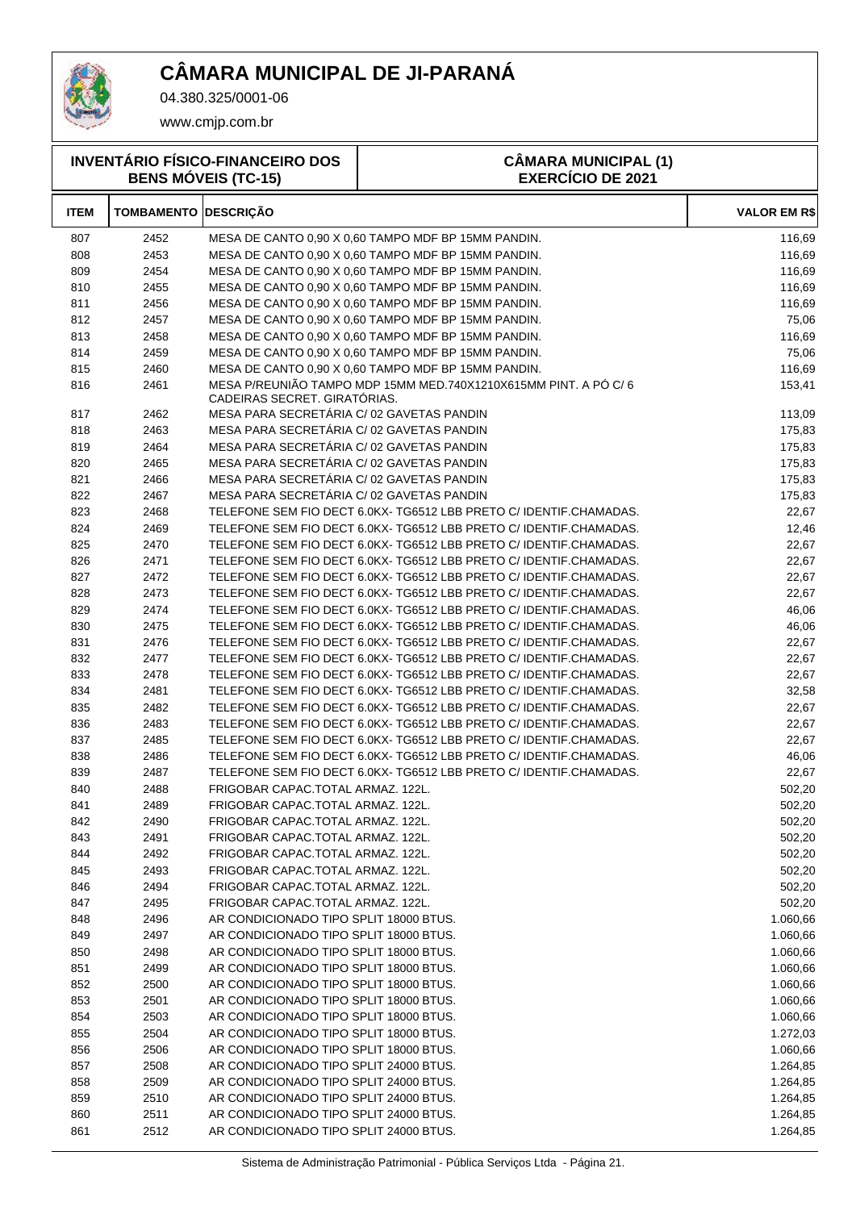# CÂMARA MUNICIPAL DE JI-PARANÁ

04.380.325/0001-06

www.cmjp.com.br

**INVENTÁRIO FÍSICO-FINANCEIRO DOS BENS MÓVEIS (TC-15)**

**CÂMARA MUNICIPAL (1)**
**EXERCÍCIO DE 2021**

| ITEM | TOMBAMENTO | DESCRIÇÃO | VALOR EM R$ |
|---|---|---|---|
| 807 | 2452 | MESA DE CANTO 0,90 X 0,60 TAMPO MDF BP 15MM PANDIN. | 116,69 |
| 808 | 2453 | MESA DE CANTO 0,90 X 0,60 TAMPO MDF BP 15MM PANDIN. | 116,69 |
| 809 | 2454 | MESA DE CANTO 0,90 X 0,60 TAMPO MDF BP 15MM PANDIN. | 116,69 |
| 810 | 2455 | MESA DE CANTO 0,90 X 0,60 TAMPO MDF BP 15MM PANDIN. | 116,69 |
| 811 | 2456 | MESA DE CANTO 0,90 X 0,60 TAMPO MDF BP 15MM PANDIN. | 116,69 |
| 812 | 2457 | MESA DE CANTO 0,90 X 0,60 TAMPO MDF BP 15MM PANDIN. | 75,06 |
| 813 | 2458 | MESA DE CANTO 0,90 X 0,60 TAMPO MDF BP 15MM PANDIN. | 116,69 |
| 814 | 2459 | MESA DE CANTO 0,90 X 0,60 TAMPO MDF BP 15MM PANDIN. | 75,06 |
| 815 | 2460 | MESA DE CANTO 0,90 X 0,60 TAMPO MDF BP 15MM PANDIN. | 116,69 |
| 816 | 2461 | MESA P/REUNIÃO TAMPO MDP 15MM MED.740X1210X615MM PINT. A PÓ C/ 6 CADEIRAS SECRET. GIRATÓRIAS. | 153,41 |
| 817 | 2462 | MESA PARA SECRETÁRIA C/ 02 GAVETAS PANDIN | 113,09 |
| 818 | 2463 | MESA PARA SECRETÁRIA C/ 02 GAVETAS PANDIN | 175,83 |
| 819 | 2464 | MESA PARA SECRETÁRIA C/ 02 GAVETAS PANDIN | 175,83 |
| 820 | 2465 | MESA PARA SECRETÁRIA C/ 02 GAVETAS PANDIN | 175,83 |
| 821 | 2466 | MESA PARA SECRETÁRIA C/ 02 GAVETAS PANDIN | 175,83 |
| 822 | 2467 | MESA PARA SECRETÁRIA C/ 02 GAVETAS PANDIN | 175,83 |
| 823 | 2468 | TELEFONE SEM FIO DECT 6.0KX- TG6512 LBB PRETO C/ IDENTIF.CHAMADAS. | 22,67 |
| 824 | 2469 | TELEFONE SEM FIO DECT 6.0KX- TG6512 LBB PRETO C/ IDENTIF.CHAMADAS. | 12,46 |
| 825 | 2470 | TELEFONE SEM FIO DECT 6.0KX- TG6512 LBB PRETO C/ IDENTIF.CHAMADAS. | 22,67 |
| 826 | 2471 | TELEFONE SEM FIO DECT 6.0KX- TG6512 LBB PRETO C/ IDENTIF.CHAMADAS. | 22,67 |
| 827 | 2472 | TELEFONE SEM FIO DECT 6.0KX- TG6512 LBB PRETO C/ IDENTIF.CHAMADAS. | 22,67 |
| 828 | 2473 | TELEFONE SEM FIO DECT 6.0KX- TG6512 LBB PRETO C/ IDENTIF.CHAMADAS. | 22,67 |
| 829 | 2474 | TELEFONE SEM FIO DECT 6.0KX- TG6512 LBB PRETO C/ IDENTIF.CHAMADAS. | 46,06 |
| 830 | 2475 | TELEFONE SEM FIO DECT 6.0KX- TG6512 LBB PRETO C/ IDENTIF.CHAMADAS. | 46,06 |
| 831 | 2476 | TELEFONE SEM FIO DECT 6.0KX- TG6512 LBB PRETO C/ IDENTIF.CHAMADAS. | 22,67 |
| 832 | 2477 | TELEFONE SEM FIO DECT 6.0KX- TG6512 LBB PRETO C/ IDENTIF.CHAMADAS. | 22,67 |
| 833 | 2478 | TELEFONE SEM FIO DECT 6.0KX- TG6512 LBB PRETO C/ IDENTIF.CHAMADAS. | 22,67 |
| 834 | 2481 | TELEFONE SEM FIO DECT 6.0KX- TG6512 LBB PRETO C/ IDENTIF.CHAMADAS. | 32,58 |
| 835 | 2482 | TELEFONE SEM FIO DECT 6.0KX- TG6512 LBB PRETO C/ IDENTIF.CHAMADAS. | 22,67 |
| 836 | 2483 | TELEFONE SEM FIO DECT 6.0KX- TG6512 LBB PRETO C/ IDENTIF.CHAMADAS. | 22,67 |
| 837 | 2485 | TELEFONE SEM FIO DECT 6.0KX- TG6512 LBB PRETO C/ IDENTIF.CHAMADAS. | 22,67 |
| 838 | 2486 | TELEFONE SEM FIO DECT 6.0KX- TG6512 LBB PRETO C/ IDENTIF.CHAMADAS. | 46,06 |
| 839 | 2487 | TELEFONE SEM FIO DECT 6.0KX- TG6512 LBB PRETO C/ IDENTIF.CHAMADAS. | 22,67 |
| 840 | 2488 | FRIGOBAR CAPAC.TOTAL ARMAZ. 122L. | 502,20 |
| 841 | 2489 | FRIGOBAR CAPAC.TOTAL ARMAZ. 122L. | 502,20 |
| 842 | 2490 | FRIGOBAR CAPAC.TOTAL ARMAZ. 122L. | 502,20 |
| 843 | 2491 | FRIGOBAR CAPAC.TOTAL ARMAZ. 122L. | 502,20 |
| 844 | 2492 | FRIGOBAR CAPAC.TOTAL ARMAZ. 122L. | 502,20 |
| 845 | 2493 | FRIGOBAR CAPAC.TOTAL ARMAZ. 122L. | 502,20 |
| 846 | 2494 | FRIGOBAR CAPAC.TOTAL ARMAZ. 122L. | 502,20 |
| 847 | 2495 | FRIGOBAR CAPAC.TOTAL ARMAZ. 122L. | 502,20 |
| 848 | 2496 | AR CONDICIONADO TIPO SPLIT 18000 BTUS. | 1.060,66 |
| 849 | 2497 | AR CONDICIONADO TIPO SPLIT 18000 BTUS. | 1.060,66 |
| 850 | 2498 | AR CONDICIONADO TIPO SPLIT 18000 BTUS. | 1.060,66 |
| 851 | 2499 | AR CONDICIONADO TIPO SPLIT 18000 BTUS. | 1.060,66 |
| 852 | 2500 | AR CONDICIONADO TIPO SPLIT 18000 BTUS. | 1.060,66 |
| 853 | 2501 | AR CONDICIONADO TIPO SPLIT 18000 BTUS. | 1.060,66 |
| 854 | 2503 | AR CONDICIONADO TIPO SPLIT 18000 BTUS. | 1.060,66 |
| 855 | 2504 | AR CONDICIONADO TIPO SPLIT 18000 BTUS. | 1.272,03 |
| 856 | 2506 | AR CONDICIONADO TIPO SPLIT 18000 BTUS. | 1.060,66 |
| 857 | 2508 | AR CONDICIONADO TIPO SPLIT 24000 BTUS. | 1.264,85 |
| 858 | 2509 | AR CONDICIONADO TIPO SPLIT 24000 BTUS. | 1.264,85 |
| 859 | 2510 | AR CONDICIONADO TIPO SPLIT 24000 BTUS. | 1.264,85 |
| 860 | 2511 | AR CONDICIONADO TIPO SPLIT 24000 BTUS. | 1.264,85 |
| 861 | 2512 | AR CONDICIONADO TIPO SPLIT 24000 BTUS. | 1.264,85 |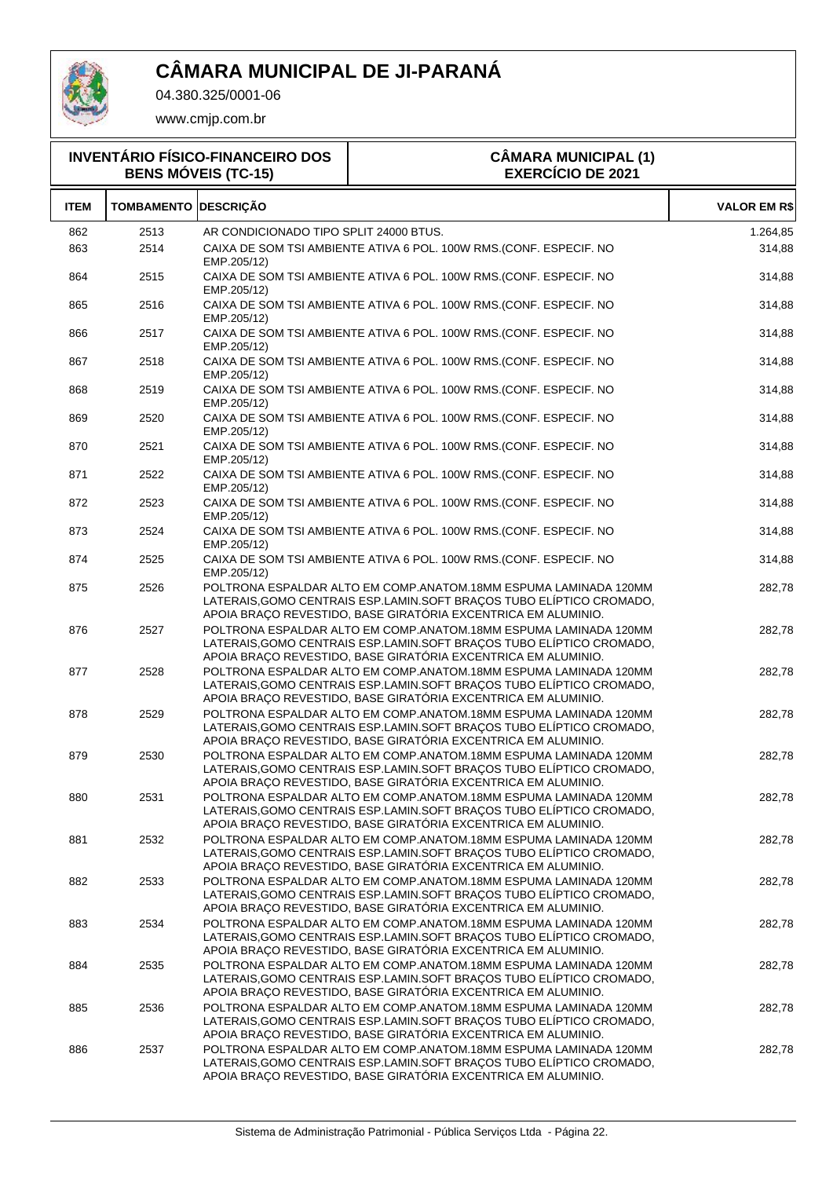# CÂMARA MUNICIPAL DE JI-PARANÁ

04.380.325/0001-06

www.cmjp.com.br

**INVENTÁRIO FÍSICO-FINANCEIRO DOS BENS MÓVEIS (TC-15)** | **CÂMARA MUNICIPAL (1) EXERCÍCIO DE 2021**

| ITEM | TOMBAMENTO | DESCRIÇÃO | VALOR EM R$ |
|---|---|---|---|
| 862 | 2513 | AR CONDICIONADO TIPO SPLIT 24000 BTUS. | 1.264,85 |
| 863 | 2514 | CAIXA DE SOM TSI AMBIENTE ATIVA 6 POL. 100W RMS.(CONF. ESPECIF. NO EMP.205/12) | 314,88 |
| 864 | 2515 | CAIXA DE SOM TSI AMBIENTE ATIVA 6 POL. 100W RMS.(CONF. ESPECIF. NO EMP.205/12) | 314,88 |
| 865 | 2516 | CAIXA DE SOM TSI AMBIENTE ATIVA 6 POL. 100W RMS.(CONF. ESPECIF. NO EMP.205/12) | 314,88 |
| 866 | 2517 | CAIXA DE SOM TSI AMBIENTE ATIVA 6 POL. 100W RMS.(CONF. ESPECIF. NO EMP.205/12) | 314,88 |
| 867 | 2518 | CAIXA DE SOM TSI AMBIENTE ATIVA 6 POL. 100W RMS.(CONF. ESPECIF. NO EMP.205/12) | 314,88 |
| 868 | 2519 | CAIXA DE SOM TSI AMBIENTE ATIVA 6 POL. 100W RMS.(CONF. ESPECIF. NO EMP.205/12) | 314,88 |
| 869 | 2520 | CAIXA DE SOM TSI AMBIENTE ATIVA 6 POL. 100W RMS.(CONF. ESPECIF. NO EMP.205/12) | 314,88 |
| 870 | 2521 | CAIXA DE SOM TSI AMBIENTE ATIVA 6 POL. 100W RMS.(CONF. ESPECIF. NO EMP.205/12) | 314,88 |
| 871 | 2522 | CAIXA DE SOM TSI AMBIENTE ATIVA 6 POL. 100W RMS.(CONF. ESPECIF. NO EMP.205/12) | 314,88 |
| 872 | 2523 | CAIXA DE SOM TSI AMBIENTE ATIVA 6 POL. 100W RMS.(CONF. ESPECIF. NO EMP.205/12) | 314,88 |
| 873 | 2524 | CAIXA DE SOM TSI AMBIENTE ATIVA 6 POL. 100W RMS.(CONF. ESPECIF. NO EMP.205/12) | 314,88 |
| 874 | 2525 | CAIXA DE SOM TSI AMBIENTE ATIVA 6 POL. 100W RMS.(CONF. ESPECIF. NO EMP.205/12) | 314,88 |
| 875 | 2526 | POLTRONA ESPALDAR ALTO EM COMP.ANATOM.18MM ESPUMA LAMINADA 120MM LATERAIS,GOMO CENTRAIS ESP.LAMIN.SOFT BRAÇOS TUBO ELÍPTICO CROMADO, APOIA BRAÇO REVESTIDO, BASE GIRATÓRIA EXCENTRICA EM ALUMINIO. | 282,78 |
| 876 | 2527 | POLTRONA ESPALDAR ALTO EM COMP.ANATOM.18MM ESPUMA LAMINADA 120MM LATERAIS,GOMO CENTRAIS ESP.LAMIN.SOFT BRAÇOS TUBO ELÍPTICO CROMADO, APOIA BRAÇO REVESTIDO, BASE GIRATÓRIA EXCENTRICA EM ALUMINIO. | 282,78 |
| 877 | 2528 | POLTRONA ESPALDAR ALTO EM COMP.ANATOM.18MM ESPUMA LAMINADA 120MM LATERAIS,GOMO CENTRAIS ESP.LAMIN.SOFT BRAÇOS TUBO ELÍPTICO CROMADO, APOIA BRAÇO REVESTIDO, BASE GIRATÓRIA EXCENTRICA EM ALUMINIO. | 282,78 |
| 878 | 2529 | POLTRONA ESPALDAR ALTO EM COMP.ANATOM.18MM ESPUMA LAMINADA 120MM LATERAIS,GOMO CENTRAIS ESP.LAMIN.SOFT BRAÇOS TUBO ELÍPTICO CROMADO, APOIA BRAÇO REVESTIDO, BASE GIRATÓRIA EXCENTRICA EM ALUMINIO. | 282,78 |
| 879 | 2530 | POLTRONA ESPALDAR ALTO EM COMP.ANATOM.18MM ESPUMA LAMINADA 120MM LATERAIS,GOMO CENTRAIS ESP.LAMIN.SOFT BRAÇOS TUBO ELÍPTICO CROMADO, APOIA BRAÇO REVESTIDO, BASE GIRATÓRIA EXCENTRICA EM ALUMINIO. | 282,78 |
| 880 | 2531 | POLTRONA ESPALDAR ALTO EM COMP.ANATOM.18MM ESPUMA LAMINADA 120MM LATERAIS,GOMO CENTRAIS ESP.LAMIN.SOFT BRAÇOS TUBO ELÍPTICO CROMADO, APOIA BRAÇO REVESTIDO, BASE GIRATÓRIA EXCENTRICA EM ALUMINIO. | 282,78 |
| 881 | 2532 | POLTRONA ESPALDAR ALTO EM COMP.ANATOM.18MM ESPUMA LAMINADA 120MM LATERAIS,GOMO CENTRAIS ESP.LAMIN.SOFT BRAÇOS TUBO ELÍPTICO CROMADO, APOIA BRAÇO REVESTIDO, BASE GIRATÓRIA EXCENTRICA EM ALUMINIO. | 282,78 |
| 882 | 2533 | POLTRONA ESPALDAR ALTO EM COMP.ANATOM.18MM ESPUMA LAMINADA 120MM LATERAIS,GOMO CENTRAIS ESP.LAMIN.SOFT BRAÇOS TUBO ELÍPTICO CROMADO, APOIA BRAÇO REVESTIDO, BASE GIRATÓRIA EXCENTRICA EM ALUMINIO. | 282,78 |
| 883 | 2534 | POLTRONA ESPALDAR ALTO EM COMP.ANATOM.18MM ESPUMA LAMINADA 120MM LATERAIS,GOMO CENTRAIS ESP.LAMIN.SOFT BRAÇOS TUBO ELÍPTICO CROMADO, APOIA BRAÇO REVESTIDO, BASE GIRATÓRIA EXCENTRICA EM ALUMINIO. | 282,78 |
| 884 | 2535 | POLTRONA ESPALDAR ALTO EM COMP.ANATOM.18MM ESPUMA LAMINADA 120MM LATERAIS,GOMO CENTRAIS ESP.LAMIN.SOFT BRAÇOS TUBO ELÍPTICO CROMADO, APOIA BRAÇO REVESTIDO, BASE GIRATÓRIA EXCENTRICA EM ALUMINIO. | 282,78 |
| 885 | 2536 | POLTRONA ESPALDAR ALTO EM COMP.ANATOM.18MM ESPUMA LAMINADA 120MM LATERAIS,GOMO CENTRAIS ESP.LAMIN.SOFT BRAÇOS TUBO ELÍPTICO CROMADO, APOIA BRAÇO REVESTIDO, BASE GIRATÓRIA EXCENTRICA EM ALUMINIO. | 282,78 |
| 886 | 2537 | POLTRONA ESPALDAR ALTO EM COMP.ANATOM.18MM ESPUMA LAMINADA 120MM LATERAIS,GOMO CENTRAIS ESP.LAMIN.SOFT BRAÇOS TUBO ELÍPTICO CROMADO, APOIA BRAÇO REVESTIDO, BASE GIRATÓRIA EXCENTRICA EM ALUMINIO. | 282,78 |

Sistema de Administração Patrimonial - Pública Serviços Ltda - Página 22.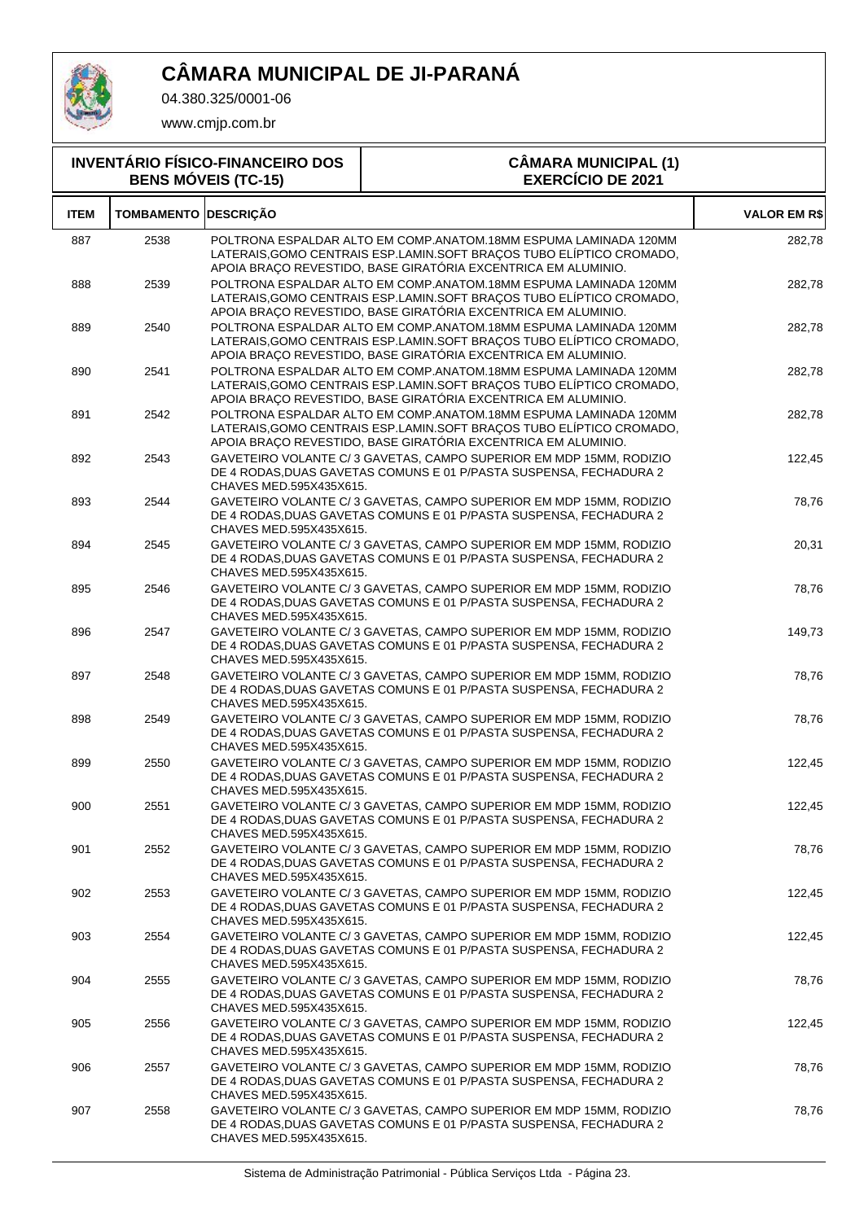# CÂMARA MUNICIPAL DE JI-PARANÁ

04.380.325/0001-06

www.cmjp.com.br

**INVENTÁRIO FÍSICO-FINANCEIRO DOS BENS MÓVEIS (TC-15)**

**CÂMARA MUNICIPAL (1) EXERCÍCIO DE 2021**

| ITEM | TOMBAMENTO | DESCRIÇÃO | VALOR EM R$ |
|---|---|---|---|
| 887 | 2538 | POLTRONA ESPALDAR ALTO EM COMP.ANATOM.18MM ESPUMA LAMINADA 120MM LATERAIS,GOMO CENTRAIS ESP.LAMIN.SOFT BRAÇOS TUBO ELÍPTICO CROMADO, APOIA BRAÇO REVESTIDO, BASE GIRATÓRIA EXCENTRICA EM ALUMINIO. | 282,78 |
| 888 | 2539 | POLTRONA ESPALDAR ALTO EM COMP.ANATOM.18MM ESPUMA LAMINADA 120MM LATERAIS,GOMO CENTRAIS ESP.LAMIN.SOFT BRAÇOS TUBO ELÍPTICO CROMADO, APOIA BRAÇO REVESTIDO, BASE GIRATÓRIA EXCENTRICA EM ALUMINIO. | 282,78 |
| 889 | 2540 | POLTRONA ESPALDAR ALTO EM COMP.ANATOM.18MM ESPUMA LAMINADA 120MM LATERAIS,GOMO CENTRAIS ESP.LAMIN.SOFT BRAÇOS TUBO ELÍPTICO CROMADO, APOIA BRAÇO REVESTIDO, BASE GIRATÓRIA EXCENTRICA EM ALUMINIO. | 282,78 |
| 890 | 2541 | POLTRONA ESPALDAR ALTO EM COMP.ANATOM.18MM ESPUMA LAMINADA 120MM LATERAIS,GOMO CENTRAIS ESP.LAMIN.SOFT BRAÇOS TUBO ELÍPTICO CROMADO, APOIA BRAÇO REVESTIDO, BASE GIRATÓRIA EXCENTRICA EM ALUMINIO. | 282,78 |
| 891 | 2542 | POLTRONA ESPALDAR ALTO EM COMP.ANATOM.18MM ESPUMA LAMINADA 120MM LATERAIS,GOMO CENTRAIS ESP.LAMIN.SOFT BRAÇOS TUBO ELÍPTICO CROMADO, APOIA BRAÇO REVESTIDO, BASE GIRATÓRIA EXCENTRICA EM ALUMINIO. | 282,78 |
| 892 | 2543 | GAVETEIRO VOLANTE C/ 3 GAVETAS, CAMPO SUPERIOR EM MDP 15MM, RODIZIO DE 4 RODAS,DUAS GAVETAS COMUNS E 01 P/PASTA SUSPENSA, FECHADURA 2 CHAVES MED.595X435X615. | 122,45 |
| 893 | 2544 | GAVETEIRO VOLANTE C/ 3 GAVETAS, CAMPO SUPERIOR EM MDP 15MM, RODIZIO DE 4 RODAS,DUAS GAVETAS COMUNS E 01 P/PASTA SUSPENSA, FECHADURA 2 CHAVES MED.595X435X615. | 78,76 |
| 894 | 2545 | GAVETEIRO VOLANTE C/ 3 GAVETAS, CAMPO SUPERIOR EM MDP 15MM, RODIZIO DE 4 RODAS,DUAS GAVETAS COMUNS E 01 P/PASTA SUSPENSA, FECHADURA 2 CHAVES MED.595X435X615. | 20,31 |
| 895 | 2546 | GAVETEIRO VOLANTE C/ 3 GAVETAS, CAMPO SUPERIOR EM MDP 15MM, RODIZIO DE 4 RODAS,DUAS GAVETAS COMUNS E 01 P/PASTA SUSPENSA, FECHADURA 2 CHAVES MED.595X435X615. | 78,76 |
| 896 | 2547 | GAVETEIRO VOLANTE C/ 3 GAVETAS, CAMPO SUPERIOR EM MDP 15MM, RODIZIO DE 4 RODAS,DUAS GAVETAS COMUNS E 01 P/PASTA SUSPENSA, FECHADURA 2 CHAVES MED.595X435X615. | 149,73 |
| 897 | 2548 | GAVETEIRO VOLANTE C/ 3 GAVETAS, CAMPO SUPERIOR EM MDP 15MM, RODIZIO DE 4 RODAS,DUAS GAVETAS COMUNS E 01 P/PASTA SUSPENSA, FECHADURA 2 CHAVES MED.595X435X615. | 78,76 |
| 898 | 2549 | GAVETEIRO VOLANTE C/ 3 GAVETAS, CAMPO SUPERIOR EM MDP 15MM, RODIZIO DE 4 RODAS,DUAS GAVETAS COMUNS E 01 P/PASTA SUSPENSA, FECHADURA 2 CHAVES MED.595X435X615. | 78,76 |
| 899 | 2550 | GAVETEIRO VOLANTE C/ 3 GAVETAS, CAMPO SUPERIOR EM MDP 15MM, RODIZIO DE 4 RODAS,DUAS GAVETAS COMUNS E 01 P/PASTA SUSPENSA, FECHADURA 2 CHAVES MED.595X435X615. | 122,45 |
| 900 | 2551 | GAVETEIRO VOLANTE C/ 3 GAVETAS, CAMPO SUPERIOR EM MDP 15MM, RODIZIO DE 4 RODAS,DUAS GAVETAS COMUNS E 01 P/PASTA SUSPENSA, FECHADURA 2 CHAVES MED.595X435X615. | 122,45 |
| 901 | 2552 | GAVETEIRO VOLANTE C/ 3 GAVETAS, CAMPO SUPERIOR EM MDP 15MM, RODIZIO DE 4 RODAS,DUAS GAVETAS COMUNS E 01 P/PASTA SUSPENSA, FECHADURA 2 CHAVES MED.595X435X615. | 78,76 |
| 902 | 2553 | GAVETEIRO VOLANTE C/ 3 GAVETAS, CAMPO SUPERIOR EM MDP 15MM, RODIZIO DE 4 RODAS,DUAS GAVETAS COMUNS E 01 P/PASTA SUSPENSA, FECHADURA 2 CHAVES MED.595X435X615. | 122,45 |
| 903 | 2554 | GAVETEIRO VOLANTE C/ 3 GAVETAS, CAMPO SUPERIOR EM MDP 15MM, RODIZIO DE 4 RODAS,DUAS GAVETAS COMUNS E 01 P/PASTA SUSPENSA, FECHADURA 2 CHAVES MED.595X435X615. | 122,45 |
| 904 | 2555 | GAVETEIRO VOLANTE C/ 3 GAVETAS, CAMPO SUPERIOR EM MDP 15MM, RODIZIO DE 4 RODAS,DUAS GAVETAS COMUNS E 01 P/PASTA SUSPENSA, FECHADURA 2 CHAVES MED.595X435X615. | 78,76 |
| 905 | 2556 | GAVETEIRO VOLANTE C/ 3 GAVETAS, CAMPO SUPERIOR EM MDP 15MM, RODIZIO DE 4 RODAS,DUAS GAVETAS COMUNS E 01 P/PASTA SUSPENSA, FECHADURA 2 CHAVES MED.595X435X615. | 122,45 |
| 906 | 2557 | GAVETEIRO VOLANTE C/ 3 GAVETAS, CAMPO SUPERIOR EM MDP 15MM, RODIZIO DE 4 RODAS,DUAS GAVETAS COMUNS E 01 P/PASTA SUSPENSA, FECHADURA 2 CHAVES MED.595X435X615. | 78,76 |
| 907 | 2558 | GAVETEIRO VOLANTE C/ 3 GAVETAS, CAMPO SUPERIOR EM MDP 15MM, RODIZIO DE 4 RODAS,DUAS GAVETAS COMUNS E 01 P/PASTA SUSPENSA, FECHADURA 2 CHAVES MED.595X435X615. | 78,76 |

Sistema de Administração Patrimonial - Pública Serviços Ltda - Página 23.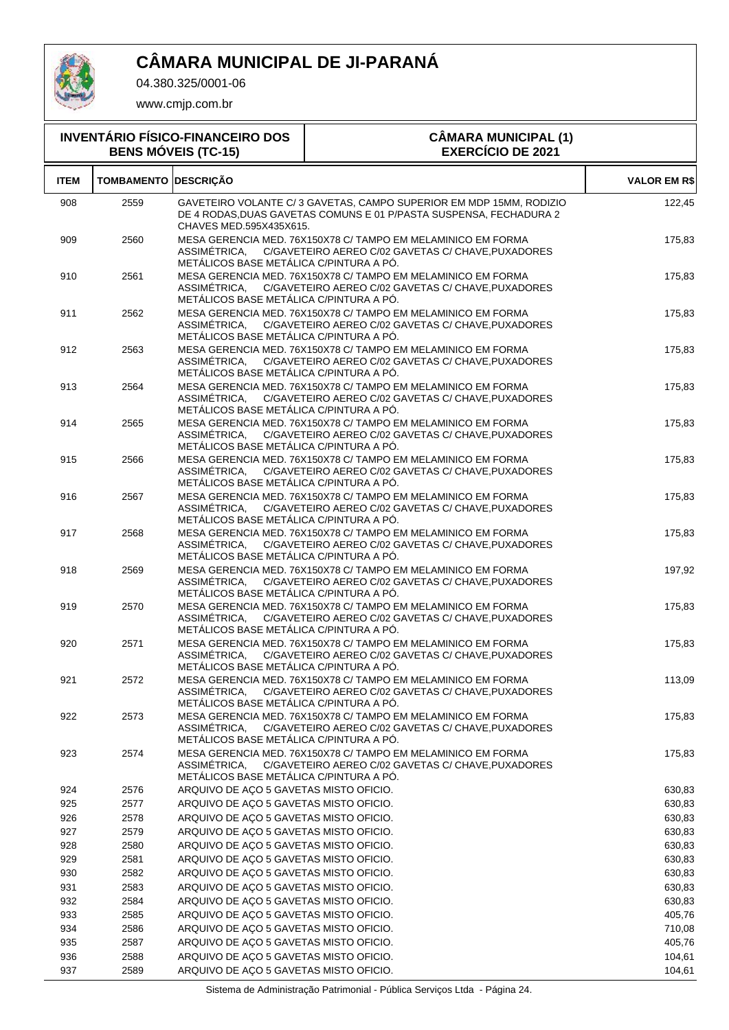# CÂMARA MUNICIPAL DE JI-PARANÁ

04.380.325/0001-06

www.cmjp.com.br

| INVENTÁRIO FÍSICO-FINANCEIRO DOS BENS MÓVEIS (TC-15) | CÂMARA MUNICIPAL (1) EXERCÍCIO DE 2021 |
|---|---|

| ITEM | TOMBAMENTO | DESCRIÇÃO | VALOR EM R$ |
|---|---|---|---|
| 908 | 2559 | GAVETEIRO VOLANTE C/ 3 GAVETAS, CAMPO SUPERIOR EM MDP 15MM, RODIZIO DE 4 RODAS,DUAS GAVETAS COMUNS E 01 P/PASTA SUSPENSA, FECHADURA 2 CHAVES MED.595X435X615. | 122,45 |
| 909 | 2560 | MESA GERENCIA MED. 76X150X78 C/ TAMPO EM MELAMINICO EM FORMA ASSIMÉTRICA, C/GAVETEIRO AEREO C/02 GAVETAS C/ CHAVE,PUXADORES METÁLICOS BASE METÁLICA C/PINTURA A PÓ. | 175,83 |
| 910 | 2561 | MESA GERENCIA MED. 76X150X78 C/ TAMPO EM MELAMINICO EM FORMA ASSIMÉTRICA, C/GAVETEIRO AEREO C/02 GAVETAS C/ CHAVE,PUXADORES METÁLICOS BASE METÁLICA C/PINTURA A PÓ. | 175,83 |
| 911 | 2562 | MESA GERENCIA MED. 76X150X78 C/ TAMPO EM MELAMINICO EM FORMA ASSIMÉTRICA, C/GAVETEIRO AEREO C/02 GAVETAS C/ CHAVE,PUXADORES METÁLICOS BASE METÁLICA C/PINTURA A PÓ. | 175,83 |
| 912 | 2563 | MESA GERENCIA MED. 76X150X78 C/ TAMPO EM MELAMINICO EM FORMA ASSIMÉTRICA, C/GAVETEIRO AEREO C/02 GAVETAS C/ CHAVE,PUXADORES METÁLICOS BASE METÁLICA C/PINTURA A PÓ. | 175,83 |
| 913 | 2564 | MESA GERENCIA MED. 76X150X78 C/ TAMPO EM MELAMINICO EM FORMA ASSIMÉTRICA, C/GAVETEIRO AEREO C/02 GAVETAS C/ CHAVE,PUXADORES METÁLICOS BASE METÁLICA C/PINTURA A PÓ. | 175,83 |
| 914 | 2565 | MESA GERENCIA MED. 76X150X78 C/ TAMPO EM MELAMINICO EM FORMA ASSIMÉTRICA, C/GAVETEIRO AEREO C/02 GAVETAS C/ CHAVE,PUXADORES METÁLICOS BASE METÁLICA C/PINTURA A PÓ. | 175,83 |
| 915 | 2566 | MESA GERENCIA MED. 76X150X78 C/ TAMPO EM MELAMINICO EM FORMA ASSIMÉTRICA, C/GAVETEIRO AEREO C/02 GAVETAS C/ CHAVE,PUXADORES METÁLICOS BASE METÁLICA C/PINTURA A PÓ. | 175,83 |
| 916 | 2567 | MESA GERENCIA MED. 76X150X78 C/ TAMPO EM MELAMINICO EM FORMA ASSIMÉTRICA, C/GAVETEIRO AEREO C/02 GAVETAS C/ CHAVE,PUXADORES METÁLICOS BASE METÁLICA C/PINTURA A PÓ. | 175,83 |
| 917 | 2568 | MESA GERENCIA MED. 76X150X78 C/ TAMPO EM MELAMINICO EM FORMA ASSIMÉTRICA, C/GAVETEIRO AEREO C/02 GAVETAS C/ CHAVE,PUXADORES METÁLICOS BASE METÁLICA C/PINTURA A PÓ. | 175,83 |
| 918 | 2569 | MESA GERENCIA MED. 76X150X78 C/ TAMPO EM MELAMINICO EM FORMA ASSIMÉTRICA, C/GAVETEIRO AEREO C/02 GAVETAS C/ CHAVE,PUXADORES METÁLICOS BASE METÁLICA C/PINTURA A PÓ. | 197,92 |
| 919 | 2570 | MESA GERENCIA MED. 76X150X78 C/ TAMPO EM MELAMINICO EM FORMA ASSIMÉTRICA, C/GAVETEIRO AEREO C/02 GAVETAS C/ CHAVE,PUXADORES METÁLICOS BASE METÁLICA C/PINTURA A PÓ. | 175,83 |
| 920 | 2571 | MESA GERENCIA MED. 76X150X78 C/ TAMPO EM MELAMINICO EM FORMA ASSIMÉTRICA, C/GAVETEIRO AEREO C/02 GAVETAS C/ CHAVE,PUXADORES METÁLICOS BASE METÁLICA C/PINTURA A PÓ. | 175,83 |
| 921 | 2572 | MESA GERENCIA MED. 76X150X78 C/ TAMPO EM MELAMINICO EM FORMA ASSIMÉTRICA, C/GAVETEIRO AEREO C/02 GAVETAS C/ CHAVE,PUXADORES METÁLICOS BASE METÁLICA C/PINTURA A PÓ. | 113,09 |
| 922 | 2573 | MESA GERENCIA MED. 76X150X78 C/ TAMPO EM MELAMINICO EM FORMA ASSIMÉTRICA, C/GAVETEIRO AEREO C/02 GAVETAS C/ CHAVE,PUXADORES METÁLICOS BASE METÁLICA C/PINTURA A PÓ. | 175,83 |
| 923 | 2574 | MESA GERENCIA MED. 76X150X78 C/ TAMPO EM MELAMINICO EM FORMA ASSIMÉTRICA, C/GAVETEIRO AEREO C/02 GAVETAS C/ CHAVE,PUXADORES METÁLICOS BASE METÁLICA C/PINTURA A PÓ. | 175,83 |
| 924 | 2576 | ARQUIVO DE AÇO 5 GAVETAS MISTO OFICIO. | 630,83 |
| 925 | 2577 | ARQUIVO DE AÇO 5 GAVETAS MISTO OFICIO. | 630,83 |
| 926 | 2578 | ARQUIVO DE AÇO 5 GAVETAS MISTO OFICIO. | 630,83 |
| 927 | 2579 | ARQUIVO DE AÇO 5 GAVETAS MISTO OFICIO. | 630,83 |
| 928 | 2580 | ARQUIVO DE AÇO 5 GAVETAS MISTO OFICIO. | 630,83 |
| 929 | 2581 | ARQUIVO DE AÇO 5 GAVETAS MISTO OFICIO. | 630,83 |
| 930 | 2582 | ARQUIVO DE AÇO 5 GAVETAS MISTO OFICIO. | 630,83 |
| 931 | 2583 | ARQUIVO DE AÇO 5 GAVETAS MISTO OFICIO. | 630,83 |
| 932 | 2584 | ARQUIVO DE AÇO 5 GAVETAS MISTO OFICIO. | 630,83 |
| 933 | 2585 | ARQUIVO DE AÇO 5 GAVETAS MISTO OFICIO. | 405,76 |
| 934 | 2586 | ARQUIVO DE AÇO 5 GAVETAS MISTO OFICIO. | 710,08 |
| 935 | 2587 | ARQUIVO DE AÇO 5 GAVETAS MISTO OFICIO. | 405,76 |
| 936 | 2588 | ARQUIVO DE AÇO 5 GAVETAS MISTO OFICIO. | 104,61 |
| 937 | 2589 | ARQUIVO DE AÇO 5 GAVETAS MISTO OFICIO. | 104,61 |

Sistema de Administração Patrimonial - Pública Serviços Ltda - Página 24.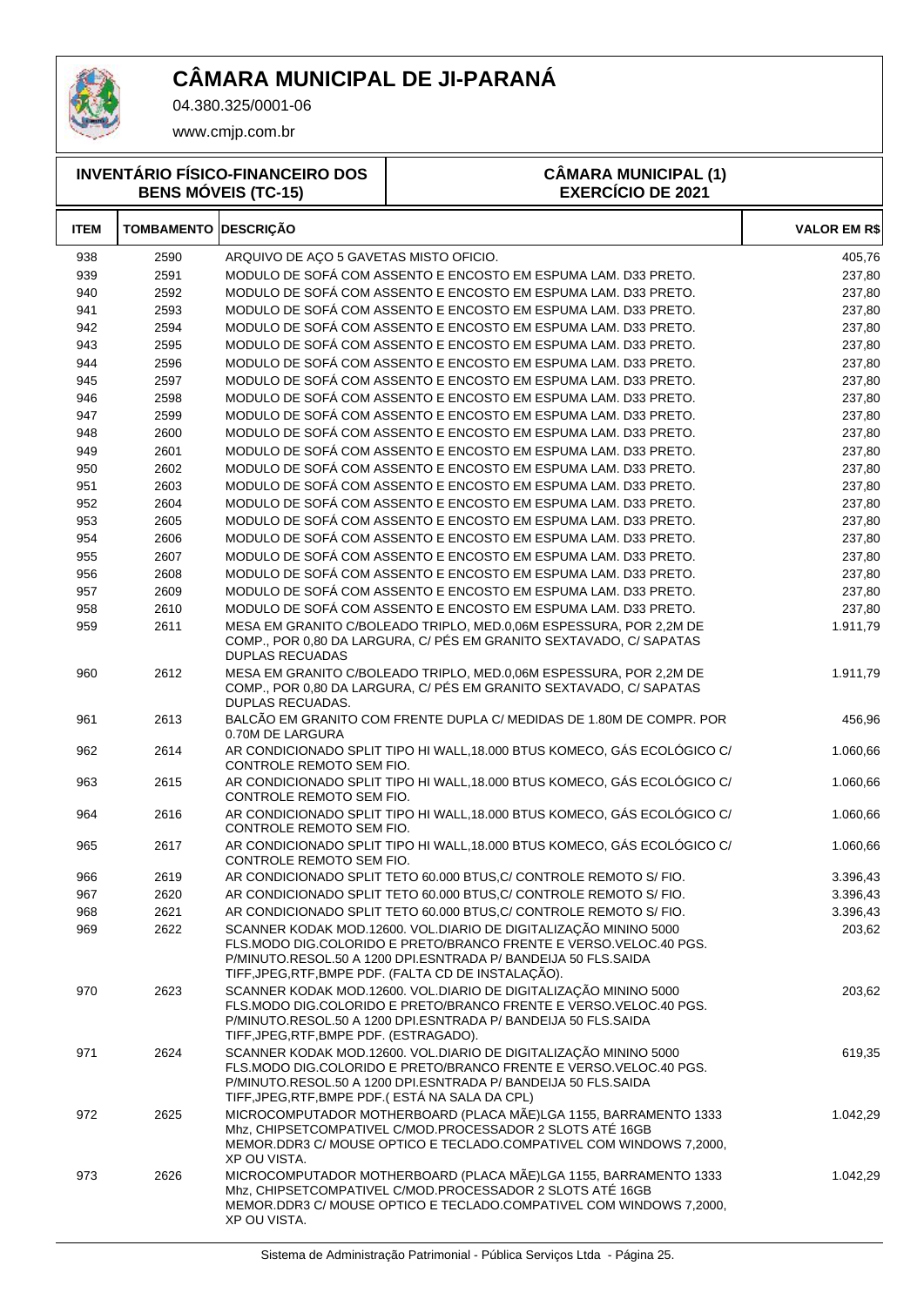# CÂMARA MUNICIPAL DE JI-PARANÁ

04.380.325/0001-06

www.cmjp.com.br

**INVENTÁRIO FÍSICO-FINANCEIRO DOS BENS MÓVEIS (TC-15)**

**CÂMARA MUNICIPAL (1)**
**EXERCÍCIO DE 2021**

| ITEM | TOMBAMENTO | DESCRIÇÃO | VALOR EM R$ |
|---|---|---|---|
| 938 | 2590 | ARQUIVO DE AÇO 5 GAVETAS MISTO OFICIO. | 405,76 |
| 939 | 2591 | MODULO DE SOFÁ COM ASSENTO E ENCOSTO EM ESPUMA LAM. D33 PRETO. | 237,80 |
| 940 | 2592 | MODULO DE SOFÁ COM ASSENTO E ENCOSTO EM ESPUMA LAM. D33 PRETO. | 237,80 |
| 941 | 2593 | MODULO DE SOFÁ COM ASSENTO E ENCOSTO EM ESPUMA LAM. D33 PRETO. | 237,80 |
| 942 | 2594 | MODULO DE SOFÁ COM ASSENTO E ENCOSTO EM ESPUMA LAM. D33 PRETO. | 237,80 |
| 943 | 2595 | MODULO DE SOFÁ COM ASSENTO E ENCOSTO EM ESPUMA LAM. D33 PRETO. | 237,80 |
| 944 | 2596 | MODULO DE SOFÁ COM ASSENTO E ENCOSTO EM ESPUMA LAM. D33 PRETO. | 237,80 |
| 945 | 2597 | MODULO DE SOFÁ COM ASSENTO E ENCOSTO EM ESPUMA LAM. D33 PRETO. | 237,80 |
| 946 | 2598 | MODULO DE SOFÁ COM ASSENTO E ENCOSTO EM ESPUMA LAM. D33 PRETO. | 237,80 |
| 947 | 2599 | MODULO DE SOFÁ COM ASSENTO E ENCOSTO EM ESPUMA LAM. D33 PRETO. | 237,80 |
| 948 | 2600 | MODULO DE SOFÁ COM ASSENTO E ENCOSTO EM ESPUMA LAM. D33 PRETO. | 237,80 |
| 949 | 2601 | MODULO DE SOFÁ COM ASSENTO E ENCOSTO EM ESPUMA LAM. D33 PRETO. | 237,80 |
| 950 | 2602 | MODULO DE SOFÁ COM ASSENTO E ENCOSTO EM ESPUMA LAM. D33 PRETO. | 237,80 |
| 951 | 2603 | MODULO DE SOFÁ COM ASSENTO E ENCOSTO EM ESPUMA LAM. D33 PRETO. | 237,80 |
| 952 | 2604 | MODULO DE SOFÁ COM ASSENTO E ENCOSTO EM ESPUMA LAM. D33 PRETO. | 237,80 |
| 953 | 2605 | MODULO DE SOFÁ COM ASSENTO E ENCOSTO EM ESPUMA LAM. D33 PRETO. | 237,80 |
| 954 | 2606 | MODULO DE SOFÁ COM ASSENTO E ENCOSTO EM ESPUMA LAM. D33 PRETO. | 237,80 |
| 955 | 2607 | MODULO DE SOFÁ COM ASSENTO E ENCOSTO EM ESPUMA LAM. D33 PRETO. | 237,80 |
| 956 | 2608 | MODULO DE SOFÁ COM ASSENTO E ENCOSTO EM ESPUMA LAM. D33 PRETO. | 237,80 |
| 957 | 2609 | MODULO DE SOFÁ COM ASSENTO E ENCOSTO EM ESPUMA LAM. D33 PRETO. | 237,80 |
| 958 | 2610 | MODULO DE SOFÁ COM ASSENTO E ENCOSTO EM ESPUMA LAM. D33 PRETO. | 237,80 |
| 959 | 2611 | MESA EM GRANITO C/BOLEADO TRIPLO, MED.0,06M ESPESSURA, POR 2,2M DE COMP., POR 0,80 DA LARGURA, C/ PÉS EM GRANITO SEXTAVADO, C/ SAPATAS DUPLAS RECUADAS | 1.911,79 |
| 960 | 2612 | MESA EM GRANITO C/BOLEADO TRIPLO, MED.0,06M ESPESSURA, POR 2,2M DE COMP., POR 0,80 DA LARGURA, C/ PÉS EM GRANITO SEXTAVADO, C/ SAPATAS DUPLAS RECUADAS. | 1.911,79 |
| 961 | 2613 | BALCÃO EM GRANITO COM FRENTE DUPLA C/ MEDIDAS DE 1.80M DE COMPR. POR 0.70M DE LARGURA | 456,96 |
| 962 | 2614 | AR CONDICIONADO SPLIT TIPO HI WALL,18.000 BTUS KOMECO, GÁS ECOLÓGICO C/ CONTROLE REMOTO SEM FIO. | 1.060,66 |
| 963 | 2615 | AR CONDICIONADO SPLIT TIPO HI WALL,18.000 BTUS KOMECO, GÁS ECOLÓGICO C/ CONTROLE REMOTO SEM FIO. | 1.060,66 |
| 964 | 2616 | AR CONDICIONADO SPLIT TIPO HI WALL,18.000 BTUS KOMECO, GÁS ECOLÓGICO C/ CONTROLE REMOTO SEM FIO. | 1.060,66 |
| 965 | 2617 | AR CONDICIONADO SPLIT TIPO HI WALL,18.000 BTUS KOMECO, GÁS ECOLÓGICO C/ CONTROLE REMOTO SEM FIO. | 1.060,66 |
| 966 | 2619 | AR CONDICIONADO SPLIT TETO 60.000 BTUS,C/ CONTROLE REMOTO S/ FIO. | 3.396,43 |
| 967 | 2620 | AR CONDICIONADO SPLIT TETO 60.000 BTUS,C/ CONTROLE REMOTO S/ FIO. | 3.396,43 |
| 968 | 2621 | AR CONDICIONADO SPLIT TETO 60.000 BTUS,C/ CONTROLE REMOTO S/ FIO. | 3.396,43 |
| 969 | 2622 | SCANNER KODAK MOD.12600. VOL.DIARIO DE DIGITALIZAÇÃO MININO 5000 FLS.MODO DIG.COLORIDO E PRETO/BRANCO FRENTE E VERSO.VELOC.40 PGS. P/MINUTO.RESOL.50 A 1200 DPI.ESNTRADA P/ BANDEIJA 50 FLS.SAIDA TIFF,JPEG,RTF,BMPE PDF. (FALTA CD DE INSTALAÇÃO). | 203,62 |
| 970 | 2623 | SCANNER KODAK MOD.12600. VOL.DIARIO DE DIGITALIZAÇÃO MININO 5000 FLS.MODO DIG.COLORIDO E PRETO/BRANCO FRENTE E VERSO.VELOC.40 PGS. P/MINUTO.RESOL.50 A 1200 DPI.ESNTRADA P/ BANDEIJA 50 FLS.SAIDA TIFF,JPEG,RTF,BMPE PDF. (ESTRAGADO). | 203,62 |
| 971 | 2624 | SCANNER KODAK MOD.12600. VOL.DIARIO DE DIGITALIZAÇÃO MININO 5000 FLS.MODO DIG.COLORIDO E PRETO/BRANCO FRENTE E VERSO.VELOC.40 PGS. P/MINUTO.RESOL.50 A 1200 DPI.ESNTRADA P/ BANDEIJA 50 FLS.SAIDA TIFF,JPEG,RTF,BMPE PDF.( ESTÁ NA SALA DA CPL) | 619,35 |
| 972 | 2625 | MICROCOMPUTADOR MOTHERBOARD (PLACA MÃE)LGA 1155, BARRAMENTO 1333 Mhz, CHIPSETCOMPATIVEL C/MOD.PROCESSADOR 2 SLOTS ATÉ 16GB MEMOR.DDR3 C/ MOUSE OPTICO E TECLADO.COMPATIVEL COM WINDOWS 7,2000, XP OU VISTA. | 1.042,29 |
| 973 | 2626 | MICROCOMPUTADOR MOTHERBOARD (PLACA MÃE)LGA 1155, BARRAMENTO 1333 Mhz, CHIPSETCOMPATIVEL C/MOD.PROCESSADOR 2 SLOTS ATÉ 16GB MEMOR.DDR3 C/ MOUSE OPTICO E TECLADO.COMPATIVEL COM WINDOWS 7,2000, XP OU VISTA. | 1.042,29 |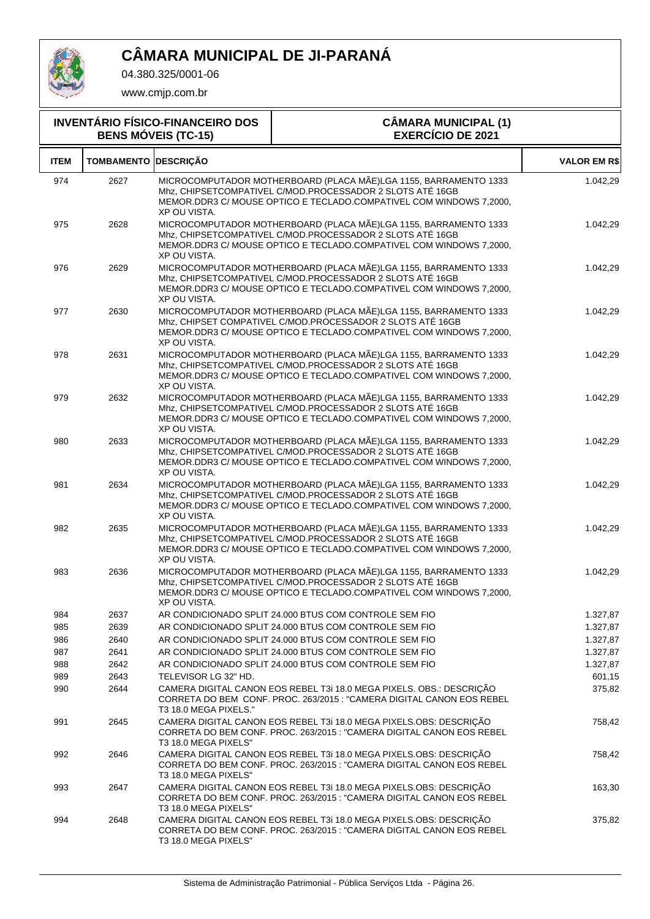# CÂMARA MUNICIPAL DE JI-PARANÁ

04.380.325/0001-06

www.cmjp.com.br

| INVENTÁRIO FÍSICO-FINANCEIRO DOS BENS MÓVEIS (TC-15) | CÂMARA MUNICIPAL (1) EXERCÍCIO DE 2021 |
|---|---|

| ITEM | TOMBAMENTO | DESCRIÇÃO | VALOR EM R$ |
|---|---|---|---|
| 974 | 2627 | MICROCOMPUTADOR MOTHERBOARD (PLACA MÃE)LGA 1155, BARRAMENTO 1333 Mhz, CHIPSETCOMPATIVEL C/MOD.PROCESSADOR 2 SLOTS ATÉ 16GB MEMOR.DDR3 C/ MOUSE OPTICO E TECLADO.COMPATIVEL COM WINDOWS 7,2000, XP OU VISTA. | 1.042,29 |
| 975 | 2628 | MICROCOMPUTADOR MOTHERBOARD (PLACA MÃE)LGA 1155, BARRAMENTO 1333 Mhz, CHIPSETCOMPATIVEL C/MOD.PROCESSADOR 2 SLOTS ATÉ 16GB MEMOR.DDR3 C/ MOUSE OPTICO E TECLADO.COMPATIVEL COM WINDOWS 7,2000, XP OU VISTA. | 1.042,29 |
| 976 | 2629 | MICROCOMPUTADOR MOTHERBOARD (PLACA MÃE)LGA 1155, BARRAMENTO 1333 Mhz, CHIPSETCOMPATIVEL C/MOD.PROCESSADOR 2 SLOTS ATÉ 16GB MEMOR.DDR3 C/ MOUSE OPTICO E TECLADO.COMPATIVEL COM WINDOWS 7,2000, XP OU VISTA. | 1.042,29 |
| 977 | 2630 | MICROCOMPUTADOR MOTHERBOARD (PLACA MÃE)LGA 1155, BARRAMENTO 1333 Mhz, CHIPSET COMPATIVEL C/MOD.PROCESSADOR 2 SLOTS ATÉ 16GB MEMOR.DDR3 C/ MOUSE OPTICO E TECLADO.COMPATIVEL COM WINDOWS 7,2000, XP OU VISTA. | 1.042,29 |
| 978 | 2631 | MICROCOMPUTADOR MOTHERBOARD (PLACA MÃE)LGA 1155, BARRAMENTO 1333 Mhz, CHIPSETCOMPATIVEL C/MOD.PROCESSADOR 2 SLOTS ATÉ 16GB MEMOR.DDR3 C/ MOUSE OPTICO E TECLADO.COMPATIVEL COM WINDOWS 7,2000, XP OU VISTA. | 1.042,29 |
| 979 | 2632 | MICROCOMPUTADOR MOTHERBOARD (PLACA MÃE)LGA 1155, BARRAMENTO 1333 Mhz, CHIPSETCOMPATIVEL C/MOD.PROCESSADOR 2 SLOTS ATÉ 16GB MEMOR.DDR3 C/ MOUSE OPTICO E TECLADO.COMPATIVEL COM WINDOWS 7,2000, XP OU VISTA. | 1.042,29 |
| 980 | 2633 | MICROCOMPUTADOR MOTHERBOARD (PLACA MÃE)LGA 1155, BARRAMENTO 1333 Mhz, CHIPSETCOMPATIVEL C/MOD.PROCESSADOR 2 SLOTS ATÉ 16GB MEMOR.DDR3 C/ MOUSE OPTICO E TECLADO.COMPATIVEL COM WINDOWS 7,2000, XP OU VISTA. | 1.042,29 |
| 981 | 2634 | MICROCOMPUTADOR MOTHERBOARD (PLACA MÃE)LGA 1155, BARRAMENTO 1333 Mhz, CHIPSETCOMPATIVEL C/MOD.PROCESSADOR 2 SLOTS ATÉ 16GB MEMOR.DDR3 C/ MOUSE OPTICO E TECLADO.COMPATIVEL COM WINDOWS 7,2000, XP OU VISTA. | 1.042,29 |
| 982 | 2635 | MICROCOMPUTADOR MOTHERBOARD (PLACA MÃE)LGA 1155, BARRAMENTO 1333 Mhz, CHIPSETCOMPATIVEL C/MOD.PROCESSADOR 2 SLOTS ATÉ 16GB MEMOR.DDR3 C/ MOUSE OPTICO E TECLADO.COMPATIVEL COM WINDOWS 7,2000, XP OU VISTA. | 1.042,29 |
| 983 | 2636 | MICROCOMPUTADOR MOTHERBOARD (PLACA MÃE)LGA 1155, BARRAMENTO 1333 Mhz, CHIPSETCOMPATIVEL C/MOD.PROCESSADOR 2 SLOTS ATÉ 16GB MEMOR.DDR3 C/ MOUSE OPTICO E TECLADO.COMPATIVEL COM WINDOWS 7,2000, XP OU VISTA. | 1.042,29 |
| 984 | 2637 | AR CONDICIONADO SPLIT 24.000 BTUS COM CONTROLE SEM FIO | 1.327,87 |
| 985 | 2639 | AR CONDICIONADO SPLIT 24.000 BTUS COM CONTROLE SEM FIO | 1.327,87 |
| 986 | 2640 | AR CONDICIONADO SPLIT 24.000 BTUS COM CONTROLE SEM FIO | 1.327,87 |
| 987 | 2641 | AR CONDICIONADO SPLIT 24.000 BTUS COM CONTROLE SEM FIO | 1.327,87 |
| 988 | 2642 | AR CONDICIONADO SPLIT 24.000 BTUS COM CONTROLE SEM FIO | 1.327,87 |
| 989 | 2643 | TELEVISOR LG 32" HD. | 601,15 |
| 990 | 2644 | CAMERA DIGITAL CANON EOS REBEL T3i 18.0 MEGA PIXELS. OBS.: DESCRIÇÃO CORRETA DO BEM CONF. PROC. 263/2015 : "CAMERA DIGITAL CANON EOS REBEL T3 18.0 MEGA PIXELS." | 375,82 |
| 991 | 2645 | CAMERA DIGITAL CANON EOS REBEL T3i 18.0 MEGA PIXELS.OBS: DESCRIÇÃO CORRETA DO BEM CONF. PROC. 263/2015 : "CAMERA DIGITAL CANON EOS REBEL T3 18.0 MEGA PIXELS" | 758,42 |
| 992 | 2646 | CAMERA DIGITAL CANON EOS REBEL T3i 18.0 MEGA PIXELS.OBS: DESCRIÇÃO CORRETA DO BEM CONF. PROC. 263/2015 : "CAMERA DIGITAL CANON EOS REBEL T3 18.0 MEGA PIXELS" | 758,42 |
| 993 | 2647 | CAMERA DIGITAL CANON EOS REBEL T3i 18.0 MEGA PIXELS.OBS: DESCRIÇÃO CORRETA DO BEM CONF. PROC. 263/2015 : "CAMERA DIGITAL CANON EOS REBEL T3 18.0 MEGA PIXELS" | 163,30 |
| 994 | 2648 | CAMERA DIGITAL CANON EOS REBEL T3i 18.0 MEGA PIXELS.OBS: DESCRIÇÃO CORRETA DO BEM CONF. PROC. 263/2015 : "CAMERA DIGITAL CANON EOS REBEL T3 18.0 MEGA PIXELS" | 375,82 |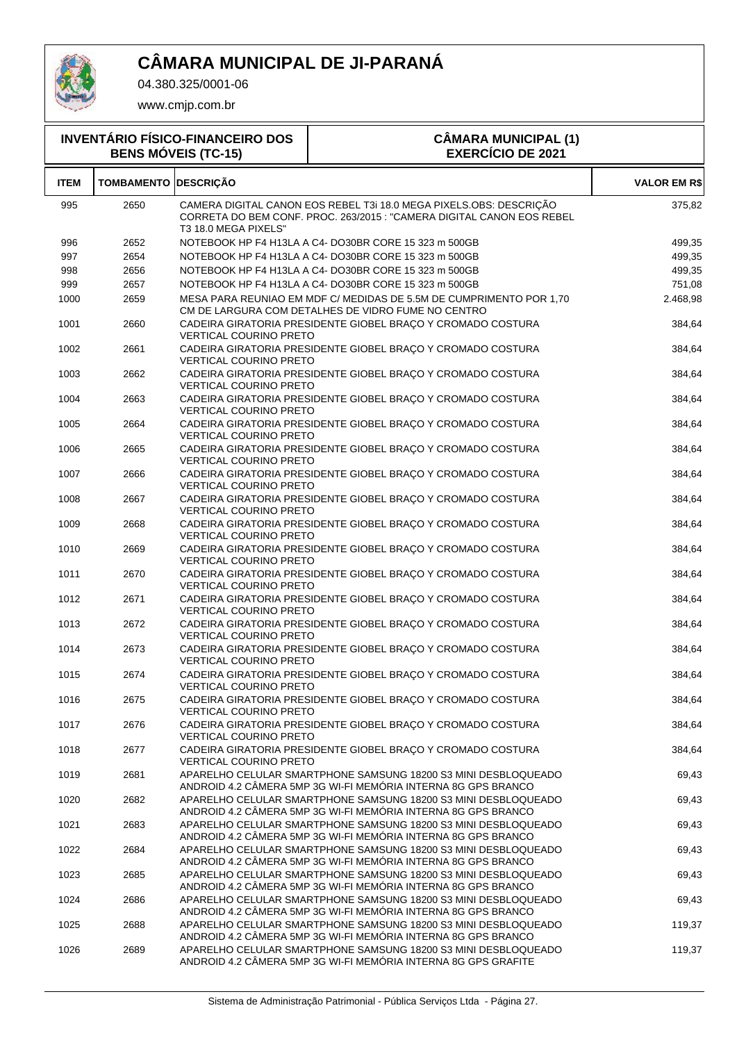# CÂMARA MUNICIPAL DE JI-PARANÁ

04.380.325/0001-06

www.cmjp.com.br

| INVENTÁRIO FÍSICO-FINANCEIRO DOS BENS MÓVEIS (TC-15) | CÂMARA MUNICIPAL (1) EXERCÍCIO DE 2021 |
|---|---|

| ITEM | TOMBAMENTO | DESCRIÇÃO | VALOR EM R$ |
|---|---|---|---|
| 995 | 2650 | CAMERA DIGITAL CANON EOS REBEL T3i 18.0 MEGA PIXELS.OBS: DESCRIÇÃO CORRETA DO BEM CONF. PROC. 263/2015 : "CAMERA DIGITAL CANON EOS REBEL T3 18.0 MEGA PIXELS" | 375,82 |
| 996 | 2652 | NOTEBOOK HP F4 H13LA A C4- DO30BR CORE 15 323 m 500GB | 499,35 |
| 997 | 2654 | NOTEBOOK HP F4 H13LA A C4- DO30BR CORE 15 323 m 500GB | 499,35 |
| 998 | 2656 | NOTEBOOK HP F4 H13LA A C4- DO30BR CORE 15 323 m 500GB | 499,35 |
| 999 | 2657 | NOTEBOOK HP F4 H13LA A C4- DO30BR CORE 15 323 m 500GB | 751,08 |
| 1000 | 2659 | MESA PARA REUNIAO EM MDF C/ MEDIDAS DE 5.5M DE CUMPRIMENTO POR 1,70 CM DE LARGURA COM DETALHES DE VIDRO FUME NO CENTRO | 2.468,98 |
| 1001 | 2660 | CADEIRA GIRATORIA PRESIDENTE GIOBEL BRAÇO Y CROMADO COSTURA VERTICAL COURINO PRETO | 384,64 |
| 1002 | 2661 | CADEIRA GIRATORIA PRESIDENTE GIOBEL BRAÇO Y CROMADO COSTURA VERTICAL COURINO PRETO | 384,64 |
| 1003 | 2662 | CADEIRA GIRATORIA PRESIDENTE GIOBEL BRAÇO Y CROMADO COSTURA VERTICAL COURINO PRETO | 384,64 |
| 1004 | 2663 | CADEIRA GIRATORIA PRESIDENTE GIOBEL BRAÇO Y CROMADO COSTURA VERTICAL COURINO PRETO | 384,64 |
| 1005 | 2664 | CADEIRA GIRATORIA PRESIDENTE GIOBEL BRAÇO Y CROMADO COSTURA VERTICAL COURINO PRETO | 384,64 |
| 1006 | 2665 | CADEIRA GIRATORIA PRESIDENTE GIOBEL BRAÇO Y CROMADO COSTURA VERTICAL COURINO PRETO | 384,64 |
| 1007 | 2666 | CADEIRA GIRATORIA PRESIDENTE GIOBEL BRAÇO Y CROMADO COSTURA VERTICAL COURINO PRETO | 384,64 |
| 1008 | 2667 | CADEIRA GIRATORIA PRESIDENTE GIOBEL BRAÇO Y CROMADO COSTURA VERTICAL COURINO PRETO | 384,64 |
| 1009 | 2668 | CADEIRA GIRATORIA PRESIDENTE GIOBEL BRAÇO Y CROMADO COSTURA VERTICAL COURINO PRETO | 384,64 |
| 1010 | 2669 | CADEIRA GIRATORIA PRESIDENTE GIOBEL BRAÇO Y CROMADO COSTURA VERTICAL COURINO PRETO | 384,64 |
| 1011 | 2670 | CADEIRA GIRATORIA PRESIDENTE GIOBEL BRAÇO Y CROMADO COSTURA VERTICAL COURINO PRETO | 384,64 |
| 1012 | 2671 | CADEIRA GIRATORIA PRESIDENTE GIOBEL BRAÇO Y CROMADO COSTURA VERTICAL COURINO PRETO | 384,64 |
| 1013 | 2672 | CADEIRA GIRATORIA PRESIDENTE GIOBEL BRAÇO Y CROMADO COSTURA VERTICAL COURINO PRETO | 384,64 |
| 1014 | 2673 | CADEIRA GIRATORIA PRESIDENTE GIOBEL BRAÇO Y CROMADO COSTURA VERTICAL COURINO PRETO | 384,64 |
| 1015 | 2674 | CADEIRA GIRATORIA PRESIDENTE GIOBEL BRAÇO Y CROMADO COSTURA VERTICAL COURINO PRETO | 384,64 |
| 1016 | 2675 | CADEIRA GIRATORIA PRESIDENTE GIOBEL BRAÇO Y CROMADO COSTURA VERTICAL COURINO PRETO | 384,64 |
| 1017 | 2676 | CADEIRA GIRATORIA PRESIDENTE GIOBEL BRAÇO Y CROMADO COSTURA VERTICAL COURINO PRETO | 384,64 |
| 1018 | 2677 | CADEIRA GIRATORIA PRESIDENTE GIOBEL BRAÇO Y CROMADO COSTURA VERTICAL COURINO PRETO | 384,64 |
| 1019 | 2681 | APARELHO CELULAR SMARTPHONE SAMSUNG 18200 S3 MINI DESBLOQUEADO ANDROID 4.2 CÂMERA 5MP 3G WI-FI MEMÓRIA INTERNA 8G GPS BRANCO | 69,43 |
| 1020 | 2682 | APARELHO CELULAR SMARTPHONE SAMSUNG 18200 S3 MINI DESBLOQUEADO ANDROID 4.2 CÂMERA 5MP 3G WI-FI MEMÓRIA INTERNA 8G GPS BRANCO | 69,43 |
| 1021 | 2683 | APARELHO CELULAR SMARTPHONE SAMSUNG 18200 S3 MINI DESBLOQUEADO ANDROID 4.2 CÂMERA 5MP 3G WI-FI MEMÓRIA INTERNA 8G GPS BRANCO | 69,43 |
| 1022 | 2684 | APARELHO CELULAR SMARTPHONE SAMSUNG 18200 S3 MINI DESBLOQUEADO ANDROID 4.2 CÂMERA 5MP 3G WI-FI MEMÓRIA INTERNA 8G GPS BRANCO | 69,43 |
| 1023 | 2685 | APARELHO CELULAR SMARTPHONE SAMSUNG 18200 S3 MINI DESBLOQUEADO ANDROID 4.2 CÂMERA 5MP 3G WI-FI MEMÓRIA INTERNA 8G GPS BRANCO | 69,43 |
| 1024 | 2686 | APARELHO CELULAR SMARTPHONE SAMSUNG 18200 S3 MINI DESBLOQUEADO ANDROID 4.2 CÂMERA 5MP 3G WI-FI MEMÓRIA INTERNA 8G GPS BRANCO | 69,43 |
| 1025 | 2688 | APARELHO CELULAR SMARTPHONE SAMSUNG 18200 S3 MINI DESBLOQUEADO ANDROID 4.2 CÂMERA 5MP 3G WI-FI MEMÓRIA INTERNA 8G GPS BRANCO | 119,37 |
| 1026 | 2689 | APARELHO CELULAR SMARTPHONE SAMSUNG 18200 S3 MINI DESBLOQUEADO ANDROID 4.2 CÂMERA 5MP 3G WI-FI MEMÓRIA INTERNA 8G GPS GRAFITE | 119,37 |

Sistema de Administração Patrimonial - Pública Serviços Ltda - Página 27.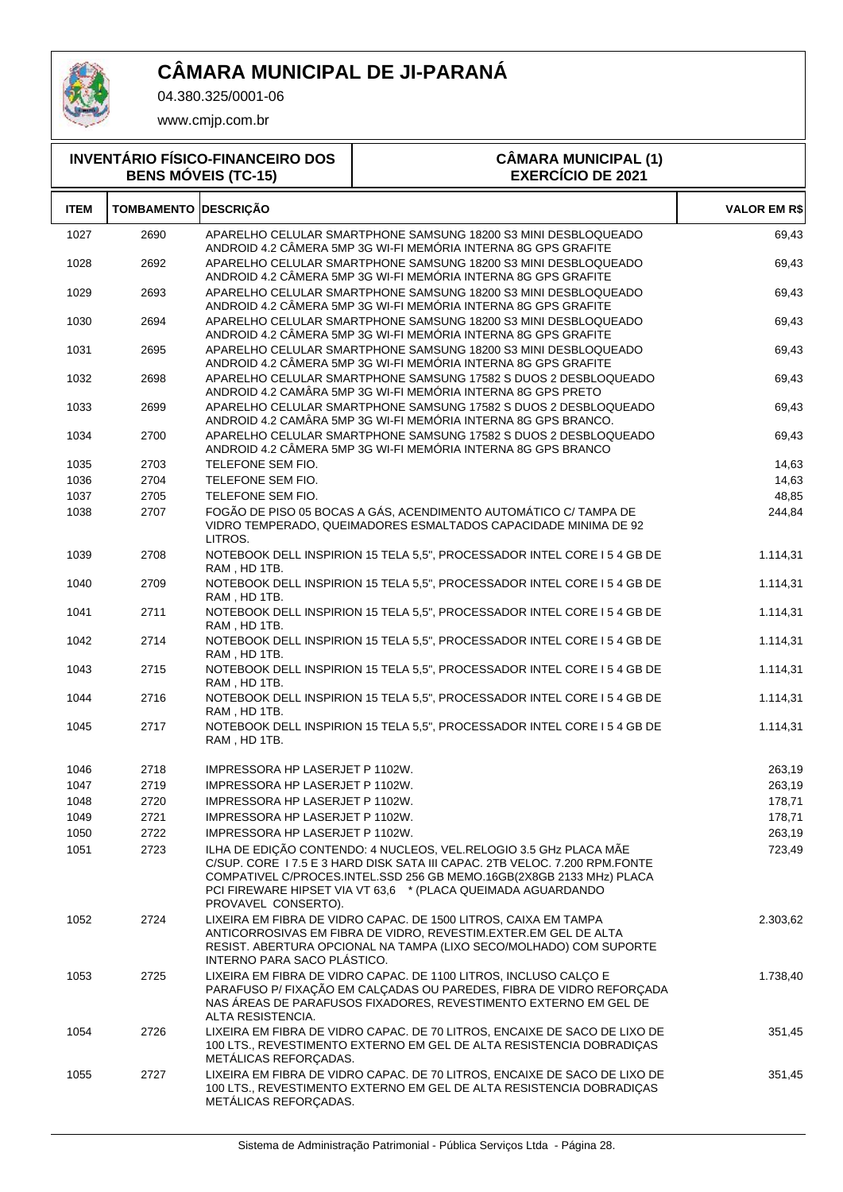# CÂMARA MUNICIPAL DE JI-PARANÁ

04.380.325/0001-06

www.cmjp.com.br

**INVENTÁRIO FÍSICO-FINANCEIRO DOS BENS MÓVEIS (TC-15)**

**CÂMARA MUNICIPAL (1) EXERCÍCIO DE 2021**

| ITEM | TOMBAMENTO | DESCRIÇÃO | VALOR EM R$ |
|---|---|---|---|
| 1027 | 2690 | APARELHO CELULAR SMARTPHONE SAMSUNG 18200 S3 MINI DESBLOQUEADO ANDROID 4.2 CÂMERA 5MP 3G WI-FI MEMÓRIA INTERNA 8G GPS GRAFITE | 69,43 |
| 1028 | 2692 | APARELHO CELULAR SMARTPHONE SAMSUNG 18200 S3 MINI DESBLOQUEADO ANDROID 4.2 CÂMERA 5MP 3G WI-FI MEMÓRIA INTERNA 8G GPS GRAFITE | 69,43 |
| 1029 | 2693 | APARELHO CELULAR SMARTPHONE SAMSUNG 18200 S3 MINI DESBLOQUEADO ANDROID 4.2 CÂMERA 5MP 3G WI-FI MEMÓRIA INTERNA 8G GPS GRAFITE | 69,43 |
| 1030 | 2694 | APARELHO CELULAR SMARTPHONE SAMSUNG 18200 S3 MINI DESBLOQUEADO ANDROID 4.2 CÂMERA 5MP 3G WI-FI MEMÓRIA INTERNA 8G GPS GRAFITE | 69,43 |
| 1031 | 2695 | APARELHO CELULAR SMARTPHONE SAMSUNG 18200 S3 MINI DESBLOQUEADO ANDROID 4.2 CÂMERA 5MP 3G WI-FI MEMÓRIA INTERNA 8G GPS GRAFITE | 69,43 |
| 1032 | 2698 | APARELHO CELULAR SMARTPHONE SAMSUNG 17582 S DUOS 2 DESBLOQUEADO ANDROID 4.2 CAMÂRA 5MP 3G WI-FI MEMÓRIA INTERNA 8G GPS PRETO | 69,43 |
| 1033 | 2699 | APARELHO CELULAR SMARTPHONE SAMSUNG 17582 S DUOS 2 DESBLOQUEADO ANDROID 4.2 CAMÂRA 5MP 3G WI-FI MEMÓRIA INTERNA 8G GPS BRANCO. | 69,43 |
| 1034 | 2700 | APARELHO CELULAR SMARTPHONE SAMSUNG 17582 S DUOS 2 DESBLOQUEADO ANDROID 4.2 CÂMERA 5MP 3G WI-FI MEMÓRIA INTERNA 8G GPS BRANCO | 69,43 |
| 1035 | 2703 | TELEFONE SEM FIO. | 14,63 |
| 1036 | 2704 | TELEFONE SEM FIO. | 14,63 |
| 1037 | 2705 | TELEFONE SEM FIO. | 48,85 |
| 1038 | 2707 | FOGÃO DE PISO 05 BOCAS A GÁS, ACENDIMENTO AUTOMÁTICO C/ TAMPA DE VIDRO TEMPERADO, QUEIMADORES ESMALTADOS CAPACIDADE MINIMA DE 92 LITROS. | 244,84 |
| 1039 | 2708 | NOTEBOOK DELL INSPIRION 15 TELA 5,5", PROCESSADOR INTEL CORE I 5 4 GB DE RAM , HD 1TB. | 1.114,31 |
| 1040 | 2709 | NOTEBOOK DELL INSPIRION 15 TELA 5,5", PROCESSADOR INTEL CORE I 5 4 GB DE RAM , HD 1TB. | 1.114,31 |
| 1041 | 2711 | NOTEBOOK DELL INSPIRION 15 TELA 5,5", PROCESSADOR INTEL CORE I 5 4 GB DE RAM , HD 1TB. | 1.114,31 |
| 1042 | 2714 | NOTEBOOK DELL INSPIRION 15 TELA 5,5", PROCESSADOR INTEL CORE I 5 4 GB DE RAM , HD 1TB. | 1.114,31 |
| 1043 | 2715 | NOTEBOOK DELL INSPIRION 15 TELA 5,5", PROCESSADOR INTEL CORE I 5 4 GB DE RAM , HD 1TB. | 1.114,31 |
| 1044 | 2716 | NOTEBOOK DELL INSPIRION 15 TELA 5,5", PROCESSADOR INTEL CORE I 5 4 GB DE RAM , HD 1TB. | 1.114,31 |
| 1045 | 2717 | NOTEBOOK DELL INSPIRION 15 TELA 5,5", PROCESSADOR INTEL CORE I 5 4 GB DE RAM , HD 1TB. | 1.114,31 |
| 1046 | 2718 | IMPRESSORA HP LASERJET P 1102W. | 263,19 |
| 1047 | 2719 | IMPRESSORA HP LASERJET P 1102W. | 263,19 |
| 1048 | 2720 | IMPRESSORA HP LASERJET P 1102W. | 178,71 |
| 1049 | 2721 | IMPRESSORA HP LASERJET P 1102W. | 178,71 |
| 1050 | 2722 | IMPRESSORA HP LASERJET P 1102W. | 263,19 |
| 1051 | 2723 | ILHA DE EDIÇÃO CONTENDO: 4 NUCLEOS, VEL.RELOGIO 3.5 GHz PLACA MÃE C/SUP. CORE I 7.5 E 3 HARD DISK SATA III CAPAC. 2TB VELOC. 7.200 RPM.FONTE COMPATIVEL C/PROCES.INTEL.SSD 256 GB MEMO.16GB(2X8GB 2133 MHz) PLACA PCI FIREWARE HIPSET VIA VT 63,6 * (PLACA QUEIMADA AGUARDANDO PROVAVEL CONSERTO). | 723,49 |
| 1052 | 2724 | LIXEIRA EM FIBRA DE VIDRO CAPAC. DE 1500 LITROS, CAIXA EM TAMPA ANTICORROSIVAS EM FIBRA DE VIDRO, REVESTIM.EXTER.EM GEL DE ALTA RESIST. ABERTURA OPCIONAL NA TAMPA (LIXO SECO/MOLHADO) COM SUPORTE INTERNO PARA SACO PLÁSTICO. | 2.303,62 |
| 1053 | 2725 | LIXEIRA EM FIBRA DE VIDRO CAPAC. DE 1100 LITROS, INCLUSO CALÇO E PARAFUSO P/ FIXAÇÃO EM CALÇADAS OU PAREDES, FIBRA DE VIDRO REFORÇADA NAS ÁREAS DE PARAFUSOS FIXADORES, REVESTIMENTO EXTERNO EM GEL DE ALTA RESISTENCIA. | 1.738,40 |
| 1054 | 2726 | LIXEIRA EM FIBRA DE VIDRO CAPAC. DE 70 LITROS, ENCAIXE DE SACO DE LIXO DE 100 LTS., REVESTIMENTO EXTERNO EM GEL DE ALTA RESISTENCIA DOBRADIÇAS METÁLICAS REFORÇADAS. | 351,45 |
| 1055 | 2727 | LIXEIRA EM FIBRA DE VIDRO CAPAC. DE 70 LITROS, ENCAIXE DE SACO DE LIXO DE 100 LTS., REVESTIMENTO EXTERNO EM GEL DE ALTA RESISTENCIA DOBRADIÇAS METÁLICAS REFORÇADAS. | 351,45 |

Sistema de Administração Patrimonial - Pública Serviços Ltda - Página 28.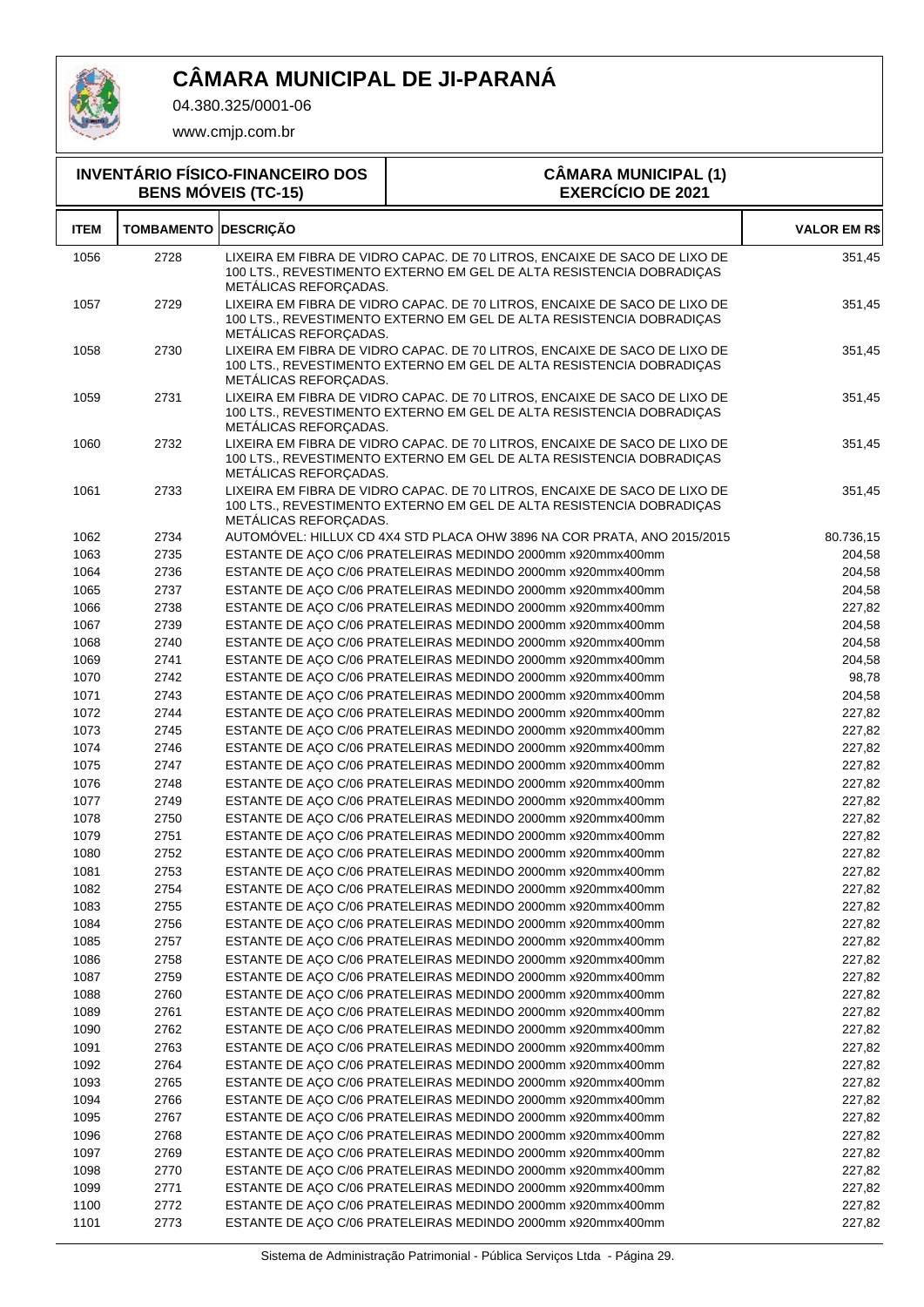# CÂMARA MUNICIPAL DE JI-PARANÁ

04.380.325/0001-06

www.cmjp.com.br

| INVENTÁRIO FÍSICO-FINANCEIRO DOS BENS MÓVEIS (TC-15) | CÂMARA MUNICIPAL (1) EXERCÍCIO DE 2021 |
|---|---|

| ITEM | TOMBAMENTO | DESCRIÇÃO | VALOR EM R$ |
|---|---|---|---|
| 1056 | 2728 | LIXEIRA EM FIBRA DE VIDRO CAPAC. DE 70 LITROS, ENCAIXE DE SACO DE LIXO DE 100 LTS., REVESTIMENTO EXTERNO EM GEL DE ALTA RESISTENCIA DOBRADIÇAS METÁLICAS REFORÇADAS. | 351,45 |
| 1057 | 2729 | LIXEIRA EM FIBRA DE VIDRO CAPAC. DE 70 LITROS, ENCAIXE DE SACO DE LIXO DE 100 LTS., REVESTIMENTO EXTERNO EM GEL DE ALTA RESISTENCIA DOBRADIÇAS METÁLICAS REFORÇADAS. | 351,45 |
| 1058 | 2730 | LIXEIRA EM FIBRA DE VIDRO CAPAC. DE 70 LITROS, ENCAIXE DE SACO DE LIXO DE 100 LTS., REVESTIMENTO EXTERNO EM GEL DE ALTA RESISTENCIA DOBRADIÇAS METÁLICAS REFORÇADAS. | 351,45 |
| 1059 | 2731 | LIXEIRA EM FIBRA DE VIDRO CAPAC. DE 70 LITROS, ENCAIXE DE SACO DE LIXO DE 100 LTS., REVESTIMENTO EXTERNO EM GEL DE ALTA RESISTENCIA DOBRADIÇAS METÁLICAS REFORÇADAS. | 351,45 |
| 1060 | 2732 | LIXEIRA EM FIBRA DE VIDRO CAPAC. DE 70 LITROS, ENCAIXE DE SACO DE LIXO DE 100 LTS., REVESTIMENTO EXTERNO EM GEL DE ALTA RESISTENCIA DOBRADIÇAS METÁLICAS REFORÇADAS. | 351,45 |
| 1061 | 2733 | LIXEIRA EM FIBRA DE VIDRO CAPAC. DE 70 LITROS, ENCAIXE DE SACO DE LIXO DE 100 LTS., REVESTIMENTO EXTERNO EM GEL DE ALTA RESISTENCIA DOBRADIÇAS METÁLICAS REFORÇADAS. | 351,45 |
| 1062 | 2734 | AUTOMÓVEL: HILLUX CD 4X4 STD PLACA OHW 3896 NA COR PRATA, ANO 2015/2015 | 80.736,15 |
| 1063 | 2735 | ESTANTE DE AÇO C/06 PRATELEIRAS MEDINDO 2000mm x920mmx400mm | 204,58 |
| 1064 | 2736 | ESTANTE DE AÇO C/06 PRATELEIRAS MEDINDO 2000mm x920mmx400mm | 204,58 |
| 1065 | 2737 | ESTANTE DE AÇO C/06 PRATELEIRAS MEDINDO 2000mm x920mmx400mm | 204,58 |
| 1066 | 2738 | ESTANTE DE AÇO C/06 PRATELEIRAS MEDINDO 2000mm x920mmx400mm | 227,82 |
| 1067 | 2739 | ESTANTE DE AÇO C/06 PRATELEIRAS MEDINDO 2000mm x920mmx400mm | 204,58 |
| 1068 | 2740 | ESTANTE DE AÇO C/06 PRATELEIRAS MEDINDO 2000mm x920mmx400mm | 204,58 |
| 1069 | 2741 | ESTANTE DE AÇO C/06 PRATELEIRAS MEDINDO 2000mm x920mmx400mm | 204,58 |
| 1070 | 2742 | ESTANTE DE AÇO C/06 PRATELEIRAS MEDINDO 2000mm x920mmx400mm | 98,78 |
| 1071 | 2743 | ESTANTE DE AÇO C/06 PRATELEIRAS MEDINDO 2000mm x920mmx400mm | 204,58 |
| 1072 | 2744 | ESTANTE DE AÇO C/06 PRATELEIRAS MEDINDO 2000mm x920mmx400mm | 227,82 |
| 1073 | 2745 | ESTANTE DE AÇO C/06 PRATELEIRAS MEDINDO 2000mm x920mmx400mm | 227,82 |
| 1074 | 2746 | ESTANTE DE AÇO C/06 PRATELEIRAS MEDINDO 2000mm x920mmx400mm | 227,82 |
| 1075 | 2747 | ESTANTE DE AÇO C/06 PRATELEIRAS MEDINDO 2000mm x920mmx400mm | 227,82 |
| 1076 | 2748 | ESTANTE DE AÇO C/06 PRATELEIRAS MEDINDO 2000mm x920mmx400mm | 227,82 |
| 1077 | 2749 | ESTANTE DE AÇO C/06 PRATELEIRAS MEDINDO 2000mm x920mmx400mm | 227,82 |
| 1078 | 2750 | ESTANTE DE AÇO C/06 PRATELEIRAS MEDINDO 2000mm x920mmx400mm | 227,82 |
| 1079 | 2751 | ESTANTE DE AÇO C/06 PRATELEIRAS MEDINDO 2000mm x920mmx400mm | 227,82 |
| 1080 | 2752 | ESTANTE DE AÇO C/06 PRATELEIRAS MEDINDO 2000mm x920mmx400mm | 227,82 |
| 1081 | 2753 | ESTANTE DE AÇO C/06 PRATELEIRAS MEDINDO 2000mm x920mmx400mm | 227,82 |
| 1082 | 2754 | ESTANTE DE AÇO C/06 PRATELEIRAS MEDINDO 2000mm x920mmx400mm | 227,82 |
| 1083 | 2755 | ESTANTE DE AÇO C/06 PRATELEIRAS MEDINDO 2000mm x920mmx400mm | 227,82 |
| 1084 | 2756 | ESTANTE DE AÇO C/06 PRATELEIRAS MEDINDO 2000mm x920mmx400mm | 227,82 |
| 1085 | 2757 | ESTANTE DE AÇO C/06 PRATELEIRAS MEDINDO 2000mm x920mmx400mm | 227,82 |
| 1086 | 2758 | ESTANTE DE AÇO C/06 PRATELEIRAS MEDINDO 2000mm x920mmx400mm | 227,82 |
| 1087 | 2759 | ESTANTE DE AÇO C/06 PRATELEIRAS MEDINDO 2000mm x920mmx400mm | 227,82 |
| 1088 | 2760 | ESTANTE DE AÇO C/06 PRATELEIRAS MEDINDO 2000mm x920mmx400mm | 227,82 |
| 1089 | 2761 | ESTANTE DE AÇO C/06 PRATELEIRAS MEDINDO 2000mm x920mmx400mm | 227,82 |
| 1090 | 2762 | ESTANTE DE AÇO C/06 PRATELEIRAS MEDINDO 2000mm x920mmx400mm | 227,82 |
| 1091 | 2763 | ESTANTE DE AÇO C/06 PRATELEIRAS MEDINDO 2000mm x920mmx400mm | 227,82 |
| 1092 | 2764 | ESTANTE DE AÇO C/06 PRATELEIRAS MEDINDO 2000mm x920mmx400mm | 227,82 |
| 1093 | 2765 | ESTANTE DE AÇO C/06 PRATELEIRAS MEDINDO 2000mm x920mmx400mm | 227,82 |
| 1094 | 2766 | ESTANTE DE AÇO C/06 PRATELEIRAS MEDINDO 2000mm x920mmx400mm | 227,82 |
| 1095 | 2767 | ESTANTE DE AÇO C/06 PRATELEIRAS MEDINDO 2000mm x920mmx400mm | 227,82 |
| 1096 | 2768 | ESTANTE DE AÇO C/06 PRATELEIRAS MEDINDO 2000mm x920mmx400mm | 227,82 |
| 1097 | 2769 | ESTANTE DE AÇO C/06 PRATELEIRAS MEDINDO 2000mm x920mmx400mm | 227,82 |
| 1098 | 2770 | ESTANTE DE AÇO C/06 PRATELEIRAS MEDINDO 2000mm x920mmx400mm | 227,82 |
| 1099 | 2771 | ESTANTE DE AÇO C/06 PRATELEIRAS MEDINDO 2000mm x920mmx400mm | 227,82 |
| 1100 | 2772 | ESTANTE DE AÇO C/06 PRATELEIRAS MEDINDO 2000mm x920mmx400mm | 227,82 |
| 1101 | 2773 | ESTANTE DE AÇO C/06 PRATELEIRAS MEDINDO 2000mm x920mmx400mm | 227,82 |

Sistema de Administração Patrimonial - Pública Serviços Ltda - Página 29.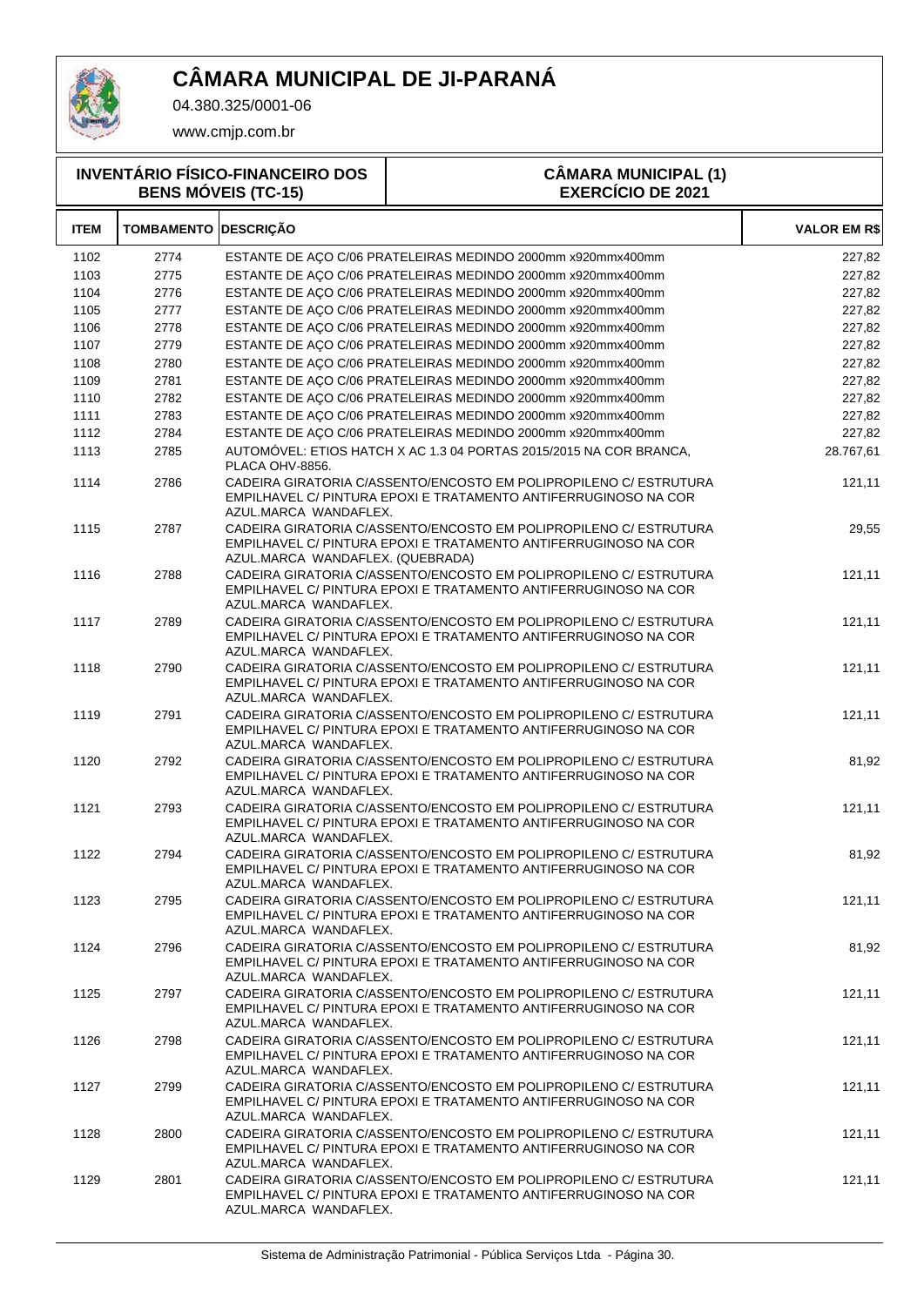# CÂMARA MUNICIPAL DE JI-PARANÁ

04.380.325/0001-06

www.cmjp.com.br

**INVENTÁRIO FÍSICO-FINANCEIRO DOS BENS MÓVEIS (TC-15)**

**CÂMARA MUNICIPAL (1)**
**EXERCÍCIO DE 2021**

| ITEM | TOMBAMENTO | DESCRIÇÃO | VALOR EM R$ |
|---|---|---|---|
| 1102 | 2774 | ESTANTE DE AÇO C/06 PRATELEIRAS MEDINDO 2000mm x920mmx400mm | 227,82 |
| 1103 | 2775 | ESTANTE DE AÇO C/06 PRATELEIRAS MEDINDO 2000mm x920mmx400mm | 227,82 |
| 1104 | 2776 | ESTANTE DE AÇO C/06 PRATELEIRAS MEDINDO 2000mm x920mmx400mm | 227,82 |
| 1105 | 2777 | ESTANTE DE AÇO C/06 PRATELEIRAS MEDINDO 2000mm x920mmx400mm | 227,82 |
| 1106 | 2778 | ESTANTE DE AÇO C/06 PRATELEIRAS MEDINDO 2000mm x920mmx400mm | 227,82 |
| 1107 | 2779 | ESTANTE DE AÇO C/06 PRATELEIRAS MEDINDO 2000mm x920mmx400mm | 227,82 |
| 1108 | 2780 | ESTANTE DE AÇO C/06 PRATELEIRAS MEDINDO 2000mm x920mmx400mm | 227,82 |
| 1109 | 2781 | ESTANTE DE AÇO C/06 PRATELEIRAS MEDINDO 2000mm x920mmx400mm | 227,82 |
| 1110 | 2782 | ESTANTE DE AÇO C/06 PRATELEIRAS MEDINDO 2000mm x920mmx400mm | 227,82 |
| 1111 | 2783 | ESTANTE DE AÇO C/06 PRATELEIRAS MEDINDO 2000mm x920mmx400mm | 227,82 |
| 1112 | 2784 | ESTANTE DE AÇO C/06 PRATELEIRAS MEDINDO 2000mm x920mmx400mm | 227,82 |
| 1113 | 2785 | AUTOMÓVEL: ETIOS HATCH X AC 1.3 04 PORTAS 2015/2015 NA COR BRANCA, PLACA OHV-8856. | 28.767,61 |
| 1114 | 2786 | CADEIRA GIRATORIA C/ASSENTO/ENCOSTO EM POLIPROPILENO C/ ESTRUTURA EMPILHAVEL C/ PINTURA EPOXI E TRATAMENTO ANTIFERRUGINOSO NA COR AZUL.MARCA WANDAFLEX. | 121,11 |
| 1115 | 2787 | CADEIRA GIRATORIA C/ASSENTO/ENCOSTO EM POLIPROPILENO C/ ESTRUTURA EMPILHAVEL C/ PINTURA EPOXI E TRATAMENTO ANTIFERRUGINOSO NA COR AZUL.MARCA WANDAFLEX. (QUEBRADA) | 29,55 |
| 1116 | 2788 | CADEIRA GIRATORIA C/ASSENTO/ENCOSTO EM POLIPROPILENO C/ ESTRUTURA EMPILHAVEL C/ PINTURA EPOXI E TRATAMENTO ANTIFERRUGINOSO NA COR AZUL.MARCA WANDAFLEX. | 121,11 |
| 1117 | 2789 | CADEIRA GIRATORIA C/ASSENTO/ENCOSTO EM POLIPROPILENO C/ ESTRUTURA EMPILHAVEL C/ PINTURA EPOXI E TRATAMENTO ANTIFERRUGINOSO NA COR AZUL.MARCA WANDAFLEX. | 121,11 |
| 1118 | 2790 | CADEIRA GIRATORIA C/ASSENTO/ENCOSTO EM POLIPROPILENO C/ ESTRUTURA EMPILHAVEL C/ PINTURA EPOXI E TRATAMENTO ANTIFERRUGINOSO NA COR AZUL.MARCA WANDAFLEX. | 121,11 |
| 1119 | 2791 | CADEIRA GIRATORIA C/ASSENTO/ENCOSTO EM POLIPROPILENO C/ ESTRUTURA EMPILHAVEL C/ PINTURA EPOXI E TRATAMENTO ANTIFERRUGINOSO NA COR AZUL.MARCA WANDAFLEX. | 121,11 |
| 1120 | 2792 | CADEIRA GIRATORIA C/ASSENTO/ENCOSTO EM POLIPROPILENO C/ ESTRUTURA EMPILHAVEL C/ PINTURA EPOXI E TRATAMENTO ANTIFERRUGINOSO NA COR AZUL.MARCA WANDAFLEX. | 81,92 |
| 1121 | 2793 | CADEIRA GIRATORIA C/ASSENTO/ENCOSTO EM POLIPROPILENO C/ ESTRUTURA EMPILHAVEL C/ PINTURA EPOXI E TRATAMENTO ANTIFERRUGINOSO NA COR AZUL.MARCA WANDAFLEX. | 121,11 |
| 1122 | 2794 | CADEIRA GIRATORIA C/ASSENTO/ENCOSTO EM POLIPROPILENO C/ ESTRUTURA EMPILHAVEL C/ PINTURA EPOXI E TRATAMENTO ANTIFERRUGINOSO NA COR AZUL.MARCA WANDAFLEX. | 81,92 |
| 1123 | 2795 | CADEIRA GIRATORIA C/ASSENTO/ENCOSTO EM POLIPROPILENO C/ ESTRUTURA EMPILHAVEL C/ PINTURA EPOXI E TRATAMENTO ANTIFERRUGINOSO NA COR AZUL.MARCA WANDAFLEX. | 121,11 |
| 1124 | 2796 | CADEIRA GIRATORIA C/ASSENTO/ENCOSTO EM POLIPROPILENO C/ ESTRUTURA EMPILHAVEL C/ PINTURA EPOXI E TRATAMENTO ANTIFERRUGINOSO NA COR AZUL.MARCA WANDAFLEX. | 81,92 |
| 1125 | 2797 | CADEIRA GIRATORIA C/ASSENTO/ENCOSTO EM POLIPROPILENO C/ ESTRUTURA EMPILHAVEL C/ PINTURA EPOXI E TRATAMENTO ANTIFERRUGINOSO NA COR AZUL.MARCA WANDAFLEX. | 121,11 |
| 1126 | 2798 | CADEIRA GIRATORIA C/ASSENTO/ENCOSTO EM POLIPROPILENO C/ ESTRUTURA EMPILHAVEL C/ PINTURA EPOXI E TRATAMENTO ANTIFERRUGINOSO NA COR AZUL.MARCA WANDAFLEX. | 121,11 |
| 1127 | 2799 | CADEIRA GIRATORIA C/ASSENTO/ENCOSTO EM POLIPROPILENO C/ ESTRUTURA EMPILHAVEL C/ PINTURA EPOXI E TRATAMENTO ANTIFERRUGINOSO NA COR AZUL.MARCA WANDAFLEX. | 121,11 |
| 1128 | 2800 | CADEIRA GIRATORIA C/ASSENTO/ENCOSTO EM POLIPROPILENO C/ ESTRUTURA EMPILHAVEL C/ PINTURA EPOXI E TRATAMENTO ANTIFERRUGINOSO NA COR AZUL.MARCA WANDAFLEX. | 121,11 |
| 1129 | 2801 | CADEIRA GIRATORIA C/ASSENTO/ENCOSTO EM POLIPROPILENO C/ ESTRUTURA EMPILHAVEL C/ PINTURA EPOXI E TRATAMENTO ANTIFERRUGINOSO NA COR AZUL.MARCA WANDAFLEX. | 121,11 |

Sistema de Administração Patrimonial - Pública Serviços Ltda - Página 30.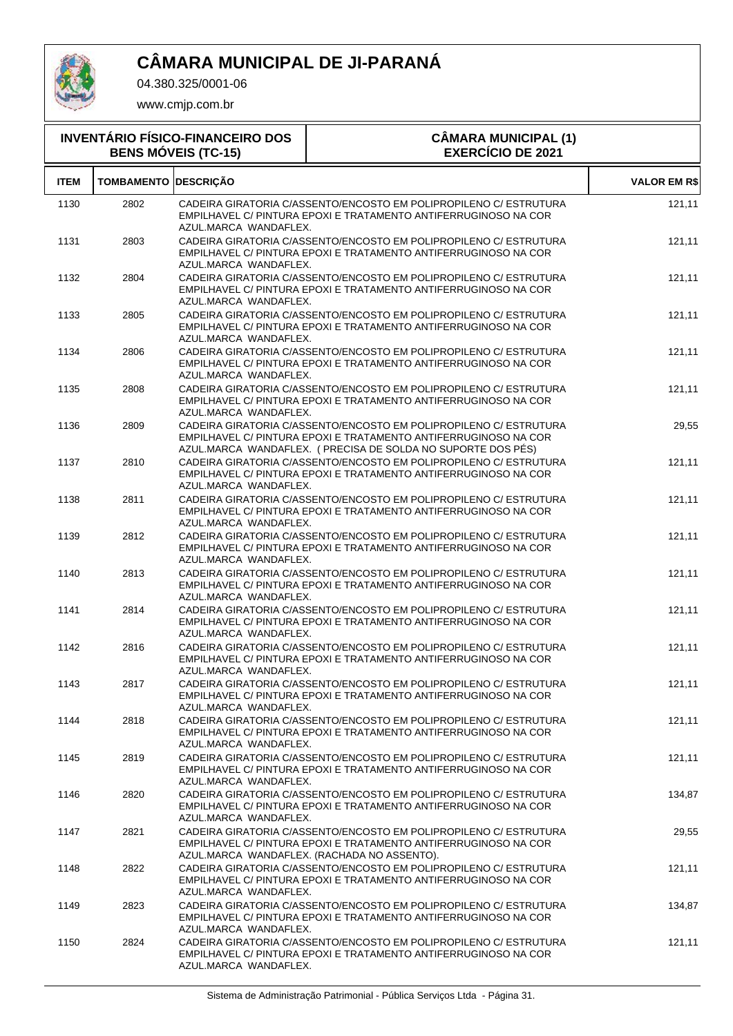# CÂMARA MUNICIPAL DE JI-PARANÁ

04.380.325/0001-06

www.cmjp.com.br

| INVENTÁRIO FÍSICO-FINANCEIRO DOS BENS MÓVEIS (TC-15) | CÂMARA MUNICIPAL (1) EXERCÍCIO DE 2021 |
|---|---|

| ITEM | TOMBAMENTO | DESCRIÇÃO | VALOR EM R$ |
|---|---|---|---|
| 1130 | 2802 | CADEIRA GIRATORIA C/ASSENTO/ENCOSTO EM POLIPROPILENO C/ ESTRUTURA EMPILHAVEL C/ PINTURA EPOXI E TRATAMENTO ANTIFERRUGINOSO NA COR AZUL.MARCA WANDAFLEX. | 121,11 |
| 1131 | 2803 | CADEIRA GIRATORIA C/ASSENTO/ENCOSTO EM POLIPROPILENO C/ ESTRUTURA EMPILHAVEL C/ PINTURA EPOXI E TRATAMENTO ANTIFERRUGINOSO NA COR AZUL.MARCA WANDAFLEX. | 121,11 |
| 1132 | 2804 | CADEIRA GIRATORIA C/ASSENTO/ENCOSTO EM POLIPROPILENO C/ ESTRUTURA EMPILHAVEL C/ PINTURA EPOXI E TRATAMENTO ANTIFERRUGINOSO NA COR AZUL.MARCA WANDAFLEX. | 121,11 |
| 1133 | 2805 | CADEIRA GIRATORIA C/ASSENTO/ENCOSTO EM POLIPROPILENO C/ ESTRUTURA EMPILHAVEL C/ PINTURA EPOXI E TRATAMENTO ANTIFERRUGINOSO NA COR AZUL.MARCA WANDAFLEX. | 121,11 |
| 1134 | 2806 | CADEIRA GIRATORIA C/ASSENTO/ENCOSTO EM POLIPROPILENO C/ ESTRUTURA EMPILHAVEL C/ PINTURA EPOXI E TRATAMENTO ANTIFERRUGINOSO NA COR AZUL.MARCA WANDAFLEX. | 121,11 |
| 1135 | 2808 | CADEIRA GIRATORIA C/ASSENTO/ENCOSTO EM POLIPROPILENO C/ ESTRUTURA EMPILHAVEL C/ PINTURA EPOXI E TRATAMENTO ANTIFERRUGINOSO NA COR AZUL.MARCA WANDAFLEX. | 121,11 |
| 1136 | 2809 | CADEIRA GIRATORIA C/ASSENTO/ENCOSTO EM POLIPROPILENO C/ ESTRUTURA EMPILHAVEL C/ PINTURA EPOXI E TRATAMENTO ANTIFERRUGINOSO NA COR AZUL.MARCA WANDAFLEX. ( PRECISA DE SOLDA NO SUPORTE DOS PÉS) | 29,55 |
| 1137 | 2810 | CADEIRA GIRATORIA C/ASSENTO/ENCOSTO EM POLIPROPILENO C/ ESTRUTURA EMPILHAVEL C/ PINTURA EPOXI E TRATAMENTO ANTIFERRUGINOSO NA COR AZUL.MARCA WANDAFLEX. | 121,11 |
| 1138 | 2811 | CADEIRA GIRATORIA C/ASSENTO/ENCOSTO EM POLIPROPILENO C/ ESTRUTURA EMPILHAVEL C/ PINTURA EPOXI E TRATAMENTO ANTIFERRUGINOSO NA COR AZUL.MARCA WANDAFLEX. | 121,11 |
| 1139 | 2812 | CADEIRA GIRATORIA C/ASSENTO/ENCOSTO EM POLIPROPILENO C/ ESTRUTURA EMPILHAVEL C/ PINTURA EPOXI E TRATAMENTO ANTIFERRUGINOSO NA COR AZUL.MARCA WANDAFLEX. | 121,11 |
| 1140 | 2813 | CADEIRA GIRATORIA C/ASSENTO/ENCOSTO EM POLIPROPILENO C/ ESTRUTURA EMPILHAVEL C/ PINTURA EPOXI E TRATAMENTO ANTIFERRUGINOSO NA COR AZUL.MARCA WANDAFLEX. | 121,11 |
| 1141 | 2814 | CADEIRA GIRATORIA C/ASSENTO/ENCOSTO EM POLIPROPILENO C/ ESTRUTURA EMPILHAVEL C/ PINTURA EPOXI E TRATAMENTO ANTIFERRUGINOSO NA COR AZUL.MARCA WANDAFLEX. | 121,11 |
| 1142 | 2816 | CADEIRA GIRATORIA C/ASSENTO/ENCOSTO EM POLIPROPILENO C/ ESTRUTURA EMPILHAVEL C/ PINTURA EPOXI E TRATAMENTO ANTIFERRUGINOSO NA COR AZUL.MARCA WANDAFLEX. | 121,11 |
| 1143 | 2817 | CADEIRA GIRATORIA C/ASSENTO/ENCOSTO EM POLIPROPILENO C/ ESTRUTURA EMPILHAVEL C/ PINTURA EPOXI E TRATAMENTO ANTIFERRUGINOSO NA COR AZUL.MARCA WANDAFLEX. | 121,11 |
| 1144 | 2818 | CADEIRA GIRATORIA C/ASSENTO/ENCOSTO EM POLIPROPILENO C/ ESTRUTURA EMPILHAVEL C/ PINTURA EPOXI E TRATAMENTO ANTIFERRUGINOSO NA COR AZUL.MARCA WANDAFLEX. | 121,11 |
| 1145 | 2819 | CADEIRA GIRATORIA C/ASSENTO/ENCOSTO EM POLIPROPILENO C/ ESTRUTURA EMPILHAVEL C/ PINTURA EPOXI E TRATAMENTO ANTIFERRUGINOSO NA COR AZUL.MARCA WANDAFLEX. | 121,11 |
| 1146 | 2820 | CADEIRA GIRATORIA C/ASSENTO/ENCOSTO EM POLIPROPILENO C/ ESTRUTURA EMPILHAVEL C/ PINTURA EPOXI E TRATAMENTO ANTIFERRUGINOSO NA COR AZUL.MARCA WANDAFLEX. | 134,87 |
| 1147 | 2821 | CADEIRA GIRATORIA C/ASSENTO/ENCOSTO EM POLIPROPILENO C/ ESTRUTURA EMPILHAVEL C/ PINTURA EPOXI E TRATAMENTO ANTIFERRUGINOSO NA COR AZUL.MARCA WANDAFLEX. (RACHADA NO ASSENTO). | 29,55 |
| 1148 | 2822 | CADEIRA GIRATORIA C/ASSENTO/ENCOSTO EM POLIPROPILENO C/ ESTRUTURA EMPILHAVEL C/ PINTURA EPOXI E TRATAMENTO ANTIFERRUGINOSO NA COR AZUL.MARCA WANDAFLEX. | 121,11 |
| 1149 | 2823 | CADEIRA GIRATORIA C/ASSENTO/ENCOSTO EM POLIPROPILENO C/ ESTRUTURA EMPILHAVEL C/ PINTURA EPOXI E TRATAMENTO ANTIFERRUGINOSO NA COR AZUL.MARCA WANDAFLEX. | 134,87 |
| 1150 | 2824 | CADEIRA GIRATORIA C/ASSENTO/ENCOSTO EM POLIPROPILENO C/ ESTRUTURA EMPILHAVEL C/ PINTURA EPOXI E TRATAMENTO ANTIFERRUGINOSO NA COR AZUL.MARCA WANDAFLEX. | 121,11 |

Sistema de Administração Patrimonial - Pública Serviços Ltda - Página 31.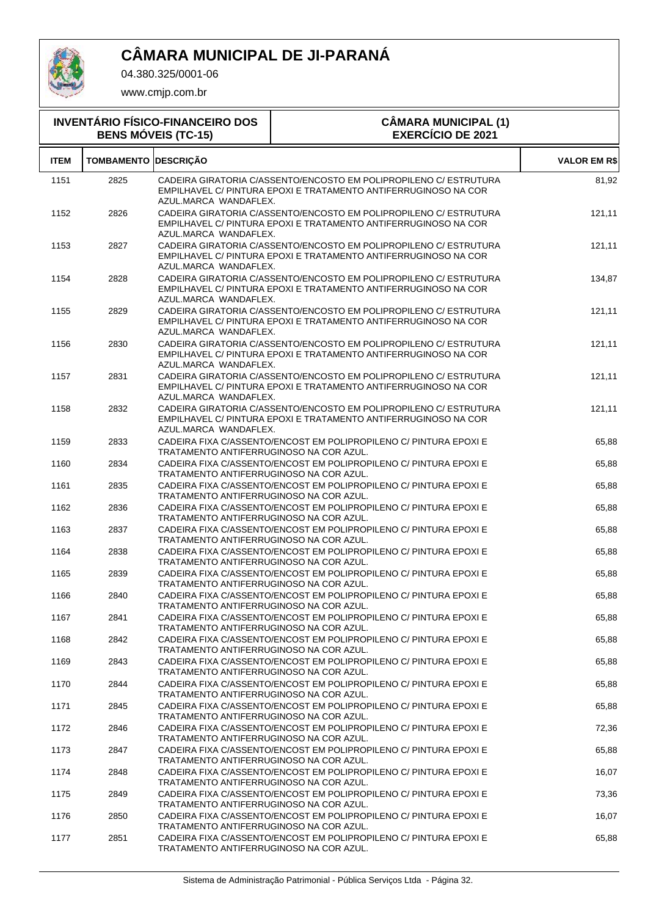# CÂMARA MUNICIPAL DE JI-PARANÁ

04.380.325/0001-06

www.cmjp.com.br

**INVENTÁRIO FÍSICO-FINANCEIRO DOS BENS MÓVEIS (TC-15)**

**CÂMARA MUNICIPAL (1) EXERCÍCIO DE 2021**

| ITEM | TOMBAMENTO | DESCRIÇÃO | VALOR EM R$ |
|---|---|---|---|
| 1151 | 2825 | CADEIRA GIRATORIA C/ASSENTO/ENCOSTO EM POLIPROPILENO C/ ESTRUTURA EMPILHAVEL C/ PINTURA EPOXI E TRATAMENTO ANTIFERRUGINOSO NA COR AZUL.MARCA WANDAFLEX. | 81,92 |
| 1152 | 2826 | CADEIRA GIRATORIA C/ASSENTO/ENCOSTO EM POLIPROPILENO C/ ESTRUTURA EMPILHAVEL C/ PINTURA EPOXI E TRATAMENTO ANTIFERRUGINOSO NA COR AZUL.MARCA WANDAFLEX. | 121,11 |
| 1153 | 2827 | CADEIRA GIRATORIA C/ASSENTO/ENCOSTO EM POLIPROPILENO C/ ESTRUTURA EMPILHAVEL C/ PINTURA EPOXI E TRATAMENTO ANTIFERRUGINOSO NA COR AZUL.MARCA WANDAFLEX. | 121,11 |
| 1154 | 2828 | CADEIRA GIRATORIA C/ASSENTO/ENCOSTO EM POLIPROPILENO C/ ESTRUTURA EMPILHAVEL C/ PINTURA EPOXI E TRATAMENTO ANTIFERRUGINOSO NA COR AZUL.MARCA WANDAFLEX. | 134,87 |
| 1155 | 2829 | CADEIRA GIRATORIA C/ASSENTO/ENCOSTO EM POLIPROPILENO C/ ESTRUTURA EMPILHAVEL C/ PINTURA EPOXI E TRATAMENTO ANTIFERRUGINOSO NA COR AZUL.MARCA WANDAFLEX. | 121,11 |
| 1156 | 2830 | CADEIRA GIRATORIA C/ASSENTO/ENCOSTO EM POLIPROPILENO C/ ESTRUTURA EMPILHAVEL C/ PINTURA EPOXI E TRATAMENTO ANTIFERRUGINOSO NA COR AZUL.MARCA WANDAFLEX. | 121,11 |
| 1157 | 2831 | CADEIRA GIRATORIA C/ASSENTO/ENCOSTO EM POLIPROPILENO C/ ESTRUTURA EMPILHAVEL C/ PINTURA EPOXI E TRATAMENTO ANTIFERRUGINOSO NA COR AZUL.MARCA WANDAFLEX. | 121,11 |
| 1158 | 2832 | CADEIRA GIRATORIA C/ASSENTO/ENCOSTO EM POLIPROPILENO C/ ESTRUTURA EMPILHAVEL C/ PINTURA EPOXI E TRATAMENTO ANTIFERRUGINOSO NA COR AZUL.MARCA WANDAFLEX. | 121,11 |
| 1159 | 2833 | CADEIRA FIXA C/ASSENTO/ENCOST EM POLIPROPILENO C/ PINTURA EPOXI E TRATAMENTO ANTIFERRUGINOSO NA COR AZUL. | 65,88 |
| 1160 | 2834 | CADEIRA FIXA C/ASSENTO/ENCOST EM POLIPROPILENO C/ PINTURA EPOXI E TRATAMENTO ANTIFERRUGINOSO NA COR AZUL. | 65,88 |
| 1161 | 2835 | CADEIRA FIXA C/ASSENTO/ENCOST EM POLIPROPILENO C/ PINTURA EPOXI E TRATAMENTO ANTIFERRUGINOSO NA COR AZUL. | 65,88 |
| 1162 | 2836 | CADEIRA FIXA C/ASSENTO/ENCOST EM POLIPROPILENO C/ PINTURA EPOXI E TRATAMENTO ANTIFERRUGINOSO NA COR AZUL. | 65,88 |
| 1163 | 2837 | CADEIRA FIXA C/ASSENTO/ENCOST EM POLIPROPILENO C/ PINTURA EPOXI E TRATAMENTO ANTIFERRUGINOSO NA COR AZUL. | 65,88 |
| 1164 | 2838 | CADEIRA FIXA C/ASSENTO/ENCOST EM POLIPROPILENO C/ PINTURA EPOXI E TRATAMENTO ANTIFERRUGINOSO NA COR AZUL. | 65,88 |
| 1165 | 2839 | CADEIRA FIXA C/ASSENTO/ENCOST EM POLIPROPILENO C/ PINTURA EPOXI E TRATAMENTO ANTIFERRUGINOSO NA COR AZUL. | 65,88 |
| 1166 | 2840 | CADEIRA FIXA C/ASSENTO/ENCOST EM POLIPROPILENO C/ PINTURA EPOXI E TRATAMENTO ANTIFERRUGINOSO NA COR AZUL. | 65,88 |
| 1167 | 2841 | CADEIRA FIXA C/ASSENTO/ENCOST EM POLIPROPILENO C/ PINTURA EPOXI E TRATAMENTO ANTIFERRUGINOSO NA COR AZUL. | 65,88 |
| 1168 | 2842 | CADEIRA FIXA C/ASSENTO/ENCOST EM POLIPROPILENO C/ PINTURA EPOXI E TRATAMENTO ANTIFERRUGINOSO NA COR AZUL. | 65,88 |
| 1169 | 2843 | CADEIRA FIXA C/ASSENTO/ENCOST EM POLIPROPILENO C/ PINTURA EPOXI E TRATAMENTO ANTIFERRUGINOSO NA COR AZUL. | 65,88 |
| 1170 | 2844 | CADEIRA FIXA C/ASSENTO/ENCOST EM POLIPROPILENO C/ PINTURA EPOXI E TRATAMENTO ANTIFERRUGINOSO NA COR AZUL. | 65,88 |
| 1171 | 2845 | CADEIRA FIXA C/ASSENTO/ENCOST EM POLIPROPILENO C/ PINTURA EPOXI E TRATAMENTO ANTIFERRUGINOSO NA COR AZUL. | 65,88 |
| 1172 | 2846 | CADEIRA FIXA C/ASSENTO/ENCOST EM POLIPROPILENO C/ PINTURA EPOXI E TRATAMENTO ANTIFERRUGINOSO NA COR AZUL. | 72,36 |
| 1173 | 2847 | CADEIRA FIXA C/ASSENTO/ENCOST EM POLIPROPILENO C/ PINTURA EPOXI E TRATAMENTO ANTIFERRUGINOSO NA COR AZUL. | 65,88 |
| 1174 | 2848 | CADEIRA FIXA C/ASSENTO/ENCOST EM POLIPROPILENO C/ PINTURA EPOXI E TRATAMENTO ANTIFERRUGINOSO NA COR AZUL. | 16,07 |
| 1175 | 2849 | CADEIRA FIXA C/ASSENTO/ENCOST EM POLIPROPILENO C/ PINTURA EPOXI E TRATAMENTO ANTIFERRUGINOSO NA COR AZUL. | 73,36 |
| 1176 | 2850 | CADEIRA FIXA C/ASSENTO/ENCOST EM POLIPROPILENO C/ PINTURA EPOXI E TRATAMENTO ANTIFERRUGINOSO NA COR AZUL. | 16,07 |
| 1177 | 2851 | CADEIRA FIXA C/ASSENTO/ENCOST EM POLIPROPILENO C/ PINTURA EPOXI E TRATAMENTO ANTIFERRUGINOSO NA COR AZUL. | 65,88 |

Sistema de Administração Patrimonial - Pública Serviços Ltda - Página 32.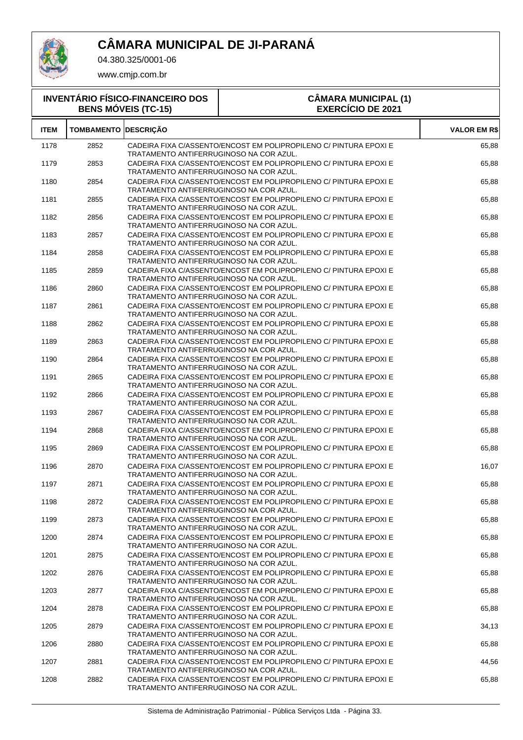# CÂMARA MUNICIPAL DE JI-PARANÁ

04.380.325/0001-06

www.cmjp.com.br

**INVENTÁRIO FÍSICO-FINANCEIRO DOS BENS MÓVEIS (TC-15)**

**CÂMARA MUNICIPAL (1)**
**EXERCÍCIO DE 2021**

| ITEM | TOMBAMENTO | DESCRIÇÃO | VALOR EM R$ |
|---|---|---|---|
| 1178 | 2852 | CADEIRA FIXA C/ASSENTO/ENCOST EM POLIPROPILENO C/ PINTURA EPOXI E TRATAMENTO ANTIFERRUGINOSO NA COR AZUL. | 65,88 |
| 1179 | 2853 | CADEIRA FIXA C/ASSENTO/ENCOST EM POLIPROPILENO C/ PINTURA EPOXI E TRATAMENTO ANTIFERRUGINOSO NA COR AZUL. | 65,88 |
| 1180 | 2854 | CADEIRA FIXA C/ASSENTO/ENCOST EM POLIPROPILENO C/ PINTURA EPOXI E TRATAMENTO ANTIFERRUGINOSO NA COR AZUL. | 65,88 |
| 1181 | 2855 | CADEIRA FIXA C/ASSENTO/ENCOST EM POLIPROPILENO C/ PINTURA EPOXI E TRATAMENTO ANTIFERRUGINOSO NA COR AZUL. | 65,88 |
| 1182 | 2856 | CADEIRA FIXA C/ASSENTO/ENCOST EM POLIPROPILENO C/ PINTURA EPOXI E TRATAMENTO ANTIFERRUGINOSO NA COR AZUL. | 65,88 |
| 1183 | 2857 | CADEIRA FIXA C/ASSENTO/ENCOST EM POLIPROPILENO C/ PINTURA EPOXI E TRATAMENTO ANTIFERRUGINOSO NA COR AZUL. | 65,88 |
| 1184 | 2858 | CADEIRA FIXA C/ASSENTO/ENCOST EM POLIPROPILENO C/ PINTURA EPOXI E TRATAMENTO ANTIFERRUGINOSO NA COR AZUL. | 65,88 |
| 1185 | 2859 | CADEIRA FIXA C/ASSENTO/ENCOST EM POLIPROPILENO C/ PINTURA EPOXI E TRATAMENTO ANTIFERRUGINOSO NA COR AZUL. | 65,88 |
| 1186 | 2860 | CADEIRA FIXA C/ASSENTO/ENCOST EM POLIPROPILENO C/ PINTURA EPOXI E TRATAMENTO ANTIFERRUGINOSO NA COR AZUL. | 65,88 |
| 1187 | 2861 | CADEIRA FIXA C/ASSENTO/ENCOST EM POLIPROPILENO C/ PINTURA EPOXI E TRATAMENTO ANTIFERRUGINOSO NA COR AZUL. | 65,88 |
| 1188 | 2862 | CADEIRA FIXA C/ASSENTO/ENCOST EM POLIPROPILENO C/ PINTURA EPOXI E TRATAMENTO ANTIFERRUGINOSO NA COR AZUL. | 65,88 |
| 1189 | 2863 | CADEIRA FIXA C/ASSENTO/ENCOST EM POLIPROPILENO C/ PINTURA EPOXI E TRATAMENTO ANTIFERRUGINOSO NA COR AZUL. | 65,88 |
| 1190 | 2864 | CADEIRA FIXA C/ASSENTO/ENCOST EM POLIPROPILENO C/ PINTURA EPOXI E TRATAMENTO ANTIFERRUGINOSO NA COR AZUL. | 65,88 |
| 1191 | 2865 | CADEIRA FIXA C/ASSENTO/ENCOST EM POLIPROPILENO C/ PINTURA EPOXI E TRATAMENTO ANTIFERRUGINOSO NA COR AZUL. | 65,88 |
| 1192 | 2866 | CADEIRA FIXA C/ASSENTO/ENCOST EM POLIPROPILENO C/ PINTURA EPOXI E TRATAMENTO ANTIFERRUGINOSO NA COR AZUL. | 65,88 |
| 1193 | 2867 | CADEIRA FIXA C/ASSENTO/ENCOST EM POLIPROPILENO C/ PINTURA EPOXI E TRATAMENTO ANTIFERRUGINOSO NA COR AZUL. | 65,88 |
| 1194 | 2868 | CADEIRA FIXA C/ASSENTO/ENCOST EM POLIPROPILENO C/ PINTURA EPOXI E TRATAMENTO ANTIFERRUGINOSO NA COR AZUL. | 65,88 |
| 1195 | 2869 | CADEIRA FIXA C/ASSENTO/ENCOST EM POLIPROPILENO C/ PINTURA EPOXI E TRATAMENTO ANTIFERRUGINOSO NA COR AZUL. | 65,88 |
| 1196 | 2870 | CADEIRA FIXA C/ASSENTO/ENCOST EM POLIPROPILENO C/ PINTURA EPOXI E TRATAMENTO ANTIFERRUGINOSO NA COR AZUL. | 16,07 |
| 1197 | 2871 | CADEIRA FIXA C/ASSENTO/ENCOST EM POLIPROPILENO C/ PINTURA EPOXI E TRATAMENTO ANTIFERRUGINOSO NA COR AZUL. | 65,88 |
| 1198 | 2872 | CADEIRA FIXA C/ASSENTO/ENCOST EM POLIPROPILENO C/ PINTURA EPOXI E TRATAMENTO ANTIFERRUGINOSO NA COR AZUL. | 65,88 |
| 1199 | 2873 | CADEIRA FIXA C/ASSENTO/ENCOST EM POLIPROPILENO C/ PINTURA EPOXI E TRATAMENTO ANTIFERRUGINOSO NA COR AZUL. | 65,88 |
| 1200 | 2874 | CADEIRA FIXA C/ASSENTO/ENCOST EM POLIPROPILENO C/ PINTURA EPOXI E TRATAMENTO ANTIFERRUGINOSO NA COR AZUL. | 65,88 |
| 1201 | 2875 | CADEIRA FIXA C/ASSENTO/ENCOST EM POLIPROPILENO C/ PINTURA EPOXI E TRATAMENTO ANTIFERRUGINOSO NA COR AZUL. | 65,88 |
| 1202 | 2876 | CADEIRA FIXA C/ASSENTO/ENCOST EM POLIPROPILENO C/ PINTURA EPOXI E TRATAMENTO ANTIFERRUGINOSO NA COR AZUL. | 65,88 |
| 1203 | 2877 | CADEIRA FIXA C/ASSENTO/ENCOST EM POLIPROPILENO C/ PINTURA EPOXI E TRATAMENTO ANTIFERRUGINOSO NA COR AZUL. | 65,88 |
| 1204 | 2878 | CADEIRA FIXA C/ASSENTO/ENCOST EM POLIPROPILENO C/ PINTURA EPOXI E TRATAMENTO ANTIFERRUGINOSO NA COR AZUL. | 65,88 |
| 1205 | 2879 | CADEIRA FIXA C/ASSENTO/ENCOST EM POLIPROPILENO C/ PINTURA EPOXI E TRATAMENTO ANTIFERRUGINOSO NA COR AZUL. | 34,13 |
| 1206 | 2880 | CADEIRA FIXA C/ASSENTO/ENCOST EM POLIPROPILENO C/ PINTURA EPOXI E TRATAMENTO ANTIFERRUGINOSO NA COR AZUL. | 65,88 |
| 1207 | 2881 | CADEIRA FIXA C/ASSENTO/ENCOST EM POLIPROPILENO C/ PINTURA EPOXI E TRATAMENTO ANTIFERRUGINOSO NA COR AZUL. | 44,56 |
| 1208 | 2882 | CADEIRA FIXA C/ASSENTO/ENCOST EM POLIPROPILENO C/ PINTURA EPOXI E TRATAMENTO ANTIFERRUGINOSO NA COR AZUL. | 65,88 |

Sistema de Administração Patrimonial - Pública Serviços Ltda - Página 33.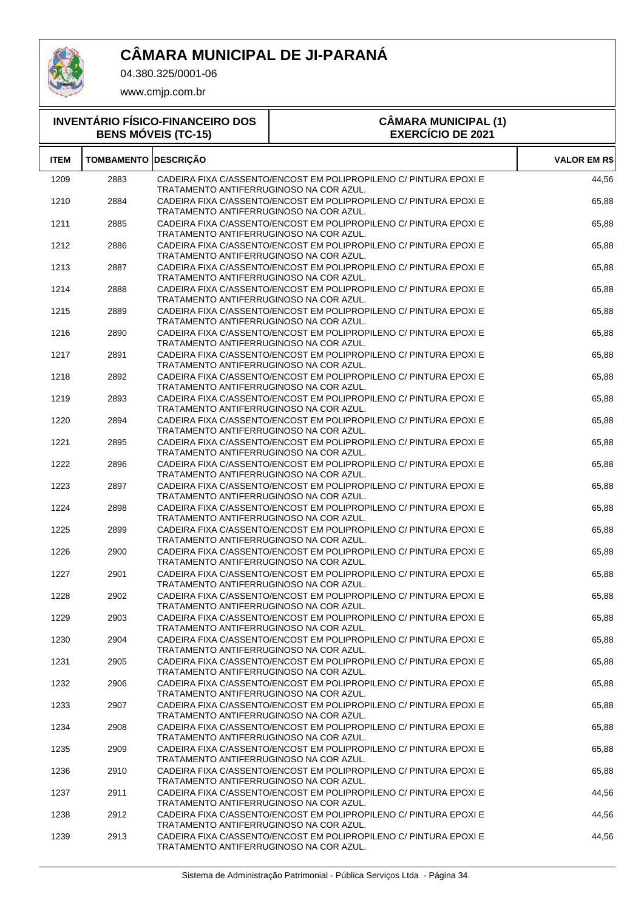# CÂMARA MUNICIPAL DE JI-PARANÁ

04.380.325/0001-06

www.cmjp.com.br

| INVENTÁRIO FÍSICO-FINANCEIRO DOS BENS MÓVEIS (TC-15) | CÂMARA MUNICIPAL (1) EXERCÍCIO DE 2021 |
|---|---|

| ITEM | TOMBAMENTO | DESCRIÇÃO | VALOR EM R$ |
|---|---|---|---|
| 1209 | 2883 | CADEIRA FIXA C/ASSENTO/ENCOST EM POLIPROPILENO C/ PINTURA EPOXI E TRATAMENTO ANTIFERRUGINOSO NA COR AZUL. | 44,56 |
| 1210 | 2884 | CADEIRA FIXA C/ASSENTO/ENCOST EM POLIPROPILENO C/ PINTURA EPOXI E TRATAMENTO ANTIFERRUGINOSO NA COR AZUL. | 65,88 |
| 1211 | 2885 | CADEIRA FIXA C/ASSENTO/ENCOST EM POLIPROPILENO C/ PINTURA EPOXI E TRATAMENTO ANTIFERRUGINOSO NA COR AZUL. | 65,88 |
| 1212 | 2886 | CADEIRA FIXA C/ASSENTO/ENCOST EM POLIPROPILENO C/ PINTURA EPOXI E TRATAMENTO ANTIFERRUGINOSO NA COR AZUL. | 65,88 |
| 1213 | 2887 | CADEIRA FIXA C/ASSENTO/ENCOST EM POLIPROPILENO C/ PINTURA EPOXI E TRATAMENTO ANTIFERRUGINOSO NA COR AZUL. | 65,88 |
| 1214 | 2888 | CADEIRA FIXA C/ASSENTO/ENCOST EM POLIPROPILENO C/ PINTURA EPOXI E TRATAMENTO ANTIFERRUGINOSO NA COR AZUL. | 65,88 |
| 1215 | 2889 | CADEIRA FIXA C/ASSENTO/ENCOST EM POLIPROPILENO C/ PINTURA EPOXI E TRATAMENTO ANTIFERRUGINOSO NA COR AZUL. | 65,88 |
| 1216 | 2890 | CADEIRA FIXA C/ASSENTO/ENCOST EM POLIPROPILENO C/ PINTURA EPOXI E TRATAMENTO ANTIFERRUGINOSO NA COR AZUL. | 65,88 |
| 1217 | 2891 | CADEIRA FIXA C/ASSENTO/ENCOST EM POLIPROPILENO C/ PINTURA EPOXI E TRATAMENTO ANTIFERRUGINOSO NA COR AZUL. | 65,88 |
| 1218 | 2892 | CADEIRA FIXA C/ASSENTO/ENCOST EM POLIPROPILENO C/ PINTURA EPOXI E TRATAMENTO ANTIFERRUGINOSO NA COR AZUL. | 65,88 |
| 1219 | 2893 | CADEIRA FIXA C/ASSENTO/ENCOST EM POLIPROPILENO C/ PINTURA EPOXI E TRATAMENTO ANTIFERRUGINOSO NA COR AZUL. | 65,88 |
| 1220 | 2894 | CADEIRA FIXA C/ASSENTO/ENCOST EM POLIPROPILENO C/ PINTURA EPOXI E TRATAMENTO ANTIFERRUGINOSO NA COR AZUL. | 65,88 |
| 1221 | 2895 | CADEIRA FIXA C/ASSENTO/ENCOST EM POLIPROPILENO C/ PINTURA EPOXI E TRATAMENTO ANTIFERRUGINOSO NA COR AZUL. | 65,88 |
| 1222 | 2896 | CADEIRA FIXA C/ASSENTO/ENCOST EM POLIPROPILENO C/ PINTURA EPOXI E TRATAMENTO ANTIFERRUGINOSO NA COR AZUL. | 65,88 |
| 1223 | 2897 | CADEIRA FIXA C/ASSENTO/ENCOST EM POLIPROPILENO C/ PINTURA EPOXI E TRATAMENTO ANTIFERRUGINOSO NA COR AZUL. | 65,88 |
| 1224 | 2898 | CADEIRA FIXA C/ASSENTO/ENCOST EM POLIPROPILENO C/ PINTURA EPOXI E TRATAMENTO ANTIFERRUGINOSO NA COR AZUL. | 65,88 |
| 1225 | 2899 | CADEIRA FIXA C/ASSENTO/ENCOST EM POLIPROPILENO C/ PINTURA EPOXI E TRATAMENTO ANTIFERRUGINOSO NA COR AZUL. | 65,88 |
| 1226 | 2900 | CADEIRA FIXA C/ASSENTO/ENCOST EM POLIPROPILENO C/ PINTURA EPOXI E TRATAMENTO ANTIFERRUGINOSO NA COR AZUL. | 65,88 |
| 1227 | 2901 | CADEIRA FIXA C/ASSENTO/ENCOST EM POLIPROPILENO C/ PINTURA EPOXI E TRATAMENTO ANTIFERRUGINOSO NA COR AZUL. | 65,88 |
| 1228 | 2902 | CADEIRA FIXA C/ASSENTO/ENCOST EM POLIPROPILENO C/ PINTURA EPOXI E TRATAMENTO ANTIFERRUGINOSO NA COR AZUL. | 65,88 |
| 1229 | 2903 | CADEIRA FIXA C/ASSENTO/ENCOST EM POLIPROPILENO C/ PINTURA EPOXI E TRATAMENTO ANTIFERRUGINOSO NA COR AZUL. | 65,88 |
| 1230 | 2904 | CADEIRA FIXA C/ASSENTO/ENCOST EM POLIPROPILENO C/ PINTURA EPOXI E TRATAMENTO ANTIFERRUGINOSO NA COR AZUL. | 65,88 |
| 1231 | 2905 | CADEIRA FIXA C/ASSENTO/ENCOST EM POLIPROPILENO C/ PINTURA EPOXI E TRATAMENTO ANTIFERRUGINOSO NA COR AZUL. | 65,88 |
| 1232 | 2906 | CADEIRA FIXA C/ASSENTO/ENCOST EM POLIPROPILENO C/ PINTURA EPOXI E TRATAMENTO ANTIFERRUGINOSO NA COR AZUL. | 65,88 |
| 1233 | 2907 | CADEIRA FIXA C/ASSENTO/ENCOST EM POLIPROPILENO C/ PINTURA EPOXI E TRATAMENTO ANTIFERRUGINOSO NA COR AZUL. | 65,88 |
| 1234 | 2908 | CADEIRA FIXA C/ASSENTO/ENCOST EM POLIPROPILENO C/ PINTURA EPOXI E TRATAMENTO ANTIFERRUGINOSO NA COR AZUL. | 65,88 |
| 1235 | 2909 | CADEIRA FIXA C/ASSENTO/ENCOST EM POLIPROPILENO C/ PINTURA EPOXI E TRATAMENTO ANTIFERRUGINOSO NA COR AZUL. | 65,88 |
| 1236 | 2910 | CADEIRA FIXA C/ASSENTO/ENCOST EM POLIPROPILENO C/ PINTURA EPOXI E TRATAMENTO ANTIFERRUGINOSO NA COR AZUL. | 65,88 |
| 1237 | 2911 | CADEIRA FIXA C/ASSENTO/ENCOST EM POLIPROPILENO C/ PINTURA EPOXI E TRATAMENTO ANTIFERRUGINOSO NA COR AZUL. | 44,56 |
| 1238 | 2912 | CADEIRA FIXA C/ASSENTO/ENCOST EM POLIPROPILENO C/ PINTURA EPOXI E TRATAMENTO ANTIFERRUGINOSO NA COR AZUL. | 44,56 |
| 1239 | 2913 | CADEIRA FIXA C/ASSENTO/ENCOST EM POLIPROPILENO C/ PINTURA EPOXI E TRATAMENTO ANTIFERRUGINOSO NA COR AZUL. | 44,56 |

Sistema de Administração Patrimonial - Pública Serviços Ltda - Página 34.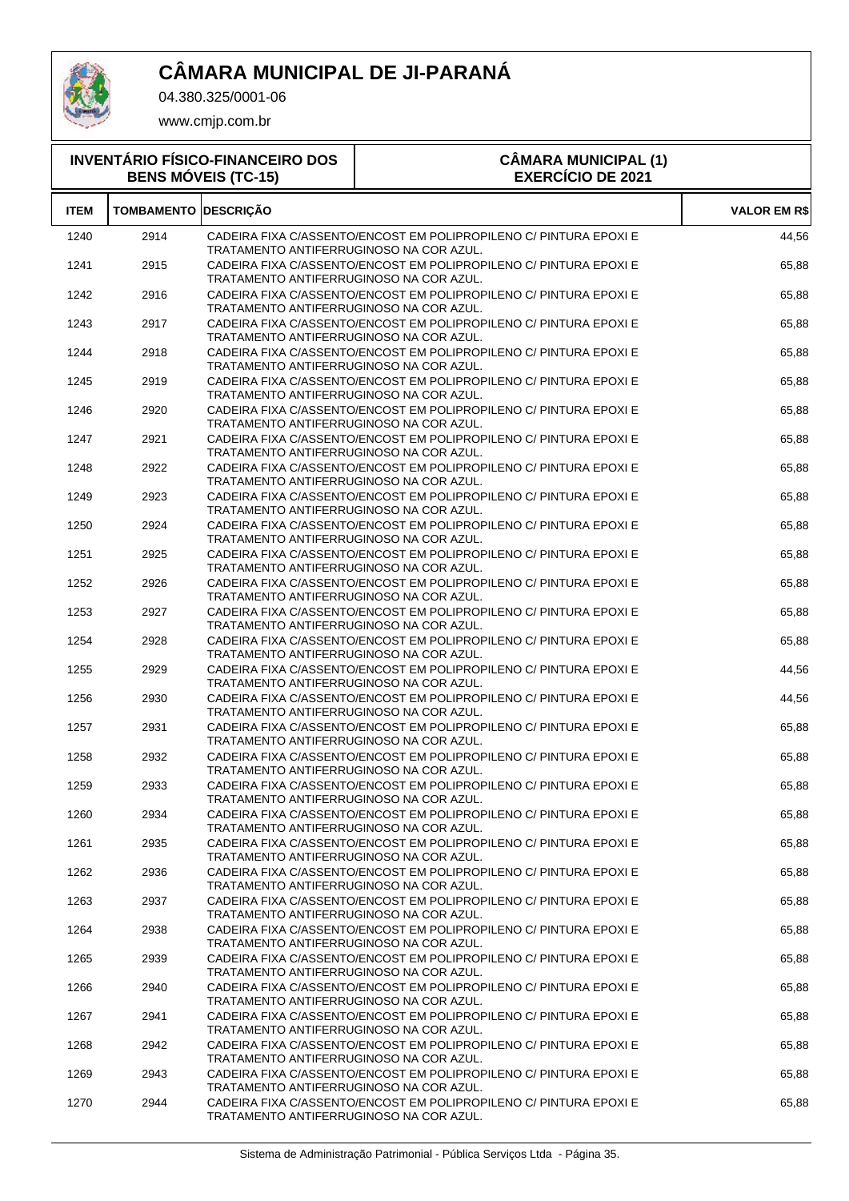# CÂMARA MUNICIPAL DE JI-PARANÁ

04.380.325/0001-06

www.cmjp.com.br

| INVENTÁRIO FÍSICO-FINANCEIRO DOS BENS MÓVEIS (TC-15) | CÂMARA MUNICIPAL (1) EXERCÍCIO DE 2021 |
|---|---|

| ITEM | TOMBAMENTO | DESCRIÇÃO | VALOR EM R$ |
|---|---|---|---|
| 1240 | 2914 | CADEIRA FIXA C/ASSENTO/ENCOST EM POLIPROPILENO C/ PINTURA EPOXI E TRATAMENTO ANTIFERRUGINOSO NA COR AZUL. | 44,56 |
| 1241 | 2915 | CADEIRA FIXA C/ASSENTO/ENCOST EM POLIPROPILENO C/ PINTURA EPOXI E TRATAMENTO ANTIFERRUGINOSO NA COR AZUL. | 65,88 |
| 1242 | 2916 | CADEIRA FIXA C/ASSENTO/ENCOST EM POLIPROPILENO C/ PINTURA EPOXI E TRATAMENTO ANTIFERRUGINOSO NA COR AZUL. | 65,88 |
| 1243 | 2917 | CADEIRA FIXA C/ASSENTO/ENCOST EM POLIPROPILENO C/ PINTURA EPOXI E TRATAMENTO ANTIFERRUGINOSO NA COR AZUL. | 65,88 |
| 1244 | 2918 | CADEIRA FIXA C/ASSENTO/ENCOST EM POLIPROPILENO C/ PINTURA EPOXI E TRATAMENTO ANTIFERRUGINOSO NA COR AZUL. | 65,88 |
| 1245 | 2919 | CADEIRA FIXA C/ASSENTO/ENCOST EM POLIPROPILENO C/ PINTURA EPOXI E TRATAMENTO ANTIFERRUGINOSO NA COR AZUL. | 65,88 |
| 1246 | 2920 | CADEIRA FIXA C/ASSENTO/ENCOST EM POLIPROPILENO C/ PINTURA EPOXI E TRATAMENTO ANTIFERRUGINOSO NA COR AZUL. | 65,88 |
| 1247 | 2921 | CADEIRA FIXA C/ASSENTO/ENCOST EM POLIPROPILENO C/ PINTURA EPOXI E TRATAMENTO ANTIFERRUGINOSO NA COR AZUL. | 65,88 |
| 1248 | 2922 | CADEIRA FIXA C/ASSENTO/ENCOST EM POLIPROPILENO C/ PINTURA EPOXI E TRATAMENTO ANTIFERRUGINOSO NA COR AZUL. | 65,88 |
| 1249 | 2923 | CADEIRA FIXA C/ASSENTO/ENCOST EM POLIPROPILENO C/ PINTURA EPOXI E TRATAMENTO ANTIFERRUGINOSO NA COR AZUL. | 65,88 |
| 1250 | 2924 | CADEIRA FIXA C/ASSENTO/ENCOST EM POLIPROPILENO C/ PINTURA EPOXI E TRATAMENTO ANTIFERRUGINOSO NA COR AZUL. | 65,88 |
| 1251 | 2925 | CADEIRA FIXA C/ASSENTO/ENCOST EM POLIPROPILENO C/ PINTURA EPOXI E TRATAMENTO ANTIFERRUGINOSO NA COR AZUL. | 65,88 |
| 1252 | 2926 | CADEIRA FIXA C/ASSENTO/ENCOST EM POLIPROPILENO C/ PINTURA EPOXI E TRATAMENTO ANTIFERRUGINOSO NA COR AZUL. | 65,88 |
| 1253 | 2927 | CADEIRA FIXA C/ASSENTO/ENCOST EM POLIPROPILENO C/ PINTURA EPOXI E TRATAMENTO ANTIFERRUGINOSO NA COR AZUL. | 65,88 |
| 1254 | 2928 | CADEIRA FIXA C/ASSENTO/ENCOST EM POLIPROPILENO C/ PINTURA EPOXI E TRATAMENTO ANTIFERRUGINOSO NA COR AZUL. | 65,88 |
| 1255 | 2929 | CADEIRA FIXA C/ASSENTO/ENCOST EM POLIPROPILENO C/ PINTURA EPOXI E TRATAMENTO ANTIFERRUGINOSO NA COR AZUL. | 44,56 |
| 1256 | 2930 | CADEIRA FIXA C/ASSENTO/ENCOST EM POLIPROPILENO C/ PINTURA EPOXI E TRATAMENTO ANTIFERRUGINOSO NA COR AZUL. | 44,56 |
| 1257 | 2931 | CADEIRA FIXA C/ASSENTO/ENCOST EM POLIPROPILENO C/ PINTURA EPOXI E TRATAMENTO ANTIFERRUGINOSO NA COR AZUL. | 65,88 |
| 1258 | 2932 | CADEIRA FIXA C/ASSENTO/ENCOST EM POLIPROPILENO C/ PINTURA EPOXI E TRATAMENTO ANTIFERRUGINOSO NA COR AZUL. | 65,88 |
| 1259 | 2933 | CADEIRA FIXA C/ASSENTO/ENCOST EM POLIPROPILENO C/ PINTURA EPOXI E TRATAMENTO ANTIFERRUGINOSO NA COR AZUL. | 65,88 |
| 1260 | 2934 | CADEIRA FIXA C/ASSENTO/ENCOST EM POLIPROPILENO C/ PINTURA EPOXI E TRATAMENTO ANTIFERRUGINOSO NA COR AZUL. | 65,88 |
| 1261 | 2935 | CADEIRA FIXA C/ASSENTO/ENCOST EM POLIPROPILENO C/ PINTURA EPOXI E TRATAMENTO ANTIFERRUGINOSO NA COR AZUL. | 65,88 |
| 1262 | 2936 | CADEIRA FIXA C/ASSENTO/ENCOST EM POLIPROPILENO C/ PINTURA EPOXI E TRATAMENTO ANTIFERRUGINOSO NA COR AZUL. | 65,88 |
| 1263 | 2937 | CADEIRA FIXA C/ASSENTO/ENCOST EM POLIPROPILENO C/ PINTURA EPOXI E TRATAMENTO ANTIFERRUGINOSO NA COR AZUL. | 65,88 |
| 1264 | 2938 | CADEIRA FIXA C/ASSENTO/ENCOST EM POLIPROPILENO C/ PINTURA EPOXI E TRATAMENTO ANTIFERRUGINOSO NA COR AZUL. | 65,88 |
| 1265 | 2939 | CADEIRA FIXA C/ASSENTO/ENCOST EM POLIPROPILENO C/ PINTURA EPOXI E TRATAMENTO ANTIFERRUGINOSO NA COR AZUL. | 65,88 |
| 1266 | 2940 | CADEIRA FIXA C/ASSENTO/ENCOST EM POLIPROPILENO C/ PINTURA EPOXI E TRATAMENTO ANTIFERRUGINOSO NA COR AZUL. | 65,88 |
| 1267 | 2941 | CADEIRA FIXA C/ASSENTO/ENCOST EM POLIPROPILENO C/ PINTURA EPOXI E TRATAMENTO ANTIFERRUGINOSO NA COR AZUL. | 65,88 |
| 1268 | 2942 | CADEIRA FIXA C/ASSENTO/ENCOST EM POLIPROPILENO C/ PINTURA EPOXI E TRATAMENTO ANTIFERRUGINOSO NA COR AZUL. | 65,88 |
| 1269 | 2943 | CADEIRA FIXA C/ASSENTO/ENCOST EM POLIPROPILENO C/ PINTURA EPOXI E TRATAMENTO ANTIFERRUGINOSO NA COR AZUL. | 65,88 |
| 1270 | 2944 | CADEIRA FIXA C/ASSENTO/ENCOST EM POLIPROPILENO C/ PINTURA EPOXI E TRATAMENTO ANTIFERRUGINOSO NA COR AZUL. | 65,88 |

Sistema de Administração Patrimonial - Pública Serviços Ltda - Página 35.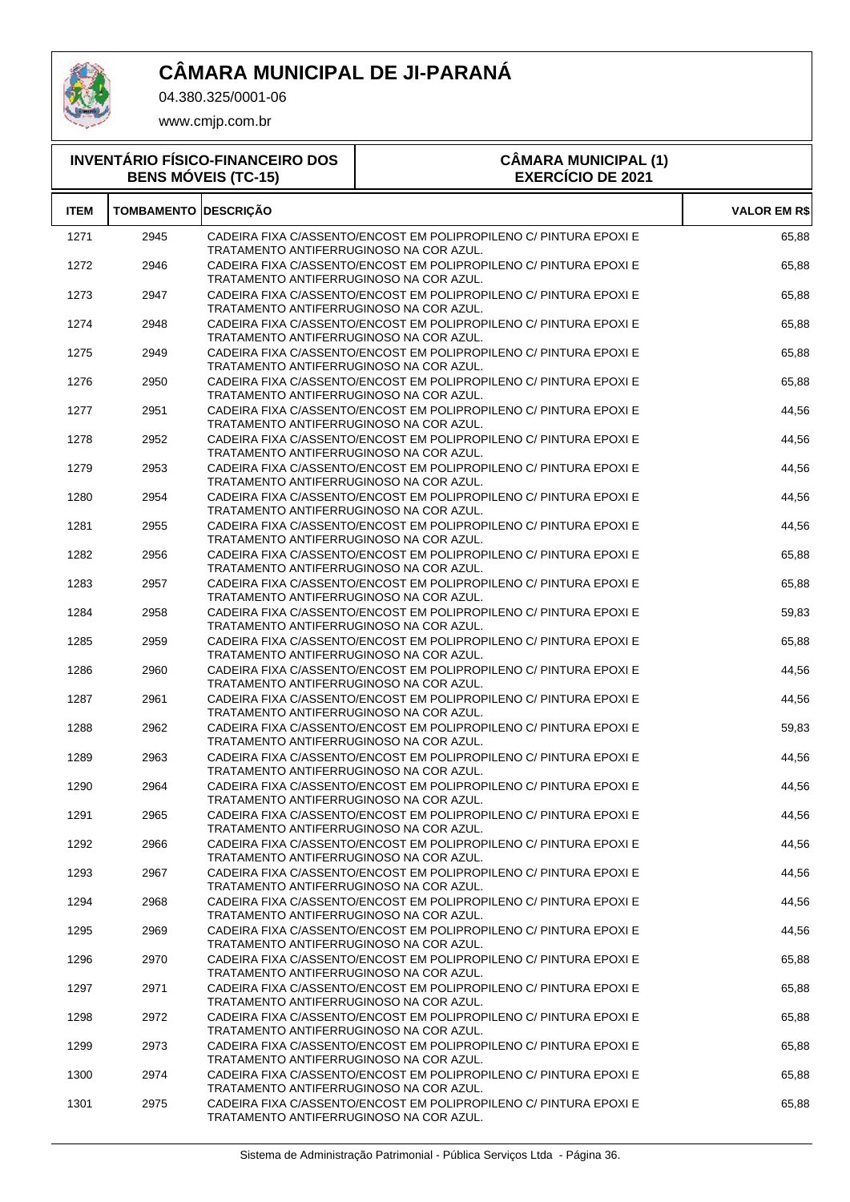# CÂMARA MUNICIPAL DE JI-PARANÁ

04.380.325/0001-06

www.cmjp.com.br

**INVENTÁRIO FÍSICO-FINANCEIRO DOS BENS MÓVEIS (TC-15)**

**CÂMARA MUNICIPAL (1) EXERCÍCIO DE 2021**

| ITEM | TOMBAMENTO | DESCRIÇÃO | VALOR EM R$ |
|---|---|---|---|
| 1271 | 2945 | CADEIRA FIXA C/ASSENTO/ENCOST EM POLIPROPILENO C/ PINTURA EPOXI E TRATAMENTO ANTIFERRUGINOSO NA COR AZUL. | 65,88 |
| 1272 | 2946 | CADEIRA FIXA C/ASSENTO/ENCOST EM POLIPROPILENO C/ PINTURA EPOXI E TRATAMENTO ANTIFERRUGINOSO NA COR AZUL. | 65,88 |
| 1273 | 2947 | CADEIRA FIXA C/ASSENTO/ENCOST EM POLIPROPILENO C/ PINTURA EPOXI E TRATAMENTO ANTIFERRUGINOSO NA COR AZUL. | 65,88 |
| 1274 | 2948 | CADEIRA FIXA C/ASSENTO/ENCOST EM POLIPROPILENO C/ PINTURA EPOXI E TRATAMENTO ANTIFERRUGINOSO NA COR AZUL. | 65,88 |
| 1275 | 2949 | CADEIRA FIXA C/ASSENTO/ENCOST EM POLIPROPILENO C/ PINTURA EPOXI E TRATAMENTO ANTIFERRUGINOSO NA COR AZUL. | 65,88 |
| 1276 | 2950 | CADEIRA FIXA C/ASSENTO/ENCOST EM POLIPROPILENO C/ PINTURA EPOXI E TRATAMENTO ANTIFERRUGINOSO NA COR AZUL. | 65,88 |
| 1277 | 2951 | CADEIRA FIXA C/ASSENTO/ENCOST EM POLIPROPILENO C/ PINTURA EPOXI E TRATAMENTO ANTIFERRUGINOSO NA COR AZUL. | 44,56 |
| 1278 | 2952 | CADEIRA FIXA C/ASSENTO/ENCOST EM POLIPROPILENO C/ PINTURA EPOXI E TRATAMENTO ANTIFERRUGINOSO NA COR AZUL. | 44,56 |
| 1279 | 2953 | CADEIRA FIXA C/ASSENTO/ENCOST EM POLIPROPILENO C/ PINTURA EPOXI E TRATAMENTO ANTIFERRUGINOSO NA COR AZUL. | 44,56 |
| 1280 | 2954 | CADEIRA FIXA C/ASSENTO/ENCOST EM POLIPROPILENO C/ PINTURA EPOXI E TRATAMENTO ANTIFERRUGINOSO NA COR AZUL. | 44,56 |
| 1281 | 2955 | CADEIRA FIXA C/ASSENTO/ENCOST EM POLIPROPILENO C/ PINTURA EPOXI E TRATAMENTO ANTIFERRUGINOSO NA COR AZUL. | 44,56 |
| 1282 | 2956 | CADEIRA FIXA C/ASSENTO/ENCOST EM POLIPROPILENO C/ PINTURA EPOXI E TRATAMENTO ANTIFERRUGINOSO NA COR AZUL. | 65,88 |
| 1283 | 2957 | CADEIRA FIXA C/ASSENTO/ENCOST EM POLIPROPILENO C/ PINTURA EPOXI E TRATAMENTO ANTIFERRUGINOSO NA COR AZUL. | 65,88 |
| 1284 | 2958 | CADEIRA FIXA C/ASSENTO/ENCOST EM POLIPROPILENO C/ PINTURA EPOXI E TRATAMENTO ANTIFERRUGINOSO NA COR AZUL. | 59,83 |
| 1285 | 2959 | CADEIRA FIXA C/ASSENTO/ENCOST EM POLIPROPILENO C/ PINTURA EPOXI E TRATAMENTO ANTIFERRUGINOSO NA COR AZUL. | 65,88 |
| 1286 | 2960 | CADEIRA FIXA C/ASSENTO/ENCOST EM POLIPROPILENO C/ PINTURA EPOXI E TRATAMENTO ANTIFERRUGINOSO NA COR AZUL. | 44,56 |
| 1287 | 2961 | CADEIRA FIXA C/ASSENTO/ENCOST EM POLIPROPILENO C/ PINTURA EPOXI E TRATAMENTO ANTIFERRUGINOSO NA COR AZUL. | 44,56 |
| 1288 | 2962 | CADEIRA FIXA C/ASSENTO/ENCOST EM POLIPROPILENO C/ PINTURA EPOXI E TRATAMENTO ANTIFERRUGINOSO NA COR AZUL. | 59,83 |
| 1289 | 2963 | CADEIRA FIXA C/ASSENTO/ENCOST EM POLIPROPILENO C/ PINTURA EPOXI E TRATAMENTO ANTIFERRUGINOSO NA COR AZUL. | 44,56 |
| 1290 | 2964 | CADEIRA FIXA C/ASSENTO/ENCOST EM POLIPROPILENO C/ PINTURA EPOXI E TRATAMENTO ANTIFERRUGINOSO NA COR AZUL. | 44,56 |
| 1291 | 2965 | CADEIRA FIXA C/ASSENTO/ENCOST EM POLIPROPILENO C/ PINTURA EPOXI E TRATAMENTO ANTIFERRUGINOSO NA COR AZUL. | 44,56 |
| 1292 | 2966 | CADEIRA FIXA C/ASSENTO/ENCOST EM POLIPROPILENO C/ PINTURA EPOXI E TRATAMENTO ANTIFERRUGINOSO NA COR AZUL. | 44,56 |
| 1293 | 2967 | CADEIRA FIXA C/ASSENTO/ENCOST EM POLIPROPILENO C/ PINTURA EPOXI E TRATAMENTO ANTIFERRUGINOSO NA COR AZUL. | 44,56 |
| 1294 | 2968 | CADEIRA FIXA C/ASSENTO/ENCOST EM POLIPROPILENO C/ PINTURA EPOXI E TRATAMENTO ANTIFERRUGINOSO NA COR AZUL. | 44,56 |
| 1295 | 2969 | CADEIRA FIXA C/ASSENTO/ENCOST EM POLIPROPILENO C/ PINTURA EPOXI E TRATAMENTO ANTIFERRUGINOSO NA COR AZUL. | 44,56 |
| 1296 | 2970 | CADEIRA FIXA C/ASSENTO/ENCOST EM POLIPROPILENO C/ PINTURA EPOXI E TRATAMENTO ANTIFERRUGINOSO NA COR AZUL. | 65,88 |
| 1297 | 2971 | CADEIRA FIXA C/ASSENTO/ENCOST EM POLIPROPILENO C/ PINTURA EPOXI E TRATAMENTO ANTIFERRUGINOSO NA COR AZUL. | 65,88 |
| 1298 | 2972 | CADEIRA FIXA C/ASSENTO/ENCOST EM POLIPROPILENO C/ PINTURA EPOXI E TRATAMENTO ANTIFERRUGINOSO NA COR AZUL. | 65,88 |
| 1299 | 2973 | CADEIRA FIXA C/ASSENTO/ENCOST EM POLIPROPILENO C/ PINTURA EPOXI E TRATAMENTO ANTIFERRUGINOSO NA COR AZUL. | 65,88 |
| 1300 | 2974 | CADEIRA FIXA C/ASSENTO/ENCOST EM POLIPROPILENO C/ PINTURA EPOXI E TRATAMENTO ANTIFERRUGINOSO NA COR AZUL. | 65,88 |
| 1301 | 2975 | CADEIRA FIXA C/ASSENTO/ENCOST EM POLIPROPILENO C/ PINTURA EPOXI E TRATAMENTO ANTIFERRUGINOSO NA COR AZUL. | 65,88 |

Sistema de Administração Patrimonial - Pública Serviços Ltda - Página 36.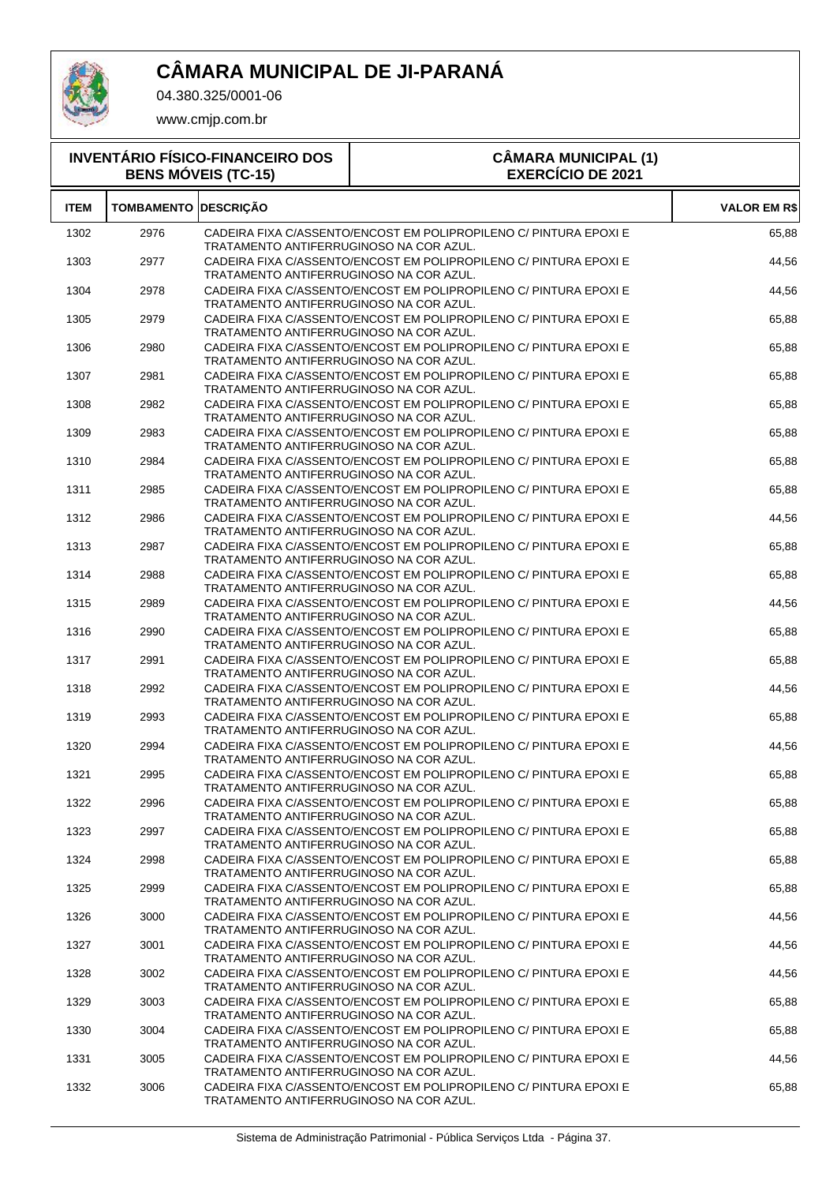# CÂMARA MUNICIPAL DE JI-PARANÁ

04.380.325/0001-06

www.cmjp.com.br

**INVENTÁRIO FÍSICO-FINANCEIRO DOS BENS MÓVEIS (TC-15)**

**CÂMARA MUNICIPAL (1) EXERCÍCIO DE 2021**

| ITEM | TOMBAMENTO | DESCRIÇÃO | VALOR EM R$ |
|---|---|---|---|
| 1302 | 2976 | CADEIRA FIXA C/ASSENTO/ENCOST EM POLIPROPILENO C/ PINTURA EPOXI E TRATAMENTO ANTIFERRUGINOSO NA COR AZUL. | 65,88 |
| 1303 | 2977 | CADEIRA FIXA C/ASSENTO/ENCOST EM POLIPROPILENO C/ PINTURA EPOXI E TRATAMENTO ANTIFERRUGINOSO NA COR AZUL. | 44,56 |
| 1304 | 2978 | CADEIRA FIXA C/ASSENTO/ENCOST EM POLIPROPILENO C/ PINTURA EPOXI E TRATAMENTO ANTIFERRUGINOSO NA COR AZUL. | 44,56 |
| 1305 | 2979 | CADEIRA FIXA C/ASSENTO/ENCOST EM POLIPROPILENO C/ PINTURA EPOXI E TRATAMENTO ANTIFERRUGINOSO NA COR AZUL. | 65,88 |
| 1306 | 2980 | CADEIRA FIXA C/ASSENTO/ENCOST EM POLIPROPILENO C/ PINTURA EPOXI E TRATAMENTO ANTIFERRUGINOSO NA COR AZUL. | 65,88 |
| 1307 | 2981 | CADEIRA FIXA C/ASSENTO/ENCOST EM POLIPROPILENO C/ PINTURA EPOXI E TRATAMENTO ANTIFERRUGINOSO NA COR AZUL. | 65,88 |
| 1308 | 2982 | CADEIRA FIXA C/ASSENTO/ENCOST EM POLIPROPILENO C/ PINTURA EPOXI E TRATAMENTO ANTIFERRUGINOSO NA COR AZUL. | 65,88 |
| 1309 | 2983 | CADEIRA FIXA C/ASSENTO/ENCOST EM POLIPROPILENO C/ PINTURA EPOXI E TRATAMENTO ANTIFERRUGINOSO NA COR AZUL. | 65,88 |
| 1310 | 2984 | CADEIRA FIXA C/ASSENTO/ENCOST EM POLIPROPILENO C/ PINTURA EPOXI E TRATAMENTO ANTIFERRUGINOSO NA COR AZUL. | 65,88 |
| 1311 | 2985 | CADEIRA FIXA C/ASSENTO/ENCOST EM POLIPROPILENO C/ PINTURA EPOXI E TRATAMENTO ANTIFERRUGINOSO NA COR AZUL. | 65,88 |
| 1312 | 2986 | CADEIRA FIXA C/ASSENTO/ENCOST EM POLIPROPILENO C/ PINTURA EPOXI E TRATAMENTO ANTIFERRUGINOSO NA COR AZUL. | 44,56 |
| 1313 | 2987 | CADEIRA FIXA C/ASSENTO/ENCOST EM POLIPROPILENO C/ PINTURA EPOXI E TRATAMENTO ANTIFERRUGINOSO NA COR AZUL. | 65,88 |
| 1314 | 2988 | CADEIRA FIXA C/ASSENTO/ENCOST EM POLIPROPILENO C/ PINTURA EPOXI E TRATAMENTO ANTIFERRUGINOSO NA COR AZUL. | 65,88 |
| 1315 | 2989 | CADEIRA FIXA C/ASSENTO/ENCOST EM POLIPROPILENO C/ PINTURA EPOXI E TRATAMENTO ANTIFERRUGINOSO NA COR AZUL. | 44,56 |
| 1316 | 2990 | CADEIRA FIXA C/ASSENTO/ENCOST EM POLIPROPILENO C/ PINTURA EPOXI E TRATAMENTO ANTIFERRUGINOSO NA COR AZUL. | 65,88 |
| 1317 | 2991 | CADEIRA FIXA C/ASSENTO/ENCOST EM POLIPROPILENO C/ PINTURA EPOXI E TRATAMENTO ANTIFERRUGINOSO NA COR AZUL. | 65,88 |
| 1318 | 2992 | CADEIRA FIXA C/ASSENTO/ENCOST EM POLIPROPILENO C/ PINTURA EPOXI E TRATAMENTO ANTIFERRUGINOSO NA COR AZUL. | 44,56 |
| 1319 | 2993 | CADEIRA FIXA C/ASSENTO/ENCOST EM POLIPROPILENO C/ PINTURA EPOXI E TRATAMENTO ANTIFERRUGINOSO NA COR AZUL. | 65,88 |
| 1320 | 2994 | CADEIRA FIXA C/ASSENTO/ENCOST EM POLIPROPILENO C/ PINTURA EPOXI E TRATAMENTO ANTIFERRUGINOSO NA COR AZUL. | 44,56 |
| 1321 | 2995 | CADEIRA FIXA C/ASSENTO/ENCOST EM POLIPROPILENO C/ PINTURA EPOXI E TRATAMENTO ANTIFERRUGINOSO NA COR AZUL. | 65,88 |
| 1322 | 2996 | CADEIRA FIXA C/ASSENTO/ENCOST EM POLIPROPILENO C/ PINTURA EPOXI E TRATAMENTO ANTIFERRUGINOSO NA COR AZUL. | 65,88 |
| 1323 | 2997 | CADEIRA FIXA C/ASSENTO/ENCOST EM POLIPROPILENO C/ PINTURA EPOXI E TRATAMENTO ANTIFERRUGINOSO NA COR AZUL. | 65,88 |
| 1324 | 2998 | CADEIRA FIXA C/ASSENTO/ENCOST EM POLIPROPILENO C/ PINTURA EPOXI E TRATAMENTO ANTIFERRUGINOSO NA COR AZUL. | 65,88 |
| 1325 | 2999 | CADEIRA FIXA C/ASSENTO/ENCOST EM POLIPROPILENO C/ PINTURA EPOXI E TRATAMENTO ANTIFERRUGINOSO NA COR AZUL. | 65,88 |
| 1326 | 3000 | CADEIRA FIXA C/ASSENTO/ENCOST EM POLIPROPILENO C/ PINTURA EPOXI E TRATAMENTO ANTIFERRUGINOSO NA COR AZUL. | 44,56 |
| 1327 | 3001 | CADEIRA FIXA C/ASSENTO/ENCOST EM POLIPROPILENO C/ PINTURA EPOXI E TRATAMENTO ANTIFERRUGINOSO NA COR AZUL. | 44,56 |
| 1328 | 3002 | CADEIRA FIXA C/ASSENTO/ENCOST EM POLIPROPILENO C/ PINTURA EPOXI E TRATAMENTO ANTIFERRUGINOSO NA COR AZUL. | 44,56 |
| 1329 | 3003 | CADEIRA FIXA C/ASSENTO/ENCOST EM POLIPROPILENO C/ PINTURA EPOXI E TRATAMENTO ANTIFERRUGINOSO NA COR AZUL. | 65,88 |
| 1330 | 3004 | CADEIRA FIXA C/ASSENTO/ENCOST EM POLIPROPILENO C/ PINTURA EPOXI E TRATAMENTO ANTIFERRUGINOSO NA COR AZUL. | 65,88 |
| 1331 | 3005 | CADEIRA FIXA C/ASSENTO/ENCOST EM POLIPROPILENO C/ PINTURA EPOXI E TRATAMENTO ANTIFERRUGINOSO NA COR AZUL. | 44,56 |
| 1332 | 3006 | CADEIRA FIXA C/ASSENTO/ENCOST EM POLIPROPILENO C/ PINTURA EPOXI E TRATAMENTO ANTIFERRUGINOSO NA COR AZUL. | 65,88 |

Sistema de Administração Patrimonial - Pública Serviços Ltda - Página 37.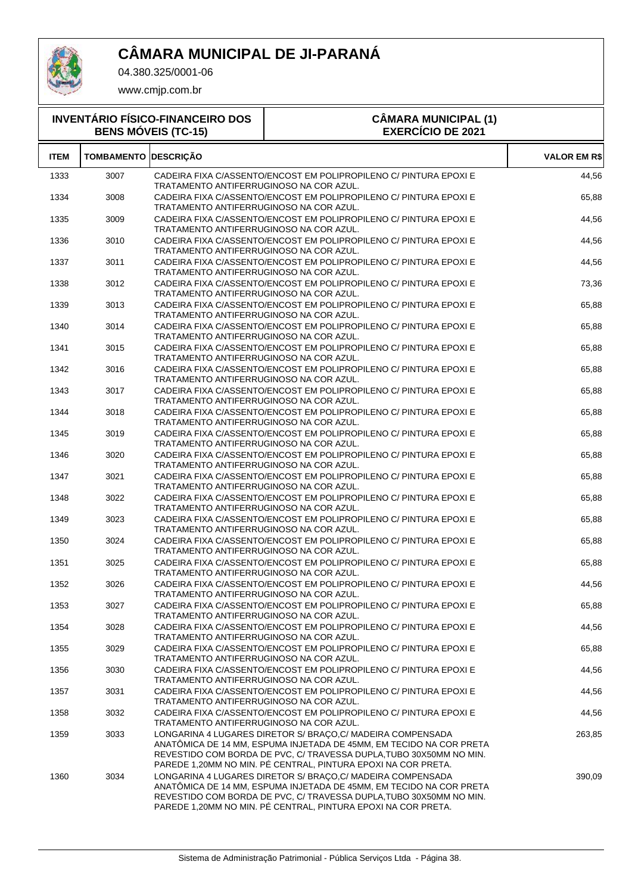# CÂMARA MUNICIPAL DE JI-PARANÁ

04.380.325/0001-06

www.cmjp.com.br

**INVENTÁRIO FÍSICO-FINANCEIRO DOS BENS MÓVEIS (TC-15)**

**CÂMARA MUNICIPAL (1)**
**EXERCÍCIO DE 2021**

| ITEM | TOMBAMENTO | DESCRIÇÃO | VALOR EM R$ |
|---|---|---|---|
| 1333 | 3007 | CADEIRA FIXA C/ASSENTO/ENCOST EM POLIPROPILENO C/ PINTURA EPOXI E TRATAMENTO ANTIFERRUGINOSO NA COR AZUL. | 44,56 |
| 1334 | 3008 | CADEIRA FIXA C/ASSENTO/ENCOST EM POLIPROPILENO C/ PINTURA EPOXI E TRATAMENTO ANTIFERRUGINOSO NA COR AZUL. | 65,88 |
| 1335 | 3009 | CADEIRA FIXA C/ASSENTO/ENCOST EM POLIPROPILENO C/ PINTURA EPOXI E TRATAMENTO ANTIFERRUGINOSO NA COR AZUL. | 44,56 |
| 1336 | 3010 | CADEIRA FIXA C/ASSENTO/ENCOST EM POLIPROPILENO C/ PINTURA EPOXI E TRATAMENTO ANTIFERRUGINOSO NA COR AZUL. | 44,56 |
| 1337 | 3011 | CADEIRA FIXA C/ASSENTO/ENCOST EM POLIPROPILENO C/ PINTURA EPOXI E TRATAMENTO ANTIFERRUGINOSO NA COR AZUL. | 44,56 |
| 1338 | 3012 | CADEIRA FIXA C/ASSENTO/ENCOST EM POLIPROPILENO C/ PINTURA EPOXI E TRATAMENTO ANTIFERRUGINOSO NA COR AZUL. | 73,36 |
| 1339 | 3013 | CADEIRA FIXA C/ASSENTO/ENCOST EM POLIPROPILENO C/ PINTURA EPOXI E TRATAMENTO ANTIFERRUGINOSO NA COR AZUL. | 65,88 |
| 1340 | 3014 | CADEIRA FIXA C/ASSENTO/ENCOST EM POLIPROPILENO C/ PINTURA EPOXI E TRATAMENTO ANTIFERRUGINOSO NA COR AZUL. | 65,88 |
| 1341 | 3015 | CADEIRA FIXA C/ASSENTO/ENCOST EM POLIPROPILENO C/ PINTURA EPOXI E TRATAMENTO ANTIFERRUGINOSO NA COR AZUL. | 65,88 |
| 1342 | 3016 | CADEIRA FIXA C/ASSENTO/ENCOST EM POLIPROPILENO C/ PINTURA EPOXI E TRATAMENTO ANTIFERRUGINOSO NA COR AZUL. | 65,88 |
| 1343 | 3017 | CADEIRA FIXA C/ASSENTO/ENCOST EM POLIPROPILENO C/ PINTURA EPOXI E TRATAMENTO ANTIFERRUGINOSO NA COR AZUL. | 65,88 |
| 1344 | 3018 | CADEIRA FIXA C/ASSENTO/ENCOST EM POLIPROPILENO C/ PINTURA EPOXI E TRATAMENTO ANTIFERRUGINOSO NA COR AZUL. | 65,88 |
| 1345 | 3019 | CADEIRA FIXA C/ASSENTO/ENCOST EM POLIPROPILENO C/ PINTURA EPOXI E TRATAMENTO ANTIFERRUGINOSO NA COR AZUL. | 65,88 |
| 1346 | 3020 | CADEIRA FIXA C/ASSENTO/ENCOST EM POLIPROPILENO C/ PINTURA EPOXI E TRATAMENTO ANTIFERRUGINOSO NA COR AZUL. | 65,88 |
| 1347 | 3021 | CADEIRA FIXA C/ASSENTO/ENCOST EM POLIPROPILENO C/ PINTURA EPOXI E TRATAMENTO ANTIFERRUGINOSO NA COR AZUL. | 65,88 |
| 1348 | 3022 | CADEIRA FIXA C/ASSENTO/ENCOST EM POLIPROPILENO C/ PINTURA EPOXI E TRATAMENTO ANTIFERRUGINOSO NA COR AZUL. | 65,88 |
| 1349 | 3023 | CADEIRA FIXA C/ASSENTO/ENCOST EM POLIPROPILENO C/ PINTURA EPOXI E TRATAMENTO ANTIFERRUGINOSO NA COR AZUL. | 65,88 |
| 1350 | 3024 | CADEIRA FIXA C/ASSENTO/ENCOST EM POLIPROPILENO C/ PINTURA EPOXI E TRATAMENTO ANTIFERRUGINOSO NA COR AZUL. | 65,88 |
| 1351 | 3025 | CADEIRA FIXA C/ASSENTO/ENCOST EM POLIPROPILENO C/ PINTURA EPOXI E TRATAMENTO ANTIFERRUGINOSO NA COR AZUL. | 65,88 |
| 1352 | 3026 | CADEIRA FIXA C/ASSENTO/ENCOST EM POLIPROPILENO C/ PINTURA EPOXI E TRATAMENTO ANTIFERRUGINOSO NA COR AZUL. | 44,56 |
| 1353 | 3027 | CADEIRA FIXA C/ASSENTO/ENCOST EM POLIPROPILENO C/ PINTURA EPOXI E TRATAMENTO ANTIFERRUGINOSO NA COR AZUL. | 65,88 |
| 1354 | 3028 | CADEIRA FIXA C/ASSENTO/ENCOST EM POLIPROPILENO C/ PINTURA EPOXI E TRATAMENTO ANTIFERRUGINOSO NA COR AZUL. | 44,56 |
| 1355 | 3029 | CADEIRA FIXA C/ASSENTO/ENCOST EM POLIPROPILENO C/ PINTURA EPOXI E TRATAMENTO ANTIFERRUGINOSO NA COR AZUL. | 65,88 |
| 1356 | 3030 | CADEIRA FIXA C/ASSENTO/ENCOST EM POLIPROPILENO C/ PINTURA EPOXI E TRATAMENTO ANTIFERRUGINOSO NA COR AZUL. | 44,56 |
| 1357 | 3031 | CADEIRA FIXA C/ASSENTO/ENCOST EM POLIPROPILENO C/ PINTURA EPOXI E TRATAMENTO ANTIFERRUGINOSO NA COR AZUL. | 44,56 |
| 1358 | 3032 | CADEIRA FIXA C/ASSENTO/ENCOST EM POLIPROPILENO C/ PINTURA EPOXI E TRATAMENTO ANTIFERRUGINOSO NA COR AZUL. | 44,56 |
| 1359 | 3033 | LONGARINA 4 LUGARES DIRETOR S/ BRAÇO,C/ MADEIRA COMPENSADA ANATÔMICA DE 14 MM, ESPUMA INJETADA DE 45MM, EM TECIDO NA COR PRETA REVESTIDO COM BORDA DE PVC, C/ TRAVESSA DUPLA,TUBO 30X50MM NO MIN. PAREDE 1,20MM NO MIN. PÉ CENTRAL, PINTURA EPOXI NA COR PRETA. | 263,85 |
| 1360 | 3034 | LONGARINA 4 LUGARES DIRETOR S/ BRAÇO,C/ MADEIRA COMPENSADA ANATÔMICA DE 14 MM, ESPUMA INJETADA DE 45MM, EM TECIDO NA COR PRETA REVESTIDO COM BORDA DE PVC, C/ TRAVESSA DUPLA,TUBO 30X50MM NO MIN. PAREDE 1,20MM NO MIN. PÉ CENTRAL, PINTURA EPOXI NA COR PRETA. | 390,09 |

Sistema de Administração Patrimonial - Pública Serviços Ltda - Página 38.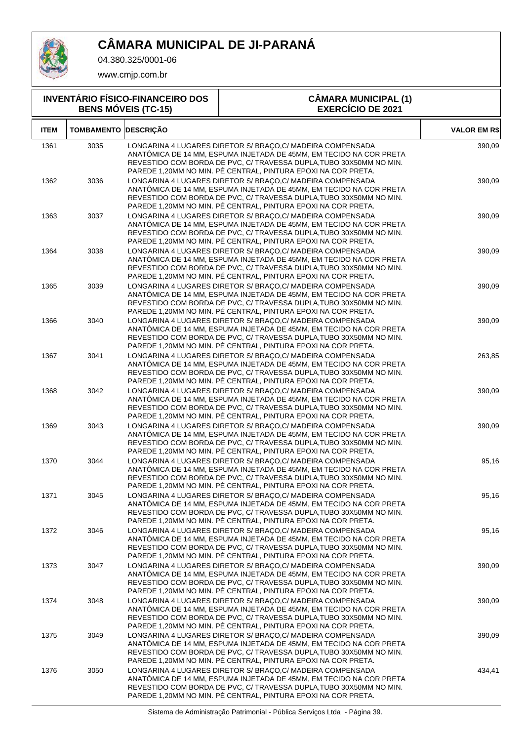# CÂMARA MUNICIPAL DE JI-PARANÁ

04.380.325/0001-06

www.cmjp.com.br

| INVENTÁRIO FÍSICO-FINANCEIRO DOS BENS MÓVEIS (TC-15) | CÂMARA MUNICIPAL (1) EXERCÍCIO DE 2021 |
|---|---|

| ITEM | TOMBAMENTO | DESCRIÇÃO | VALOR EM R$ |
|---|---|---|---|
| 1361 | 3035 | LONGARINA 4 LUGARES DIRETOR S/ BRAÇO,C/ MADEIRA COMPENSADA ANATÔMICA DE 14 MM, ESPUMA INJETADA DE 45MM, EM TECIDO NA COR PRETA REVESTIDO COM BORDA DE PVC, C/ TRAVESSA DUPLA,TUBO 30X50MM NO MIN. PAREDE 1,20MM NO MIN. PÉ CENTRAL, PINTURA EPOXI NA COR PRETA. | 390,09 |
| 1362 | 3036 | LONGARINA 4 LUGARES DIRETOR S/ BRAÇO,C/ MADEIRA COMPENSADA ANATÔMICA DE 14 MM, ESPUMA INJETADA DE 45MM, EM TECIDO NA COR PRETA REVESTIDO COM BORDA DE PVC, C/ TRAVESSA DUPLA,TUBO 30X50MM NO MIN. PAREDE 1,20MM NO MIN. PÉ CENTRAL, PINTURA EPOXI NA COR PRETA. | 390,09 |
| 1363 | 3037 | LONGARINA 4 LUGARES DIRETOR S/ BRAÇO,C/ MADEIRA COMPENSADA ANATÔMICA DE 14 MM, ESPUMA INJETADA DE 45MM, EM TECIDO NA COR PRETA REVESTIDO COM BORDA DE PVC, C/ TRAVESSA DUPLA,TUBO 30X50MM NO MIN. PAREDE 1,20MM NO MIN. PÉ CENTRAL, PINTURA EPOXI NA COR PRETA. | 390,09 |
| 1364 | 3038 | LONGARINA 4 LUGARES DIRETOR S/ BRAÇO,C/ MADEIRA COMPENSADA ANATÔMICA DE 14 MM, ESPUMA INJETADA DE 45MM, EM TECIDO NA COR PRETA REVESTIDO COM BORDA DE PVC, C/ TRAVESSA DUPLA,TUBO 30X50MM NO MIN. PAREDE 1,20MM NO MIN. PÉ CENTRAL, PINTURA EPOXI NA COR PRETA. | 390,09 |
| 1365 | 3039 | LONGARINA 4 LUGARES DIRETOR S/ BRAÇO,C/ MADEIRA COMPENSADA ANATÔMICA DE 14 MM, ESPUMA INJETADA DE 45MM, EM TECIDO NA COR PRETA REVESTIDO COM BORDA DE PVC, C/ TRAVESSA DUPLA,TUBO 30X50MM NO MIN. PAREDE 1,20MM NO MIN. PÉ CENTRAL, PINTURA EPOXI NA COR PRETA. | 390,09 |
| 1366 | 3040 | LONGARINA 4 LUGARES DIRETOR S/ BRAÇO,C/ MADEIRA COMPENSADA ANATÔMICA DE 14 MM, ESPUMA INJETADA DE 45MM, EM TECIDO NA COR PRETA REVESTIDO COM BORDA DE PVC, C/ TRAVESSA DUPLA,TUBO 30X50MM NO MIN. PAREDE 1,20MM NO MIN. PÉ CENTRAL, PINTURA EPOXI NA COR PRETA. | 390,09 |
| 1367 | 3041 | LONGARINA 4 LUGARES DIRETOR S/ BRAÇO,C/ MADEIRA COMPENSADA ANATÔMICA DE 14 MM, ESPUMA INJETADA DE 45MM, EM TECIDO NA COR PRETA REVESTIDO COM BORDA DE PVC, C/ TRAVESSA DUPLA,TUBO 30X50MM NO MIN. PAREDE 1,20MM NO MIN. PÉ CENTRAL, PINTURA EPOXI NA COR PRETA. | 263,85 |
| 1368 | 3042 | LONGARINA 4 LUGARES DIRETOR S/ BRAÇO,C/ MADEIRA COMPENSADA ANATÔMICA DE 14 MM, ESPUMA INJETADA DE 45MM, EM TECIDO NA COR PRETA REVESTIDO COM BORDA DE PVC, C/ TRAVESSA DUPLA,TUBO 30X50MM NO MIN. PAREDE 1,20MM NO MIN. PÉ CENTRAL, PINTURA EPOXI NA COR PRETA. | 390,09 |
| 1369 | 3043 | LONGARINA 4 LUGARES DIRETOR S/ BRAÇO,C/ MADEIRA COMPENSADA ANATÔMICA DE 14 MM, ESPUMA INJETADA DE 45MM, EM TECIDO NA COR PRETA REVESTIDO COM BORDA DE PVC, C/ TRAVESSA DUPLA,TUBO 30X50MM NO MIN. PAREDE 1,20MM NO MIN. PÉ CENTRAL, PINTURA EPOXI NA COR PRETA. | 390,09 |
| 1370 | 3044 | LONGARINA 4 LUGARES DIRETOR S/ BRAÇO,C/ MADEIRA COMPENSADA ANATÔMICA DE 14 MM, ESPUMA INJETADA DE 45MM, EM TECIDO NA COR PRETA REVESTIDO COM BORDA DE PVC, C/ TRAVESSA DUPLA,TUBO 30X50MM NO MIN. PAREDE 1,20MM NO MIN. PÉ CENTRAL, PINTURA EPOXI NA COR PRETA. | 95,16 |
| 1371 | 3045 | LONGARINA 4 LUGARES DIRETOR S/ BRAÇO,C/ MADEIRA COMPENSADA ANATÔMICA DE 14 MM, ESPUMA INJETADA DE 45MM, EM TECIDO NA COR PRETA REVESTIDO COM BORDA DE PVC, C/ TRAVESSA DUPLA,TUBO 30X50MM NO MIN. PAREDE 1,20MM NO MIN. PÉ CENTRAL, PINTURA EPOXI NA COR PRETA. | 95,16 |
| 1372 | 3046 | LONGARINA 4 LUGARES DIRETOR S/ BRAÇO,C/ MADEIRA COMPENSADA ANATÔMICA DE 14 MM, ESPUMA INJETADA DE 45MM, EM TECIDO NA COR PRETA REVESTIDO COM BORDA DE PVC, C/ TRAVESSA DUPLA,TUBO 30X50MM NO MIN. PAREDE 1,20MM NO MIN. PÉ CENTRAL, PINTURA EPOXI NA COR PRETA. | 95,16 |
| 1373 | 3047 | LONGARINA 4 LUGARES DIRETOR S/ BRAÇO,C/ MADEIRA COMPENSADA ANATÔMICA DE 14 MM, ESPUMA INJETADA DE 45MM, EM TECIDO NA COR PRETA REVESTIDO COM BORDA DE PVC, C/ TRAVESSA DUPLA,TUBO 30X50MM NO MIN. PAREDE 1,20MM NO MIN. PÉ CENTRAL, PINTURA EPOXI NA COR PRETA. | 390,09 |
| 1374 | 3048 | LONGARINA 4 LUGARES DIRETOR S/ BRAÇO,C/ MADEIRA COMPENSADA ANATÔMICA DE 14 MM, ESPUMA INJETADA DE 45MM, EM TECIDO NA COR PRETA REVESTIDO COM BORDA DE PVC, C/ TRAVESSA DUPLA,TUBO 30X50MM NO MIN. PAREDE 1,20MM NO MIN. PÉ CENTRAL, PINTURA EPOXI NA COR PRETA. | 390,09 |
| 1375 | 3049 | LONGARINA 4 LUGARES DIRETOR S/ BRAÇO,C/ MADEIRA COMPENSADA ANATÔMICA DE 14 MM, ESPUMA INJETADA DE 45MM, EM TECIDO NA COR PRETA REVESTIDO COM BORDA DE PVC, C/ TRAVESSA DUPLA,TUBO 30X50MM NO MIN. PAREDE 1,20MM NO MIN. PÉ CENTRAL, PINTURA EPOXI NA COR PRETA. | 390,09 |
| 1376 | 3050 | LONGARINA 4 LUGARES DIRETOR S/ BRAÇO,C/ MADEIRA COMPENSADA ANATÔMICA DE 14 MM, ESPUMA INJETADA DE 45MM, EM TECIDO NA COR PRETA REVESTIDO COM BORDA DE PVC, C/ TRAVESSA DUPLA,TUBO 30X50MM NO MIN. PAREDE 1,20MM NO MIN. PÉ CENTRAL, PINTURA EPOXI NA COR PRETA. | 434,41 |

Sistema de Administração Patrimonial - Pública Serviços Ltda - Página 39.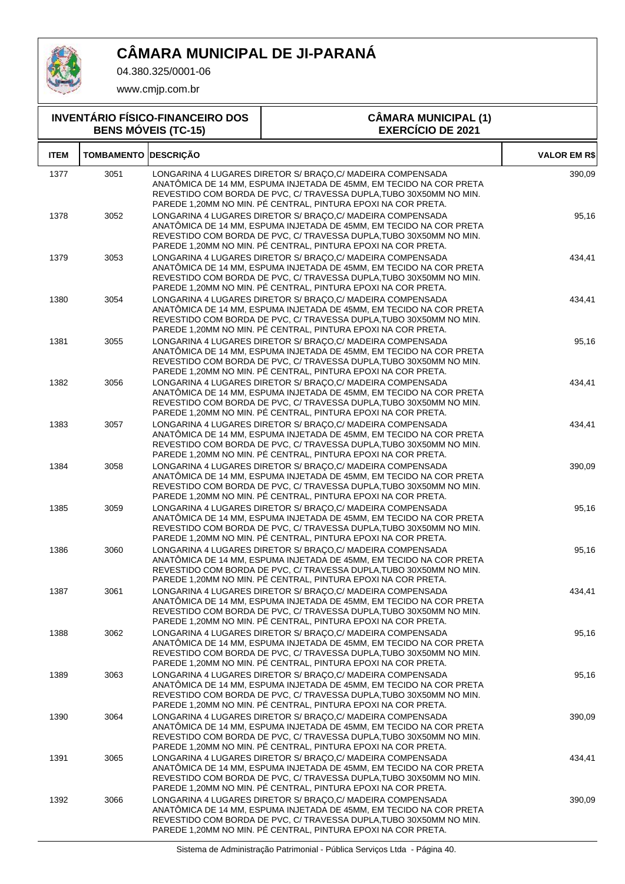# CÂMARA MUNICIPAL DE JI-PARANÁ

04.380.325/0001-06

www.cmjp.com.br

**INVENTÁRIO FÍSICO-FINANCEIRO DOS BENS MÓVEIS (TC-15)**

**CÂMARA MUNICIPAL (1)**
**EXERCÍCIO DE 2021**

| ITEM | TOMBAMENTO | DESCRIÇÃO | VALOR EM R$ |
|---|---|---|---|
| 1377 | 3051 | LONGARINA 4 LUGARES DIRETOR S/ BRAÇO,C/ MADEIRA COMPENSADA ANATÔMICA DE 14 MM, ESPUMA INJETADA DE 45MM, EM TECIDO NA COR PRETA REVESTIDO COM BORDA DE PVC, C/ TRAVESSA DUPLA,TUBO 30X50MM NO MIN. PAREDE 1,20MM NO MIN. PÉ CENTRAL, PINTURA EPOXI NA COR PRETA. | 390,09 |
| 1378 | 3052 | LONGARINA 4 LUGARES DIRETOR S/ BRAÇO,C/ MADEIRA COMPENSADA ANATÔMICA DE 14 MM, ESPUMA INJETADA DE 45MM, EM TECIDO NA COR PRETA REVESTIDO COM BORDA DE PVC, C/ TRAVESSA DUPLA,TUBO 30X50MM NO MIN. PAREDE 1,20MM NO MIN. PÉ CENTRAL, PINTURA EPOXI NA COR PRETA. | 95,16 |
| 1379 | 3053 | LONGARINA 4 LUGARES DIRETOR S/ BRAÇO,C/ MADEIRA COMPENSADA ANATÔMICA DE 14 MM, ESPUMA INJETADA DE 45MM, EM TECIDO NA COR PRETA REVESTIDO COM BORDA DE PVC, C/ TRAVESSA DUPLA,TUBO 30X50MM NO MIN. PAREDE 1,20MM NO MIN. PÉ CENTRAL, PINTURA EPOXI NA COR PRETA. | 434,41 |
| 1380 | 3054 | LONGARINA 4 LUGARES DIRETOR S/ BRAÇO,C/ MADEIRA COMPENSADA ANATÔMICA DE 14 MM, ESPUMA INJETADA DE 45MM, EM TECIDO NA COR PRETA REVESTIDO COM BORDA DE PVC, C/ TRAVESSA DUPLA,TUBO 30X50MM NO MIN. PAREDE 1,20MM NO MIN. PÉ CENTRAL, PINTURA EPOXI NA COR PRETA. | 434,41 |
| 1381 | 3055 | LONGARINA 4 LUGARES DIRETOR S/ BRAÇO,C/ MADEIRA COMPENSADA ANATÔMICA DE 14 MM, ESPUMA INJETADA DE 45MM, EM TECIDO NA COR PRETA REVESTIDO COM BORDA DE PVC, C/ TRAVESSA DUPLA,TUBO 30X50MM NO MIN. PAREDE 1,20MM NO MIN. PÉ CENTRAL, PINTURA EPOXI NA COR PRETA. | 95,16 |
| 1382 | 3056 | LONGARINA 4 LUGARES DIRETOR S/ BRAÇO,C/ MADEIRA COMPENSADA ANATÔMICA DE 14 MM, ESPUMA INJETADA DE 45MM, EM TECIDO NA COR PRETA REVESTIDO COM BORDA DE PVC, C/ TRAVESSA DUPLA,TUBO 30X50MM NO MIN. PAREDE 1,20MM NO MIN. PÉ CENTRAL, PINTURA EPOXI NA COR PRETA. | 434,41 |
| 1383 | 3057 | LONGARINA 4 LUGARES DIRETOR S/ BRAÇO,C/ MADEIRA COMPENSADA ANATÔMICA DE 14 MM, ESPUMA INJETADA DE 45MM, EM TECIDO NA COR PRETA REVESTIDO COM BORDA DE PVC, C/ TRAVESSA DUPLA,TUBO 30X50MM NO MIN. PAREDE 1,20MM NO MIN. PÉ CENTRAL, PINTURA EPOXI NA COR PRETA. | 434,41 |
| 1384 | 3058 | LONGARINA 4 LUGARES DIRETOR S/ BRAÇO,C/ MADEIRA COMPENSADA ANATÔMICA DE 14 MM, ESPUMA INJETADA DE 45MM, EM TECIDO NA COR PRETA REVESTIDO COM BORDA DE PVC, C/ TRAVESSA DUPLA,TUBO 30X50MM NO MIN. PAREDE 1,20MM NO MIN. PÉ CENTRAL, PINTURA EPOXI NA COR PRETA. | 390,09 |
| 1385 | 3059 | LONGARINA 4 LUGARES DIRETOR S/ BRAÇO,C/ MADEIRA COMPENSADA ANATÔMICA DE 14 MM, ESPUMA INJETADA DE 45MM, EM TECIDO NA COR PRETA REVESTIDO COM BORDA DE PVC, C/ TRAVESSA DUPLA,TUBO 30X50MM NO MIN. PAREDE 1,20MM NO MIN. PÉ CENTRAL, PINTURA EPOXI NA COR PRETA. | 95,16 |
| 1386 | 3060 | LONGARINA 4 LUGARES DIRETOR S/ BRAÇO,C/ MADEIRA COMPENSADA ANATÔMICA DE 14 MM, ESPUMA INJETADA DE 45MM, EM TECIDO NA COR PRETA REVESTIDO COM BORDA DE PVC, C/ TRAVESSA DUPLA,TUBO 30X50MM NO MIN. PAREDE 1,20MM NO MIN. PÉ CENTRAL, PINTURA EPOXI NA COR PRETA. | 95,16 |
| 1387 | 3061 | LONGARINA 4 LUGARES DIRETOR S/ BRAÇO,C/ MADEIRA COMPENSADA ANATÔMICA DE 14 MM, ESPUMA INJETADA DE 45MM, EM TECIDO NA COR PRETA REVESTIDO COM BORDA DE PVC, C/ TRAVESSA DUPLA,TUBO 30X50MM NO MIN. PAREDE 1,20MM NO MIN. PÉ CENTRAL, PINTURA EPOXI NA COR PRETA. | 434,41 |
| 1388 | 3062 | LONGARINA 4 LUGARES DIRETOR S/ BRAÇO,C/ MADEIRA COMPENSADA ANATÔMICA DE 14 MM, ESPUMA INJETADA DE 45MM, EM TECIDO NA COR PRETA REVESTIDO COM BORDA DE PVC, C/ TRAVESSA DUPLA,TUBO 30X50MM NO MIN. PAREDE 1,20MM NO MIN. PÉ CENTRAL, PINTURA EPOXI NA COR PRETA. | 95,16 |
| 1389 | 3063 | LONGARINA 4 LUGARES DIRETOR S/ BRAÇO,C/ MADEIRA COMPENSADA ANATÔMICA DE 14 MM, ESPUMA INJETADA DE 45MM, EM TECIDO NA COR PRETA REVESTIDO COM BORDA DE PVC, C/ TRAVESSA DUPLA,TUBO 30X50MM NO MIN. PAREDE 1,20MM NO MIN. PÉ CENTRAL, PINTURA EPOXI NA COR PRETA. | 95,16 |
| 1390 | 3064 | LONGARINA 4 LUGARES DIRETOR S/ BRAÇO,C/ MADEIRA COMPENSADA ANATÔMICA DE 14 MM, ESPUMA INJETADA DE 45MM, EM TECIDO NA COR PRETA REVESTIDO COM BORDA DE PVC, C/ TRAVESSA DUPLA,TUBO 30X50MM NO MIN. PAREDE 1,20MM NO MIN. PÉ CENTRAL, PINTURA EPOXI NA COR PRETA. | 390,09 |
| 1391 | 3065 | LONGARINA 4 LUGARES DIRETOR S/ BRAÇO,C/ MADEIRA COMPENSADA ANATÔMICA DE 14 MM, ESPUMA INJETADA DE 45MM, EM TECIDO NA COR PRETA REVESTIDO COM BORDA DE PVC, C/ TRAVESSA DUPLA,TUBO 30X50MM NO MIN. PAREDE 1,20MM NO MIN. PÉ CENTRAL, PINTURA EPOXI NA COR PRETA. | 434,41 |
| 1392 | 3066 | LONGARINA 4 LUGARES DIRETOR S/ BRAÇO,C/ MADEIRA COMPENSADA ANATÔMICA DE 14 MM, ESPUMA INJETADA DE 45MM, EM TECIDO NA COR PRETA REVESTIDO COM BORDA DE PVC, C/ TRAVESSA DUPLA,TUBO 30X50MM NO MIN. PAREDE 1,20MM NO MIN. PÉ CENTRAL, PINTURA EPOXI NA COR PRETA. | 390,09 |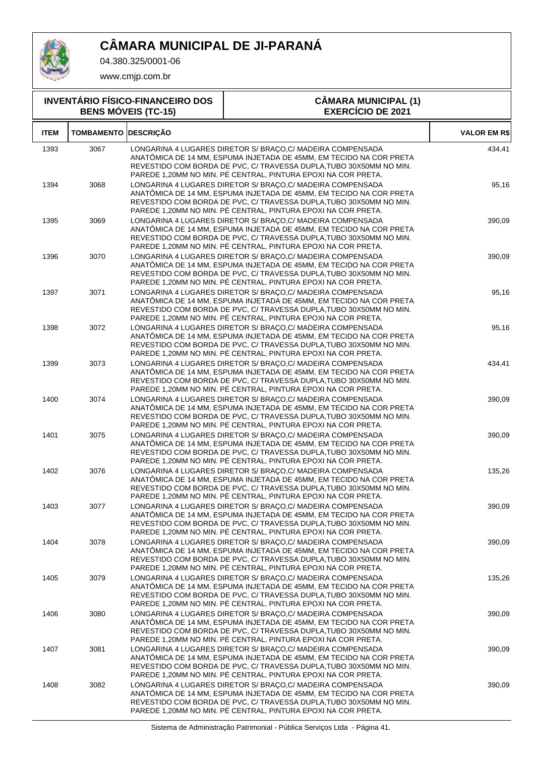# CÂMARA MUNICIPAL DE JI-PARANÁ

04.380.325/0001-06

www.cmjp.com.br

| INVENTÁRIO FÍSICO-FINANCEIRO DOS BENS MÓVEIS (TC-15) | CÂMARA MUNICIPAL (1) EXERCÍCIO DE 2021 |
|---|---|

| ITEM | TOMBAMENTO | DESCRIÇÃO | VALOR EM R$ |
|---|---|---|---|
| 1393 | 3067 | LONGARINA 4 LUGARES DIRETOR S/ BRAÇO,C/ MADEIRA COMPENSADA ANATÔMICA DE 14 MM, ESPUMA INJETADA DE 45MM, EM TECIDO NA COR PRETA REVESTIDO COM BORDA DE PVC, C/ TRAVESSA DUPLA,TUBO 30X50MM NO MIN. PAREDE 1,20MM NO MIN. PÉ CENTRAL, PINTURA EPOXI NA COR PRETA. | 434,41 |
| 1394 | 3068 | LONGARINA 4 LUGARES DIRETOR S/ BRAÇO,C/ MADEIRA COMPENSADA ANATÔMICA DE 14 MM, ESPUMA INJETADA DE 45MM, EM TECIDO NA COR PRETA REVESTIDO COM BORDA DE PVC, C/ TRAVESSA DUPLA,TUBO 30X50MM NO MIN. PAREDE 1,20MM NO MIN. PÉ CENTRAL, PINTURA EPOXI NA COR PRETA. | 95,16 |
| 1395 | 3069 | LONGARINA 4 LUGARES DIRETOR S/ BRAÇO,C/ MADEIRA COMPENSADA ANATÔMICA DE 14 MM, ESPUMA INJETADA DE 45MM, EM TECIDO NA COR PRETA REVESTIDO COM BORDA DE PVC, C/ TRAVESSA DUPLA,TUBO 30X50MM NO MIN. PAREDE 1,20MM NO MIN. PÉ CENTRAL, PINTURA EPOXI NA COR PRETA. | 390,09 |
| 1396 | 3070 | LONGARINA 4 LUGARES DIRETOR S/ BRAÇO,C/ MADEIRA COMPENSADA ANATÔMICA DE 14 MM, ESPUMA INJETADA DE 45MM, EM TECIDO NA COR PRETA REVESTIDO COM BORDA DE PVC, C/ TRAVESSA DUPLA,TUBO 30X50MM NO MIN. PAREDE 1,20MM NO MIN. PÉ CENTRAL, PINTURA EPOXI NA COR PRETA. | 390,09 |
| 1397 | 3071 | LONGARINA 4 LUGARES DIRETOR S/ BRAÇO,C/ MADEIRA COMPENSADA ANATÔMICA DE 14 MM, ESPUMA INJETADA DE 45MM, EM TECIDO NA COR PRETA REVESTIDO COM BORDA DE PVC, C/ TRAVESSA DUPLA,TUBO 30X50MM NO MIN. PAREDE 1,20MM NO MIN. PÉ CENTRAL, PINTURA EPOXI NA COR PRETA. | 95,16 |
| 1398 | 3072 | LONGARINA 4 LUGARES DIRETOR S/ BRAÇO,C/ MADEIRA COMPENSADA ANATÔMICA DE 14 MM, ESPUMA INJETADA DE 45MM, EM TECIDO NA COR PRETA REVESTIDO COM BORDA DE PVC, C/ TRAVESSA DUPLA,TUBO 30X50MM NO MIN. PAREDE 1,20MM NO MIN. PÉ CENTRAL, PINTURA EPOXI NA COR PRETA. | 95,16 |
| 1399 | 3073 | LONGARINA 4 LUGARES DIRETOR S/ BRAÇO,C/ MADEIRA COMPENSADA ANATÔMICA DE 14 MM, ESPUMA INJETADA DE 45MM, EM TECIDO NA COR PRETA REVESTIDO COM BORDA DE PVC, C/ TRAVESSA DUPLA,TUBO 30X50MM NO MIN. PAREDE 1,20MM NO MIN. PÉ CENTRAL, PINTURA EPOXI NA COR PRETA. | 434,41 |
| 1400 | 3074 | LONGARINA 4 LUGARES DIRETOR S/ BRAÇO,C/ MADEIRA COMPENSADA ANATÔMICA DE 14 MM, ESPUMA INJETADA DE 45MM, EM TECIDO NA COR PRETA REVESTIDO COM BORDA DE PVC, C/ TRAVESSA DUPLA,TUBO 30X50MM NO MIN. PAREDE 1,20MM NO MIN. PÉ CENTRAL, PINTURA EPOXI NA COR PRETA. | 390,09 |
| 1401 | 3075 | LONGARINA 4 LUGARES DIRETOR S/ BRAÇO,C/ MADEIRA COMPENSADA ANATÔMICA DE 14 MM, ESPUMA INJETADA DE 45MM, EM TECIDO NA COR PRETA REVESTIDO COM BORDA DE PVC, C/ TRAVESSA DUPLA,TUBO 30X50MM NO MIN. PAREDE 1,20MM NO MIN. PÉ CENTRAL, PINTURA EPOXI NA COR PRETA. | 390,09 |
| 1402 | 3076 | LONGARINA 4 LUGARES DIRETOR S/ BRAÇO,C/ MADEIRA COMPENSADA ANATÔMICA DE 14 MM, ESPUMA INJETADA DE 45MM, EM TECIDO NA COR PRETA REVESTIDO COM BORDA DE PVC, C/ TRAVESSA DUPLA,TUBO 30X50MM NO MIN. PAREDE 1,20MM NO MIN. PÉ CENTRAL, PINTURA EPOXI NA COR PRETA. | 135,26 |
| 1403 | 3077 | LONGARINA 4 LUGARES DIRETOR S/ BRAÇO,C/ MADEIRA COMPENSADA ANATÔMICA DE 14 MM, ESPUMA INJETADA DE 45MM, EM TECIDO NA COR PRETA REVESTIDO COM BORDA DE PVC, C/ TRAVESSA DUPLA,TUBO 30X50MM NO MIN. PAREDE 1,20MM NO MIN. PÉ CENTRAL, PINTURA EPOXI NA COR PRETA. | 390,09 |
| 1404 | 3078 | LONGARINA 4 LUGARES DIRETOR S/ BRAÇO,C/ MADEIRA COMPENSADA ANATÔMICA DE 14 MM, ESPUMA INJETADA DE 45MM, EM TECIDO NA COR PRETA REVESTIDO COM BORDA DE PVC, C/ TRAVESSA DUPLA,TUBO 30X50MM NO MIN. PAREDE 1,20MM NO MIN. PÉ CENTRAL, PINTURA EPOXI NA COR PRETA. | 390,09 |
| 1405 | 3079 | LONGARINA 4 LUGARES DIRETOR S/ BRAÇO,C/ MADEIRA COMPENSADA ANATÔMICA DE 14 MM, ESPUMA INJETADA DE 45MM, EM TECIDO NA COR PRETA REVESTIDO COM BORDA DE PVC, C/ TRAVESSA DUPLA,TUBO 30X50MM NO MIN. PAREDE 1,20MM NO MIN. PÉ CENTRAL, PINTURA EPOXI NA COR PRETA. | 135,26 |
| 1406 | 3080 | LONGARINA 4 LUGARES DIRETOR S/ BRAÇO,C/ MADEIRA COMPENSADA ANATÔMICA DE 14 MM, ESPUMA INJETADA DE 45MM, EM TECIDO NA COR PRETA REVESTIDO COM BORDA DE PVC, C/ TRAVESSA DUPLA,TUBO 30X50MM NO MIN. PAREDE 1,20MM NO MIN. PÉ CENTRAL, PINTURA EPOXI NA COR PRETA. | 390,09 |
| 1407 | 3081 | LONGARINA 4 LUGARES DIRETOR S/ BRAÇO,C/ MADEIRA COMPENSADA ANATÔMICA DE 14 MM, ESPUMA INJETADA DE 45MM, EM TECIDO NA COR PRETA REVESTIDO COM BORDA DE PVC, C/ TRAVESSA DUPLA,TUBO 30X50MM NO MIN. PAREDE 1,20MM NO MIN. PÉ CENTRAL, PINTURA EPOXI NA COR PRETA. | 390,09 |
| 1408 | 3082 | LONGARINA 4 LUGARES DIRETOR S/ BRAÇO,C/ MADEIRA COMPENSADA ANATÔMICA DE 14 MM, ESPUMA INJETADA DE 45MM, EM TECIDO NA COR PRETA REVESTIDO COM BORDA DE PVC, C/ TRAVESSA DUPLA,TUBO 30X50MM NO MIN. PAREDE 1,20MM NO MIN. PÉ CENTRAL, PINTURA EPOXI NA COR PRETA. | 390,09 |

Sistema de Administração Patrimonial - Pública Serviços Ltda - Página 41.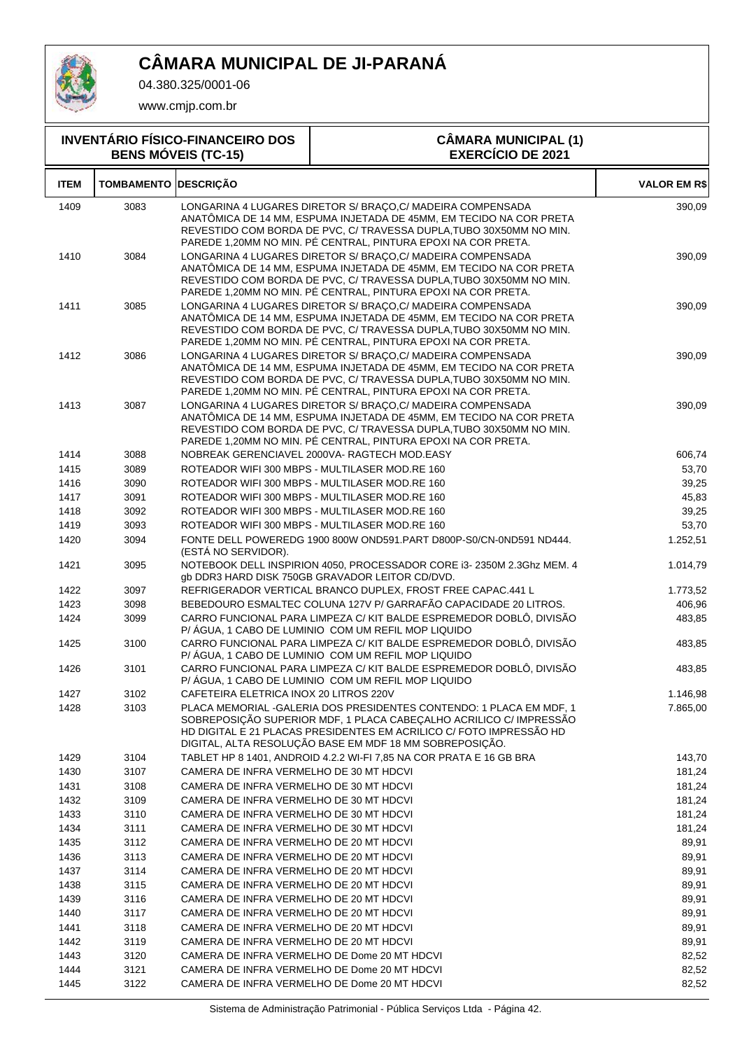# CÂMARA MUNICIPAL DE JI-PARANÁ

04.380.325/0001-06

www.cmjp.com.br

**INVENTÁRIO FÍSICO-FINANCEIRO DOS BENS MÓVEIS (TC-15)**

**CÂMARA MUNICIPAL (1)**
**EXERCÍCIO DE 2021**

| ITEM | TOMBAMENTO | DESCRIÇÃO | VALOR EM R$ |
|---|---|---|---|
| 1409 | 3083 | LONGARINA 4 LUGARES DIRETOR S/ BRAÇO,C/ MADEIRA COMPENSADA ANATÔMICA DE 14 MM, ESPUMA INJETADA DE 45MM, EM TECIDO NA COR PRETA REVESTIDO COM BORDA DE PVC, C/ TRAVESSA DUPLA,TUBO 30X50MM NO MIN. PAREDE 1,20MM NO MIN. PÉ CENTRAL, PINTURA EPOXI NA COR PRETA. | 390,09 |
| 1410 | 3084 | LONGARINA 4 LUGARES DIRETOR S/ BRAÇO,C/ MADEIRA COMPENSADA ANATÔMICA DE 14 MM, ESPUMA INJETADA DE 45MM, EM TECIDO NA COR PRETA REVESTIDO COM BORDA DE PVC, C/ TRAVESSA DUPLA,TUBO 30X50MM NO MIN. PAREDE 1,20MM NO MIN. PÉ CENTRAL, PINTURA EPOXI NA COR PRETA. | 390,09 |
| 1411 | 3085 | LONGARINA 4 LUGARES DIRETOR S/ BRAÇO,C/ MADEIRA COMPENSADA ANATÔMICA DE 14 MM, ESPUMA INJETADA DE 45MM, EM TECIDO NA COR PRETA REVESTIDO COM BORDA DE PVC, C/ TRAVESSA DUPLA,TUBO 30X50MM NO MIN. PAREDE 1,20MM NO MIN. PÉ CENTRAL, PINTURA EPOXI NA COR PRETA. | 390,09 |
| 1412 | 3086 | LONGARINA 4 LUGARES DIRETOR S/ BRAÇO,C/ MADEIRA COMPENSADA ANATÔMICA DE 14 MM, ESPUMA INJETADA DE 45MM, EM TECIDO NA COR PRETA REVESTIDO COM BORDA DE PVC, C/ TRAVESSA DUPLA,TUBO 30X50MM NO MIN. PAREDE 1,20MM NO MIN. PÉ CENTRAL, PINTURA EPOXI NA COR PRETA. | 390,09 |
| 1413 | 3087 | LONGARINA 4 LUGARES DIRETOR S/ BRAÇO,C/ MADEIRA COMPENSADA ANATÔMICA DE 14 MM, ESPUMA INJETADA DE 45MM, EM TECIDO NA COR PRETA REVESTIDO COM BORDA DE PVC, C/ TRAVESSA DUPLA,TUBO 30X50MM NO MIN. PAREDE 1,20MM NO MIN. PÉ CENTRAL, PINTURA EPOXI NA COR PRETA. | 390,09 |
| 1414 | 3088 | NOBREAK GERENCIAVEL 2000VA- RAGTECH MOD.EASY | 606,74 |
| 1415 | 3089 | ROTEADOR WIFI 300 MBPS - MULTILASER MOD.RE 160 | 53,70 |
| 1416 | 3090 | ROTEADOR WIFI 300 MBPS - MULTILASER MOD.RE 160 | 39,25 |
| 1417 | 3091 | ROTEADOR WIFI 300 MBPS - MULTILASER MOD.RE 160 | 45,83 |
| 1418 | 3092 | ROTEADOR WIFI 300 MBPS - MULTILASER MOD.RE 160 | 39,25 |
| 1419 | 3093 | ROTEADOR WIFI 300 MBPS - MULTILASER MOD.RE 160 | 53,70 |
| 1420 | 3094 | FONTE DELL POWEREDG 1900 800W OND591.PART D800P-S0/CN-0ND591 ND444. (ESTÁ NO SERVIDOR). | 1.252,51 |
| 1421 | 3095 | NOTEBOOK DELL INSPIRION 4050, PROCESSADOR CORE i3- 2350M 2.3Ghz MEM. 4 gb DDR3 HARD DISK 750GB GRAVADOR LEITOR CD/DVD. | 1.014,79 |
| 1422 | 3097 | REFRIGERADOR VERTICAL BRANCO DUPLEX, FROST FREE CAPAC.441 L | 1.773,52 |
| 1423 | 3098 | BEBEDOURO ESMALTEC COLUNA 127V P/ GARRAFÃO CAPACIDADE 20 LITROS. | 406,96 |
| 1424 | 3099 | CARRO FUNCIONAL PARA LIMPEZA C/ KIT BALDE ESPREMEDOR DOBLÔ, DIVISÃO P/ ÁGUA, 1 CABO DE LUMINIO COM UM REFIL MOP LIQUIDO | 483,85 |
| 1425 | 3100 | CARRO FUNCIONAL PARA LIMPEZA C/ KIT BALDE ESPREMEDOR DOBLÔ, DIVISÃO P/ ÁGUA, 1 CABO DE LUMINIO COM UM REFIL MOP LIQUIDO | 483,85 |
| 1426 | 3101 | CARRO FUNCIONAL PARA LIMPEZA C/ KIT BALDE ESPREMEDOR DOBLÔ, DIVISÃO P/ ÁGUA, 1 CABO DE LUMINIO COM UM REFIL MOP LIQUIDO | 483,85 |
| 1427 | 3102 | CAFETEIRA ELETRICA INOX 20 LITROS 220V | 1.146,98 |
| 1428 | 3103 | PLACA MEMORIAL -GALERIA DOS PRESIDENTES CONTENDO: 1 PLACA EM MDF, 1 SOBREPOSIÇÃO SUPERIOR MDF, 1 PLACA CABEÇALHO ACRILICO C/ IMPRESSÃO HD DIGITAL E 21 PLACAS PRESIDENTES EM ACRILICO C/ FOTO IMPRESSÃO HD DIGITAL, ALTA RESOLUÇÃO BASE EM MDF 18 MM SOBREPOSIÇÃO. | 7.865,00 |
| 1429 | 3104 | TABLET HP 8 1401, ANDROID 4.2.2 WI-FI 7,85 NA COR PRATA E 16 GB BRA | 143,70 |
| 1430 | 3107 | CAMERA DE INFRA VERMELHO DE 30 MT HDCVI | 181,24 |
| 1431 | 3108 | CAMERA DE INFRA VERMELHO DE 30 MT HDCVI | 181,24 |
| 1432 | 3109 | CAMERA DE INFRA VERMELHO DE 30 MT HDCVI | 181,24 |
| 1433 | 3110 | CAMERA DE INFRA VERMELHO DE 30 MT HDCVI | 181,24 |
| 1434 | 3111 | CAMERA DE INFRA VERMELHO DE 30 MT HDCVI | 181,24 |
| 1435 | 3112 | CAMERA DE INFRA VERMELHO DE 20 MT HDCVI | 89,91 |
| 1436 | 3113 | CAMERA DE INFRA VERMELHO DE 20 MT HDCVI | 89,91 |
| 1437 | 3114 | CAMERA DE INFRA VERMELHO DE 20 MT HDCVI | 89,91 |
| 1438 | 3115 | CAMERA DE INFRA VERMELHO DE 20 MT HDCVI | 89,91 |
| 1439 | 3116 | CAMERA DE INFRA VERMELHO DE 20 MT HDCVI | 89,91 |
| 1440 | 3117 | CAMERA DE INFRA VERMELHO DE 20 MT HDCVI | 89,91 |
| 1441 | 3118 | CAMERA DE INFRA VERMELHO DE 20 MT HDCVI | 89,91 |
| 1442 | 3119 | CAMERA DE INFRA VERMELHO DE 20 MT HDCVI | 89,91 |
| 1443 | 3120 | CAMERA DE INFRA VERMELHO DE Dome 20 MT HDCVI | 82,52 |
| 1444 | 3121 | CAMERA DE INFRA VERMELHO DE Dome 20 MT HDCVI | 82,52 |
| 1445 | 3122 | CAMERA DE INFRA VERMELHO DE Dome 20 MT HDCVI | 82,52 |

Sistema de Administração Patrimonial - Pública Serviços Ltda - Página 42.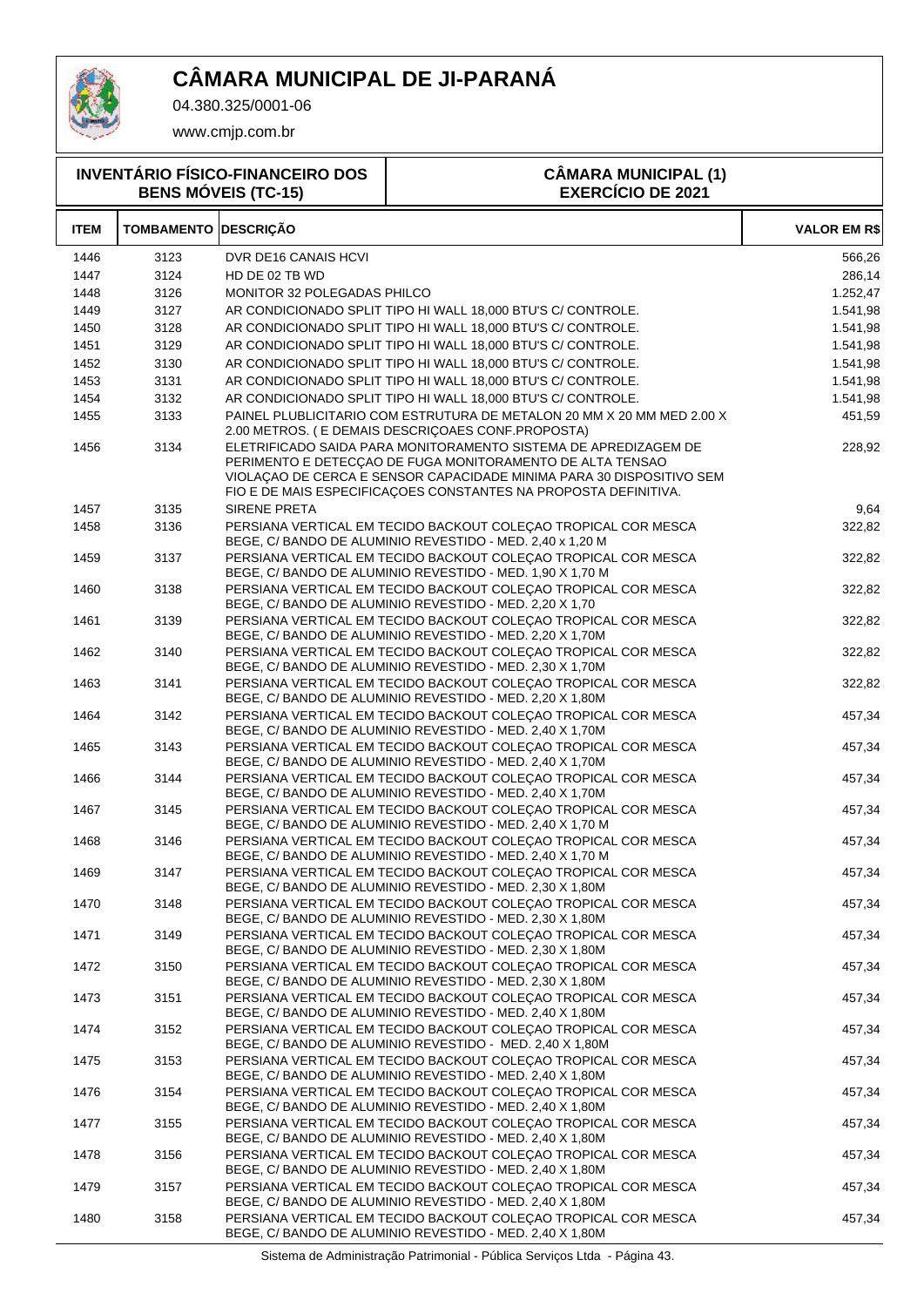# CÂMARA MUNICIPAL DE JI-PARANÁ

04.380.325/0001-06

www.cmjp.com.br

**INVENTÁRIO FÍSICO-FINANCEIRO DOS BENS MÓVEIS (TC-15)**

**CÂMARA MUNICIPAL (1)**
**EXERCÍCIO DE 2021**

| ITEM | TOMBAMENTO | DESCRIÇÃO | VALOR EM R$ |
|---|---|---|---|
| 1446 | 3123 | DVR DE16 CANAIS HCVI | 566,26 |
| 1447 | 3124 | HD DE 02 TB WD | 286,14 |
| 1448 | 3126 | MONITOR 32 POLEGADAS PHILCO | 1.252,47 |
| 1449 | 3127 | AR CONDICIONADO SPLIT TIPO HI WALL 18,000 BTU'S C/ CONTROLE. | 1.541,98 |
| 1450 | 3128 | AR CONDICIONADO SPLIT TIPO HI WALL 18,000 BTU'S C/ CONTROLE. | 1.541,98 |
| 1451 | 3129 | AR CONDICIONADO SPLIT TIPO HI WALL 18,000 BTU'S C/ CONTROLE. | 1.541,98 |
| 1452 | 3130 | AR CONDICIONADO SPLIT TIPO HI WALL 18,000 BTU'S C/ CONTROLE. | 1.541,98 |
| 1453 | 3131 | AR CONDICIONADO SPLIT TIPO HI WALL 18,000 BTU'S C/ CONTROLE. | 1.541,98 |
| 1454 | 3132 | AR CONDICIONADO SPLIT TIPO HI WALL 18,000 BTU'S C/ CONTROLE. | 1.541,98 |
| 1455 | 3133 | PAINEL PLUBLICITARIO COM ESTRUTURA DE METALON 20 MM X 20 MM MED 2.00 X 2.00 METROS. ( E DEMAIS DESCRIÇOAES CONF.PROPOSTA) | 451,59 |
| 1456 | 3134 | ELETRIFICADO SAIDA PARA MONITORAMENTO SISTEMA DE APREDIZAGEM DE PERIMENTO E DETECÇAO DE FUGA MONITORAMENTO DE ALTA TENSAO VIOLAÇAO DE CERCA E SENSOR CAPACIDADE MINIMA PARA 30 DISPOSITIVO SEM FIO E DE MAIS ESPECIFICAÇOES CONSTANTES NA PROPOSTA DEFINITIVA. | 228,92 |
| 1457 | 3135 | SIRENE PRETA | 9,64 |
| 1458 | 3136 | PERSIANA VERTICAL EM TECIDO BACKOUT COLEÇAO TROPICAL COR MESCA BEGE, C/ BANDO DE ALUMINIO REVESTIDO - MED. 2,40 x 1,20 M | 322,82 |
| 1459 | 3137 | PERSIANA VERTICAL EM TECIDO BACKOUT COLEÇAO TROPICAL COR MESCA BEGE, C/ BANDO DE ALUMINIO REVESTIDO - MED. 1,90 X 1,70 M | 322,82 |
| 1460 | 3138 | PERSIANA VERTICAL EM TECIDO BACKOUT COLEÇAO TROPICAL COR MESCA BEGE, C/ BANDO DE ALUMINIO REVESTIDO - MED. 2,20 X 1,70 | 322,82 |
| 1461 | 3139 | PERSIANA VERTICAL EM TECIDO BACKOUT COLEÇAO TROPICAL COR MESCA BEGE, C/ BANDO DE ALUMINIO REVESTIDO - MED. 2,20 X 1,70M | 322,82 |
| 1462 | 3140 | PERSIANA VERTICAL EM TECIDO BACKOUT COLEÇAO TROPICAL COR MESCA BEGE, C/ BANDO DE ALUMINIO REVESTIDO - MED. 2,30 X 1,70M | 322,82 |
| 1463 | 3141 | PERSIANA VERTICAL EM TECIDO BACKOUT COLEÇAO TROPICAL COR MESCA BEGE, C/ BANDO DE ALUMINIO REVESTIDO - MED. 2,20 X 1,80M | 322,82 |
| 1464 | 3142 | PERSIANA VERTICAL EM TECIDO BACKOUT COLEÇAO TROPICAL COR MESCA BEGE, C/ BANDO DE ALUMINIO REVESTIDO - MED. 2,40 X 1,70M | 457,34 |
| 1465 | 3143 | PERSIANA VERTICAL EM TECIDO BACKOUT COLEÇAO TROPICAL COR MESCA BEGE, C/ BANDO DE ALUMINIO REVESTIDO - MED. 2,40 X 1,70M | 457,34 |
| 1466 | 3144 | PERSIANA VERTICAL EM TECIDO BACKOUT COLEÇAO TROPICAL COR MESCA BEGE, C/ BANDO DE ALUMINIO REVESTIDO - MED. 2,40 X 1,70M | 457,34 |
| 1467 | 3145 | PERSIANA VERTICAL EM TECIDO BACKOUT COLEÇAO TROPICAL COR MESCA BEGE, C/ BANDO DE ALUMINIO REVESTIDO - MED. 2,40 X 1,70 M | 457,34 |
| 1468 | 3146 | PERSIANA VERTICAL EM TECIDO BACKOUT COLEÇAO TROPICAL COR MESCA BEGE, C/ BANDO DE ALUMINIO REVESTIDO - MED. 2,40 X 1,70 M | 457,34 |
| 1469 | 3147 | PERSIANA VERTICAL EM TECIDO BACKOUT COLEÇAO TROPICAL COR MESCA BEGE, C/ BANDO DE ALUMINIO REVESTIDO - MED. 2,30 X 1,80M | 457,34 |
| 1470 | 3148 | PERSIANA VERTICAL EM TECIDO BACKOUT COLEÇAO TROPICAL COR MESCA BEGE, C/ BANDO DE ALUMINIO REVESTIDO - MED. 2,30 X 1,80M | 457,34 |
| 1471 | 3149 | PERSIANA VERTICAL EM TECIDO BACKOUT COLEÇAO TROPICAL COR MESCA BEGE, C/ BANDO DE ALUMINIO REVESTIDO - MED. 2,30 X 1,80M | 457,34 |
| 1472 | 3150 | PERSIANA VERTICAL EM TECIDO BACKOUT COLEÇAO TROPICAL COR MESCA BEGE, C/ BANDO DE ALUMINIO REVESTIDO - MED. 2,30 X 1,80M | 457,34 |
| 1473 | 3151 | PERSIANA VERTICAL EM TECIDO BACKOUT COLEÇAO TROPICAL COR MESCA BEGE, C/ BANDO DE ALUMINIO REVESTIDO - MED. 2,40 X 1,80M | 457,34 |
| 1474 | 3152 | PERSIANA VERTICAL EM TECIDO BACKOUT COLEÇAO TROPICAL COR MESCA BEGE, C/ BANDO DE ALUMINIO REVESTIDO - MED. 2,40 X 1,80M | 457,34 |
| 1475 | 3153 | PERSIANA VERTICAL EM TECIDO BACKOUT COLEÇAO TROPICAL COR MESCA BEGE, C/ BANDO DE ALUMINIO REVESTIDO - MED. 2,40 X 1,80M | 457,34 |
| 1476 | 3154 | PERSIANA VERTICAL EM TECIDO BACKOUT COLEÇAO TROPICAL COR MESCA BEGE, C/ BANDO DE ALUMINIO REVESTIDO - MED. 2,40 X 1,80M | 457,34 |
| 1477 | 3155 | PERSIANA VERTICAL EM TECIDO BACKOUT COLEÇAO TROPICAL COR MESCA BEGE, C/ BANDO DE ALUMINIO REVESTIDO - MED. 2,40 X 1,80M | 457,34 |
| 1478 | 3156 | PERSIANA VERTICAL EM TECIDO BACKOUT COLEÇAO TROPICAL COR MESCA BEGE, C/ BANDO DE ALUMINIO REVESTIDO - MED. 2,40 X 1,80M | 457,34 |
| 1479 | 3157 | PERSIANA VERTICAL EM TECIDO BACKOUT COLEÇAO TROPICAL COR MESCA BEGE, C/ BANDO DE ALUMINIO REVESTIDO - MED. 2,40 X 1,80M | 457,34 |
| 1480 | 3158 | PERSIANA VERTICAL EM TECIDO BACKOUT COLEÇAO TROPICAL COR MESCA BEGE, C/ BANDO DE ALUMINIO REVESTIDO - MED. 2,40 X 1,80M | 457,34 |

Sistema de Administração Patrimonial - Pública Serviços Ltda - Página 43.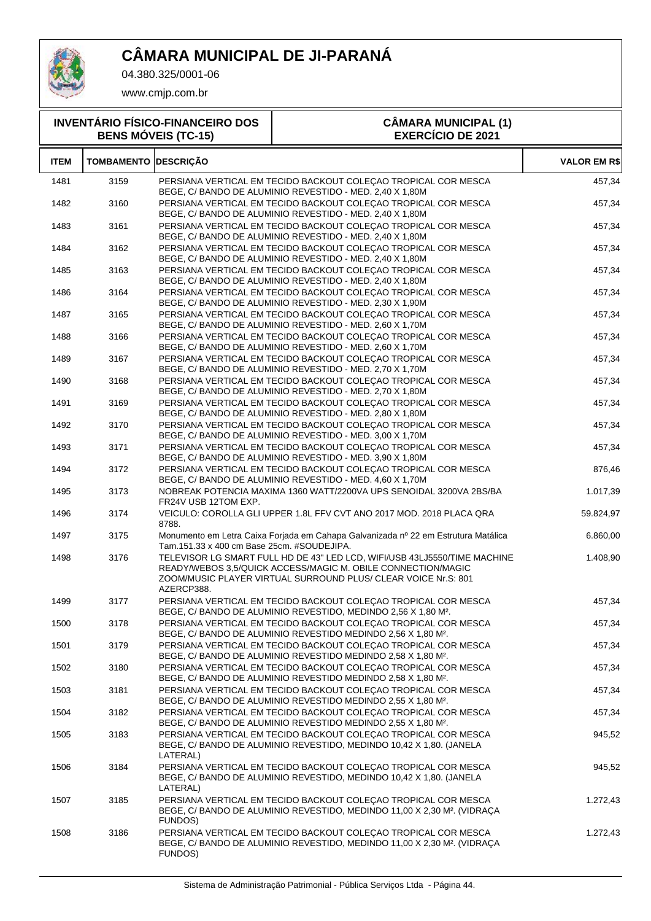# CÂMARA MUNICIPAL DE JI-PARANÁ

04.380.325/0001-06

www.cmjp.com.br

| INVENTÁRIO FÍSICO-FINANCEIRO DOS BENS MÓVEIS (TC-15) | CÂMARA MUNICIPAL (1) EXERCÍCIO DE 2021 |
|---|---|

| ITEM | TOMBAMENTO | DESCRIÇÃO | VALOR EM R$ |
|---|---|---|---|
| 1481 | 3159 | PERSIANA VERTICAL EM TECIDO BACKOUT COLEÇAO TROPICAL COR MESCA BEGE, C/ BANDO DE ALUMINIO REVESTIDO - MED. 2,40 X 1,80M | 457,34 |
| 1482 | 3160 | PERSIANA VERTICAL EM TECIDO BACKOUT COLEÇAO TROPICAL COR MESCA BEGE, C/ BANDO DE ALUMINIO REVESTIDO - MED. 2,40 X 1,80M | 457,34 |
| 1483 | 3161 | PERSIANA VERTICAL EM TECIDO BACKOUT COLEÇAO TROPICAL COR MESCA BEGE, C/ BANDO DE ALUMINIO REVESTIDO - MED. 2,40 X 1,80M | 457,34 |
| 1484 | 3162 | PERSIANA VERTICAL EM TECIDO BACKOUT COLEÇAO TROPICAL COR MESCA BEGE, C/ BANDO DE ALUMINIO REVESTIDO - MED. 2,40 X 1,80M | 457,34 |
| 1485 | 3163 | PERSIANA VERTICAL EM TECIDO BACKOUT COLEÇAO TROPICAL COR MESCA BEGE, C/ BANDO DE ALUMINIO REVESTIDO - MED. 2,40 X 1,80M | 457,34 |
| 1486 | 3164 | PERSIANA VERTICAL EM TECIDO BACKOUT COLEÇAO TROPICAL COR MESCA BEGE, C/ BANDO DE ALUMINIO REVESTIDO - MED. 2,30 X 1,90M | 457,34 |
| 1487 | 3165 | PERSIANA VERTICAL EM TECIDO BACKOUT COLEÇAO TROPICAL COR MESCA BEGE, C/ BANDO DE ALUMINIO REVESTIDO - MED. 2,60 X 1,70M | 457,34 |
| 1488 | 3166 | PERSIANA VERTICAL EM TECIDO BACKOUT COLEÇAO TROPICAL COR MESCA BEGE, C/ BANDO DE ALUMINIO REVESTIDO - MED. 2,60 X 1,70M | 457,34 |
| 1489 | 3167 | PERSIANA VERTICAL EM TECIDO BACKOUT COLEÇAO TROPICAL COR MESCA BEGE, C/ BANDO DE ALUMINIO REVESTIDO - MED. 2,70 X 1,70M | 457,34 |
| 1490 | 3168 | PERSIANA VERTICAL EM TECIDO BACKOUT COLEÇAO TROPICAL COR MESCA BEGE, C/ BANDO DE ALUMINIO REVESTIDO - MED. 2,70 X 1,80M | 457,34 |
| 1491 | 3169 | PERSIANA VERTICAL EM TECIDO BACKOUT COLEÇAO TROPICAL COR MESCA BEGE, C/ BANDO DE ALUMINIO REVESTIDO - MED. 2,80 X 1,80M | 457,34 |
| 1492 | 3170 | PERSIANA VERTICAL EM TECIDO BACKOUT COLEÇAO TROPICAL COR MESCA BEGE, C/ BANDO DE ALUMINIO REVESTIDO - MED. 3,00 X 1,70M | 457,34 |
| 1493 | 3171 | PERSIANA VERTICAL EM TECIDO BACKOUT COLEÇAO TROPICAL COR MESCA BEGE, C/ BANDO DE ALUMINIO REVESTIDO - MED. 3,90 X 1,80M | 457,34 |
| 1494 | 3172 | PERSIANA VERTICAL EM TECIDO BACKOUT COLEÇAO TROPICAL COR MESCA BEGE, C/ BANDO DE ALUMINIO REVESTIDO - MED. 4,60 X 1,70M | 876,46 |
| 1495 | 3173 | NOBREAK POTENCIA MAXIMA 1360 WATT/2200VA UPS SENOIDAL 3200VA 2BS/BA FR24V USB 12TOM EXP. | 1.017,39 |
| 1496 | 3174 | VEICULO: COROLLA GLI UPPER 1.8L FFV CVT ANO 2017 MOD. 2018 PLACA QRA 8788. | 59.824,97 |
| 1497 | 3175 | Monumento em Letra Caixa Forjada em Cahapa Galvanizada nº 22 em Estrutura Matálica Tam.151.33 x 400 cm Base 25cm. #SOUDEJIPA. | 6.860,00 |
| 1498 | 3176 | TELEVISOR LG SMART FULL HD DE 43" LED LCD, WIFI/USB 43LJ5550/TIME MACHINE READY/WEBOS 3,5/QUICK ACCESS/MAGIC M. OBILE CONNECTION/MAGIC ZOOM/MUSIC PLAYER VIRTUAL SURROUND PLUS/ CLEAR VOICE Nr.S: 801 AZERCP388. | 1.408,90 |
| 1499 | 3177 | PERSIANA VERTICAL EM TECIDO BACKOUT COLEÇAO TROPICAL COR MESCA BEGE, C/ BANDO DE ALUMINIO REVESTIDO, MEDINDO 2,56 X 1,80 M². | 457,34 |
| 1500 | 3178 | PERSIANA VERTICAL EM TECIDO BACKOUT COLEÇAO TROPICAL COR MESCA BEGE, C/ BANDO DE ALUMINIO REVESTIDO MEDINDO 2,56 X 1,80 M². | 457,34 |
| 1501 | 3179 | PERSIANA VERTICAL EM TECIDO BACKOUT COLEÇAO TROPICAL COR MESCA BEGE, C/ BANDO DE ALUMINIO REVESTIDO MEDINDO 2,58 X 1,80 M². | 457,34 |
| 1502 | 3180 | PERSIANA VERTICAL EM TECIDO BACKOUT COLEÇAO TROPICAL COR MESCA BEGE, C/ BANDO DE ALUMINIO REVESTIDO MEDINDO 2,58 X 1,80 M². | 457,34 |
| 1503 | 3181 | PERSIANA VERTICAL EM TECIDO BACKOUT COLEÇAO TROPICAL COR MESCA BEGE, C/ BANDO DE ALUMINIO REVESTIDO MEDINDO 2,55 X 1,80 M². | 457,34 |
| 1504 | 3182 | PERSIANA VERTICAL EM TECIDO BACKOUT COLEÇAO TROPICAL COR MESCA BEGE, C/ BANDO DE ALUMINIO REVESTIDO MEDINDO 2,55 X 1,80 M². | 457,34 |
| 1505 | 3183 | PERSIANA VERTICAL EM TECIDO BACKOUT COLEÇAO TROPICAL COR MESCA BEGE, C/ BANDO DE ALUMINIO REVESTIDO, MEDINDO 10,42 X 1,80. (JANELA LATERAL) | 945,52 |
| 1506 | 3184 | PERSIANA VERTICAL EM TECIDO BACKOUT COLEÇAO TROPICAL COR MESCA BEGE, C/ BANDO DE ALUMINIO REVESTIDO, MEDINDO 10,42 X 1,80. (JANELA LATERAL) | 945,52 |
| 1507 | 3185 | PERSIANA VERTICAL EM TECIDO BACKOUT COLEÇAO TROPICAL COR MESCA BEGE, C/ BANDO DE ALUMINIO REVESTIDO, MEDINDO 11,00 X 2,30 M². (VIDRAÇA FUNDOS) | 1.272,43 |
| 1508 | 3186 | PERSIANA VERTICAL EM TECIDO BACKOUT COLEÇAO TROPICAL COR MESCA BEGE, C/ BANDO DE ALUMINIO REVESTIDO, MEDINDO 11,00 X 2,30 M². (VIDRAÇA FUNDOS) | 1.272,43 |

Sistema de Administração Patrimonial - Pública Serviços Ltda - Página 44.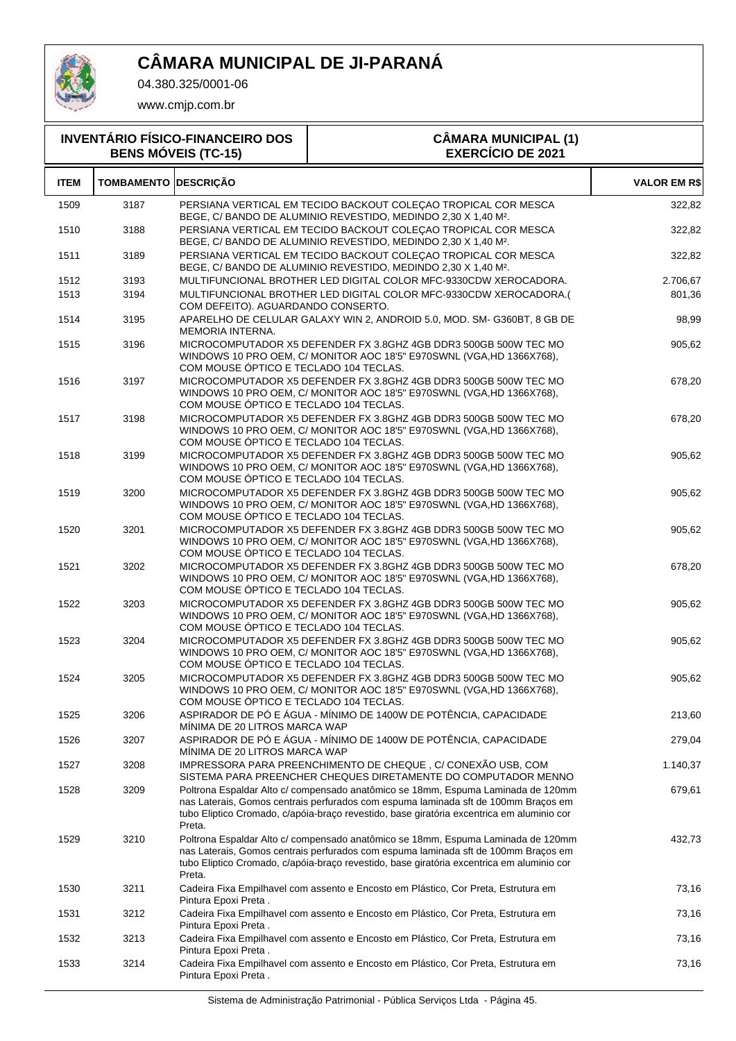# CÂMARA MUNICIPAL DE JI-PARANÁ

04.380.325/0001-06

www.cmjp.com.br

**INVENTÁRIO FÍSICO-FINANCEIRO DOS BENS MÓVEIS (TC-15)**

**CÂMARA MUNICIPAL (1) EXERCÍCIO DE 2021**

| ITEM | TOMBAMENTO | DESCRIÇÃO | VALOR EM R$ |
|---|---|---|---|
| 1509 | 3187 | PERSIANA VERTICAL EM TECIDO BACKOUT COLEÇAO TROPICAL COR MESCA BEGE, C/ BANDO DE ALUMINIO REVESTIDO, MEDINDO 2,30 X 1,40 M². | 322,82 |
| 1510 | 3188 | PERSIANA VERTICAL EM TECIDO BACKOUT COLEÇAO TROPICAL COR MESCA BEGE, C/ BANDO DE ALUMINIO REVESTIDO, MEDINDO 2,30 X 1,40 M². | 322,82 |
| 1511 | 3189 | PERSIANA VERTICAL EM TECIDO BACKOUT COLEÇAO TROPICAL COR MESCA BEGE, C/ BANDO DE ALUMINIO REVESTIDO, MEDINDO 2,30 X 1,40 M². | 322,82 |
| 1512 | 3193 | MULTIFUNCIONAL BROTHER LED DIGITAL COLOR MFC-9330CDW XEROCADORA. | 2.706,67 |
| 1513 | 3194 | MULTIFUNCIONAL BROTHER LED DIGITAL COLOR MFC-9330CDW XEROCADORA.( COM DEFEITO). AGUARDANDO CONSERTO. | 801,36 |
| 1514 | 3195 | APARELHO DE CELULAR GALAXY WIN 2, ANDROID 5.0, MOD. SM- G360BT, 8 GB DE MEMORIA INTERNA. | 98,99 |
| 1515 | 3196 | MICROCOMPUTADOR X5 DEFENDER FX 3.8GHZ 4GB DDR3 500GB 500W TEC MO WINDOWS 10 PRO OEM, C/ MONITOR AOC 18'5" E970SWNL (VGA,HD 1366X768), COM MOUSE ÓPTICO E TECLADO 104 TECLAS. | 905,62 |
| 1516 | 3197 | MICROCOMPUTADOR X5 DEFENDER FX 3.8GHZ 4GB DDR3 500GB 500W TEC MO WINDOWS 10 PRO OEM, C/ MONITOR AOC 18'5" E970SWNL (VGA,HD 1366X768), COM MOUSE ÓPTICO E TECLADO 104 TECLAS. | 678,20 |
| 1517 | 3198 | MICROCOMPUTADOR X5 DEFENDER FX 3.8GHZ 4GB DDR3 500GB 500W TEC MO WINDOWS 10 PRO OEM, C/ MONITOR AOC 18'5" E970SWNL (VGA,HD 1366X768), COM MOUSE ÓPTICO E TECLADO 104 TECLAS. | 678,20 |
| 1518 | 3199 | MICROCOMPUTADOR X5 DEFENDER FX 3.8GHZ 4GB DDR3 500GB 500W TEC MO WINDOWS 10 PRO OEM, C/ MONITOR AOC 18'5" E970SWNL (VGA,HD 1366X768), COM MOUSE ÓPTICO E TECLADO 104 TECLAS. | 905,62 |
| 1519 | 3200 | MICROCOMPUTADOR X5 DEFENDER FX 3.8GHZ 4GB DDR3 500GB 500W TEC MO WINDOWS 10 PRO OEM, C/ MONITOR AOC 18'5" E970SWNL (VGA,HD 1366X768), COM MOUSE ÓPTICO E TECLADO 104 TECLAS. | 905,62 |
| 1520 | 3201 | MICROCOMPUTADOR X5 DEFENDER FX 3.8GHZ 4GB DDR3 500GB 500W TEC MO WINDOWS 10 PRO OEM, C/ MONITOR AOC 18'5" E970SWNL (VGA,HD 1366X768), COM MOUSE ÓPTICO E TECLADO 104 TECLAS. | 905,62 |
| 1521 | 3202 | MICROCOMPUTADOR X5 DEFENDER FX 3.8GHZ 4GB DDR3 500GB 500W TEC MO WINDOWS 10 PRO OEM, C/ MONITOR AOC 18'5" E970SWNL (VGA,HD 1366X768), COM MOUSE ÓPTICO E TECLADO 104 TECLAS. | 678,20 |
| 1522 | 3203 | MICROCOMPUTADOR X5 DEFENDER FX 3.8GHZ 4GB DDR3 500GB 500W TEC MO WINDOWS 10 PRO OEM, C/ MONITOR AOC 18'5" E970SWNL (VGA,HD 1366X768), COM MOUSE ÓPTICO E TECLADO 104 TECLAS. | 905,62 |
| 1523 | 3204 | MICROCOMPUTADOR X5 DEFENDER FX 3.8GHZ 4GB DDR3 500GB 500W TEC MO WINDOWS 10 PRO OEM, C/ MONITOR AOC 18'5" E970SWNL (VGA,HD 1366X768), COM MOUSE ÓPTICO E TECLADO 104 TECLAS. | 905,62 |
| 1524 | 3205 | MICROCOMPUTADOR X5 DEFENDER FX 3.8GHZ 4GB DDR3 500GB 500W TEC MO WINDOWS 10 PRO OEM, C/ MONITOR AOC 18'5" E970SWNL (VGA,HD 1366X768), COM MOUSE ÓPTICO E TECLADO 104 TECLAS. | 905,62 |
| 1525 | 3206 | ASPIRADOR DE PÓ E ÁGUA - MÍNIMO DE 1400W DE POTÊNCIA, CAPACIDADE MÍNIMA DE 20 LITROS MARCA WAP | 213,60 |
| 1526 | 3207 | ASPIRADOR DE PÓ E ÁGUA - MÍNIMO DE 1400W DE POTÊNCIA, CAPACIDADE MÍNIMA DE 20 LITROS MARCA WAP | 279,04 |
| 1527 | 3208 | IMPRESSORA PARA PREENCHIMENTO DE CHEQUE , C/ CONEXÃO USB, COM SISTEMA PARA PREENCHER CHEQUES DIRETAMENTE DO COMPUTADOR MENNO | 1.140,37 |
| 1528 | 3209 | Poltrona Espaldar Alto c/ compensado anatômico se 18mm, Espuma Laminada de 120mm nas Laterais, Gomos centrais perfurados com espuma laminada sft de 100mm Braços em tubo Elíptico Cromado, c/apóia-braço revestido, base giratória excentrica em aluminio cor Preta. | 679,61 |
| 1529 | 3210 | Poltrona Espaldar Alto c/ compensado anatômico se 18mm, Espuma Laminada de 120mm nas Laterais, Gomos centrais perfurados com espuma laminada sft de 100mm Braços em tubo Elíptico Cromado, c/apóia-braço revestido, base giratória excentrica em aluminio cor Preta. | 432,73 |
| 1530 | 3211 | Cadeira Fixa Empilhavel com assento e Encosto em Plástico, Cor Preta, Estrutura em Pintura Epoxi Preta . | 73,16 |
| 1531 | 3212 | Cadeira Fixa Empilhavel com assento e Encosto em Plástico, Cor Preta, Estrutura em Pintura Epoxi Preta . | 73,16 |
| 1532 | 3213 | Cadeira Fixa Empilhavel com assento e Encosto em Plástico, Cor Preta, Estrutura em Pintura Epoxi Preta . | 73,16 |
| 1533 | 3214 | Cadeira Fixa Empilhavel com assento e Encosto em Plástico, Cor Preta, Estrutura em Pintura Epoxi Preta . | 73,16 |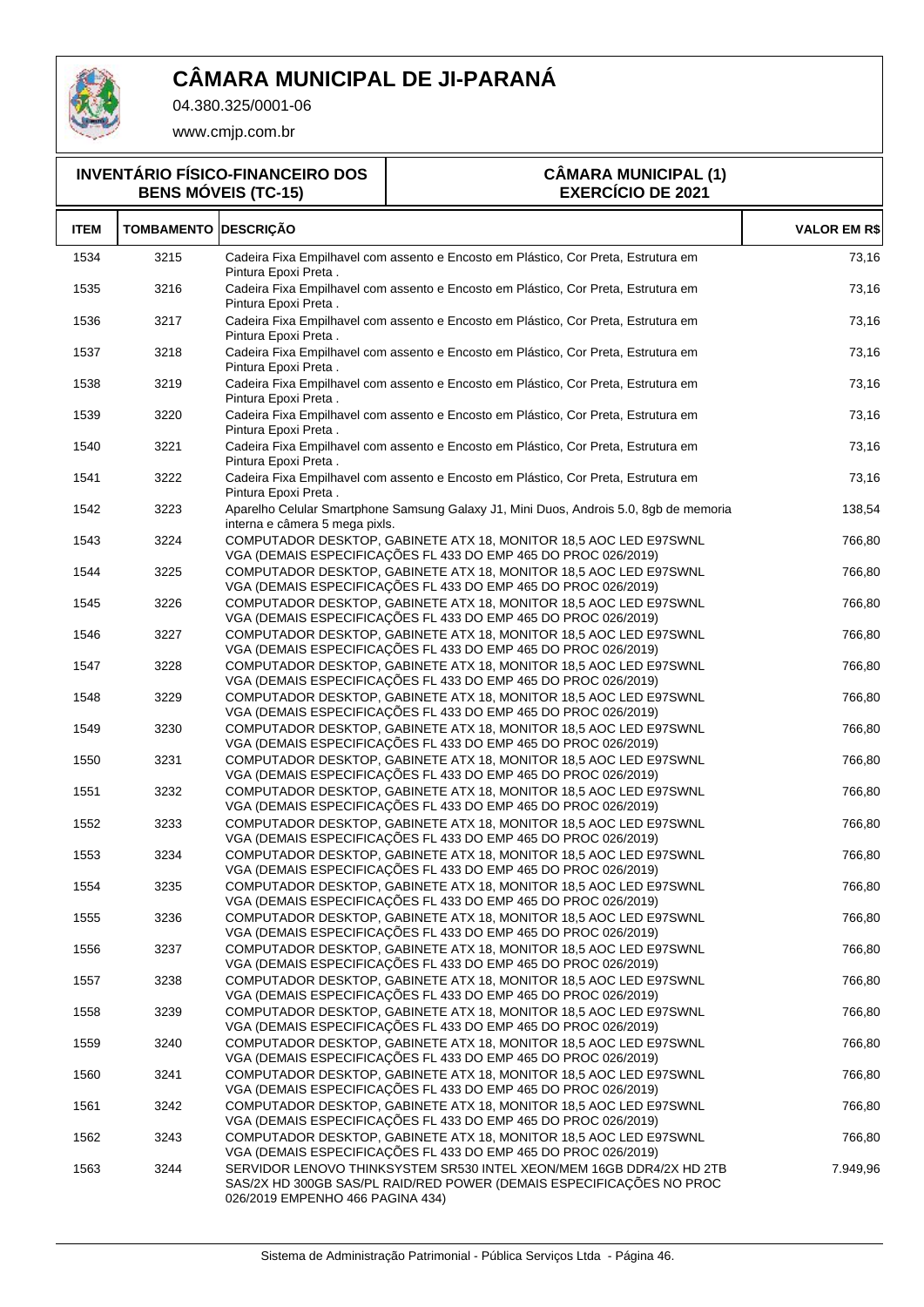# CÂMARA MUNICIPAL DE JI-PARANÁ

04.380.325/0001-06

www.cmjp.com.br

**INVENTÁRIO FÍSICO-FINANCEIRO DOS BENS MÓVEIS (TC-15)**

**CÂMARA MUNICIPAL (1)**
**EXERCÍCIO DE 2021**

| ITEM | TOMBAMENTO | DESCRIÇÃO | VALOR EM R$ |
|---|---|---|---|
| 1534 | 3215 | Cadeira Fixa Empilhavel com assento e Encosto em Plástico, Cor Preta, Estrutura em Pintura Epoxi Preta . | 73,16 |
| 1535 | 3216 | Cadeira Fixa Empilhavel com assento e Encosto em Plástico, Cor Preta, Estrutura em Pintura Epoxi Preta . | 73,16 |
| 1536 | 3217 | Cadeira Fixa Empilhavel com assento e Encosto em Plástico, Cor Preta, Estrutura em Pintura Epoxi Preta . | 73,16 |
| 1537 | 3218 | Cadeira Fixa Empilhavel com assento e Encosto em Plástico, Cor Preta, Estrutura em Pintura Epoxi Preta . | 73,16 |
| 1538 | 3219 | Cadeira Fixa Empilhavel com assento e Encosto em Plástico, Cor Preta, Estrutura em Pintura Epoxi Preta . | 73,16 |
| 1539 | 3220 | Cadeira Fixa Empilhavel com assento e Encosto em Plástico, Cor Preta, Estrutura em Pintura Epoxi Preta . | 73,16 |
| 1540 | 3221 | Cadeira Fixa Empilhavel com assento e Encosto em Plástico, Cor Preta, Estrutura em Pintura Epoxi Preta . | 73,16 |
| 1541 | 3222 | Cadeira Fixa Empilhavel com assento e Encosto em Plástico, Cor Preta, Estrutura em Pintura Epoxi Preta . | 73,16 |
| 1542 | 3223 | Aparelho Celular Smartphone Samsung Galaxy J1, Mini Duos, Androis 5.0, 8gb de memoria interna e câmera 5 mega pixls. | 138,54 |
| 1543 | 3224 | COMPUTADOR DESKTOP, GABINETE ATX 18, MONITOR 18,5 AOC LED E97SWNL VGA (DEMAIS ESPECIFICAÇÕES FL 433 DO EMP 465 DO PROC 026/2019) | 766,80 |
| 1544 | 3225 | COMPUTADOR DESKTOP, GABINETE ATX 18, MONITOR 18,5 AOC LED E97SWNL VGA (DEMAIS ESPECIFICAÇÕES FL 433 DO EMP 465 DO PROC 026/2019) | 766,80 |
| 1545 | 3226 | COMPUTADOR DESKTOP, GABINETE ATX 18, MONITOR 18,5 AOC LED E97SWNL VGA (DEMAIS ESPECIFICAÇÕES FL 433 DO EMP 465 DO PROC 026/2019) | 766,80 |
| 1546 | 3227 | COMPUTADOR DESKTOP, GABINETE ATX 18, MONITOR 18,5 AOC LED E97SWNL VGA (DEMAIS ESPECIFICAÇÕES FL 433 DO EMP 465 DO PROC 026/2019) | 766,80 |
| 1547 | 3228 | COMPUTADOR DESKTOP, GABINETE ATX 18, MONITOR 18,5 AOC LED E97SWNL VGA (DEMAIS ESPECIFICAÇÕES FL 433 DO EMP 465 DO PROC 026/2019) | 766,80 |
| 1548 | 3229 | COMPUTADOR DESKTOP, GABINETE ATX 18, MONITOR 18,5 AOC LED E97SWNL VGA (DEMAIS ESPECIFICAÇÕES FL 433 DO EMP 465 DO PROC 026/2019) | 766,80 |
| 1549 | 3230 | COMPUTADOR DESKTOP, GABINETE ATX 18, MONITOR 18,5 AOC LED E97SWNL VGA (DEMAIS ESPECIFICAÇÕES FL 433 DO EMP 465 DO PROC 026/2019) | 766,80 |
| 1550 | 3231 | COMPUTADOR DESKTOP, GABINETE ATX 18, MONITOR 18,5 AOC LED E97SWNL VGA (DEMAIS ESPECIFICAÇÕES FL 433 DO EMP 465 DO PROC 026/2019) | 766,80 |
| 1551 | 3232 | COMPUTADOR DESKTOP, GABINETE ATX 18, MONITOR 18,5 AOC LED E97SWNL VGA (DEMAIS ESPECIFICAÇÕES FL 433 DO EMP 465 DO PROC 026/2019) | 766,80 |
| 1552 | 3233 | COMPUTADOR DESKTOP, GABINETE ATX 18, MONITOR 18,5 AOC LED E97SWNL VGA (DEMAIS ESPECIFICAÇÕES FL 433 DO EMP 465 DO PROC 026/2019) | 766,80 |
| 1553 | 3234 | COMPUTADOR DESKTOP, GABINETE ATX 18, MONITOR 18,5 AOC LED E97SWNL VGA (DEMAIS ESPECIFICAÇÕES FL 433 DO EMP 465 DO PROC 026/2019) | 766,80 |
| 1554 | 3235 | COMPUTADOR DESKTOP, GABINETE ATX 18, MONITOR 18,5 AOC LED E97SWNL VGA (DEMAIS ESPECIFICAÇÕES FL 433 DO EMP 465 DO PROC 026/2019) | 766,80 |
| 1555 | 3236 | COMPUTADOR DESKTOP, GABINETE ATX 18, MONITOR 18,5 AOC LED E97SWNL VGA (DEMAIS ESPECIFICAÇÕES FL 433 DO EMP 465 DO PROC 026/2019) | 766,80 |
| 1556 | 3237 | COMPUTADOR DESKTOP, GABINETE ATX 18, MONITOR 18,5 AOC LED E97SWNL VGA (DEMAIS ESPECIFICAÇÕES FL 433 DO EMP 465 DO PROC 026/2019) | 766,80 |
| 1557 | 3238 | COMPUTADOR DESKTOP, GABINETE ATX 18, MONITOR 18,5 AOC LED E97SWNL VGA (DEMAIS ESPECIFICAÇÕES FL 433 DO EMP 465 DO PROC 026/2019) | 766,80 |
| 1558 | 3239 | COMPUTADOR DESKTOP, GABINETE ATX 18, MONITOR 18,5 AOC LED E97SWNL VGA (DEMAIS ESPECIFICAÇÕES FL 433 DO EMP 465 DO PROC 026/2019) | 766,80 |
| 1559 | 3240 | COMPUTADOR DESKTOP, GABINETE ATX 18, MONITOR 18,5 AOC LED E97SWNL VGA (DEMAIS ESPECIFICAÇÕES FL 433 DO EMP 465 DO PROC 026/2019) | 766,80 |
| 1560 | 3241 | COMPUTADOR DESKTOP, GABINETE ATX 18, MONITOR 18,5 AOC LED E97SWNL VGA (DEMAIS ESPECIFICAÇÕES FL 433 DO EMP 465 DO PROC 026/2019) | 766,80 |
| 1561 | 3242 | COMPUTADOR DESKTOP, GABINETE ATX 18, MONITOR 18,5 AOC LED E97SWNL VGA (DEMAIS ESPECIFICAÇÕES FL 433 DO EMP 465 DO PROC 026/2019) | 766,80 |
| 1562 | 3243 | COMPUTADOR DESKTOP, GABINETE ATX 18, MONITOR 18,5 AOC LED E97SWNL VGA (DEMAIS ESPECIFICAÇÕES FL 433 DO EMP 465 DO PROC 026/2019) | 766,80 |
| 1563 | 3244 | SERVIDOR LENOVO THINKSYSTEM SR530 INTEL XEON/MEM 16GB DDR4/2X HD 2TB SAS/2X HD 300GB SAS/PL RAID/RED POWER (DEMAIS ESPECIFICAÇÕES NO PROC 026/2019 EMPENHO 466 PAGINA 434) | 7.949,96 |

Sistema de Administração Patrimonial - Pública Serviços Ltda - Página 46.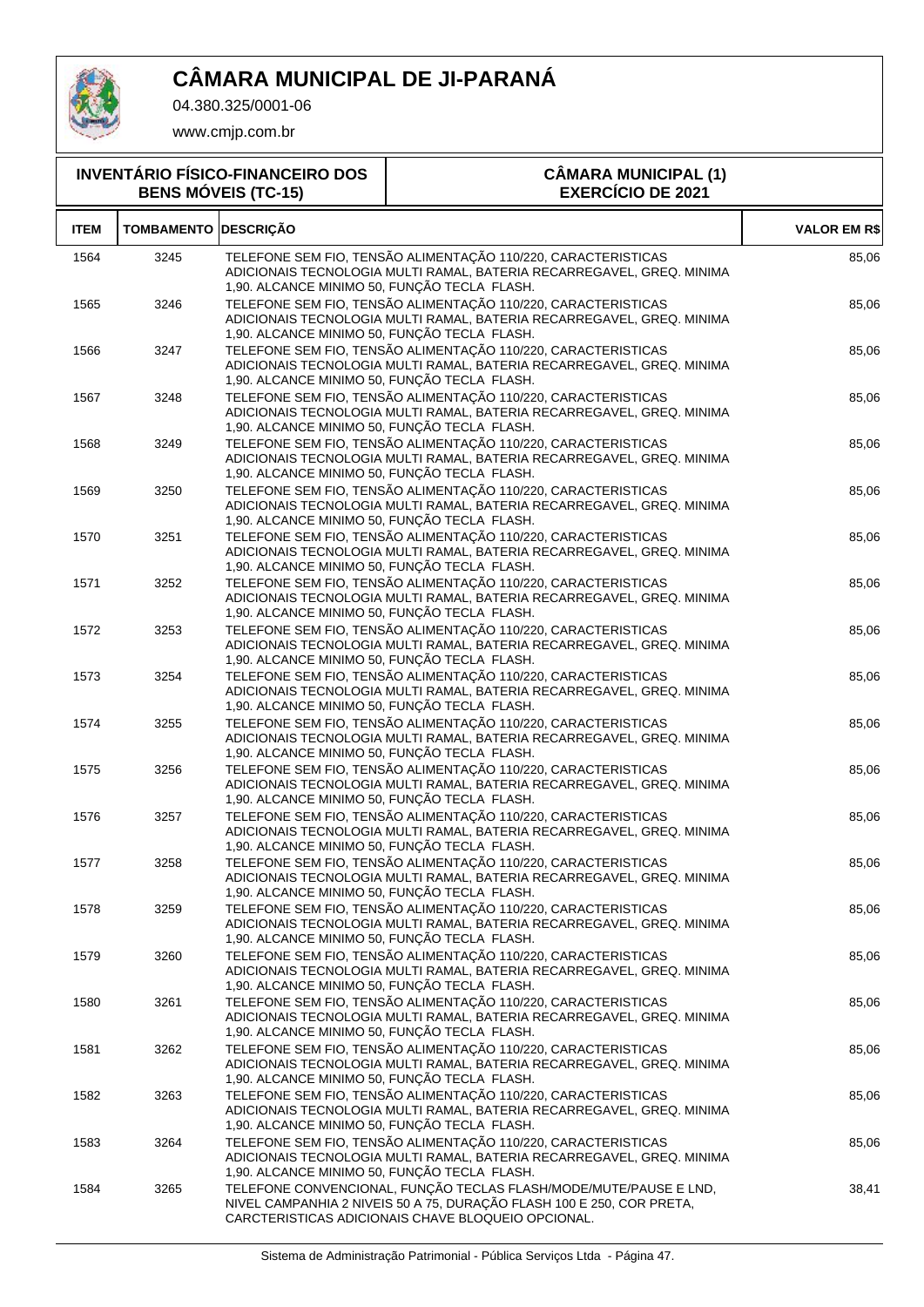# CÂMARA MUNICIPAL DE JI-PARANÁ

04.380.325/0001-06

www.cmjp.com.br

**INVENTÁRIO FÍSICO-FINANCEIRO DOS BENS MÓVEIS (TC-15)**

**CÂMARA MUNICIPAL (1) EXERCÍCIO DE 2021**

| ITEM | TOMBAMENTO | DESCRIÇÃO | VALOR EM R$ |
|---|---|---|---|
| 1564 | 3245 | TELEFONE SEM FIO, TENSÃO ALIMENTAÇÃO 110/220, CARACTERISTICAS ADICIONAIS TECNOLOGIA MULTI RAMAL, BATERIA RECARREGAVEL, GREQ. MINIMA 1,90. ALCANCE MINIMO 50, FUNÇÃO TECLA FLASH. | 85,06 |
| 1565 | 3246 | TELEFONE SEM FIO, TENSÃO ALIMENTAÇÃO 110/220, CARACTERISTICAS ADICIONAIS TECNOLOGIA MULTI RAMAL, BATERIA RECARREGAVEL, GREQ. MINIMA 1,90. ALCANCE MINIMO 50, FUNÇÃO TECLA FLASH. | 85,06 |
| 1566 | 3247 | TELEFONE SEM FIO, TENSÃO ALIMENTAÇÃO 110/220, CARACTERISTICAS ADICIONAIS TECNOLOGIA MULTI RAMAL, BATERIA RECARREGAVEL, GREQ. MINIMA 1,90. ALCANCE MINIMO 50, FUNÇÃO TECLA FLASH. | 85,06 |
| 1567 | 3248 | TELEFONE SEM FIO, TENSÃO ALIMENTAÇÃO 110/220, CARACTERISTICAS ADICIONAIS TECNOLOGIA MULTI RAMAL, BATERIA RECARREGAVEL, GREQ. MINIMA 1,90. ALCANCE MINIMO 50, FUNÇÃO TECLA FLASH. | 85,06 |
| 1568 | 3249 | TELEFONE SEM FIO, TENSÃO ALIMENTAÇÃO 110/220, CARACTERISTICAS ADICIONAIS TECNOLOGIA MULTI RAMAL, BATERIA RECARREGAVEL, GREQ. MINIMA 1,90. ALCANCE MINIMO 50, FUNÇÃO TECLA FLASH. | 85,06 |
| 1569 | 3250 | TELEFONE SEM FIO, TENSÃO ALIMENTAÇÃO 110/220, CARACTERISTICAS ADICIONAIS TECNOLOGIA MULTI RAMAL, BATERIA RECARREGAVEL, GREQ. MINIMA 1,90. ALCANCE MINIMO 50, FUNÇÃO TECLA FLASH. | 85,06 |
| 1570 | 3251 | TELEFONE SEM FIO, TENSÃO ALIMENTAÇÃO 110/220, CARACTERISTICAS ADICIONAIS TECNOLOGIA MULTI RAMAL, BATERIA RECARREGAVEL, GREQ. MINIMA 1,90. ALCANCE MINIMO 50, FUNÇÃO TECLA FLASH. | 85,06 |
| 1571 | 3252 | TELEFONE SEM FIO, TENSÃO ALIMENTAÇÃO 110/220, CARACTERISTICAS ADICIONAIS TECNOLOGIA MULTI RAMAL, BATERIA RECARREGAVEL, GREQ. MINIMA 1,90. ALCANCE MINIMO 50, FUNÇÃO TECLA FLASH. | 85,06 |
| 1572 | 3253 | TELEFONE SEM FIO, TENSÃO ALIMENTAÇÃO 110/220, CARACTERISTICAS ADICIONAIS TECNOLOGIA MULTI RAMAL, BATERIA RECARREGAVEL, GREQ. MINIMA 1,90. ALCANCE MINIMO 50, FUNÇÃO TECLA FLASH. | 85,06 |
| 1573 | 3254 | TELEFONE SEM FIO, TENSÃO ALIMENTAÇÃO 110/220, CARACTERISTICAS ADICIONAIS TECNOLOGIA MULTI RAMAL, BATERIA RECARREGAVEL, GREQ. MINIMA 1,90. ALCANCE MINIMO 50, FUNÇÃO TECLA FLASH. | 85,06 |
| 1574 | 3255 | TELEFONE SEM FIO, TENSÃO ALIMENTAÇÃO 110/220, CARACTERISTICAS ADICIONAIS TECNOLOGIA MULTI RAMAL, BATERIA RECARREGAVEL, GREQ. MINIMA 1,90. ALCANCE MINIMO 50, FUNÇÃO TECLA FLASH. | 85,06 |
| 1575 | 3256 | TELEFONE SEM FIO, TENSÃO ALIMENTAÇÃO 110/220, CARACTERISTICAS ADICIONAIS TECNOLOGIA MULTI RAMAL, BATERIA RECARREGAVEL, GREQ. MINIMA 1,90. ALCANCE MINIMO 50, FUNÇÃO TECLA FLASH. | 85,06 |
| 1576 | 3257 | TELEFONE SEM FIO, TENSÃO ALIMENTAÇÃO 110/220, CARACTERISTICAS ADICIONAIS TECNOLOGIA MULTI RAMAL, BATERIA RECARREGAVEL, GREQ. MINIMA 1,90. ALCANCE MINIMO 50, FUNÇÃO TECLA FLASH. | 85,06 |
| 1577 | 3258 | TELEFONE SEM FIO, TENSÃO ALIMENTAÇÃO 110/220, CARACTERISTICAS ADICIONAIS TECNOLOGIA MULTI RAMAL, BATERIA RECARREGAVEL, GREQ. MINIMA 1,90. ALCANCE MINIMO 50, FUNÇÃO TECLA FLASH. | 85,06 |
| 1578 | 3259 | TELEFONE SEM FIO, TENSÃO ALIMENTAÇÃO 110/220, CARACTERISTICAS ADICIONAIS TECNOLOGIA MULTI RAMAL, BATERIA RECARREGAVEL, GREQ. MINIMA 1,90. ALCANCE MINIMO 50, FUNÇÃO TECLA FLASH. | 85,06 |
| 1579 | 3260 | TELEFONE SEM FIO, TENSÃO ALIMENTAÇÃO 110/220, CARACTERISTICAS ADICIONAIS TECNOLOGIA MULTI RAMAL, BATERIA RECARREGAVEL, GREQ. MINIMA 1,90. ALCANCE MINIMO 50, FUNÇÃO TECLA FLASH. | 85,06 |
| 1580 | 3261 | TELEFONE SEM FIO, TENSÃO ALIMENTAÇÃO 110/220, CARACTERISTICAS ADICIONAIS TECNOLOGIA MULTI RAMAL, BATERIA RECARREGAVEL, GREQ. MINIMA 1,90. ALCANCE MINIMO 50, FUNÇÃO TECLA FLASH. | 85,06 |
| 1581 | 3262 | TELEFONE SEM FIO, TENSÃO ALIMENTAÇÃO 110/220, CARACTERISTICAS ADICIONAIS TECNOLOGIA MULTI RAMAL, BATERIA RECARREGAVEL, GREQ. MINIMA 1,90. ALCANCE MINIMO 50, FUNÇÃO TECLA FLASH. | 85,06 |
| 1582 | 3263 | TELEFONE SEM FIO, TENSÃO ALIMENTAÇÃO 110/220, CARACTERISTICAS ADICIONAIS TECNOLOGIA MULTI RAMAL, BATERIA RECARREGAVEL, GREQ. MINIMA 1,90. ALCANCE MINIMO 50, FUNÇÃO TECLA FLASH. | 85,06 |
| 1583 | 3264 | TELEFONE SEM FIO, TENSÃO ALIMENTAÇÃO 110/220, CARACTERISTICAS ADICIONAIS TECNOLOGIA MULTI RAMAL, BATERIA RECARREGAVEL, GREQ. MINIMA 1,90. ALCANCE MINIMO 50, FUNÇÃO TECLA FLASH. | 85,06 |
| 1584 | 3265 | TELEFONE CONVENCIONAL, FUNÇÃO TECLAS FLASH/MODE/MUTE/PAUSE E LND, NIVEL CAMPANHIA 2 NIVEIS 50 A 75, DURAÇÃO FLASH 100 E 250, COR PRETA, CARCTERISTICAS ADICIONAIS CHAVE BLOQUEIO OPCIONAL. | 38,41 |

Sistema de Administração Patrimonial - Pública Serviços Ltda - Página 47.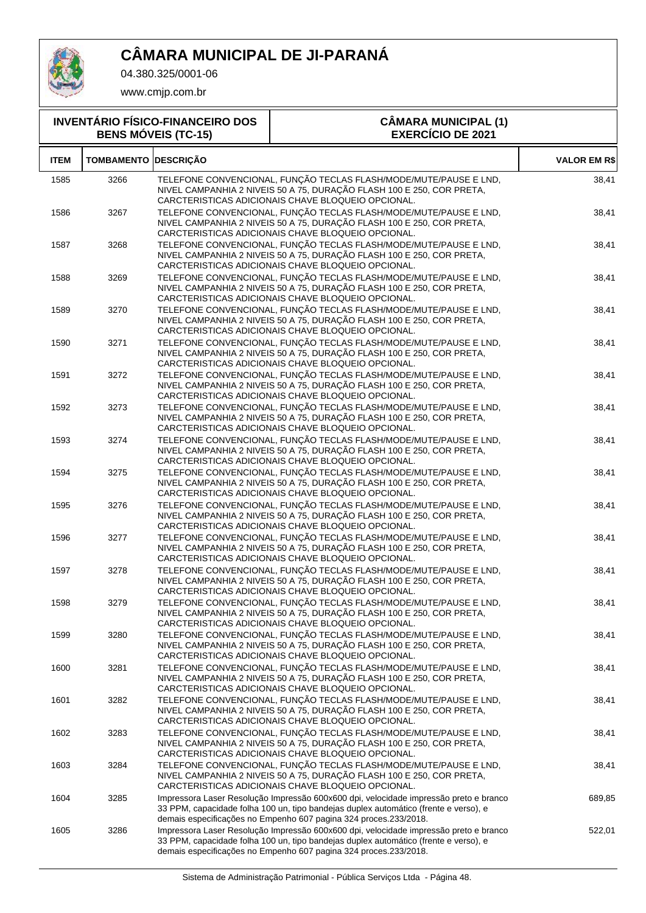# CÂMARA MUNICIPAL DE JI-PARANÁ

04.380.325/0001-06

www.cmjp.com.br

| INVENTÁRIO FÍSICO-FINANCEIRO DOS BENS MÓVEIS (TC-15) | CÂMARA MUNICIPAL (1) EXERCÍCIO DE 2021 |
|---|---|

| ITEM | TOMBAMENTO | DESCRIÇÃO | VALOR EM R$ |
|---|---|---|---|
| 1585 | 3266 | TELEFONE CONVENCIONAL, FUNÇÃO TECLAS FLASH/MODE/MUTE/PAUSE E LND, NIVEL CAMPANHIA 2 NIVEIS 50 A 75, DURAÇÃO FLASH 100 E 250, COR PRETA, CARCTERISTICAS ADICIONAIS CHAVE BLOQUEIO OPCIONAL. | 38,41 |
| 1586 | 3267 | TELEFONE CONVENCIONAL, FUNÇÃO TECLAS FLASH/MODE/MUTE/PAUSE E LND, NIVEL CAMPANHIA 2 NIVEIS 50 A 75, DURAÇÃO FLASH 100 E 250, COR PRETA, CARCTERISTICAS ADICIONAIS CHAVE BLOQUEIO OPCIONAL. | 38,41 |
| 1587 | 3268 | TELEFONE CONVENCIONAL, FUNÇÃO TECLAS FLASH/MODE/MUTE/PAUSE E LND, NIVEL CAMPANHIA 2 NIVEIS 50 A 75, DURAÇÃO FLASH 100 E 250, COR PRETA, CARCTERISTICAS ADICIONAIS CHAVE BLOQUEIO OPCIONAL. | 38,41 |
| 1588 | 3269 | TELEFONE CONVENCIONAL, FUNÇÃO TECLAS FLASH/MODE/MUTE/PAUSE E LND, NIVEL CAMPANHIA 2 NIVEIS 50 A 75, DURAÇÃO FLASH 100 E 250, COR PRETA, CARCTERISTICAS ADICIONAIS CHAVE BLOQUEIO OPCIONAL. | 38,41 |
| 1589 | 3270 | TELEFONE CONVENCIONAL, FUNÇÃO TECLAS FLASH/MODE/MUTE/PAUSE E LND, NIVEL CAMPANHIA 2 NIVEIS 50 A 75, DURAÇÃO FLASH 100 E 250, COR PRETA, CARCTERISTICAS ADICIONAIS CHAVE BLOQUEIO OPCIONAL. | 38,41 |
| 1590 | 3271 | TELEFONE CONVENCIONAL, FUNÇÃO TECLAS FLASH/MODE/MUTE/PAUSE E LND, NIVEL CAMPANHIA 2 NIVEIS 50 A 75, DURAÇÃO FLASH 100 E 250, COR PRETA, CARCTERISTICAS ADICIONAIS CHAVE BLOQUEIO OPCIONAL. | 38,41 |
| 1591 | 3272 | TELEFONE CONVENCIONAL, FUNÇÃO TECLAS FLASH/MODE/MUTE/PAUSE E LND, NIVEL CAMPANHIA 2 NIVEIS 50 A 75, DURAÇÃO FLASH 100 E 250, COR PRETA, CARCTERISTICAS ADICIONAIS CHAVE BLOQUEIO OPCIONAL. | 38,41 |
| 1592 | 3273 | TELEFONE CONVENCIONAL, FUNÇÃO TECLAS FLASH/MODE/MUTE/PAUSE E LND, NIVEL CAMPANHIA 2 NIVEIS 50 A 75, DURAÇÃO FLASH 100 E 250, COR PRETA, CARCTERISTICAS ADICIONAIS CHAVE BLOQUEIO OPCIONAL. | 38,41 |
| 1593 | 3274 | TELEFONE CONVENCIONAL, FUNÇÃO TECLAS FLASH/MODE/MUTE/PAUSE E LND, NIVEL CAMPANHIA 2 NIVEIS 50 A 75, DURAÇÃO FLASH 100 E 250, COR PRETA, CARCTERISTICAS ADICIONAIS CHAVE BLOQUEIO OPCIONAL. | 38,41 |
| 1594 | 3275 | TELEFONE CONVENCIONAL, FUNÇÃO TECLAS FLASH/MODE/MUTE/PAUSE E LND, NIVEL CAMPANHIA 2 NIVEIS 50 A 75, DURAÇÃO FLASH 100 E 250, COR PRETA, CARCTERISTICAS ADICIONAIS CHAVE BLOQUEIO OPCIONAL. | 38,41 |
| 1595 | 3276 | TELEFONE CONVENCIONAL, FUNÇÃO TECLAS FLASH/MODE/MUTE/PAUSE E LND, NIVEL CAMPANHIA 2 NIVEIS 50 A 75, DURAÇÃO FLASH 100 E 250, COR PRETA, CARCTERISTICAS ADICIONAIS CHAVE BLOQUEIO OPCIONAL. | 38,41 |
| 1596 | 3277 | TELEFONE CONVENCIONAL, FUNÇÃO TECLAS FLASH/MODE/MUTE/PAUSE E LND, NIVEL CAMPANHIA 2 NIVEIS 50 A 75, DURAÇÃO FLASH 100 E 250, COR PRETA, CARCTERISTICAS ADICIONAIS CHAVE BLOQUEIO OPCIONAL. | 38,41 |
| 1597 | 3278 | TELEFONE CONVENCIONAL, FUNÇÃO TECLAS FLASH/MODE/MUTE/PAUSE E LND, NIVEL CAMPANHIA 2 NIVEIS 50 A 75, DURAÇÃO FLASH 100 E 250, COR PRETA, CARCTERISTICAS ADICIONAIS CHAVE BLOQUEIO OPCIONAL. | 38,41 |
| 1598 | 3279 | TELEFONE CONVENCIONAL, FUNÇÃO TECLAS FLASH/MODE/MUTE/PAUSE E LND, NIVEL CAMPANHIA 2 NIVEIS 50 A 75, DURAÇÃO FLASH 100 E 250, COR PRETA, CARCTERISTICAS ADICIONAIS CHAVE BLOQUEIO OPCIONAL. | 38,41 |
| 1599 | 3280 | TELEFONE CONVENCIONAL, FUNÇÃO TECLAS FLASH/MODE/MUTE/PAUSE E LND, NIVEL CAMPANHIA 2 NIVEIS 50 A 75, DURAÇÃO FLASH 100 E 250, COR PRETA, CARCTERISTICAS ADICIONAIS CHAVE BLOQUEIO OPCIONAL. | 38,41 |
| 1600 | 3281 | TELEFONE CONVENCIONAL, FUNÇÃO TECLAS FLASH/MODE/MUTE/PAUSE E LND, NIVEL CAMPANHIA 2 NIVEIS 50 A 75, DURAÇÃO FLASH 100 E 250, COR PRETA, CARCTERISTICAS ADICIONAIS CHAVE BLOQUEIO OPCIONAL. | 38,41 |
| 1601 | 3282 | TELEFONE CONVENCIONAL, FUNÇÃO TECLAS FLASH/MODE/MUTE/PAUSE E LND, NIVEL CAMPANHIA 2 NIVEIS 50 A 75, DURAÇÃO FLASH 100 E 250, COR PRETA, CARCTERISTICAS ADICIONAIS CHAVE BLOQUEIO OPCIONAL. | 38,41 |
| 1602 | 3283 | TELEFONE CONVENCIONAL, FUNÇÃO TECLAS FLASH/MODE/MUTE/PAUSE E LND, NIVEL CAMPANHIA 2 NIVEIS 50 A 75, DURAÇÃO FLASH 100 E 250, COR PRETA, CARCTERISTICAS ADICIONAIS CHAVE BLOQUEIO OPCIONAL. | 38,41 |
| 1603 | 3284 | TELEFONE CONVENCIONAL, FUNÇÃO TECLAS FLASH/MODE/MUTE/PAUSE E LND, NIVEL CAMPANHIA 2 NIVEIS 50 A 75, DURAÇÃO FLASH 100 E 250, COR PRETA, CARCTERISTICAS ADICIONAIS CHAVE BLOQUEIO OPCIONAL. | 38,41 |
| 1604 | 3285 | Impressora Laser Resolução Impressão 600x600 dpi, velocidade impressão preto e branco 33 PPM, capacidade folha 100 un, tipo bandejas duplex automático (frente e verso), e demais especificações no Empenho 607 pagina 324 proces.233/2018. | 689,85 |
| 1605 | 3286 | Impressora Laser Resolução Impressão 600x600 dpi, velocidade impressão preto e branco 33 PPM, capacidade folha 100 un, tipo bandejas duplex automático (frente e verso), e demais especificações no Empenho 607 pagina 324 proces.233/2018. | 522,01 |

Sistema de Administração Patrimonial - Pública Serviços Ltda - Página 48.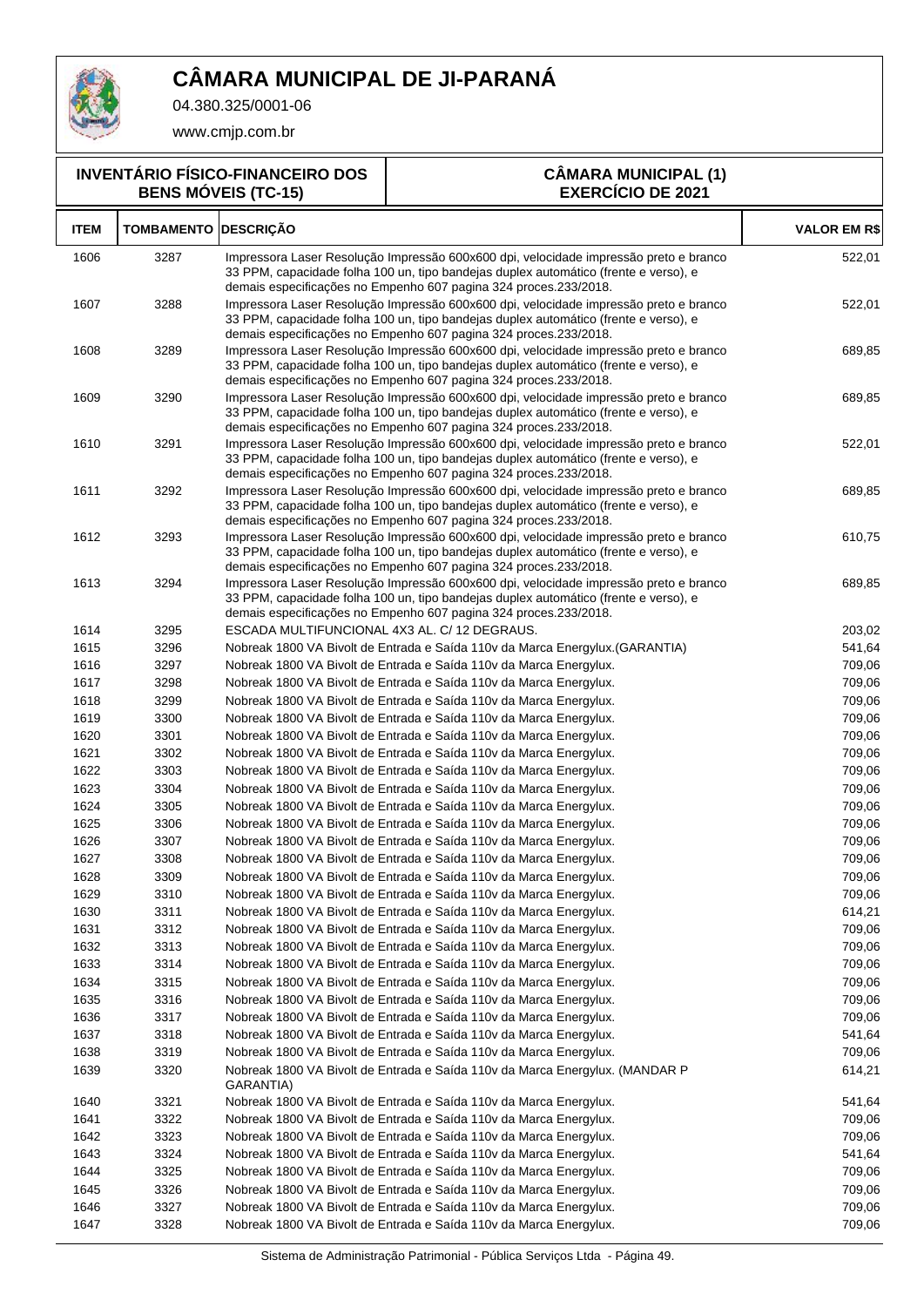# CÂMARA MUNICIPAL DE JI-PARANÁ

04.380.325/0001-06

www.cmjp.com.br

**INVENTÁRIO FÍSICO-FINANCEIRO DOS BENS MÓVEIS (TC-15)**

**CÂMARA MUNICIPAL (1) EXERCÍCIO DE 2021**

| ITEM | TOMBAMENTO | DESCRIÇÃO | VALOR EM R$ |
|---|---|---|---|
| 1606 | 3287 | Impressora Laser Resolução Impressão 600x600 dpi, velocidade impressão preto e branco 33 PPM, capacidade folha 100 un, tipo bandejas duplex automático (frente e verso), e demais especificações no Empenho 607 pagina 324 proces.233/2018. | 522,01 |
| 1607 | 3288 | Impressora Laser Resolução Impressão 600x600 dpi, velocidade impressão preto e branco 33 PPM, capacidade folha 100 un, tipo bandejas duplex automático (frente e verso), e demais especificações no Empenho 607 pagina 324 proces.233/2018. | 522,01 |
| 1608 | 3289 | Impressora Laser Resolução Impressão 600x600 dpi, velocidade impressão preto e branco 33 PPM, capacidade folha 100 un, tipo bandejas duplex automático (frente e verso), e demais especificações no Empenho 607 pagina 324 proces.233/2018. | 689,85 |
| 1609 | 3290 | Impressora Laser Resolução Impressão 600x600 dpi, velocidade impressão preto e branco 33 PPM, capacidade folha 100 un, tipo bandejas duplex automático (frente e verso), e demais especificações no Empenho 607 pagina 324 proces.233/2018. | 689,85 |
| 1610 | 3291 | Impressora Laser Resolução Impressão 600x600 dpi, velocidade impressão preto e branco 33 PPM, capacidade folha 100 un, tipo bandejas duplex automático (frente e verso), e demais especificações no Empenho 607 pagina 324 proces.233/2018. | 522,01 |
| 1611 | 3292 | Impressora Laser Resolução Impressão 600x600 dpi, velocidade impressão preto e branco 33 PPM, capacidade folha 100 un, tipo bandejas duplex automático (frente e verso), e demais especificações no Empenho 607 pagina 324 proces.233/2018. | 689,85 |
| 1612 | 3293 | Impressora Laser Resolução Impressão 600x600 dpi, velocidade impressão preto e branco 33 PPM, capacidade folha 100 un, tipo bandejas duplex automático (frente e verso), e demais especificações no Empenho 607 pagina 324 proces.233/2018. | 610,75 |
| 1613 | 3294 | Impressora Laser Resolução Impressão 600x600 dpi, velocidade impressão preto e branco 33 PPM, capacidade folha 100 un, tipo bandejas duplex automático (frente e verso), e demais especificações no Empenho 607 pagina 324 proces.233/2018. | 689,85 |
| 1614 | 3295 | ESCADA MULTIFUNCIONAL 4X3 AL. C/ 12 DEGRAUS. | 203,02 |
| 1615 | 3296 | Nobreak 1800 VA Bivolt de Entrada e Saída 110v da Marca Energylux.(GARANTIA) | 541,64 |
| 1616 | 3297 | Nobreak 1800 VA Bivolt de Entrada e Saída 110v da Marca Energylux. | 709,06 |
| 1617 | 3298 | Nobreak 1800 VA Bivolt de Entrada e Saída 110v da Marca Energylux. | 709,06 |
| 1618 | 3299 | Nobreak 1800 VA Bivolt de Entrada e Saída 110v da Marca Energylux. | 709,06 |
| 1619 | 3300 | Nobreak 1800 VA Bivolt de Entrada e Saída 110v da Marca Energylux. | 709,06 |
| 1620 | 3301 | Nobreak 1800 VA Bivolt de Entrada e Saída 110v da Marca Energylux. | 709,06 |
| 1621 | 3302 | Nobreak 1800 VA Bivolt de Entrada e Saída 110v da Marca Energylux. | 709,06 |
| 1622 | 3303 | Nobreak 1800 VA Bivolt de Entrada e Saída 110v da Marca Energylux. | 709,06 |
| 1623 | 3304 | Nobreak 1800 VA Bivolt de Entrada e Saída 110v da Marca Energylux. | 709,06 |
| 1624 | 3305 | Nobreak 1800 VA Bivolt de Entrada e Saída 110v da Marca Energylux. | 709,06 |
| 1625 | 3306 | Nobreak 1800 VA Bivolt de Entrada e Saída 110v da Marca Energylux. | 709,06 |
| 1626 | 3307 | Nobreak 1800 VA Bivolt de Entrada e Saída 110v da Marca Energylux. | 709,06 |
| 1627 | 3308 | Nobreak 1800 VA Bivolt de Entrada e Saída 110v da Marca Energylux. | 709,06 |
| 1628 | 3309 | Nobreak 1800 VA Bivolt de Entrada e Saída 110v da Marca Energylux. | 709,06 |
| 1629 | 3310 | Nobreak 1800 VA Bivolt de Entrada e Saída 110v da Marca Energylux. | 709,06 |
| 1630 | 3311 | Nobreak 1800 VA Bivolt de Entrada e Saída 110v da Marca Energylux. | 614,21 |
| 1631 | 3312 | Nobreak 1800 VA Bivolt de Entrada e Saída 110v da Marca Energylux. | 709,06 |
| 1632 | 3313 | Nobreak 1800 VA Bivolt de Entrada e Saída 110v da Marca Energylux. | 709,06 |
| 1633 | 3314 | Nobreak 1800 VA Bivolt de Entrada e Saída 110v da Marca Energylux. | 709,06 |
| 1634 | 3315 | Nobreak 1800 VA Bivolt de Entrada e Saída 110v da Marca Energylux. | 709,06 |
| 1635 | 3316 | Nobreak 1800 VA Bivolt de Entrada e Saída 110v da Marca Energylux. | 709,06 |
| 1636 | 3317 | Nobreak 1800 VA Bivolt de Entrada e Saída 110v da Marca Energylux. | 709,06 |
| 1637 | 3318 | Nobreak 1800 VA Bivolt de Entrada e Saída 110v da Marca Energylux. | 541,64 |
| 1638 | 3319 | Nobreak 1800 VA Bivolt de Entrada e Saída 110v da Marca Energylux. | 709,06 |
| 1639 | 3320 | Nobreak 1800 VA Bivolt de Entrada e Saída 110v da Marca Energylux. (MANDAR P GARANTIA) | 614,21 |
| 1640 | 3321 | Nobreak 1800 VA Bivolt de Entrada e Saída 110v da Marca Energylux. | 541,64 |
| 1641 | 3322 | Nobreak 1800 VA Bivolt de Entrada e Saída 110v da Marca Energylux. | 709,06 |
| 1642 | 3323 | Nobreak 1800 VA Bivolt de Entrada e Saída 110v da Marca Energylux. | 709,06 |
| 1643 | 3324 | Nobreak 1800 VA Bivolt de Entrada e Saída 110v da Marca Energylux. | 541,64 |
| 1644 | 3325 | Nobreak 1800 VA Bivolt de Entrada e Saída 110v da Marca Energylux. | 709,06 |
| 1645 | 3326 | Nobreak 1800 VA Bivolt de Entrada e Saída 110v da Marca Energylux. | 709,06 |
| 1646 | 3327 | Nobreak 1800 VA Bivolt de Entrada e Saída 110v da Marca Energylux. | 709,06 |
| 1647 | 3328 | Nobreak 1800 VA Bivolt de Entrada e Saída 110v da Marca Energylux. | 709,06 |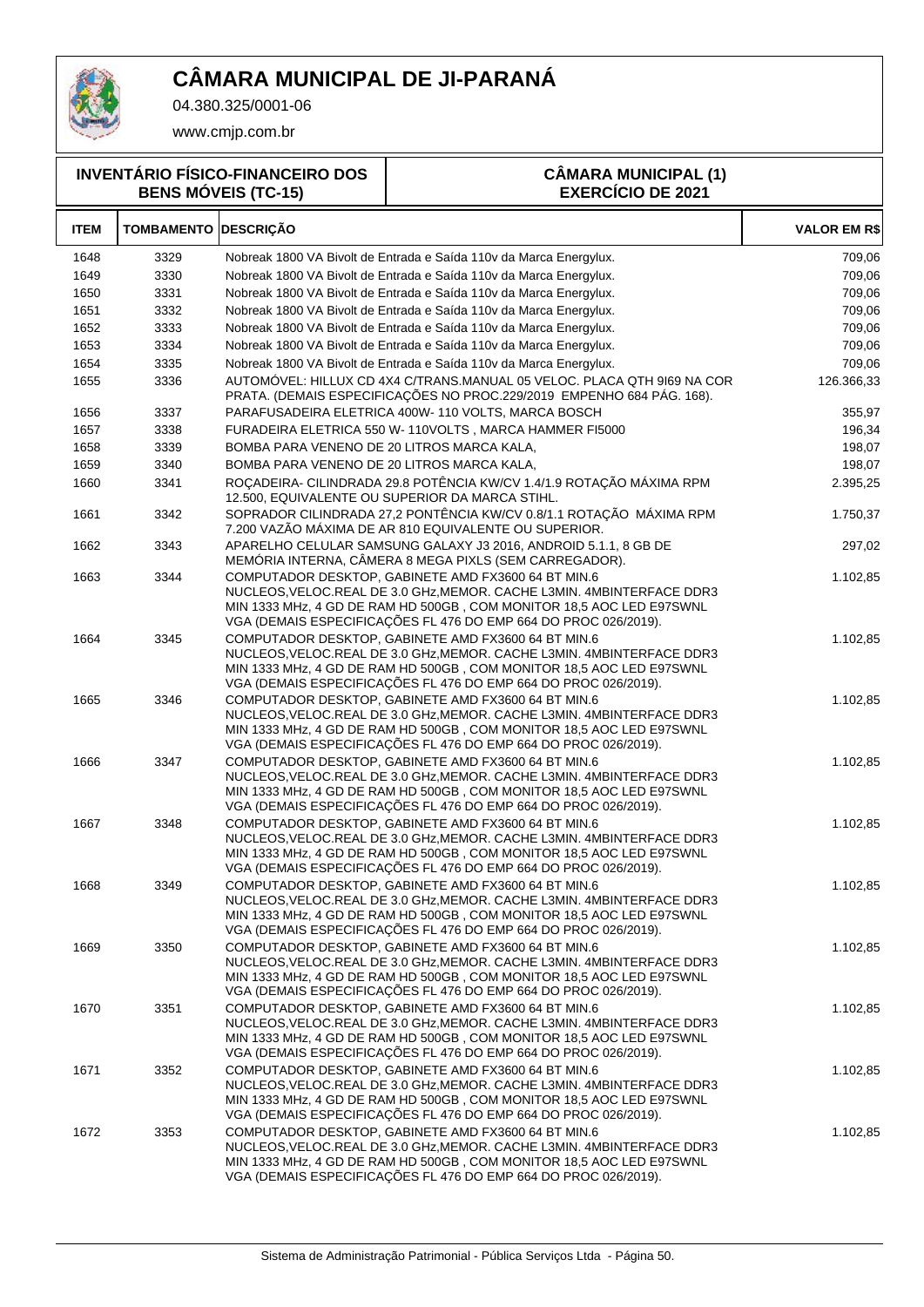# CÂMARA MUNICIPAL DE JI-PARANÁ

04.380.325/0001-06

www.cmjp.com.br

**INVENTÁRIO FÍSICO-FINANCEIRO DOS BENS MÓVEIS (TC-15)**

**CÂMARA MUNICIPAL (1) EXERCÍCIO DE 2021**

| ITEM | TOMBAMENTO | DESCRIÇÃO | VALOR EM R$ |
|---|---|---|---|
| 1648 | 3329 | Nobreak 1800 VA Bivolt de Entrada e Saída 110v da Marca Energylux. | 709,06 |
| 1649 | 3330 | Nobreak 1800 VA Bivolt de Entrada e Saída 110v da Marca Energylux. | 709,06 |
| 1650 | 3331 | Nobreak 1800 VA Bivolt de Entrada e Saída 110v da Marca Energylux. | 709,06 |
| 1651 | 3332 | Nobreak 1800 VA Bivolt de Entrada e Saída 110v da Marca Energylux. | 709,06 |
| 1652 | 3333 | Nobreak 1800 VA Bivolt de Entrada e Saída 110v da Marca Energylux. | 709,06 |
| 1653 | 3334 | Nobreak 1800 VA Bivolt de Entrada e Saída 110v da Marca Energylux. | 709,06 |
| 1654 | 3335 | Nobreak 1800 VA Bivolt de Entrada e Saída 110v da Marca Energylux. | 709,06 |
| 1655 | 3336 | AUTOMÓVEL: HILLUX CD 4X4 C/TRANS.MANUAL 05 VELOC. PLACA QTH 9I69 NA COR PRATA. (DEMAIS ESPECIFICAÇÕES NO PROC.229/2019 EMPENHO 684 PÁG. 168). | 126.366,33 |
| 1656 | 3337 | PARAFUSADEIRA ELETRICA 400W- 110 VOLTS, MARCA BOSCH | 355,97 |
| 1657 | 3338 | FURADEIRA ELETRICA 550 W- 110VOLTS , MARCA HAMMER FI5000 | 196,34 |
| 1658 | 3339 | BOMBA PARA VENENO DE 20 LITROS MARCA KALA, | 198,07 |
| 1659 | 3340 | BOMBA PARA VENENO DE 20 LITROS MARCA KALA, | 198,07 |
| 1660 | 3341 | ROÇADEIRA- CILINDRADA 29.8 POTÊNCIA KW/CV 1.4/1.9 ROTAÇÃO MÁXIMA RPM 12.500, EQUIVALENTE OU SUPERIOR DA MARCA STIHL. | 2.395,25 |
| 1661 | 3342 | SOPRADOR CILINDRADA 27,2 PONTÊNCIA KW/CV 0.8/1.1 ROTAÇÃO MÁXIMA RPM 7.200 VAZÃO MÁXIMA DE AR 810 EQUIVALENTE OU SUPERIOR. | 1.750,37 |
| 1662 | 3343 | APARELHO CELULAR SAMSUNG GALAXY J3 2016, ANDROID 5.1.1, 8 GB DE MEMÓRIA INTERNA, CÂMERA 8 MEGA PIXLS (SEM CARREGADOR). | 297,02 |
| 1663 | 3344 | COMPUTADOR DESKTOP, GABINETE AMD FX3600 64 BT MIN.6 NUCLEOS,VELOC.REAL DE 3.0 GHz,MEMOR. CACHE L3MIN. 4MBINTERFACE DDR3 MIN 1333 MHz, 4 GD DE RAM HD 500GB , COM MONITOR 18,5 AOC LED E97SWNL VGA (DEMAIS ESPECIFICAÇÕES FL 476 DO EMP 664 DO PROC 026/2019). | 1.102,85 |
| 1664 | 3345 | COMPUTADOR DESKTOP, GABINETE AMD FX3600 64 BT MIN.6 NUCLEOS,VELOC.REAL DE 3.0 GHz,MEMOR. CACHE L3MIN. 4MBINTERFACE DDR3 MIN 1333 MHz, 4 GD DE RAM HD 500GB , COM MONITOR 18,5 AOC LED E97SWNL VGA (DEMAIS ESPECIFICAÇÕES FL 476 DO EMP 664 DO PROC 026/2019). | 1.102,85 |
| 1665 | 3346 | COMPUTADOR DESKTOP, GABINETE AMD FX3600 64 BT MIN.6 NUCLEOS,VELOC.REAL DE 3.0 GHz,MEMOR. CACHE L3MIN. 4MBINTERFACE DDR3 MIN 1333 MHz, 4 GD DE RAM HD 500GB , COM MONITOR 18,5 AOC LED E97SWNL VGA (DEMAIS ESPECIFICAÇÕES FL 476 DO EMP 664 DO PROC 026/2019). | 1.102,85 |
| 1666 | 3347 | COMPUTADOR DESKTOP, GABINETE AMD FX3600 64 BT MIN.6 NUCLEOS,VELOC.REAL DE 3.0 GHz,MEMOR. CACHE L3MIN. 4MBINTERFACE DDR3 MIN 1333 MHz, 4 GD DE RAM HD 500GB , COM MONITOR 18,5 AOC LED E97SWNL VGA (DEMAIS ESPECIFICAÇÕES FL 476 DO EMP 664 DO PROC 026/2019). | 1.102,85 |
| 1667 | 3348 | COMPUTADOR DESKTOP, GABINETE AMD FX3600 64 BT MIN.6 NUCLEOS,VELOC.REAL DE 3.0 GHz,MEMOR. CACHE L3MIN. 4MBINTERFACE DDR3 MIN 1333 MHz, 4 GD DE RAM HD 500GB , COM MONITOR 18,5 AOC LED E97SWNL VGA (DEMAIS ESPECIFICAÇÕES FL 476 DO EMP 664 DO PROC 026/2019). | 1.102,85 |
| 1668 | 3349 | COMPUTADOR DESKTOP, GABINETE AMD FX3600 64 BT MIN.6 NUCLEOS,VELOC.REAL DE 3.0 GHz,MEMOR. CACHE L3MIN. 4MBINTERFACE DDR3 MIN 1333 MHz, 4 GD DE RAM HD 500GB , COM MONITOR 18,5 AOC LED E97SWNL VGA (DEMAIS ESPECIFICAÇÕES FL 476 DO EMP 664 DO PROC 026/2019). | 1.102,85 |
| 1669 | 3350 | COMPUTADOR DESKTOP, GABINETE AMD FX3600 64 BT MIN.6 NUCLEOS,VELOC.REAL DE 3.0 GHz,MEMOR. CACHE L3MIN. 4MBINTERFACE DDR3 MIN 1333 MHz, 4 GD DE RAM HD 500GB , COM MONITOR 18,5 AOC LED E97SWNL VGA (DEMAIS ESPECIFICAÇÕES FL 476 DO EMP 664 DO PROC 026/2019). | 1.102,85 |
| 1670 | 3351 | COMPUTADOR DESKTOP, GABINETE AMD FX3600 64 BT MIN.6 NUCLEOS,VELOC.REAL DE 3.0 GHz,MEMOR. CACHE L3MIN. 4MBINTERFACE DDR3 MIN 1333 MHz, 4 GD DE RAM HD 500GB , COM MONITOR 18,5 AOC LED E97SWNL VGA (DEMAIS ESPECIFICAÇÕES FL 476 DO EMP 664 DO PROC 026/2019). | 1.102,85 |
| 1671 | 3352 | COMPUTADOR DESKTOP, GABINETE AMD FX3600 64 BT MIN.6 NUCLEOS,VELOC.REAL DE 3.0 GHz,MEMOR. CACHE L3MIN. 4MBINTERFACE DDR3 MIN 1333 MHz, 4 GD DE RAM HD 500GB , COM MONITOR 18,5 AOC LED E97SWNL VGA (DEMAIS ESPECIFICAÇÕES FL 476 DO EMP 664 DO PROC 026/2019). | 1.102,85 |
| 1672 | 3353 | COMPUTADOR DESKTOP, GABINETE AMD FX3600 64 BT MIN.6 NUCLEOS,VELOC.REAL DE 3.0 GHz,MEMOR. CACHE L3MIN. 4MBINTERFACE DDR3 MIN 1333 MHz, 4 GD DE RAM HD 500GB , COM MONITOR 18,5 AOC LED E97SWNL VGA (DEMAIS ESPECIFICAÇÕES FL 476 DO EMP 664 DO PROC 026/2019). | 1.102,85 |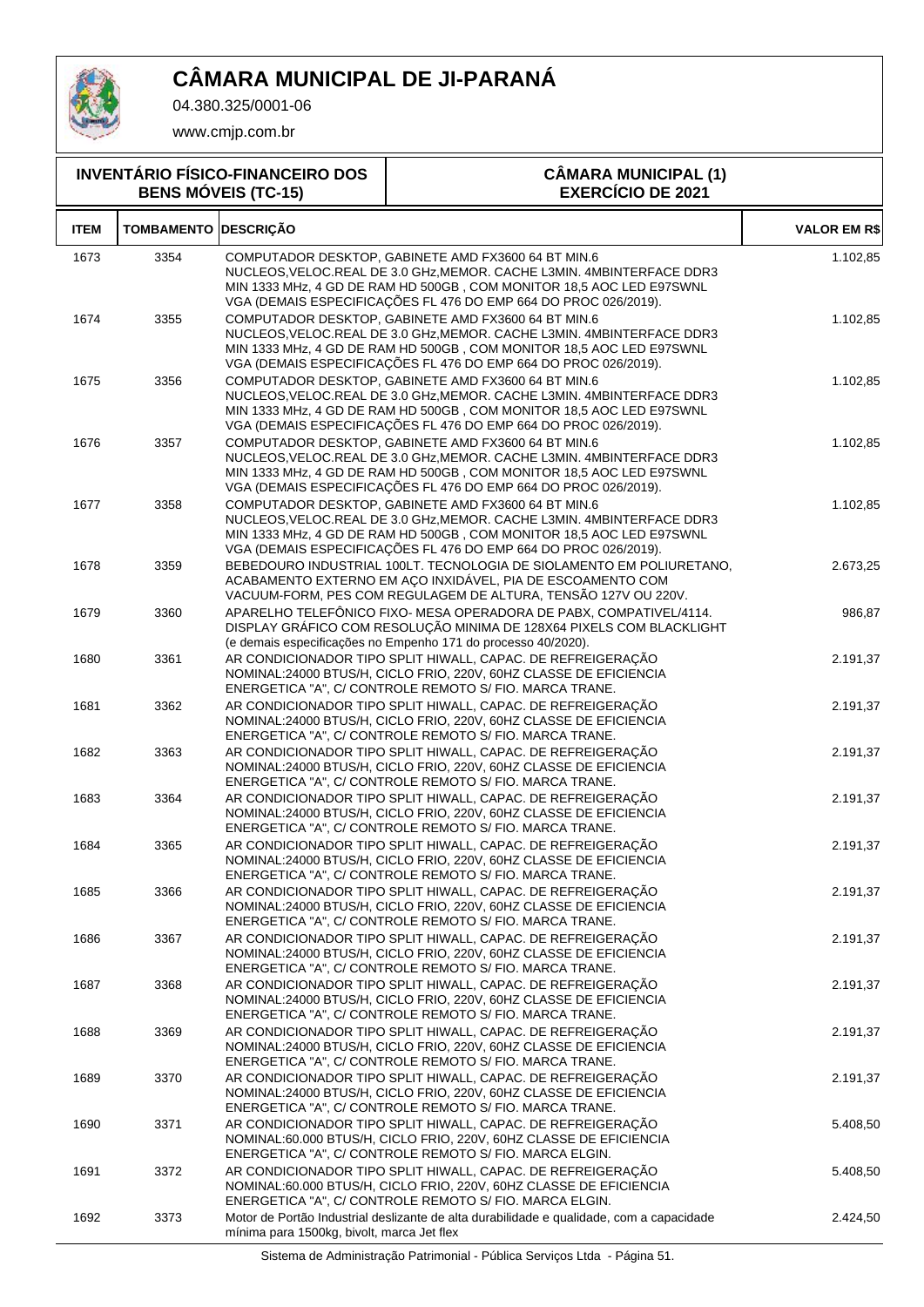# CÂMARA MUNICIPAL DE JI-PARANÁ

04.380.325/0001-06

www.cmjp.com.br

| INVENTÁRIO FÍSICO-FINANCEIRO DOS BENS MÓVEIS (TC-15) | CÂMARA MUNICIPAL (1) EXERCÍCIO DE 2021 |
|---|---|

| ITEM | TOMBAMENTO | DESCRIÇÃO | VALOR EM R$ |
|---|---|---|---|
| 1673 | 3354 | COMPUTADOR DESKTOP, GABINETE AMD FX3600 64 BT MIN.6 NUCLEOS,VELOC.REAL DE 3.0 GHz,MEMOR. CACHE L3MIN. 4MBINTERFACE DDR3 MIN 1333 MHz, 4 GD DE RAM HD 500GB , COM MONITOR 18,5 AOC LED E97SWNL VGA (DEMAIS ESPECIFICAÇÕES FL 476 DO EMP 664 DO PROC 026/2019). | 1.102,85 |
| 1674 | 3355 | COMPUTADOR DESKTOP, GABINETE AMD FX3600 64 BT MIN.6 NUCLEOS,VELOC.REAL DE 3.0 GHz,MEMOR. CACHE L3MIN. 4MBINTERFACE DDR3 MIN 1333 MHz, 4 GD DE RAM HD 500GB , COM MONITOR 18,5 AOC LED E97SWNL VGA (DEMAIS ESPECIFICAÇÕES FL 476 DO EMP 664 DO PROC 026/2019). | 1.102,85 |
| 1675 | 3356 | COMPUTADOR DESKTOP, GABINETE AMD FX3600 64 BT MIN.6 NUCLEOS,VELOC.REAL DE 3.0 GHz,MEMOR. CACHE L3MIN. 4MBINTERFACE DDR3 MIN 1333 MHz, 4 GD DE RAM HD 500GB , COM MONITOR 18,5 AOC LED E97SWNL VGA (DEMAIS ESPECIFICAÇÕES FL 476 DO EMP 664 DO PROC 026/2019). | 1.102,85 |
| 1676 | 3357 | COMPUTADOR DESKTOP, GABINETE AMD FX3600 64 BT MIN.6 NUCLEOS,VELOC.REAL DE 3.0 GHz,MEMOR. CACHE L3MIN. 4MBINTERFACE DDR3 MIN 1333 MHz, 4 GD DE RAM HD 500GB , COM MONITOR 18,5 AOC LED E97SWNL VGA (DEMAIS ESPECIFICAÇÕES FL 476 DO EMP 664 DO PROC 026/2019). | 1.102,85 |
| 1677 | 3358 | COMPUTADOR DESKTOP, GABINETE AMD FX3600 64 BT MIN.6 NUCLEOS,VELOC.REAL DE 3.0 GHz,MEMOR. CACHE L3MIN. 4MBINTERFACE DDR3 MIN 1333 MHz, 4 GD DE RAM HD 500GB , COM MONITOR 18,5 AOC LED E97SWNL VGA (DEMAIS ESPECIFICAÇÕES FL 476 DO EMP 664 DO PROC 026/2019). | 1.102,85 |
| 1678 | 3359 | BEBEDOURO INDUSTRIAL 100LT. TECNOLOGIA DE SIOLAMENTO EM POLIURETANO, ACABAMENTO EXTERNO EM AÇO INXIDÁVEL, PIA DE ESCOAMENTO COM VACUUM-FORM, PES COM REGULAGEM DE ALTURA, TENSÃO 127V OU 220V. | 2.673,25 |
| 1679 | 3360 | APARELHO TELEFÔNICO FIXO- MESA OPERADORA DE PABX, COMPATIVEL/4114. DISPLAY GRÁFICO COM RESOLUÇÃO MINIMA DE 128X64 PIXELS COM BLACKLIGHT (e demais especificações no Empenho 171 do processo 40/2020). | 986,87 |
| 1680 | 3361 | AR CONDICIONADOR TIPO SPLIT HIWALL, CAPAC. DE REFREIGERAÇÃO NOMINAL:24000 BTUS/H, CICLO FRIO, 220V, 60HZ CLASSE DE EFICIENCIA ENERGETICA "A", C/ CONTROLE REMOTO S/ FIO. MARCA TRANE. | 2.191,37 |
| 1681 | 3362 | AR CONDICIONADOR TIPO SPLIT HIWALL, CAPAC. DE REFREIGERAÇÃO NOMINAL:24000 BTUS/H, CICLO FRIO, 220V, 60HZ CLASSE DE EFICIENCIA ENERGETICA "A", C/ CONTROLE REMOTO S/ FIO. MARCA TRANE. | 2.191,37 |
| 1682 | 3363 | AR CONDICIONADOR TIPO SPLIT HIWALL, CAPAC. DE REFREIGERAÇÃO NOMINAL:24000 BTUS/H, CICLO FRIO, 220V, 60HZ CLASSE DE EFICIENCIA ENERGETICA "A", C/ CONTROLE REMOTO S/ FIO. MARCA TRANE. | 2.191,37 |
| 1683 | 3364 | AR CONDICIONADOR TIPO SPLIT HIWALL, CAPAC. DE REFREIGERAÇÃO NOMINAL:24000 BTUS/H, CICLO FRIO, 220V, 60HZ CLASSE DE EFICIENCIA ENERGETICA "A", C/ CONTROLE REMOTO S/ FIO. MARCA TRANE. | 2.191,37 |
| 1684 | 3365 | AR CONDICIONADOR TIPO SPLIT HIWALL, CAPAC. DE REFREIGERAÇÃO NOMINAL:24000 BTUS/H, CICLO FRIO, 220V, 60HZ CLASSE DE EFICIENCIA ENERGETICA "A", C/ CONTROLE REMOTO S/ FIO. MARCA TRANE. | 2.191,37 |
| 1685 | 3366 | AR CONDICIONADOR TIPO SPLIT HIWALL, CAPAC. DE REFREIGERAÇÃO NOMINAL:24000 BTUS/H, CICLO FRIO, 220V, 60HZ CLASSE DE EFICIENCIA ENERGETICA "A", C/ CONTROLE REMOTO S/ FIO. MARCA TRANE. | 2.191,37 |
| 1686 | 3367 | AR CONDICIONADOR TIPO SPLIT HIWALL, CAPAC. DE REFREIGERAÇÃO NOMINAL:24000 BTUS/H, CICLO FRIO, 220V, 60HZ CLASSE DE EFICIENCIA ENERGETICA "A", C/ CONTROLE REMOTO S/ FIO. MARCA TRANE. | 2.191,37 |
| 1687 | 3368 | AR CONDICIONADOR TIPO SPLIT HIWALL, CAPAC. DE REFREIGERAÇÃO NOMINAL:24000 BTUS/H, CICLO FRIO, 220V, 60HZ CLASSE DE EFICIENCIA ENERGETICA "A", C/ CONTROLE REMOTO S/ FIO. MARCA TRANE. | 2.191,37 |
| 1688 | 3369 | AR CONDICIONADOR TIPO SPLIT HIWALL, CAPAC. DE REFREIGERAÇÃO NOMINAL:24000 BTUS/H, CICLO FRIO, 220V, 60HZ CLASSE DE EFICIENCIA ENERGETICA "A", C/ CONTROLE REMOTO S/ FIO. MARCA TRANE. | 2.191,37 |
| 1689 | 3370 | AR CONDICIONADOR TIPO SPLIT HIWALL, CAPAC. DE REFREIGERAÇÃO NOMINAL:24000 BTUS/H, CICLO FRIO, 220V, 60HZ CLASSE DE EFICIENCIA ENERGETICA "A", C/ CONTROLE REMOTO S/ FIO. MARCA TRANE. | 2.191,37 |
| 1690 | 3371 | AR CONDICIONADOR TIPO SPLIT HIWALL, CAPAC. DE REFREIGERAÇÃO NOMINAL:60.000 BTUS/H, CICLO FRIO, 220V, 60HZ CLASSE DE EFICIENCIA ENERGETICA "A", C/ CONTROLE REMOTO S/ FIO. MARCA ELGIN. | 5.408,50 |
| 1691 | 3372 | AR CONDICIONADOR TIPO SPLIT HIWALL, CAPAC. DE REFREIGERAÇÃO NOMINAL:60.000 BTUS/H, CICLO FRIO, 220V, 60HZ CLASSE DE EFICIENCIA ENERGETICA "A", C/ CONTROLE REMOTO S/ FIO. MARCA ELGIN. | 5.408,50 |
| 1692 | 3373 | Motor de Portão Industrial deslizante de alta durabilidade e qualidade, com a capacidade mínima para 1500kg, bivolt, marca Jet flex | 2.424,50 |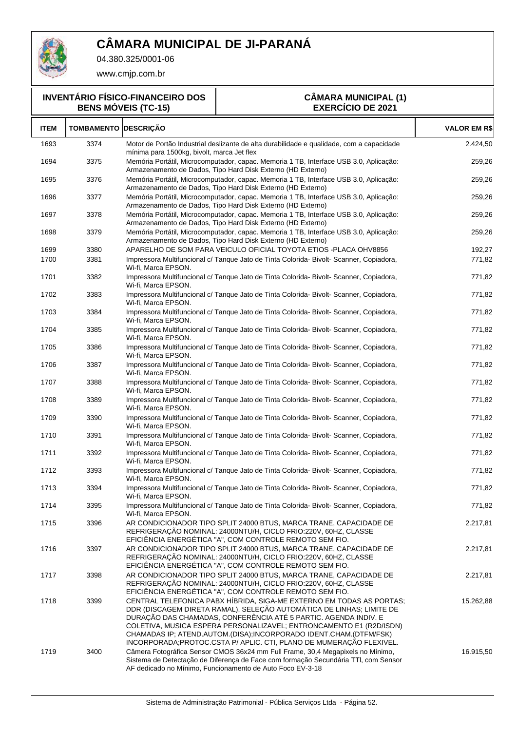# CÂMARA MUNICIPAL DE JI-PARANÁ

04.380.325/0001-06

www.cmjp.com.br

**INVENTÁRIO FÍSICO-FINANCEIRO DOS BENS MÓVEIS (TC-15)**

**CÂMARA MUNICIPAL (1) EXERCÍCIO DE 2021**

| ITEM | TOMBAMENTO | DESCRIÇÃO | VALOR EM R$ |
|---|---|---|---|
| 1693 | 3374 | Motor de Portão Industrial deslizante de alta durabilidade e qualidade, com a capacidade mínima para 1500kg, bivolt, marca Jet flex | 2.424,50 |
| 1694 | 3375 | Memória Portátil, Microcomputador, capac. Memoria 1 TB, Interface USB 3.0, Aplicação: Armazenamento de Dados, Tipo Hard Disk Externo (HD Externo) | 259,26 |
| 1695 | 3376 | Memória Portátil, Microcomputador, capac. Memoria 1 TB, Interface USB 3.0, Aplicação: Armazenamento de Dados, Tipo Hard Disk Externo (HD Externo) | 259,26 |
| 1696 | 3377 | Memória Portátil, Microcomputador, capac. Memoria 1 TB, Interface USB 3.0, Aplicação: Armazenamento de Dados, Tipo Hard Disk Externo (HD Externo) | 259,26 |
| 1697 | 3378 | Memória Portátil, Microcomputador, capac. Memoria 1 TB, Interface USB 3.0, Aplicação: Armazenamento de Dados, Tipo Hard Disk Externo (HD Externo) | 259,26 |
| 1698 | 3379 | Memória Portátil, Microcomputador, capac. Memoria 1 TB, Interface USB 3.0, Aplicação: Armazenamento de Dados, Tipo Hard Disk Externo (HD Externo) | 259,26 |
| 1699 | 3380 | APARELHO DE SOM PARA VEICULO OFICIAL TOYOTA ETIOS -PLACA OHV8856 | 192,27 |
| 1700 | 3381 | Impressora Multifuncional c/ Tanque Jato de Tinta Colorida- Bivolt- Scanner, Copiadora, Wi-fi, Marca EPSON. | 771,82 |
| 1701 | 3382 | Impressora Multifuncional c/ Tanque Jato de Tinta Colorida- Bivolt- Scanner, Copiadora, Wi-fi, Marca EPSON. | 771,82 |
| 1702 | 3383 | Impressora Multifuncional c/ Tanque Jato de Tinta Colorida- Bivolt- Scanner, Copiadora, Wi-fi, Marca EPSON. | 771,82 |
| 1703 | 3384 | Impressora Multifuncional c/ Tanque Jato de Tinta Colorida- Bivolt- Scanner, Copiadora, Wi-fi, Marca EPSON. | 771,82 |
| 1704 | 3385 | Impressora Multifuncional c/ Tanque Jato de Tinta Colorida- Bivolt- Scanner, Copiadora, Wi-fi, Marca EPSON. | 771,82 |
| 1705 | 3386 | Impressora Multifuncional c/ Tanque Jato de Tinta Colorida- Bivolt- Scanner, Copiadora, Wi-fi, Marca EPSON. | 771,82 |
| 1706 | 3387 | Impressora Multifuncional c/ Tanque Jato de Tinta Colorida- Bivolt- Scanner, Copiadora, Wi-fi, Marca EPSON. | 771,82 |
| 1707 | 3388 | Impressora Multifuncional c/ Tanque Jato de Tinta Colorida- Bivolt- Scanner, Copiadora, Wi-fi, Marca EPSON. | 771,82 |
| 1708 | 3389 | Impressora Multifuncional c/ Tanque Jato de Tinta Colorida- Bivolt- Scanner, Copiadora, Wi-fi, Marca EPSON. | 771,82 |
| 1709 | 3390 | Impressora Multifuncional c/ Tanque Jato de Tinta Colorida- Bivolt- Scanner, Copiadora, Wi-fi, Marca EPSON. | 771,82 |
| 1710 | 3391 | Impressora Multifuncional c/ Tanque Jato de Tinta Colorida- Bivolt- Scanner, Copiadora, Wi-fi, Marca EPSON. | 771,82 |
| 1711 | 3392 | Impressora Multifuncional c/ Tanque Jato de Tinta Colorida- Bivolt- Scanner, Copiadora, Wi-fi, Marca EPSON. | 771,82 |
| 1712 | 3393 | Impressora Multifuncional c/ Tanque Jato de Tinta Colorida- Bivolt- Scanner, Copiadora, Wi-fi, Marca EPSON. | 771,82 |
| 1713 | 3394 | Impressora Multifuncional c/ Tanque Jato de Tinta Colorida- Bivolt- Scanner, Copiadora, Wi-fi, Marca EPSON. | 771,82 |
| 1714 | 3395 | Impressora Multifuncional c/ Tanque Jato de Tinta Colorida- Bivolt- Scanner, Copiadora, Wi-fi, Marca EPSON. | 771,82 |
| 1715 | 3396 | AR CONDICIONADOR TIPO SPLIT 24000 BTUS, MARCA TRANE, CAPACIDADE DE REFRIGERAÇÃO NOMINAL: 24000NTU/H, CICLO FRIO:220V, 60HZ, CLASSE EFICIÊNCIA ENERGÉTICA "A", COM CONTROLE REMOTO SEM FIO. | 2.217,81 |
| 1716 | 3397 | AR CONDICIONADOR TIPO SPLIT 24000 BTUS, MARCA TRANE, CAPACIDADE DE REFRIGERAÇÃO NOMINAL: 24000NTU/H, CICLO FRIO:220V, 60HZ, CLASSE EFICIÊNCIA ENERGÉTICA "A", COM CONTROLE REMOTO SEM FIO. | 2.217,81 |
| 1717 | 3398 | AR CONDICIONADOR TIPO SPLIT 24000 BTUS, MARCA TRANE, CAPACIDADE DE REFRIGERAÇÃO NOMINAL: 24000NTU/H, CICLO FRIO:220V, 60HZ, CLASSE EFICIÊNCIA ENERGÉTICA "A", COM CONTROLE REMOTO SEM FIO. | 2.217,81 |
| 1718 | 3399 | CENTRAL TELEFONICA PABX HÍBRIDA, SIGA-ME EXTERNO EM TODAS AS PORTAS; DDR (DISCAGEM DIRETA RAMAL), SELEÇÃO AUTOMÁTICA DE LINHAS; LIMITE DE DURAÇÃO DAS CHAMADAS, CONFERÊNCIA ATÉ 5 PARTIC. AGENDA INDIV. E COLETIVA, MUSICA ESPERA PERSONALIZAVEL; ENTRONCAMENTO E1 (R2D/ISDN) CHAMADAS IP; ATEND.AUTOM.(DISA);INCORPORADO IDENT.CHAM.(DTFM/FSK) INCORPORADA;PROTOC.CSTA P/ APLIC. CTI, PLANO DE MUMERAÇÃO FLEXIVEL. | 15.262,88 |
| 1719 | 3400 | Câmera Fotográfica Sensor CMOS 36x24 mm Full Frame, 30,4 Megapixels no Mínimo, Sistema de Detectação de Diferença de Face com formação Secundária TTl, com Sensor AF dedicado no Mínimo, Funcionamento de Auto Foco EV-3-18 | 16.915,50 |

Sistema de Administração Patrimonial - Pública Serviços Ltda - Página 52.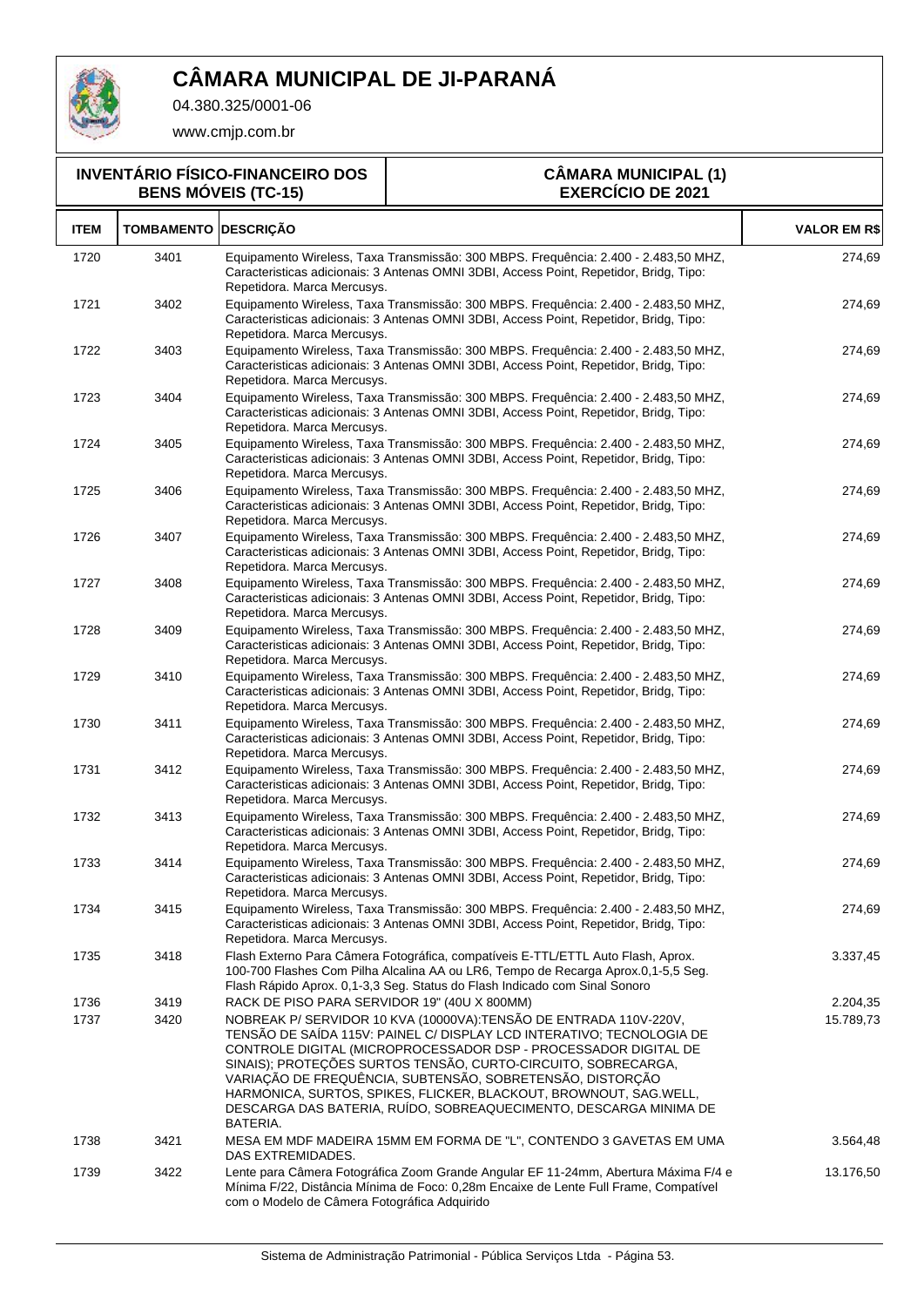# CÂMARA MUNICIPAL DE JI-PARANÁ

04.380.325/0001-06

www.cmjp.com.br

**INVENTÁRIO FÍSICO-FINANCEIRO DOS BENS MÓVEIS (TC-15)**

**CÂMARA MUNICIPAL (1)**
**EXERCÍCIO DE 2021**

| ITEM | TOMBAMENTO | DESCRIÇÃO | VALOR EM R$ |
|---|---|---|---|
| 1720 | 3401 | Equipamento Wireless, Taxa Transmissão: 300 MBPS. Frequência: 2.400 - 2.483,50 MHZ, Caracteristicas adicionais: 3 Antenas OMNI 3DBI, Access Point, Repetidor, Bridg, Tipo: Repetidora. Marca Mercusys. | 274,69 |
| 1721 | 3402 | Equipamento Wireless, Taxa Transmissão: 300 MBPS. Frequência: 2.400 - 2.483,50 MHZ, Caracteristicas adicionais: 3 Antenas OMNI 3DBI, Access Point, Repetidor, Bridg, Tipo: Repetidora. Marca Mercusys. | 274,69 |
| 1722 | 3403 | Equipamento Wireless, Taxa Transmissão: 300 MBPS. Frequência: 2.400 - 2.483,50 MHZ, Caracteristicas adicionais: 3 Antenas OMNI 3DBI, Access Point, Repetidor, Bridg, Tipo: Repetidora. Marca Mercusys. | 274,69 |
| 1723 | 3404 | Equipamento Wireless, Taxa Transmissão: 300 MBPS. Frequência: 2.400 - 2.483,50 MHZ, Caracteristicas adicionais: 3 Antenas OMNI 3DBI, Access Point, Repetidor, Bridg, Tipo: Repetidora. Marca Mercusys. | 274,69 |
| 1724 | 3405 | Equipamento Wireless, Taxa Transmissão: 300 MBPS. Frequência: 2.400 - 2.483,50 MHZ, Caracteristicas adicionais: 3 Antenas OMNI 3DBI, Access Point, Repetidor, Bridg, Tipo: Repetidora. Marca Mercusys. | 274,69 |
| 1725 | 3406 | Equipamento Wireless, Taxa Transmissão: 300 MBPS. Frequência: 2.400 - 2.483,50 MHZ, Caracteristicas adicionais: 3 Antenas OMNI 3DBI, Access Point, Repetidor, Bridg, Tipo: Repetidora. Marca Mercusys. | 274,69 |
| 1726 | 3407 | Equipamento Wireless, Taxa Transmissão: 300 MBPS. Frequência: 2.400 - 2.483,50 MHZ, Caracteristicas adicionais: 3 Antenas OMNI 3DBI, Access Point, Repetidor, Bridg, Tipo: Repetidora. Marca Mercusys. | 274,69 |
| 1727 | 3408 | Equipamento Wireless, Taxa Transmissão: 300 MBPS. Frequência: 2.400 - 2.483,50 MHZ, Caracteristicas adicionais: 3 Antenas OMNI 3DBI, Access Point, Repetidor, Bridg, Tipo: Repetidora. Marca Mercusys. | 274,69 |
| 1728 | 3409 | Equipamento Wireless, Taxa Transmissão: 300 MBPS. Frequência: 2.400 - 2.483,50 MHZ, Caracteristicas adicionais: 3 Antenas OMNI 3DBI, Access Point, Repetidor, Bridg, Tipo: Repetidora. Marca Mercusys. | 274,69 |
| 1729 | 3410 | Equipamento Wireless, Taxa Transmissão: 300 MBPS. Frequência: 2.400 - 2.483,50 MHZ, Caracteristicas adicionais: 3 Antenas OMNI 3DBI, Access Point, Repetidor, Bridg, Tipo: Repetidora. Marca Mercusys. | 274,69 |
| 1730 | 3411 | Equipamento Wireless, Taxa Transmissão: 300 MBPS. Frequência: 2.400 - 2.483,50 MHZ, Caracteristicas adicionais: 3 Antenas OMNI 3DBI, Access Point, Repetidor, Bridg, Tipo: Repetidora. Marca Mercusys. | 274,69 |
| 1731 | 3412 | Equipamento Wireless, Taxa Transmissão: 300 MBPS. Frequência: 2.400 - 2.483,50 MHZ, Caracteristicas adicionais: 3 Antenas OMNI 3DBI, Access Point, Repetidor, Bridg, Tipo: Repetidora. Marca Mercusys. | 274,69 |
| 1732 | 3413 | Equipamento Wireless, Taxa Transmissão: 300 MBPS. Frequência: 2.400 - 2.483,50 MHZ, Caracteristicas adicionais: 3 Antenas OMNI 3DBI, Access Point, Repetidor, Bridg, Tipo: Repetidora. Marca Mercusys. | 274,69 |
| 1733 | 3414 | Equipamento Wireless, Taxa Transmissão: 300 MBPS. Frequência: 2.400 - 2.483,50 MHZ, Caracteristicas adicionais: 3 Antenas OMNI 3DBI, Access Point, Repetidor, Bridg, Tipo: Repetidora. Marca Mercusys. | 274,69 |
| 1734 | 3415 | Equipamento Wireless, Taxa Transmissão: 300 MBPS. Frequência: 2.400 - 2.483,50 MHZ, Caracteristicas adicionais: 3 Antenas OMNI 3DBI, Access Point, Repetidor, Bridg, Tipo: Repetidora. Marca Mercusys. | 274,69 |
| 1735 | 3418 | Flash Externo Para Câmera Fotográfica, compatíveis E-TTL/ETTL Auto Flash, Aprox. 100-700 Flashes Com Pilha Alcalina AA ou LR6, Tempo de Recarga Aprox.0,1-5,5 Seg. Flash Rápido Aprox. 0,1-3,3 Seg. Status do Flash Indicado com Sinal Sonoro | 3.337,45 |
| 1736 | 3419 | RACK DE PISO PARA SERVIDOR 19" (40U X 800MM) | 2.204,35 |
| 1737 | 3420 | NOBREAK P/ SERVIDOR 10 KVA (10000VA):TENSÃO DE ENTRADA 110V-220V, TENSÃO DE SAÍDA 115V: PAINEL C/ DISPLAY LCD INTERATIVO; TECNOLOGIA DE CONTROLE DIGITAL (MICROPROCESSADOR DSP - PROCESSADOR DIGITAL DE SINAIS); PROTEÇÕES SURTOS TENSÃO, CURTO-CIRCUITO, SOBRECARGA, VARIAÇÃO DE FREQUÊNCIA, SUBTENSÃO, SOBRETENSÃO, DISTORÇÃO HARMONICA, SURTOS, SPIKES, FLICKER, BLACKOUT, BROWNOUT, SAG.WELL, DESCARGA DAS BATERIA, RUÍDO, SOBREAQUECIMENTO, DESCARGA MINIMA DE BATERIA. | 15.789,73 |
| 1738 | 3421 | MESA EM MDF MADEIRA 15MM EM FORMA DE "L", CONTENDO 3 GAVETAS EM UMA DAS EXTREMIDADES. | 3.564,48 |
| 1739 | 3422 | Lente para Câmera Fotográfica Zoom Grande Angular EF 11-24mm, Abertura Máxima F/4 e Mínima F/22, Distância Mínima de Foco: 0,28m Encaixe de Lente Full Frame, Compatível com o Modelo de Câmera Fotográfica Adquirido | 13.176,50 |

Sistema de Administração Patrimonial - Pública Serviços Ltda - Página 53.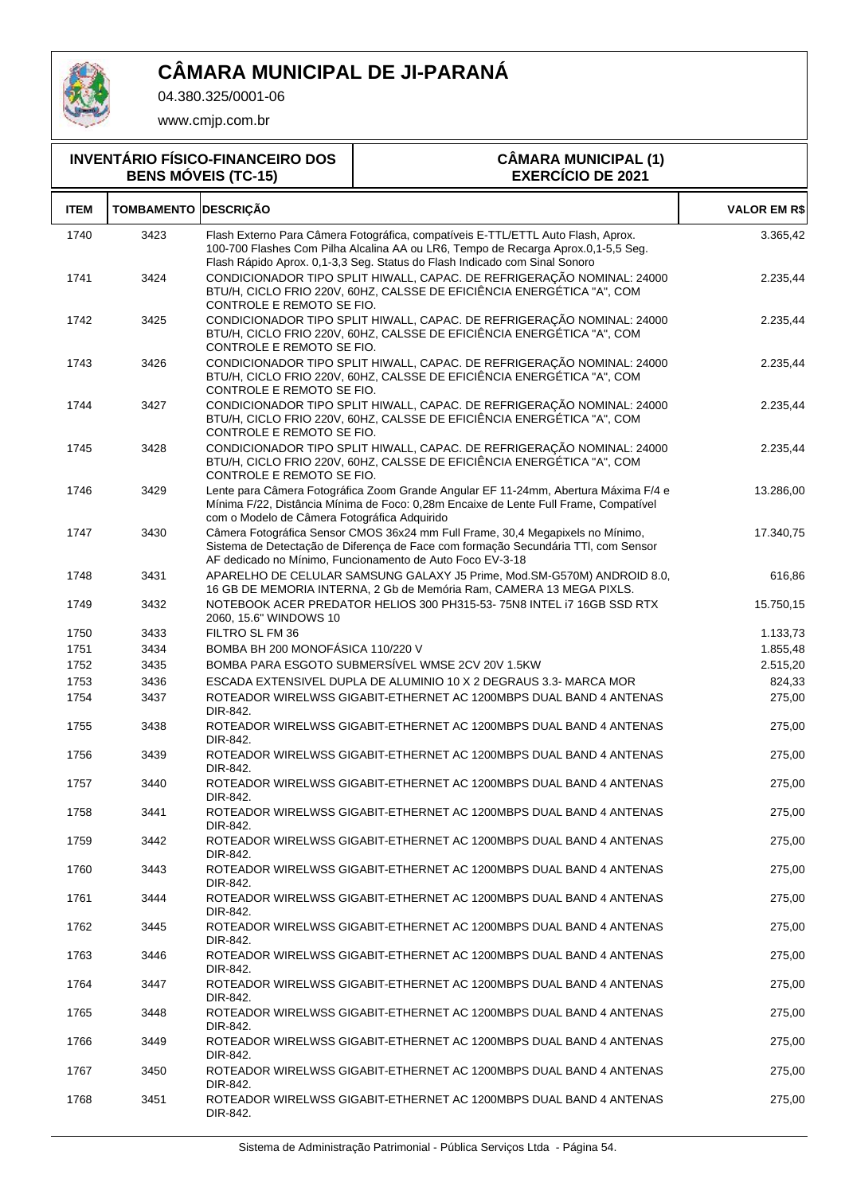# CÂMARA MUNICIPAL DE JI-PARANÁ

04.380.325/0001-06

www.cmjp.com.br

| INVENTÁRIO FÍSICO-FINANCEIRO DOS BENS MÓVEIS (TC-15) | CÂMARA MUNICIPAL (1) EXERCÍCIO DE 2021 |
|---|---|

| ITEM | TOMBAMENTO | DESCRIÇÃO | VALOR EM R$ |
|---|---|---|---|
| 1740 | 3423 | Flash Externo Para Câmera Fotográfica, compatíveis E-TTL/ETTL Auto Flash, Aprox. 100-700 Flashes Com Pilha Alcalina AA ou LR6, Tempo de Recarga Aprox.0,1-5,5 Seg. Flash Rápido Aprox. 0,1-3,3 Seg. Status do Flash Indicado com Sinal Sonoro | 3.365,42 |
| 1741 | 3424 | CONDICIONADOR TIPO SPLIT HIWALL, CAPAC. DE REFRIGERAÇÃO NOMINAL: 24000 BTU/H, CICLO FRIO 220V, 60HZ, CALSSE DE EFICIÊNCIA ENERGÉTICA "A", COM CONTROLE E REMOTO SE FIO. | 2.235,44 |
| 1742 | 3425 | CONDICIONADOR TIPO SPLIT HIWALL, CAPAC. DE REFRIGERAÇÃO NOMINAL: 24000 BTU/H, CICLO FRIO 220V, 60HZ, CALSSE DE EFICIÊNCIA ENERGÉTICA "A", COM CONTROLE E REMOTO SE FIO. | 2.235,44 |
| 1743 | 3426 | CONDICIONADOR TIPO SPLIT HIWALL, CAPAC. DE REFRIGERAÇÃO NOMINAL: 24000 BTU/H, CICLO FRIO 220V, 60HZ, CALSSE DE EFICIÊNCIA ENERGÉTICA "A", COM CONTROLE E REMOTO SE FIO. | 2.235,44 |
| 1744 | 3427 | CONDICIONADOR TIPO SPLIT HIWALL, CAPAC. DE REFRIGERAÇÃO NOMINAL: 24000 BTU/H, CICLO FRIO 220V, 60HZ, CALSSE DE EFICIÊNCIA ENERGÉTICA "A", COM CONTROLE E REMOTO SE FIO. | 2.235,44 |
| 1745 | 3428 | CONDICIONADOR TIPO SPLIT HIWALL, CAPAC. DE REFRIGERAÇÃO NOMINAL: 24000 BTU/H, CICLO FRIO 220V, 60HZ, CALSSE DE EFICIÊNCIA ENERGÉTICA "A", COM CONTROLE E REMOTO SE FIO. | 2.235,44 |
| 1746 | 3429 | Lente para Câmera Fotográfica Zoom Grande Angular EF 11-24mm, Abertura Máxima F/4 e Mínima F/22, Distância Mínima de Foco: 0,28m Encaixe de Lente Full Frame, Compatível com o Modelo de Câmera Fotográfica Adquirido | 13.286,00 |
| 1747 | 3430 | Câmera Fotográfica Sensor CMOS 36x24 mm Full Frame, 30,4 Megapixels no Mínimo, Sistema de Detectação de Diferença de Face com formação Secundária TTl, com Sensor AF dedicado no Mínimo, Funcionamento de Auto Foco EV-3-18 | 17.340,75 |
| 1748 | 3431 | APARELHO DE CELULAR SAMSUNG GALAXY J5 Prime, Mod.SM-G570M) ANDROID 8.0, 16 GB DE MEMORIA INTERNA, 2 Gb de Memória Ram, CAMERA 13 MEGA PIXLS. | 616,86 |
| 1749 | 3432 | NOTEBOOK ACER PREDATOR HELIOS 300 PH315-53- 75N8 INTEL i7 16GB SSD RTX 2060, 15.6" WINDOWS 10 | 15.750,15 |
| 1750 | 3433 | FILTRO SL FM 36 | 1.133,73 |
| 1751 | 3434 | BOMBA BH 200 MONOFÁSICA 110/220 V | 1.855,48 |
| 1752 | 3435 | BOMBA PARA ESGOTO SUBMERSÍVEL WMSE 2CV 20V 1.5KW | 2.515,20 |
| 1753 | 3436 | ESCADA EXTENSIVEL DUPLA DE ALUMINIO 10 X 2 DEGRAUS 3.3- MARCA MOR | 824,33 |
| 1754 | 3437 | ROTEADOR WIRELWSS GIGABIT-ETHERNET AC 1200MBPS DUAL BAND 4 ANTENAS DIR-842. | 275,00 |
| 1755 | 3438 | ROTEADOR WIRELWSS GIGABIT-ETHERNET AC 1200MBPS DUAL BAND 4 ANTENAS DIR-842. | 275,00 |
| 1756 | 3439 | ROTEADOR WIRELWSS GIGABIT-ETHERNET AC 1200MBPS DUAL BAND 4 ANTENAS DIR-842. | 275,00 |
| 1757 | 3440 | ROTEADOR WIRELWSS GIGABIT-ETHERNET AC 1200MBPS DUAL BAND 4 ANTENAS DIR-842. | 275,00 |
| 1758 | 3441 | ROTEADOR WIRELWSS GIGABIT-ETHERNET AC 1200MBPS DUAL BAND 4 ANTENAS DIR-842. | 275,00 |
| 1759 | 3442 | ROTEADOR WIRELWSS GIGABIT-ETHERNET AC 1200MBPS DUAL BAND 4 ANTENAS DIR-842. | 275,00 |
| 1760 | 3443 | ROTEADOR WIRELWSS GIGABIT-ETHERNET AC 1200MBPS DUAL BAND 4 ANTENAS DIR-842. | 275,00 |
| 1761 | 3444 | ROTEADOR WIRELWSS GIGABIT-ETHERNET AC 1200MBPS DUAL BAND 4 ANTENAS DIR-842. | 275,00 |
| 1762 | 3445 | ROTEADOR WIRELWSS GIGABIT-ETHERNET AC 1200MBPS DUAL BAND 4 ANTENAS DIR-842. | 275,00 |
| 1763 | 3446 | ROTEADOR WIRELWSS GIGABIT-ETHERNET AC 1200MBPS DUAL BAND 4 ANTENAS DIR-842. | 275,00 |
| 1764 | 3447 | ROTEADOR WIRELWSS GIGABIT-ETHERNET AC 1200MBPS DUAL BAND 4 ANTENAS DIR-842. | 275,00 |
| 1765 | 3448 | ROTEADOR WIRELWSS GIGABIT-ETHERNET AC 1200MBPS DUAL BAND 4 ANTENAS DIR-842. | 275,00 |
| 1766 | 3449 | ROTEADOR WIRELWSS GIGABIT-ETHERNET AC 1200MBPS DUAL BAND 4 ANTENAS DIR-842. | 275,00 |
| 1767 | 3450 | ROTEADOR WIRELWSS GIGABIT-ETHERNET AC 1200MBPS DUAL BAND 4 ANTENAS DIR-842. | 275,00 |
| 1768 | 3451 | ROTEADOR WIRELWSS GIGABIT-ETHERNET AC 1200MBPS DUAL BAND 4 ANTENAS DIR-842. | 275,00 |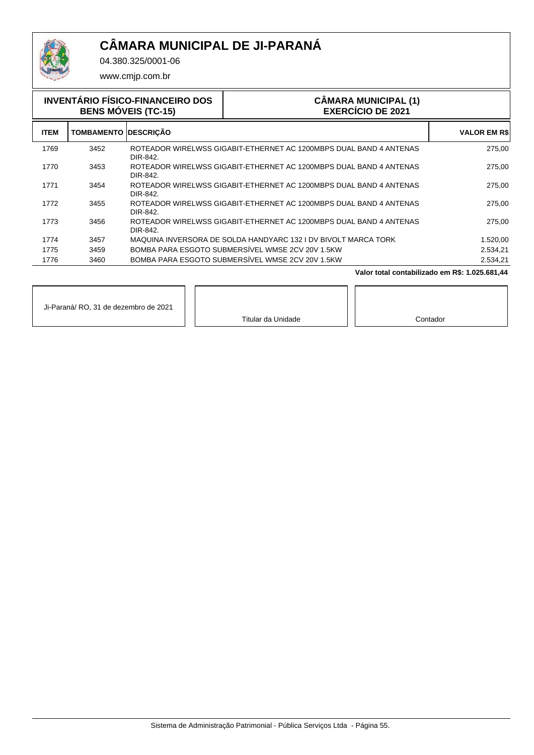# CÂMARA MUNICIPAL DE JI-PARANÁ

04.380.325/0001-06

www.cmjp.com.br

**INVENTÁRIO FÍSICO-FINANCEIRO DOS BENS MÓVEIS (TC-15)**

**CÂMARA MUNICIPAL (1)**
**EXERCÍCIO DE 2021**

| ITEM | TOMBAMENTO | DESCRIÇÃO | VALOR EM R$ |
|---|---|---|---|
| 1769 | 3452 | ROTEADOR WIRELWSS GIGABIT-ETHERNET AC 1200MBPS DUAL BAND 4 ANTENAS DIR-842. | 275,00 |
| 1770 | 3453 | ROTEADOR WIRELWSS GIGABIT-ETHERNET AC 1200MBPS DUAL BAND 4 ANTENAS DIR-842. | 275,00 |
| 1771 | 3454 | ROTEADOR WIRELWSS GIGABIT-ETHERNET AC 1200MBPS DUAL BAND 4 ANTENAS DIR-842. | 275,00 |
| 1772 | 3455 | ROTEADOR WIRELWSS GIGABIT-ETHERNET AC 1200MBPS DUAL BAND 4 ANTENAS DIR-842. | 275,00 |
| 1773 | 3456 | ROTEADOR WIRELWSS GIGABIT-ETHERNET AC 1200MBPS DUAL BAND 4 ANTENAS DIR-842. | 275,00 |
| 1774 | 3457 | MAQUINA INVERSORA DE SOLDA HANDYARC 132 I DV BIVOLT MARCA TORK | 1.520,00 |
| 1775 | 3459 | BOMBA PARA ESGOTO SUBMERSÍVEL WMSE 2CV 20V 1.5KW | 2.534,21 |
| 1776 | 3460 | BOMBA PARA ESGOTO SUBMERSÍVEL WMSE 2CV 20V 1.5KW | 2.534,21 |

**Valor total contabilizado em R$: 1.025.681,44**

| | | |
|---|---|---|
| Ji-Paraná/ RO, 31 de dezembro de 2021 | Titular da Unidade | Contador |

Sistema de Administração Patrimonial - Pública Serviços Ltda